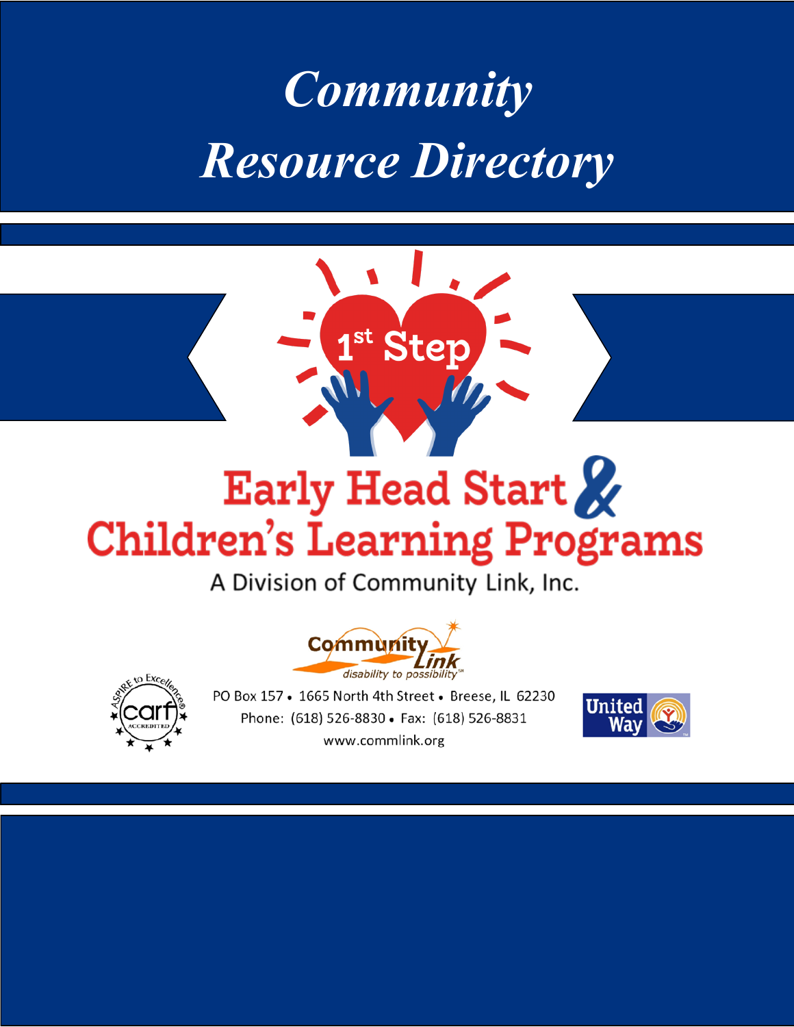# *Community Resource Directory*

1st Step

**Early Head Start & Children's Learning Programs**

A Division of Community Link, Inc.

Community Link
*disability to possibility*

ASPIRE to Excellence® carf ACCREDITED

PO Box 157 • 1665 North 4th Street • Breese, IL 62230
Phone: (618) 526-8830 • Fax: (618) 526-8831
www.commlink.org

United Way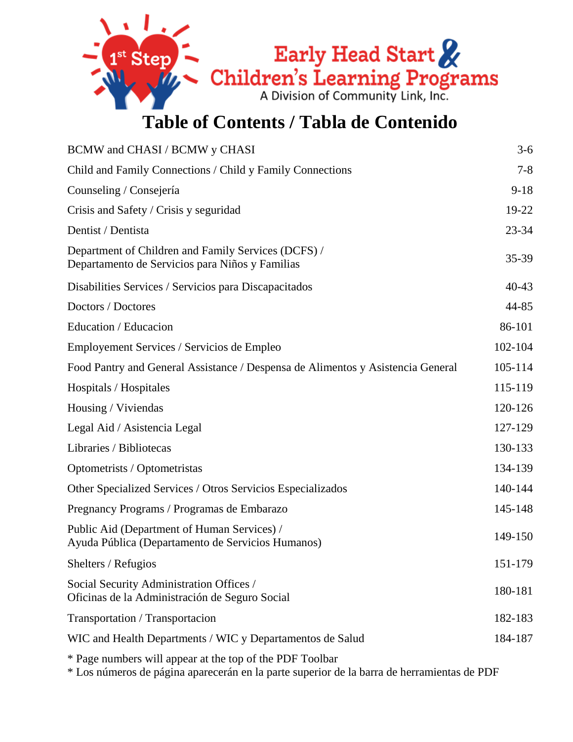1st Step Early Head Start & Children's Learning Programs
A Division of Community Link, Inc.

# Table of Contents / Tabla de Contenido

| | |
|---|---|
| BCMW and CHASI / BCMW y CHASI | 3-6 |
| Child and Family Connections / Child y Family Connections | 7-8 |
| Counseling / Consejería | 9-18 |
| Crisis and Safety / Crisis y seguridad | 19-22 |
| Dentist / Dentista | 23-34 |
| Department of Children and Family Services (DCFS) / Departamento de Servicios para Niños y Familias | 35-39 |
| Disabilities Services / Servicios para Discapacitados | 40-43 |
| Doctors / Doctores | 44-85 |
| Education / Educacion | 86-101 |
| Employement Services / Servicios de Empleo | 102-104 |
| Food Pantry and General Assistance / Despensa de Alimentos y Asistencia General | 105-114 |
| Hospitals / Hospitales | 115-119 |
| Housing / Viviendas | 120-126 |
| Legal Aid / Asistencia Legal | 127-129 |
| Libraries / Bibliotecas | 130-133 |
| Optometrists / Optometristas | 134-139 |
| Other Specialized Services / Otros Servicios Especializados | 140-144 |
| Pregnancy Programs / Programas de Embarazo | 145-148 |
| Public Aid (Department of Human Services) / Ayuda Pública (Departamento de Servicios Humanos) | 149-150 |
| Shelters / Refugios | 151-179 |
| Social Security Administration Offices / Oficinas de la Administración de Seguro Social | 180-181 |
| Transportation / Transportacion | 182-183 |
| WIC and Health Departments / WIC y Departamentos de Salud | 184-187 |

* Page numbers will appear at the top of the PDF Toolbar
* Los números de página aparecerán en la parte superior de la barra de herramientas de PDF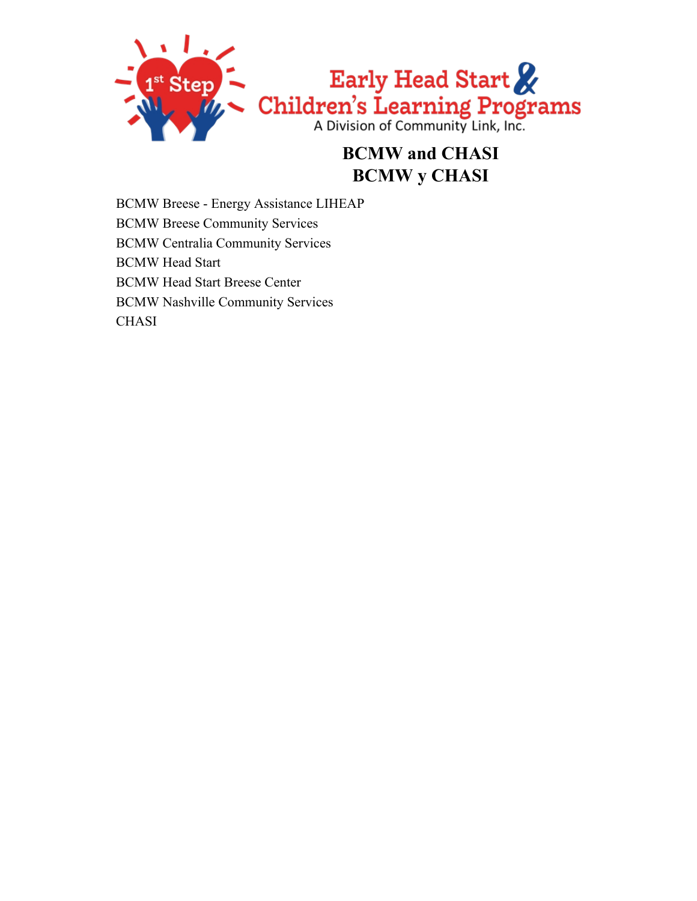# BCMW and CHASI
# BCMW y CHASI

BCMW Breese - Energy Assistance LIHEAP
BCMW Breese Community Services
BCMW Centralia Community Services
BCMW Head Start
BCMW Head Start Breese Center
BCMW Nashville Community Services
CHASI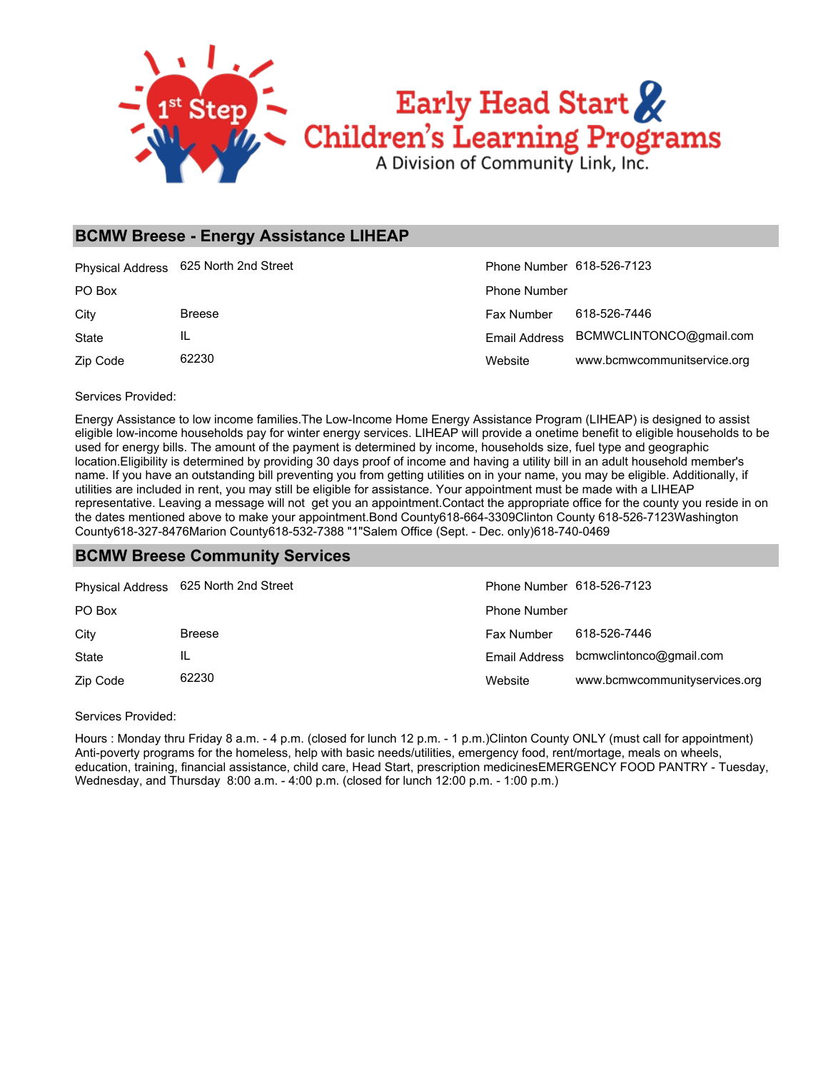Early Head Start & Children's Learning Programs
A Division of Community Link, Inc.

## BCMW Breese - Energy Assistance LIHEAP

| | | | |
|---|---|---|---|
| Physical Address | 625 North 2nd Street | Phone Number | 618-526-7123 |
| PO Box | | Phone Number | |
| City | Breese | Fax Number | 618-526-7446 |
| State | IL | Email Address | BCMWCLINTONCO@gmail.com |
| Zip Code | 62230 | Website | www.bcmwcommunitservice.org |

Services Provided:

Energy Assistance to low income families.The Low-Income Home Energy Assistance Program (LIHEAP) is designed to assist eligible low-income households pay for winter energy services. LIHEAP will provide a onetime benefit to eligible households to be used for energy bills. The amount of the payment is determined by income, households size, fuel type and geographic location.Eligibility is determined by providing 30 days proof of income and having a utility bill in an adult household member's name. If you have an outstanding bill preventing you from getting utilities on in your name, you may be eligible. Additionally, if utilities are included in rent, you may still be eligible for assistance. Your appointment must be made with a LIHEAP representative. Leaving a message will not get you an appointment.Contact the appropriate office for the county you reside in on the dates mentioned above to make your appointment.Bond County618-664-3309Clinton County 618-526-7123Washington County618-327-8476Marion County618-532-7388 "1"Salem Office (Sept. - Dec. only)618-740-0469

## BCMW Breese Community Services

| | | | |
|---|---|---|---|
| Physical Address | 625 North 2nd Street | Phone Number | 618-526-7123 |
| PO Box | | Phone Number | |
| City | Breese | Fax Number | 618-526-7446 |
| State | IL | Email Address | bcmwclintonco@gmail.com |
| Zip Code | 62230 | Website | www.bcmwcommunityservices.org |

Services Provided:

Hours : Monday thru Friday 8 a.m. - 4 p.m. (closed for lunch 12 p.m. - 1 p.m.)Clinton County ONLY (must call for appointment) Anti-poverty programs for the homeless, help with basic needs/utilities, emergency food, rent/mortage, meals on wheels, education, training, financial assistance, child care, Head Start, prescription medicinesEMERGENCY FOOD PANTRY - Tuesday, Wednesday, and Thursday 8:00 a.m. - 4:00 p.m. (closed for lunch 12:00 p.m. - 1:00 p.m.)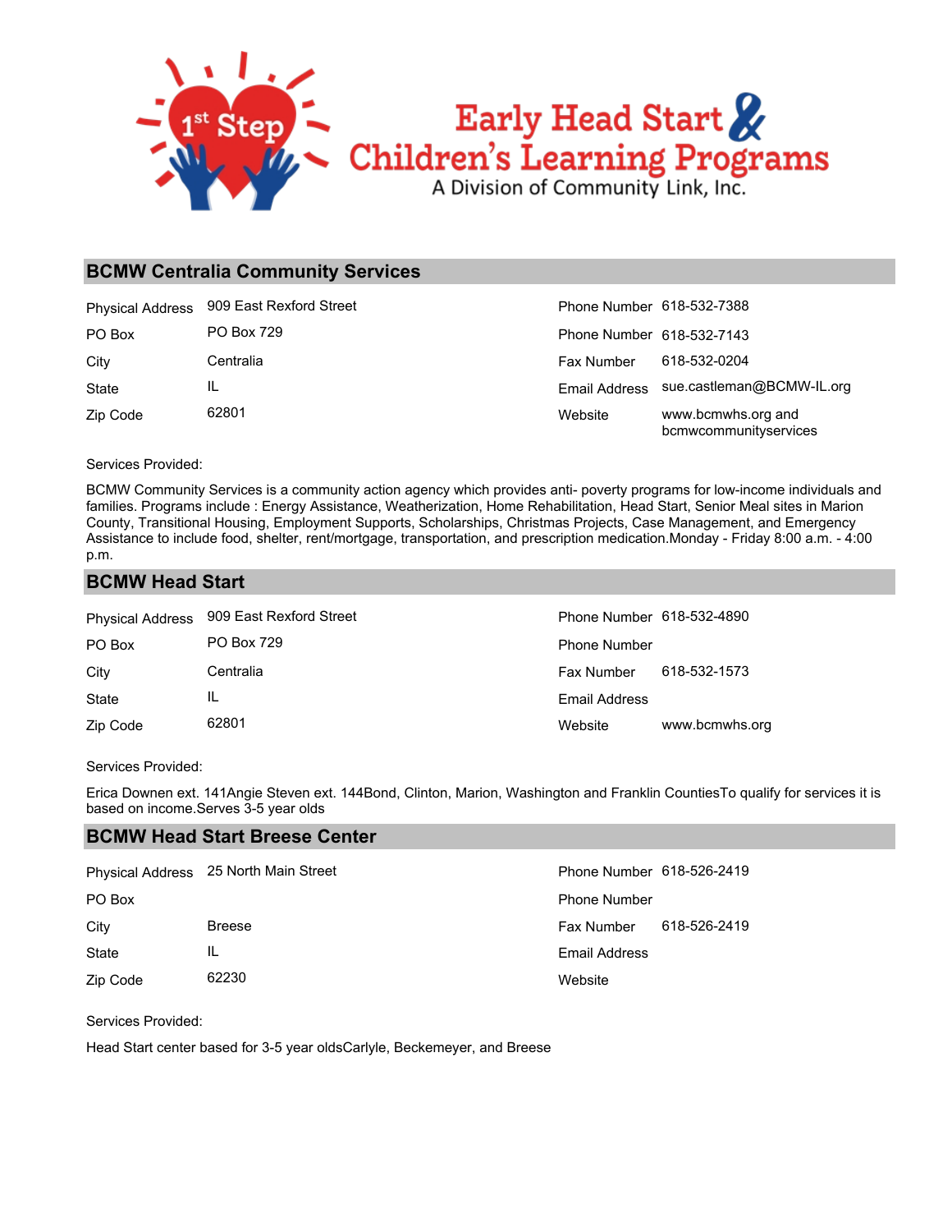# 1st Step Early Head Start & Children's Learning Programs

A Division of Community Link, Inc.

## BCMW Centralia Community Services

| | | | |
|---|---|---|---|
| Physical Address | 909 East Rexford Street | Phone Number | 618-532-7388 |
| PO Box | PO Box 729 | Phone Number | 618-532-7143 |
| City | Centralia | Fax Number | 618-532-0204 |
| State | IL | Email Address | sue.castleman@BCMW-IL.org |
| Zip Code | 62801 | Website | www.bcmwhs.org and bcmwcommunityservices |

Services Provided:

BCMW Community Services is a community action agency which provides anti- poverty programs for low-income individuals and families. Programs include : Energy Assistance, Weatherization, Home Rehabilitation, Head Start, Senior Meal sites in Marion County, Transitional Housing, Employment Supports, Scholarships, Christmas Projects, Case Management, and Emergency Assistance to include food, shelter, rent/mortgage, transportation, and prescription medication.Monday - Friday 8:00 a.m. - 4:00 p.m.

## BCMW Head Start

| | | | |
|---|---|---|---|
| Physical Address | 909 East Rexford Street | Phone Number | 618-532-4890 |
| PO Box | PO Box 729 | Phone Number | |
| City | Centralia | Fax Number | 618-532-1573 |
| State | IL | Email Address | |
| Zip Code | 62801 | Website | www.bcmwhs.org |

Services Provided:

Erica Downen ext. 141Angie Steven ext. 144Bond, Clinton, Marion, Washington and Franklin CountiesTo qualify for services it is based on income.Serves 3-5 year olds

## BCMW Head Start Breese Center

| | | | |
|---|---|---|---|
| Physical Address | 25 North Main Street | Phone Number | 618-526-2419 |
| PO Box | | Phone Number | |
| City | Breese | Fax Number | 618-526-2419 |
| State | IL | Email Address | |
| Zip Code | 62230 | Website | |

Services Provided:

Head Start center based for 3-5 year oldsCarlyle, Beckemeyer, and Breese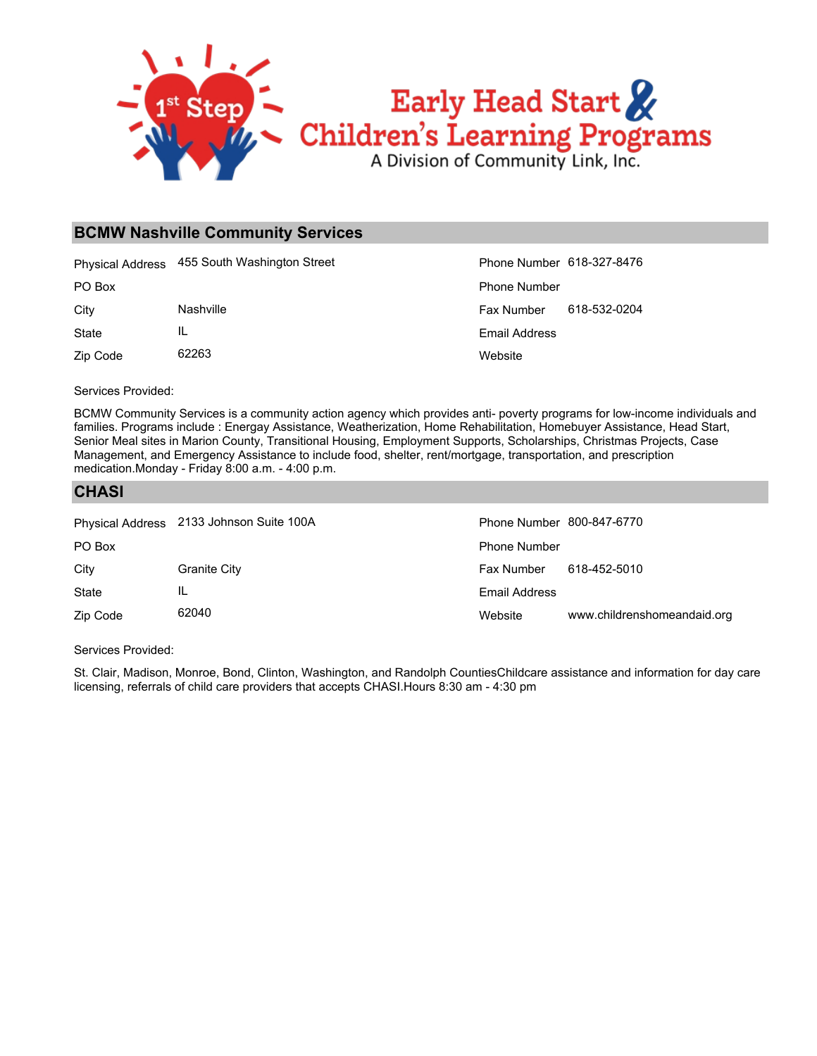## BCMW Nashville Community Services

| | | | |
|---|---|---|---|
| Physical Address | 455 South Washington Street | Phone Number | 618-327-8476 |
| PO Box | | Phone Number | |
| City | Nashville | Fax Number | 618-532-0204 |
| State | IL | Email Address | |
| Zip Code | 62263 | Website | |

Services Provided:

BCMW Community Services is a community action agency which provides anti- poverty programs for low-income individuals and families. Programs include : Energay Assistance, Weatherization, Home Rehabilitation, Homebuyer Assistance, Head Start, Senior Meal sites in Marion County, Transitional Housing, Employment Supports, Scholarships, Christmas Projects, Case Management, and Emergency Assistance to include food, shelter, rent/mortgage, transportation, and prescription medication.Monday - Friday 8:00 a.m. - 4:00 p.m.

## CHASI

| | | | |
|---|---|---|---|
| Physical Address | 2133 Johnson Suite 100A | Phone Number | 800-847-6770 |
| PO Box | | Phone Number | |
| City | Granite City | Fax Number | 618-452-5010 |
| State | IL | Email Address | |
| Zip Code | 62040 | Website | www.childrenshomeandaid.org |

Services Provided:

St. Clair, Madison, Monroe, Bond, Clinton, Washington, and Randolph CountiesChildcare assistance and information for day care licensing, referrals of child care providers that accepts CHASI.Hours 8:30 am - 4:30 pm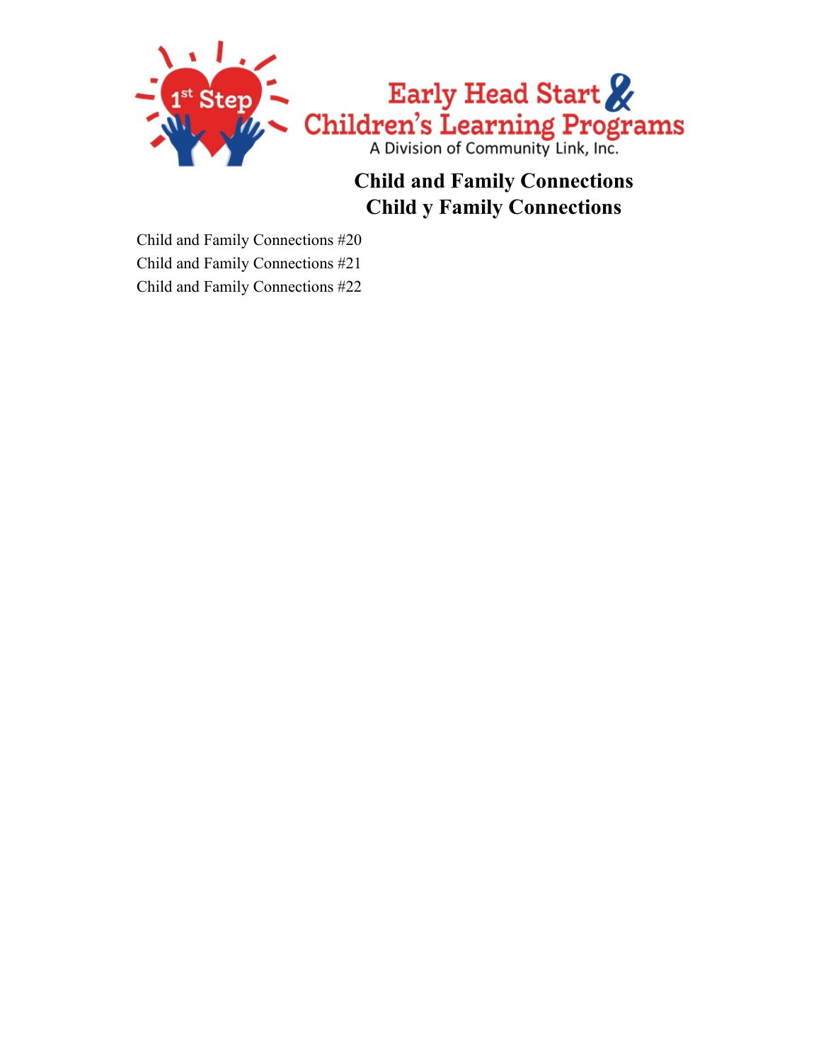**Early Head Start & Children's Learning Programs**

A Division of Community Link, Inc.

# Child and Family Connections
# Child y Family Connections

Child and Family Connections #20

Child and Family Connections #21

Child and Family Connections #22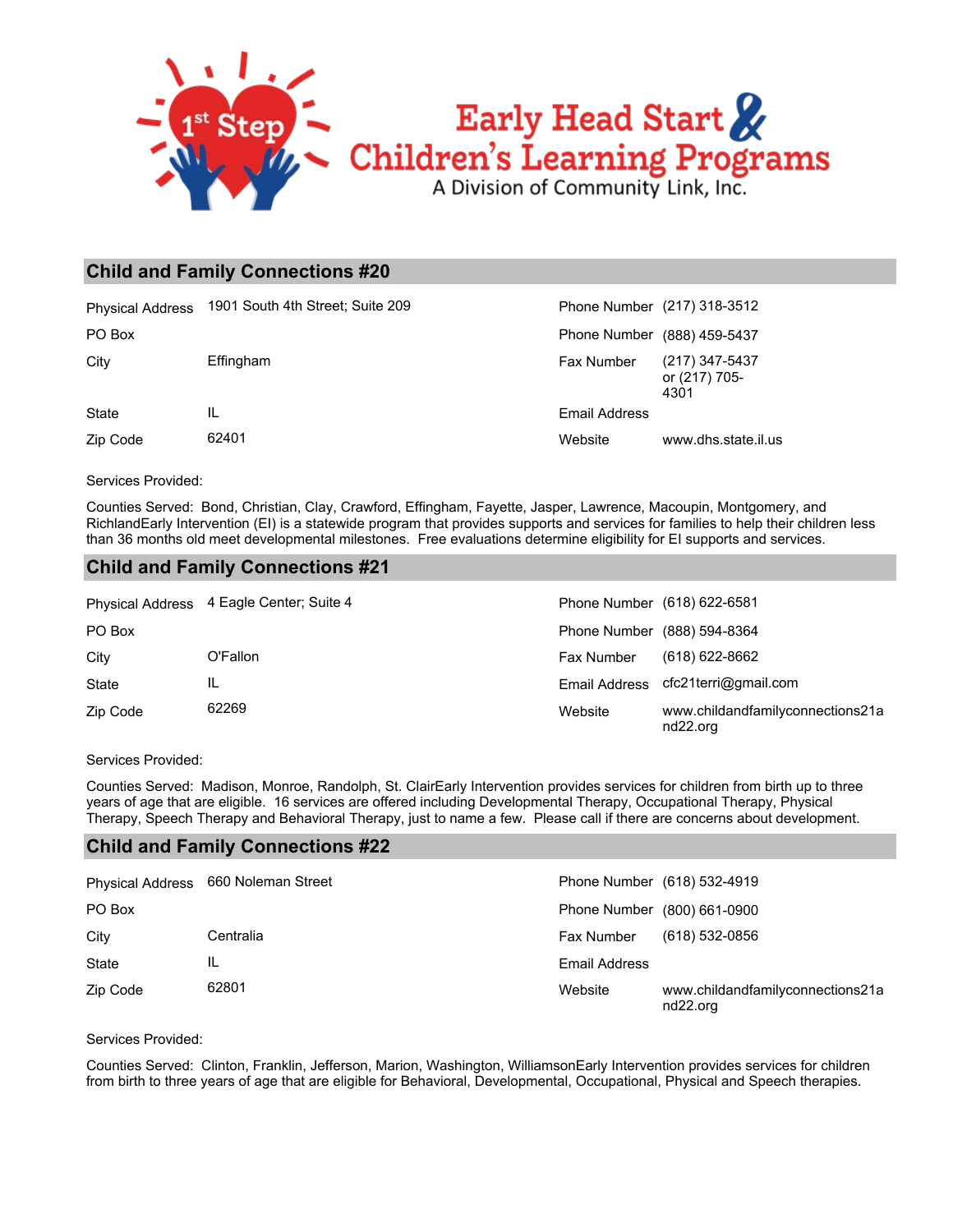## Child and Family Connections #20

| | | | |
|---|---|---|---|
| Physical Address | 1901 South 4th Street; Suite 209 | Phone Number | (217) 318-3512 |
| PO Box | | Phone Number | (888) 459-5437 |
| City | Effingham | Fax Number | (217) 347-5437 or (217) 705-4301 |
| State | IL | Email Address | |
| Zip Code | 62401 | Website | www.dhs.state.il.us |

Services Provided:

Counties Served: Bond, Christian, Clay, Crawford, Effingham, Fayette, Jasper, Lawrence, Macoupin, Montgomery, and RichlandEarly Intervention (EI) is a statewide program that provides supports and services for families to help their children less than 36 months old meet developmental milestones. Free evaluations determine eligibility for EI supports and services.

## Child and Family Connections #21

| | | | |
|---|---|---|---|
| Physical Address | 4 Eagle Center; Suite 4 | Phone Number | (618) 622-6581 |
| PO Box | | Phone Number | (888) 594-8364 |
| City | O'Fallon | Fax Number | (618) 622-8662 |
| State | IL | Email Address | cfc21terri@gmail.com |
| Zip Code | 62269 | Website | www.childandfamilyconnections21and22.org |

Services Provided:

Counties Served: Madison, Monroe, Randolph, St. ClairEarly Intervention provides services for children from birth up to three years of age that are eligible. 16 services are offered including Developmental Therapy, Occupational Therapy, Physical Therapy, Speech Therapy and Behavioral Therapy, just to name a few. Please call if there are concerns about development.

## Child and Family Connections #22

| | | | |
|---|---|---|---|
| Physical Address | 660 Noleman Street | Phone Number | (618) 532-4919 |
| PO Box | | Phone Number | (800) 661-0900 |
| City | Centralia | Fax Number | (618) 532-0856 |
| State | IL | Email Address | |
| Zip Code | 62801 | Website | www.childandfamilyconnections21and22.org |

Services Provided:

Counties Served: Clinton, Franklin, Jefferson, Marion, Washington, WilliamsonEarly Intervention provides services for children from birth to three years of age that are eligible for Behavioral, Developmental, Occupational, Physical and Speech therapies.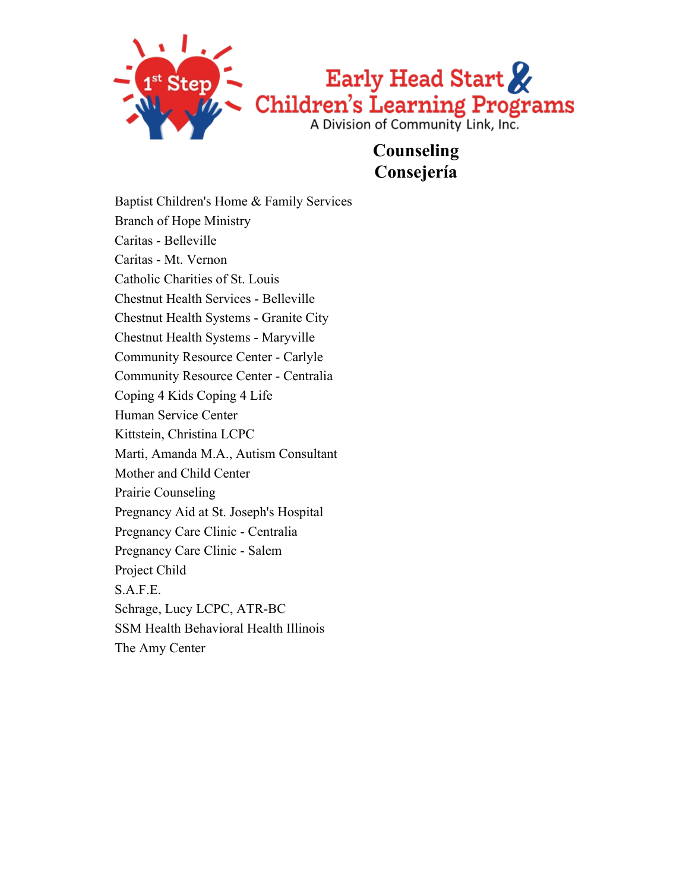# Counseling
# Consejería

Baptist Children's Home & Family Services
Branch of Hope Ministry
Caritas - Belleville
Caritas - Mt. Vernon
Catholic Charities of St. Louis
Chestnut Health Services - Belleville
Chestnut Health Systems - Granite City
Chestnut Health Systems - Maryville
Community Resource Center - Carlyle
Community Resource Center - Centralia
Coping 4 Kids Coping 4 Life
Human Service Center
Kittstein, Christina LCPC
Marti, Amanda M.A., Autism Consultant
Mother and Child Center
Prairie Counseling
Pregnancy Aid at St. Joseph's Hospital
Pregnancy Care Clinic - Centralia
Pregnancy Care Clinic - Salem
Project Child
S.A.F.E.
Schrage, Lucy LCPC, ATR-BC
SSM Health Behavioral Health Illinois
The Amy Center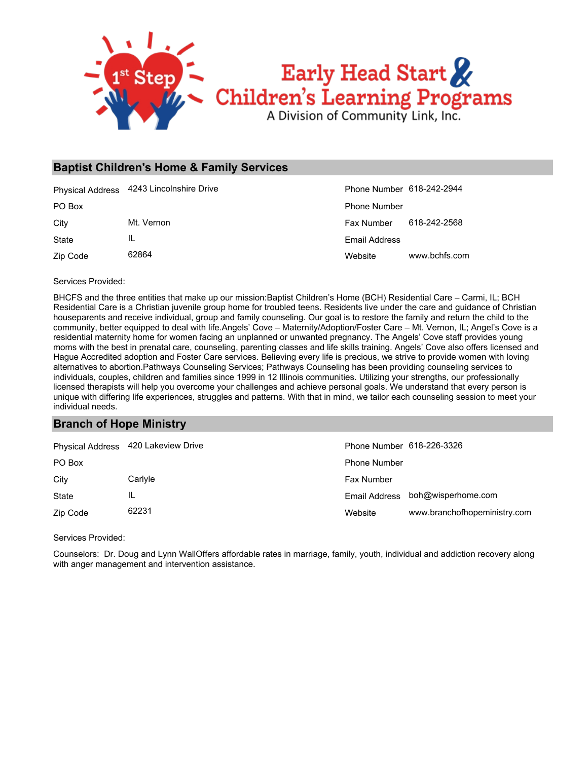## Baptist Children's Home & Family Services

| | | | |
|---|---|---|---|
| Physical Address | 4243 Lincolnshire Drive | Phone Number | 618-242-2944 |
| PO Box | | Phone Number | |
| City | Mt. Vernon | Fax Number | 618-242-2568 |
| State | IL | Email Address | |
| Zip Code | 62864 | Website | www.bchfs.com |

Services Provided:

BHCFS and the three entities that make up our mission:Baptist Children's Home (BCH) Residential Care – Carmi, IL; BCH Residential Care is a Christian juvenile group home for troubled teens. Residents live under the care and guidance of Christian houseparents and receive individual, group and family counseling. Our goal is to restore the family and return the child to the community, better equipped to deal with life.Angels' Cove – Maternity/Adoption/Foster Care – Mt. Vernon, IL; Angel's Cove is a residential maternity home for women facing an unplanned or unwanted pregnancy. The Angels' Cove staff provides young moms with the best in prenatal care, counseling, parenting classes and life skills training. Angels' Cove also offers licensed and Hague Accredited adoption and Foster Care services. Believing every life is precious, we strive to provide women with loving alternatives to abortion.Pathways Counseling Services; Pathways Counseling has been providing counseling services to individuals, couples, children and families since 1999 in 12 Illinois communities. Utilizing your strengths, our professionally licensed therapists will help you overcome your challenges and achieve personal goals. We understand that every person is unique with differing life experiences, struggles and patterns. With that in mind, we tailor each counseling session to meet your individual needs.

## Branch of Hope Ministry

| | | | |
|---|---|---|---|
| Physical Address | 420 Lakeview Drive | Phone Number | 618-226-3326 |
| PO Box | | Phone Number | |
| City | Carlyle | Fax Number | |
| State | IL | Email Address | boh@wisperhome.com |
| Zip Code | 62231 | Website | www.branchofhopeministry.com |

Services Provided:

Counselors: Dr. Doug and Lynn WallOffers affordable rates in marriage, family, youth, individual and addiction recovery along with anger management and intervention assistance.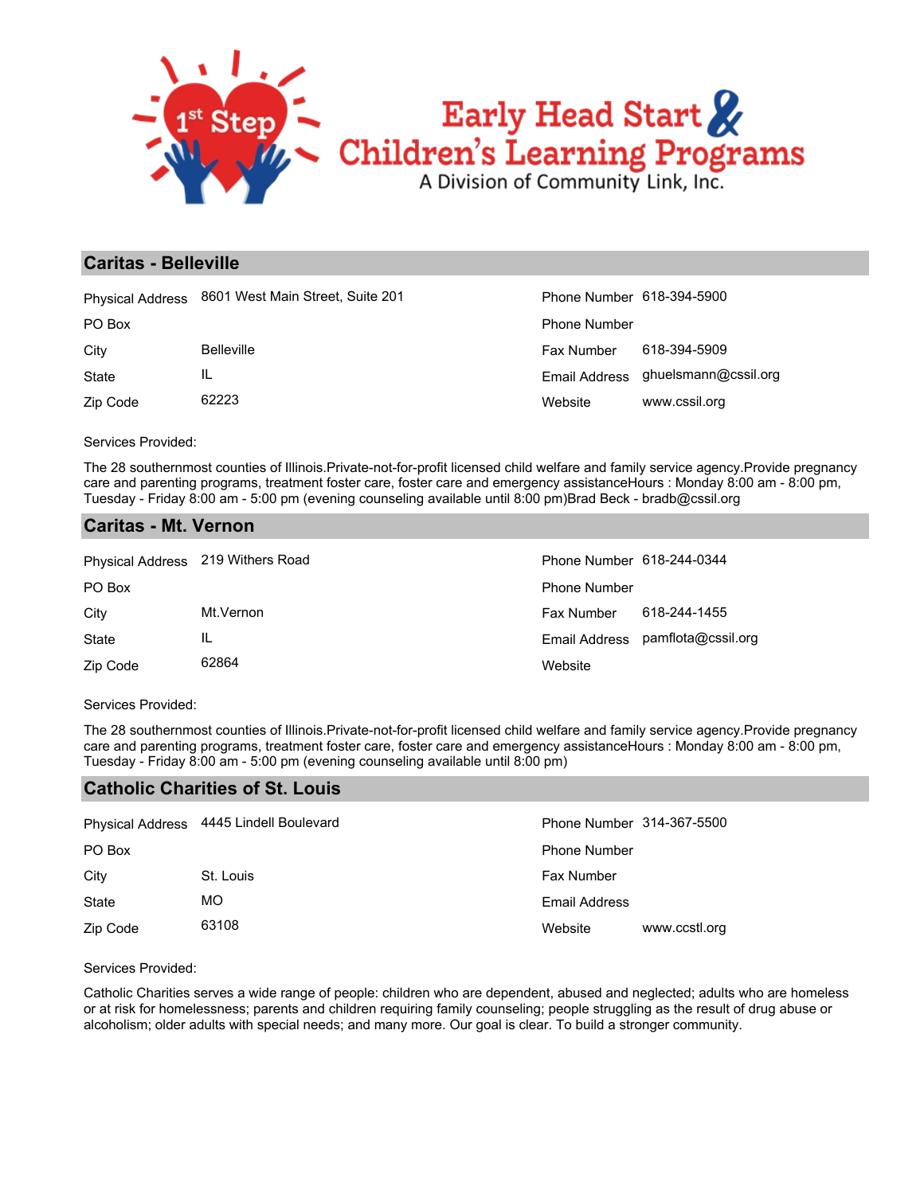## Caritas - Belleville

| | | | |
|---|---|---|---|
| Physical Address | 8601 West Main Street, Suite 201 | Phone Number | 618-394-5900 |
| PO Box | | Phone Number | |
| City | Belleville | Fax Number | 618-394-5909 |
| State | IL | Email Address | ghuelsmann@cssil.org |
| Zip Code | 62223 | Website | www.cssil.org |

Services Provided:

The 28 southernmost counties of Illinois.Private-not-for-profit licensed child welfare and family service agency.Provide pregnancy care and parenting programs, treatment foster care, foster care and emergency assistanceHours : Monday 8:00 am - 8:00 pm, Tuesday - Friday 8:00 am - 5:00 pm (evening counseling available until 8:00 pm)Brad Beck - bradb@cssil.org

## Caritas - Mt. Vernon

| | | | |
|---|---|---|---|
| Physical Address | 219 Withers Road | Phone Number | 618-244-0344 |
| PO Box | | Phone Number | |
| City | Mt.Vernon | Fax Number | 618-244-1455 |
| State | IL | Email Address | pamflota@cssil.org |
| Zip Code | 62864 | Website | |

Services Provided:

The 28 southernmost counties of Illinois.Private-not-for-profit licensed child welfare and family service agency.Provide pregnancy care and parenting programs, treatment foster care, foster care and emergency assistanceHours : Monday 8:00 am - 8:00 pm, Tuesday - Friday 8:00 am - 5:00 pm (evening counseling available until 8:00 pm)

## Catholic Charities of St. Louis

| | | | |
|---|---|---|---|
| Physical Address | 4445 Lindell Boulevard | Phone Number | 314-367-5500 |
| PO Box | | Phone Number | |
| City | St. Louis | Fax Number | |
| State | MO | Email Address | |
| Zip Code | 63108 | Website | www.ccstl.org |

Services Provided:

Catholic Charities serves a wide range of people: children who are dependent, abused and neglected; adults who are homeless or at risk for homelessness; parents and children requiring family counseling; people struggling as the result of drug abuse or alcoholism; older adults with special needs; and many more. Our goal is clear. To build a stronger community.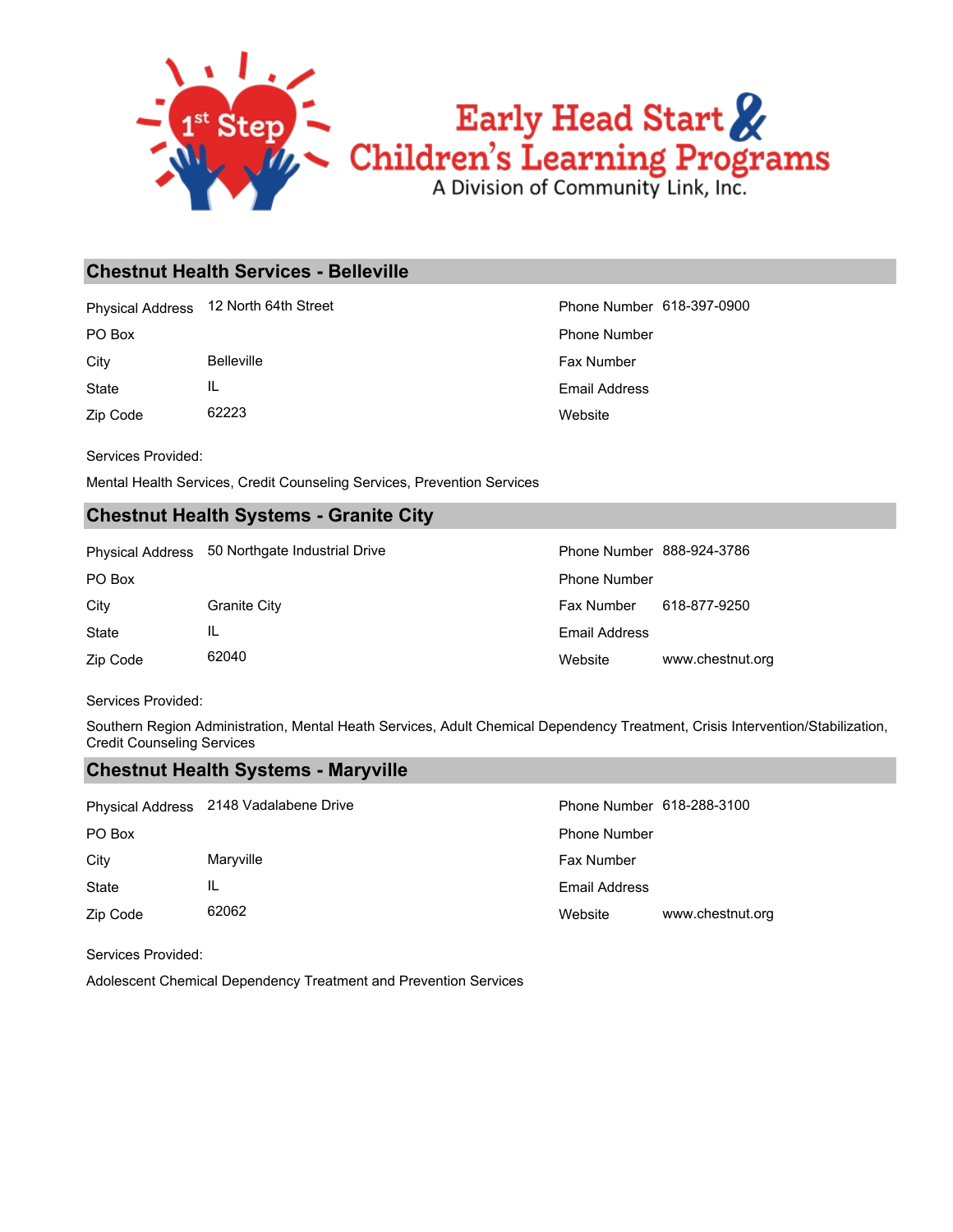## Chestnut Health Services - Belleville

| | | | |
|---|---|---|---|
| Physical Address | 12 North 64th Street | Phone Number | 618-397-0900 |
| PO Box | | Phone Number | |
| City | Belleville | Fax Number | |
| State | IL | Email Address | |
| Zip Code | 62223 | Website | |

Services Provided:

Mental Health Services, Credit Counseling Services, Prevention Services

## Chestnut Health Systems - Granite City

| | | | |
|---|---|---|---|
| Physical Address | 50 Northgate Industrial Drive | Phone Number | 888-924-3786 |
| PO Box | | Phone Number | |
| City | Granite City | Fax Number | 618-877-9250 |
| State | IL | Email Address | |
| Zip Code | 62040 | Website | www.chestnut.org |

Services Provided:

Southern Region Administration, Mental Heath Services, Adult Chemical Dependency Treatment, Crisis Intervention/Stabilization, Credit Counseling Services

## Chestnut Health Systems - Maryville

| | | | |
|---|---|---|---|
| Physical Address | 2148 Vadalabene Drive | Phone Number | 618-288-3100 |
| PO Box | | Phone Number | |
| City | Maryville | Fax Number | |
| State | IL | Email Address | |
| Zip Code | 62062 | Website | www.chestnut.org |

Services Provided:

Adolescent Chemical Dependency Treatment and Prevention Services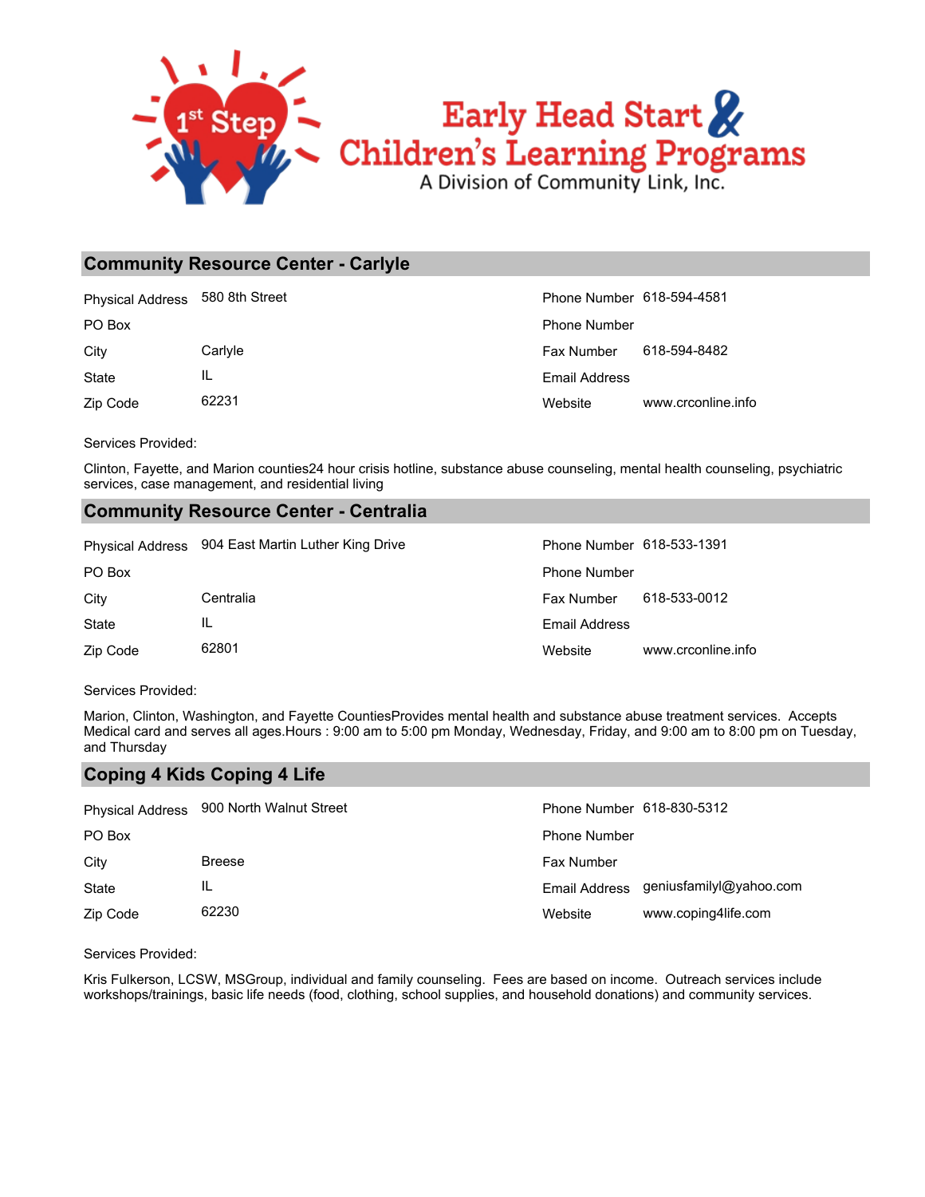# Early Head Start & Children's Learning Programs

A Division of Community Link, Inc.

## Community Resource Center - Carlyle

| | | | |
|---|---|---|---|
| Physical Address | 580 8th Street | Phone Number | 618-594-4581 |
| PO Box | | Phone Number | |
| City | Carlyle | Fax Number | 618-594-8482 |
| State | IL | Email Address | |
| Zip Code | 62231 | Website | www.crconline.info |

Services Provided:

Clinton, Fayette, and Marion counties24 hour crisis hotline, substance abuse counseling, mental health counseling, psychiatric services, case management, and residential living

## Community Resource Center - Centralia

| | | | |
|---|---|---|---|
| Physical Address | 904 East Martin Luther King Drive | Phone Number | 618-533-1391 |
| PO Box | | Phone Number | |
| City | Centralia | Fax Number | 618-533-0012 |
| State | IL | Email Address | |
| Zip Code | 62801 | Website | www.crconline.info |

Services Provided:

Marion, Clinton, Washington, and Fayette CountiesProvides mental health and substance abuse treatment services. Accepts Medical card and serves all ages.Hours : 9:00 am to 5:00 pm Monday, Wednesday, Friday, and 9:00 am to 8:00 pm on Tuesday, and Thursday

## Coping 4 Kids Coping 4 Life

| | | | |
|---|---|---|---|
| Physical Address | 900 North Walnut Street | Phone Number | 618-830-5312 |
| PO Box | | Phone Number | |
| City | Breese | Fax Number | |
| State | IL | Email Address | geniusfamilyl@yahoo.com |
| Zip Code | 62230 | Website | www.coping4life.com |

Services Provided:

Kris Fulkerson, LCSW, MSGroup, individual and family counseling. Fees are based on income. Outreach services include workshops/trainings, basic life needs (food, clothing, school supplies, and household donations) and community services.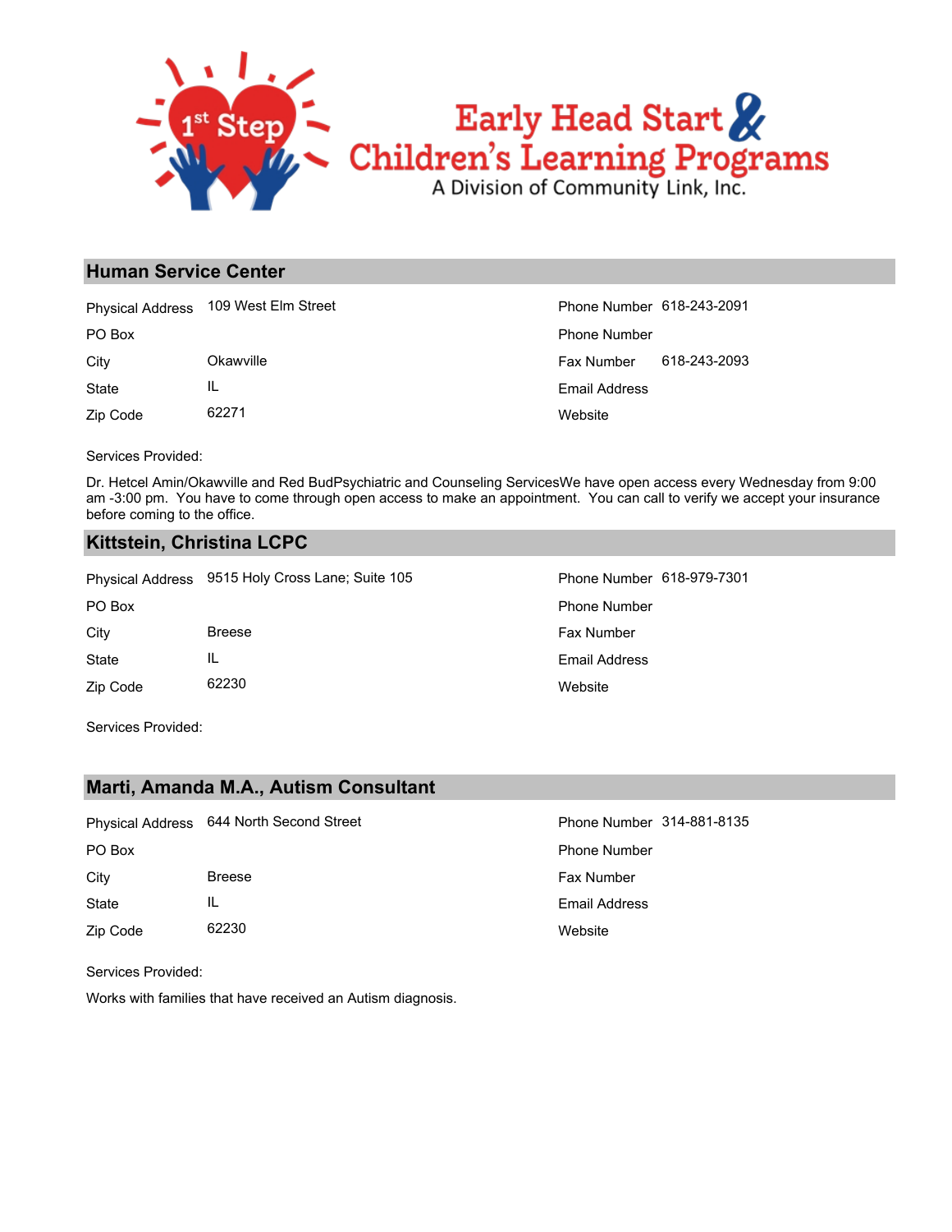## Human Service Center

| | | | |
|---|---|---|---|
| Physical Address | 109 West Elm Street | Phone Number | 618-243-2091 |
| PO Box | | Phone Number | |
| City | Okawville | Fax Number | 618-243-2093 |
| State | IL | Email Address | |
| Zip Code | 62271 | Website | |

Services Provided:

Dr. Hetcel Amin/Okawville and Red BudPsychiatric and Counseling ServicesWe have open access every Wednesday from 9:00 am -3:00 pm. You have to come through open access to make an appointment. You can call to verify we accept your insurance before coming to the office.

## Kittstein, Christina LCPC

| | | | |
|---|---|---|---|
| Physical Address | 9515 Holy Cross Lane; Suite 105 | Phone Number | 618-979-7301 |
| PO Box | | Phone Number | |
| City | Breese | Fax Number | |
| State | IL | Email Address | |
| Zip Code | 62230 | Website | |

Services Provided:

## Marti, Amanda M.A., Autism Consultant

| | | | |
|---|---|---|---|
| Physical Address | 644 North Second Street | Phone Number | 314-881-8135 |
| PO Box | | Phone Number | |
| City | Breese | Fax Number | |
| State | IL | Email Address | |
| Zip Code | 62230 | Website | |

Services Provided:

Works with families that have received an Autism diagnosis.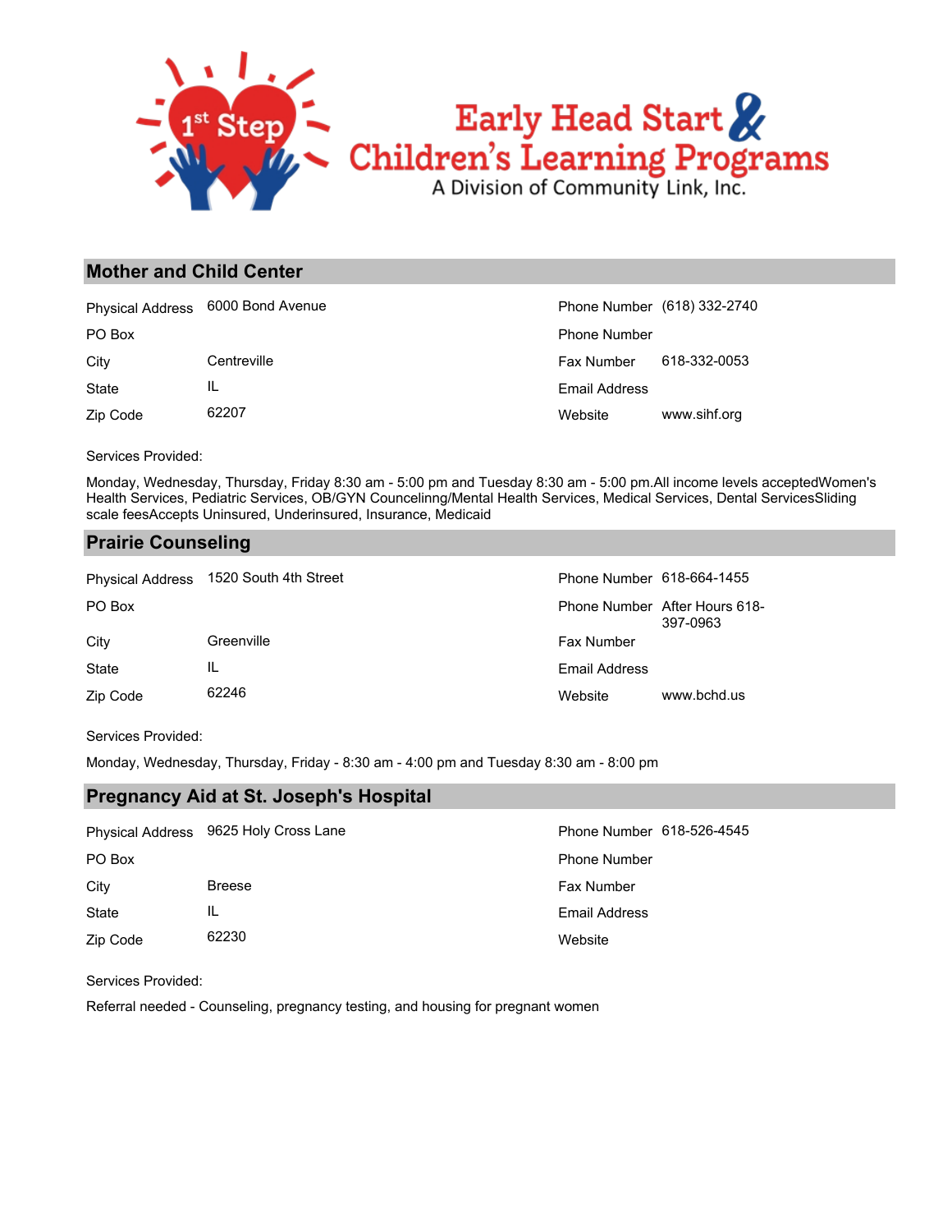## Mother and Child Center

| | | | |
|---|---|---|---|
| Physical Address | 6000 Bond Avenue | Phone Number | (618) 332-2740 |
| PO Box | | Phone Number | |
| City | Centreville | Fax Number | 618-332-0053 |
| State | IL | Email Address | |
| Zip Code | 62207 | Website | www.sihf.org |

Services Provided:

Monday, Wednesday, Thursday, Friday 8:30 am - 5:00 pm and Tuesday 8:30 am - 5:00 pm.All income levels acceptedWomen's Health Services, Pediatric Services, OB/GYN Councelinng/Mental Health Services, Medical Services, Dental ServicesSliding scale feesAccepts Uninsured, Underinsured, Insurance, Medicaid

## Prairie Counseling

| | | | |
|---|---|---|---|
| Physical Address | 1520 South 4th Street | Phone Number | 618-664-1455 |
| PO Box | | Phone Number | After Hours 618-397-0963 |
| City | Greenville | Fax Number | |
| State | IL | Email Address | |
| Zip Code | 62246 | Website | www.bchd.us |

Services Provided:

Monday, Wednesday, Thursday, Friday - 8:30 am - 4:00 pm and Tuesday 8:30 am - 8:00 pm

## Pregnancy Aid at St. Joseph's Hospital

| | | | |
|---|---|---|---|
| Physical Address | 9625 Holy Cross Lane | Phone Number | 618-526-4545 |
| PO Box | | Phone Number | |
| City | Breese | Fax Number | |
| State | IL | Email Address | |
| Zip Code | 62230 | Website | |

Services Provided:

Referral needed - Counseling, pregnancy testing, and housing for pregnant women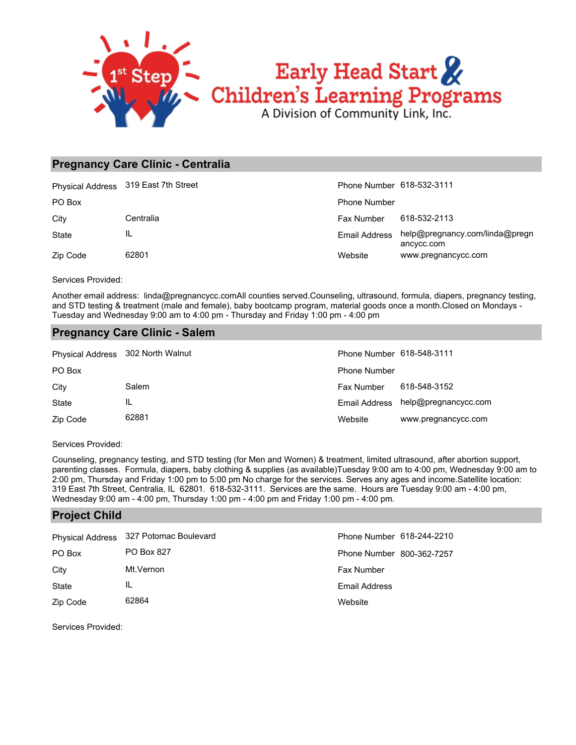Early Head Start & Children's Learning Programs

A Division of Community Link, Inc.

## Pregnancy Care Clinic - Centralia

| | | | |
|---|---|---|---|
| Physical Address | 319 East 7th Street | Phone Number | 618-532-3111 |
| PO Box | | Phone Number | |
| City | Centralia | Fax Number | 618-532-2113 |
| State | IL | Email Address | help@pregnancy.com/linda@pregnancycc.com |
| Zip Code | 62801 | Website | www.pregnancycc.com |

Services Provided:

Another email address: linda@pregnancycc.comAll counties served.Counseling, ultrasound, formula, diapers, pregnancy testing, and STD testing & treatment (male and female), baby bootcamp program, material goods once a month.Closed on Mondays - Tuesday and Wednesday 9:00 am to 4:00 pm - Thursday and Friday 1:00 pm - 4:00 pm

## Pregnancy Care Clinic - Salem

| | | | |
|---|---|---|---|
| Physical Address | 302 North Walnut | Phone Number | 618-548-3111 |
| PO Box | | Phone Number | |
| City | Salem | Fax Number | 618-548-3152 |
| State | IL | Email Address | help@pregnancycc.com |
| Zip Code | 62881 | Website | www.pregnancycc.com |

Services Provided:

Counseling, pregnancy testing, and STD testing (for Men and Women) & treatment, limited ultrasound, after abortion support, parenting classes. Formula, diapers, baby clothing & supplies (as available)Tuesday 9:00 am to 4:00 pm, Wednesday 9:00 am to 2:00 pm, Thursday and Friday 1:00 pm to 5:00 pm No charge for the services. Serves any ages and income.Satellite location: 319 East 7th Street, Centralia, IL 62801. 618-532-3111. Services are the same. Hours are Tuesday 9:00 am - 4:00 pm, Wednesday 9:00 am - 4:00 pm, Thursday 1:00 pm - 4:00 pm and Friday 1:00 pm - 4:00 pm.

## Project Child

| | | | |
|---|---|---|---|
| Physical Address | 327 Potomac Boulevard | Phone Number | 618-244-2210 |
| PO Box | PO Box 827 | Phone Number | 800-362-7257 |
| City | Mt.Vernon | Fax Number | |
| State | IL | Email Address | |
| Zip Code | 62864 | Website | |

Services Provided: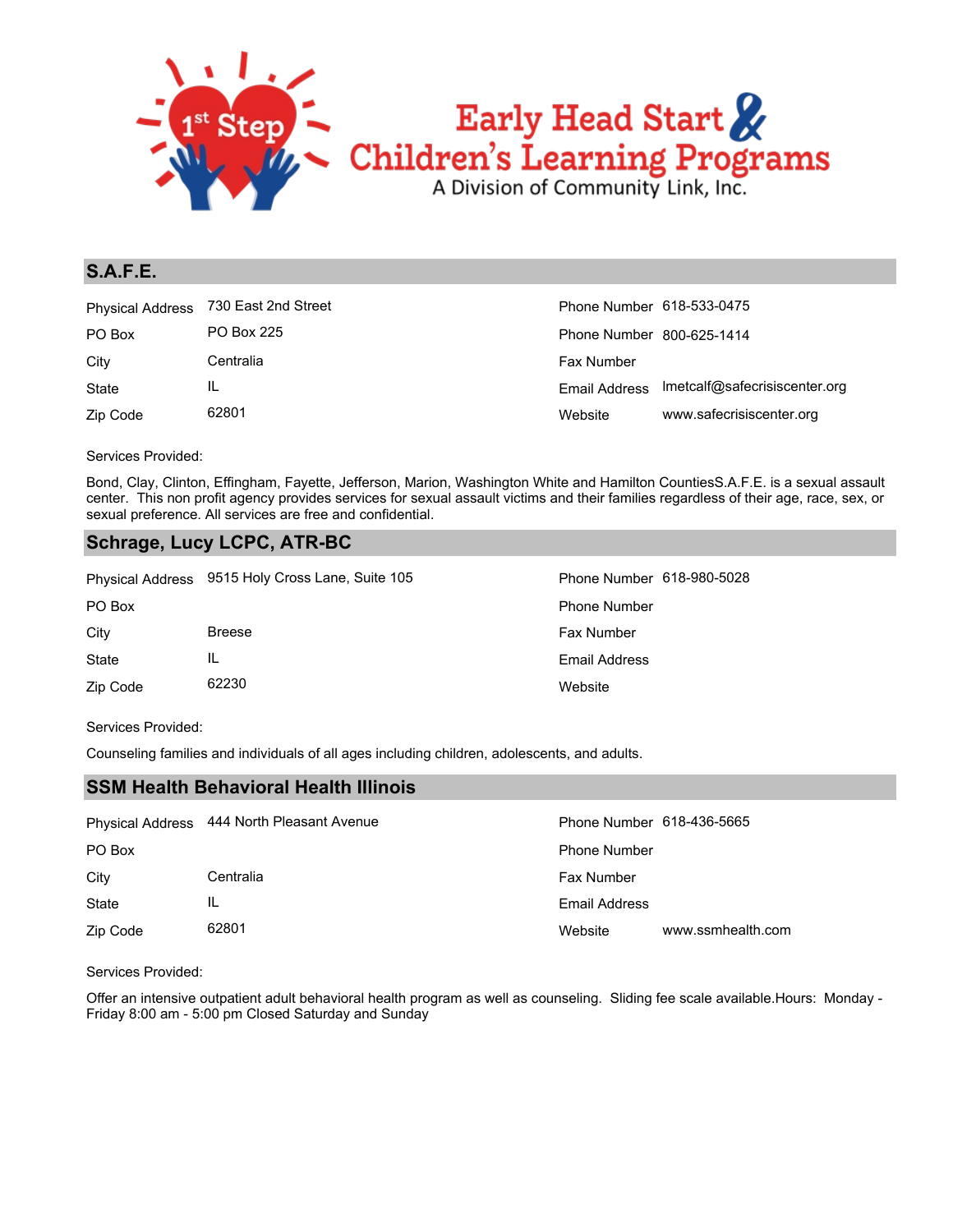## S.A.F.E.

| | | | |
|---|---|---|---|
| Physical Address | 730 East 2nd Street | Phone Number | 618-533-0475 |
| PO Box | PO Box 225 | Phone Number | 800-625-1414 |
| City | Centralia | Fax Number | |
| State | IL | Email Address | lmetcalf@safecrisiscenter.org |
| Zip Code | 62801 | Website | www.safecrisiscenter.org |

Services Provided:

Bond, Clay, Clinton, Effingham, Fayette, Jefferson, Marion, Washington White and Hamilton CountiesS.A.F.E. is a sexual assault center. This non profit agency provides services for sexual assault victims and their families regardless of their age, race, sex, or sexual preference. All services are free and confidential.

## Schrage, Lucy LCPC, ATR-BC

| | | | |
|---|---|---|---|
| Physical Address | 9515 Holy Cross Lane, Suite 105 | Phone Number | 618-980-5028 |
| PO Box | | Phone Number | |
| City | Breese | Fax Number | |
| State | IL | Email Address | |
| Zip Code | 62230 | Website | |

Services Provided:

Counseling families and individuals of all ages including children, adolescents, and adults.

## SSM Health Behavioral Health Illinois

| | | | |
|---|---|---|---|
| Physical Address | 444 North Pleasant Avenue | Phone Number | 618-436-5665 |
| PO Box | | Phone Number | |
| City | Centralia | Fax Number | |
| State | IL | Email Address | |
| Zip Code | 62801 | Website | www.ssmhealth.com |

Services Provided:

Offer an intensive outpatient adult behavioral health program as well as counseling. Sliding fee scale available.Hours: Monday - Friday 8:00 am - 5:00 pm Closed Saturday and Sunday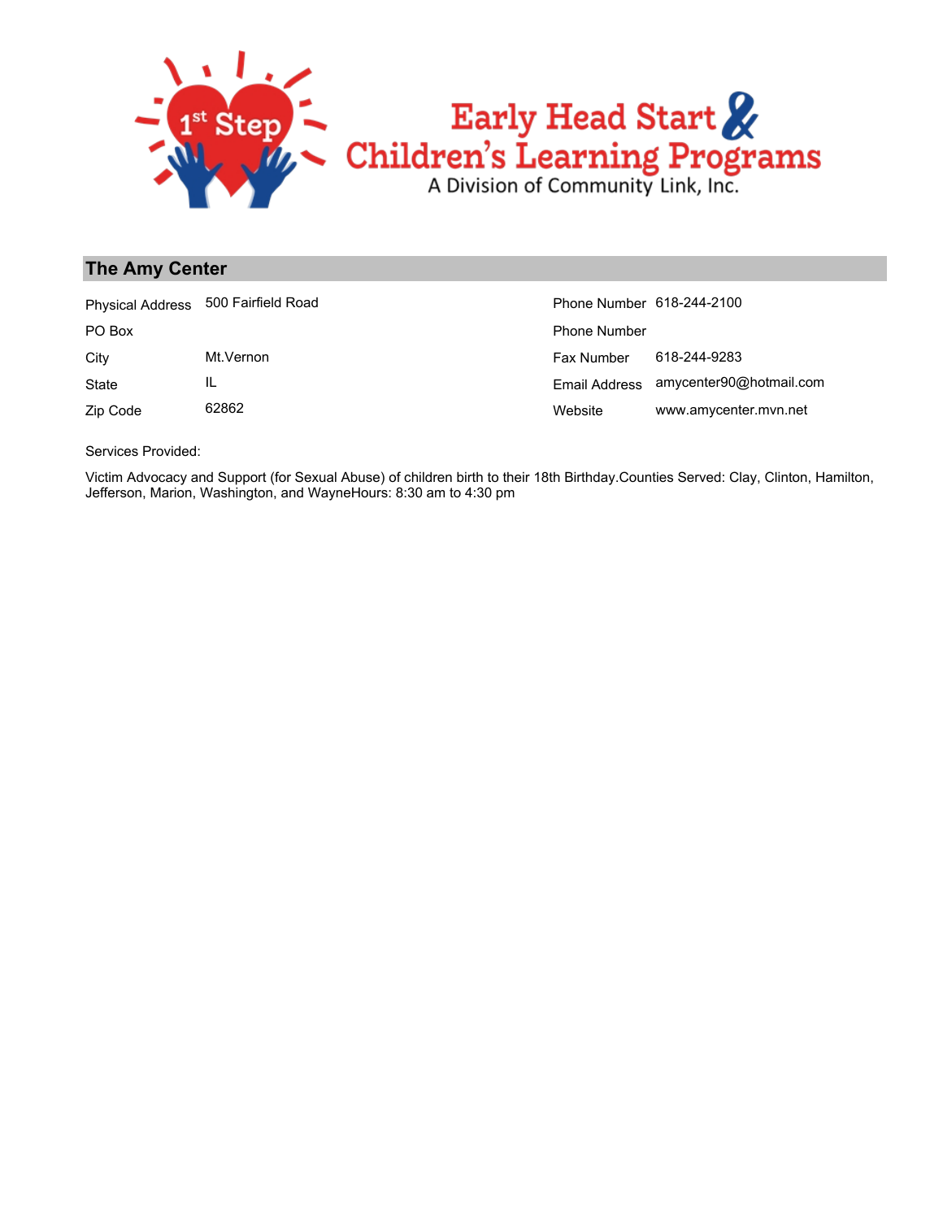## The Amy Center

| | | | |
|---|---|---|---|
| Physical Address | 500 Fairfield Road | Phone Number | 618-244-2100 |
| PO Box | | Phone Number | |
| City | Mt.Vernon | Fax Number | 618-244-9283 |
| State | IL | Email Address | amycenter90@hotmail.com |
| Zip Code | 62862 | Website | www.amycenter.mvn.net |

Services Provided:

Victim Advocacy and Support (for Sexual Abuse) of children birth to their 18th Birthday.Counties Served: Clay, Clinton, Hamilton, Jefferson, Marion, Washington, and WayneHours: 8:30 am to 4:30 pm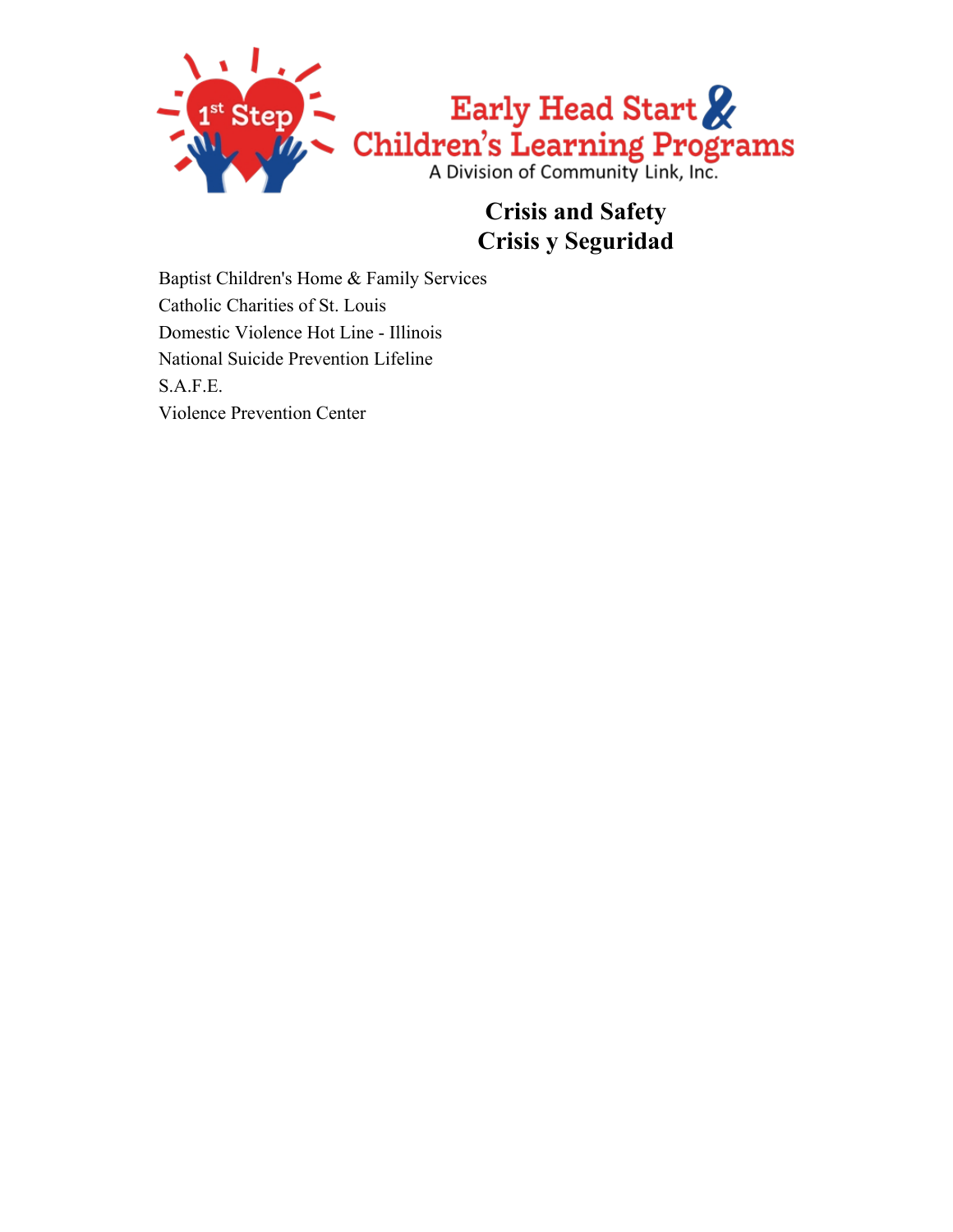# Crisis and Safety
# Crisis y Seguridad

Baptist Children's Home & Family Services
Catholic Charities of St. Louis
Domestic Violence Hot Line - Illinois
National Suicide Prevention Lifeline
S.A.F.E.
Violence Prevention Center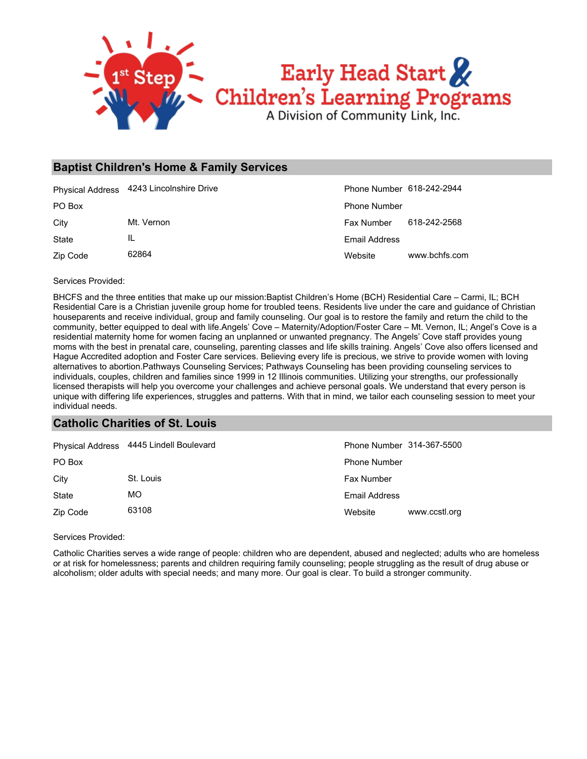## Baptist Children's Home & Family Services

| | | | |
|---|---|---|---|
| Physical Address | 4243 Lincolnshire Drive | Phone Number | 618-242-2944 |
| PO Box | | Phone Number | |
| City | Mt. Vernon | Fax Number | 618-242-2568 |
| State | IL | Email Address | |
| Zip Code | 62864 | Website | www.bchfs.com |

Services Provided:

BHCFS and the three entities that make up our mission:Baptist Children's Home (BCH) Residential Care – Carmi, IL; BCH Residential Care is a Christian juvenile group home for troubled teens. Residents live under the care and guidance of Christian houseparents and receive individual, group and family counseling. Our goal is to restore the family and return the child to the community, better equipped to deal with life.Angels' Cove – Maternity/Adoption/Foster Care – Mt. Vernon, IL; Angel's Cove is a residential maternity home for women facing an unplanned or unwanted pregnancy. The Angels' Cove staff provides young moms with the best in prenatal care, counseling, parenting classes and life skills training. Angels' Cove also offers licensed and Hague Accredited adoption and Foster Care services. Believing every life is precious, we strive to provide women with loving alternatives to abortion.Pathways Counseling Services; Pathways Counseling has been providing counseling services to individuals, couples, children and families since 1999 in 12 Illinois communities. Utilizing your strengths, our professionally licensed therapists will help you overcome your challenges and achieve personal goals. We understand that every person is unique with differing life experiences, struggles and patterns. With that in mind, we tailor each counseling session to meet your individual needs.

## Catholic Charities of St. Louis

| | | | |
|---|---|---|---|
| Physical Address | 4445 Lindell Boulevard | Phone Number | 314-367-5500 |
| PO Box | | Phone Number | |
| City | St. Louis | Fax Number | |
| State | MO | Email Address | |
| Zip Code | 63108 | Website | www.ccstl.org |

Services Provided:

Catholic Charities serves a wide range of people: children who are dependent, abused and neglected; adults who are homeless or at risk for homelessness; parents and children requiring family counseling; people struggling as the result of drug abuse or alcoholism; older adults with special needs; and many more. Our goal is clear. To build a stronger community.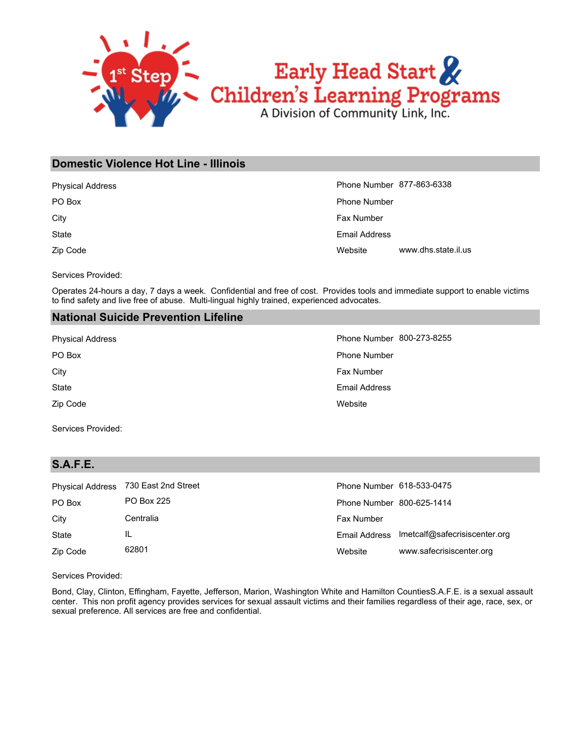1st Step

Early Head Start & Children's Learning Programs

A Division of Community Link, Inc.

## Domestic Violence Hot Line - Illinois

| Physical Address | | Phone Number | 877-863-6338 |
|---|---|---|---|
| PO Box | | Phone Number | |
| City | | Fax Number | |
| State | | Email Address | |
| Zip Code | | Website | www.dhs.state.il.us |

Services Provided:

Operates 24-hours a day, 7 days a week. Confidential and free of cost. Provides tools and immediate support to enable victims to find safety and live free of abuse. Multi-lingual highly trained, experienced advocates.

## National Suicide Prevention Lifeline

| Physical Address | | Phone Number | 800-273-8255 |
|---|---|---|---|
| PO Box | | Phone Number | |
| City | | Fax Number | |
| State | | Email Address | |
| Zip Code | | Website | |

Services Provided:

## S.A.F.E.

| Physical Address | 730 East 2nd Street | Phone Number | 618-533-0475 |
|---|---|---|---|
| PO Box | PO Box 225 | Phone Number | 800-625-1414 |
| City | Centralia | Fax Number | |
| State | IL | Email Address | lmetcalf@safecrisiscenter.org |
| Zip Code | 62801 | Website | www.safecrisiscenter.org |

Services Provided:

Bond, Clay, Clinton, Effingham, Fayette, Jefferson, Marion, Washington White and Hamilton CountiesS.A.F.E. is a sexual assault center. This non profit agency provides services for sexual assault victims and their families regardless of their age, race, sex, or sexual preference. All services are free and confidential.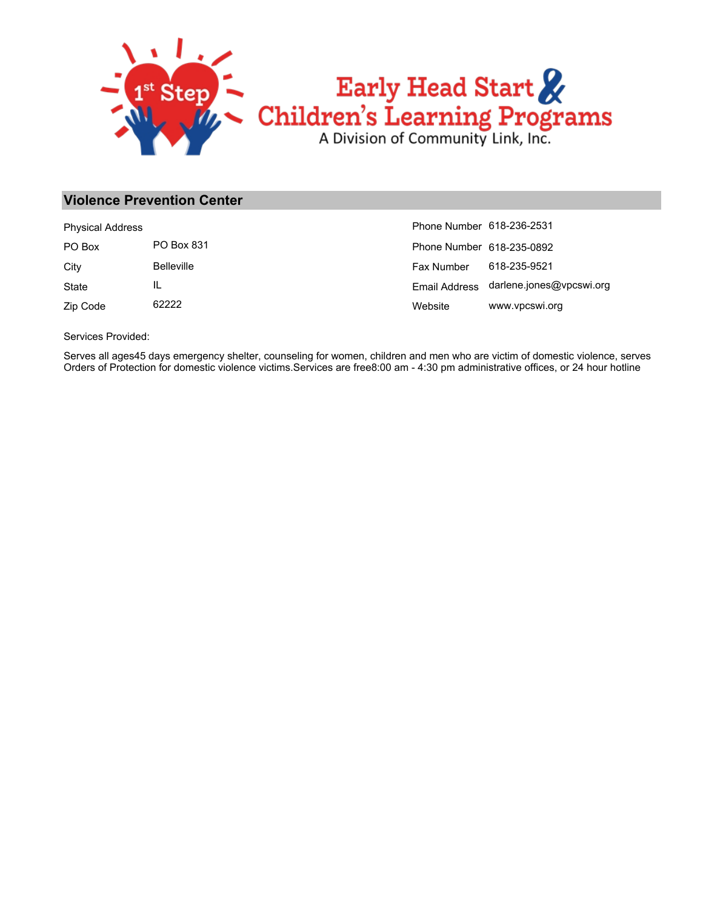## Violence Prevention Center

| Physical Address | | Phone Number | 618-236-2531 |
|---|---|---|---|
| PO Box | PO Box 831 | Phone Number | 618-235-0892 |
| City | Belleville | Fax Number | 618-235-9521 |
| State | IL | Email Address | darlene.jones@vpcswi.org |
| Zip Code | 62222 | Website | www.vpcswi.org |

Services Provided:

Serves all ages45 days emergency shelter, counseling for women, children and men who are victim of domestic violence, serves Orders of Protection for domestic violence victims.Services are free8:00 am - 4:30 pm administrative offices, or 24 hour hotline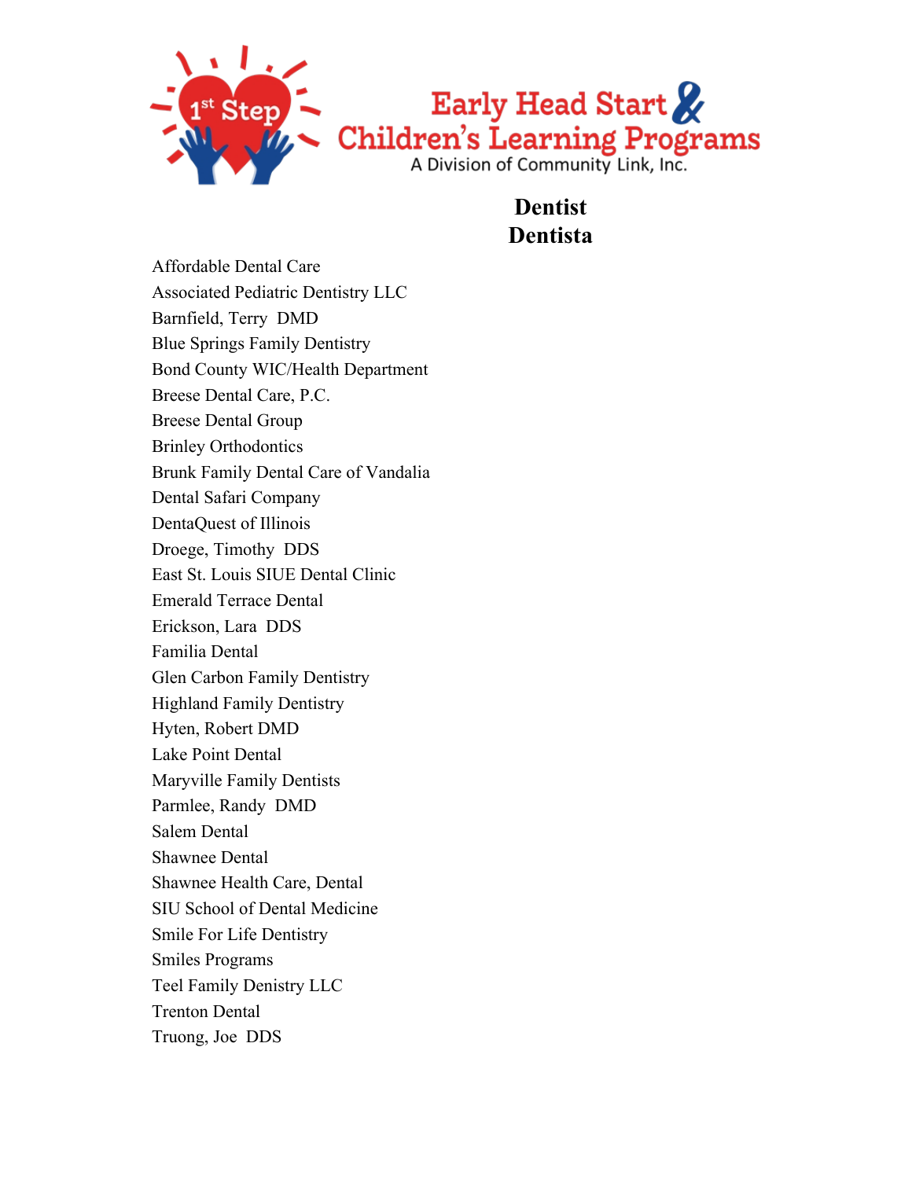# Dentist
# Dentista

Affordable Dental Care
Associated Pediatric Dentistry LLC
Barnfield, Terry DMD
Blue Springs Family Dentistry
Bond County WIC/Health Department
Breese Dental Care, P.C.
Breese Dental Group
Brinley Orthodontics
Brunk Family Dental Care of Vandalia
Dental Safari Company
DentaQuest of Illinois
Droege, Timothy DDS
East St. Louis SIUE Dental Clinic
Emerald Terrace Dental
Erickson, Lara DDS
Familia Dental
Glen Carbon Family Dentistry
Highland Family Dentistry
Hyten, Robert DMD
Lake Point Dental
Maryville Family Dentists
Parmlee, Randy DMD
Salem Dental
Shawnee Dental
Shawnee Health Care, Dental
SIU School of Dental Medicine
Smile For Life Dentistry
Smiles Programs
Teel Family Denistry LLC
Trenton Dental
Truong, Joe DDS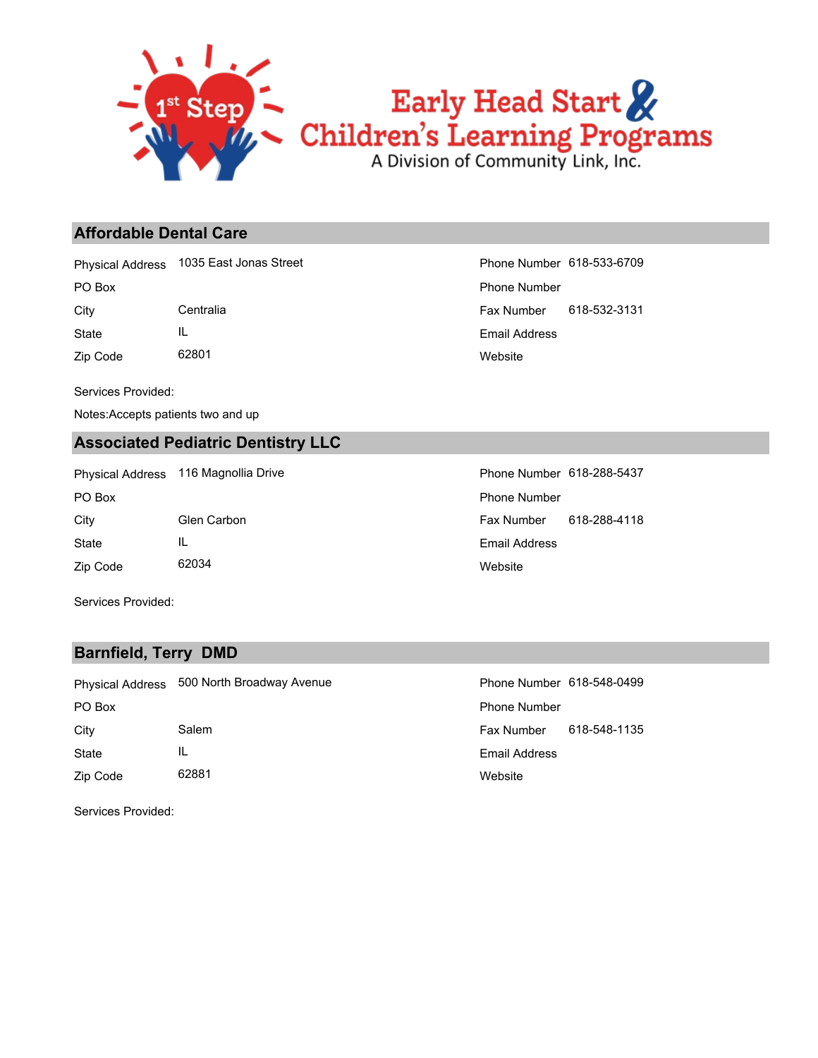Early Head Start & Children's Learning Programs
A Division of Community Link, Inc.

## Affordable Dental Care

| | | | |
|---|---|---|---|
| Physical Address | 1035 East Jonas Street | Phone Number | 618-533-6709 |
| PO Box | | Phone Number | |
| City | Centralia | Fax Number | 618-532-3131 |
| State | IL | Email Address | |
| Zip Code | 62801 | Website | |

Services Provided:

Notes:Accepts patients two and up

## Associated Pediatric Dentistry LLC

| | | | |
|---|---|---|---|
| Physical Address | 116 Magnollia Drive | Phone Number | 618-288-5437 |
| PO Box | | Phone Number | |
| City | Glen Carbon | Fax Number | 618-288-4118 |
| State | IL | Email Address | |
| Zip Code | 62034 | Website | |

Services Provided:

## Barnfield, Terry DMD

| | | | |
|---|---|---|---|
| Physical Address | 500 North Broadway Avenue | Phone Number | 618-548-0499 |
| PO Box | | Phone Number | |
| City | Salem | Fax Number | 618-548-1135 |
| State | IL | Email Address | |
| Zip Code | 62881 | Website | |

Services Provided: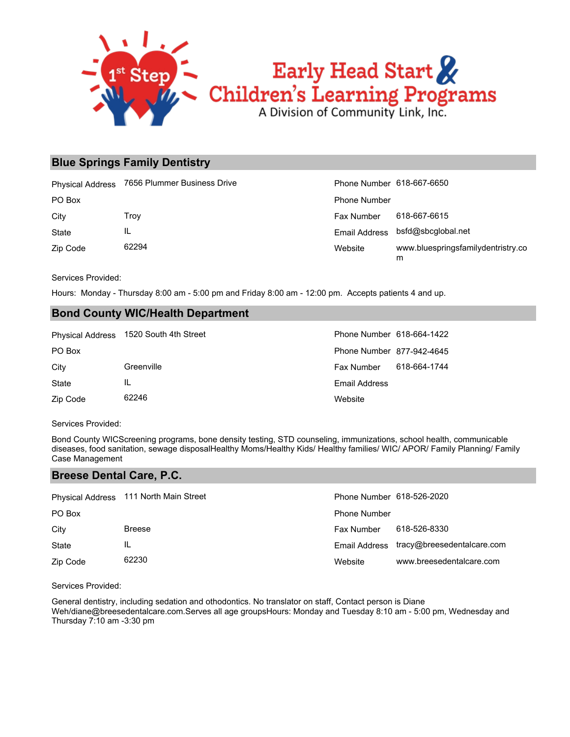## Blue Springs Family Dentistry

| | | | |
|---|---|---|---|
| Physical Address | 7656 Plummer Business Drive | Phone Number | 618-667-6650 |
| PO Box | | Phone Number | |
| City | Troy | Fax Number | 618-667-6615 |
| State | IL | Email Address | bsfd@sbcglobal.net |
| Zip Code | 62294 | Website | www.bluespringsfamilydentristry.com |

Services Provided:

Hours: Monday - Thursday 8:00 am - 5:00 pm and Friday 8:00 am - 12:00 pm. Accepts patients 4 and up.

## Bond County WIC/Health Department

| | | | |
|---|---|---|---|
| Physical Address | 1520 South 4th Street | Phone Number | 618-664-1422 |
| PO Box | | Phone Number | 877-942-4645 |
| City | Greenville | Fax Number | 618-664-1744 |
| State | IL | Email Address | |
| Zip Code | 62246 | Website | |

Services Provided:

Bond County WICScreening programs, bone density testing, STD counseling, immunizations, school health, communicable diseases, food sanitation, sewage disposalHealthy Moms/Healthy Kids/ Healthy families/ WIC/ APOR/ Family Planning/ Family Case Management

## Breese Dental Care, P.C.

| | | | |
|---|---|---|---|
| Physical Address | 111 North Main Street | Phone Number | 618-526-2020 |
| PO Box | | Phone Number | |
| City | Breese | Fax Number | 618-526-8330 |
| State | IL | Email Address | tracy@breesedentalcare.com |
| Zip Code | 62230 | Website | www.breesedentalcare.com |

Services Provided:

General dentistry, including sedation and othodontics. No translator on staff, Contact person is Diane Weh/diane@breesedentalcare.com.Serves all age groupsHours: Monday and Tuesday 8:10 am - 5:00 pm, Wednesday and Thursday 7:10 am -3:30 pm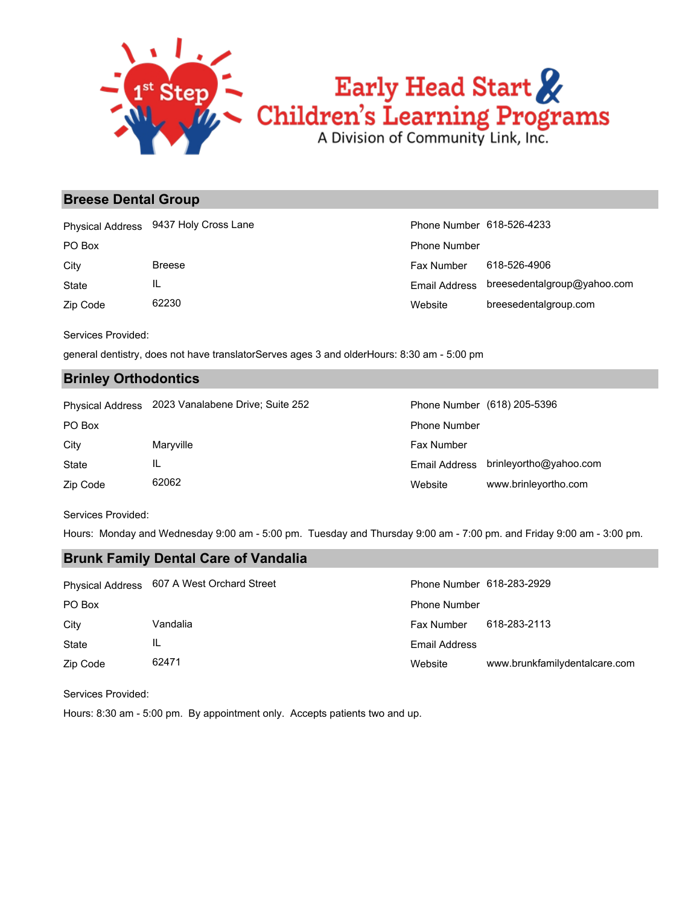## Breese Dental Group

| Physical Address | 9437 Holy Cross Lane | Phone Number | 618-526-4233 |
|---|---|---|---|
| PO Box | | Phone Number | |
| City | Breese | Fax Number | 618-526-4906 |
| State | IL | Email Address | breesedentalgroup@yahoo.com |
| Zip Code | 62230 | Website | breesedentalgroup.com |

Services Provided:

general dentistry, does not have translatorServes ages 3 and olderHours: 8:30 am - 5:00 pm

## Brinley Orthodontics

| Physical Address | 2023 Vanalabene Drive; Suite 252 | Phone Number | (618) 205-5396 |
|---|---|---|---|
| PO Box | | Phone Number | |
| City | Maryville | Fax Number | |
| State | IL | Email Address | brinleyortho@yahoo.com |
| Zip Code | 62062 | Website | www.brinleyortho.com |

Services Provided:

Hours: Monday and Wednesday 9:00 am - 5:00 pm. Tuesday and Thursday 9:00 am - 7:00 pm. and Friday 9:00 am - 3:00 pm.

## Brunk Family Dental Care of Vandalia

| Physical Address | 607 A West Orchard Street | Phone Number | 618-283-2929 |
|---|---|---|---|
| PO Box | | Phone Number | |
| City | Vandalia | Fax Number | 618-283-2113 |
| State | IL | Email Address | |
| Zip Code | 62471 | Website | www.brunkfamilydentalcare.com |

Services Provided:

Hours: 8:30 am - 5:00 pm. By appointment only. Accepts patients two and up.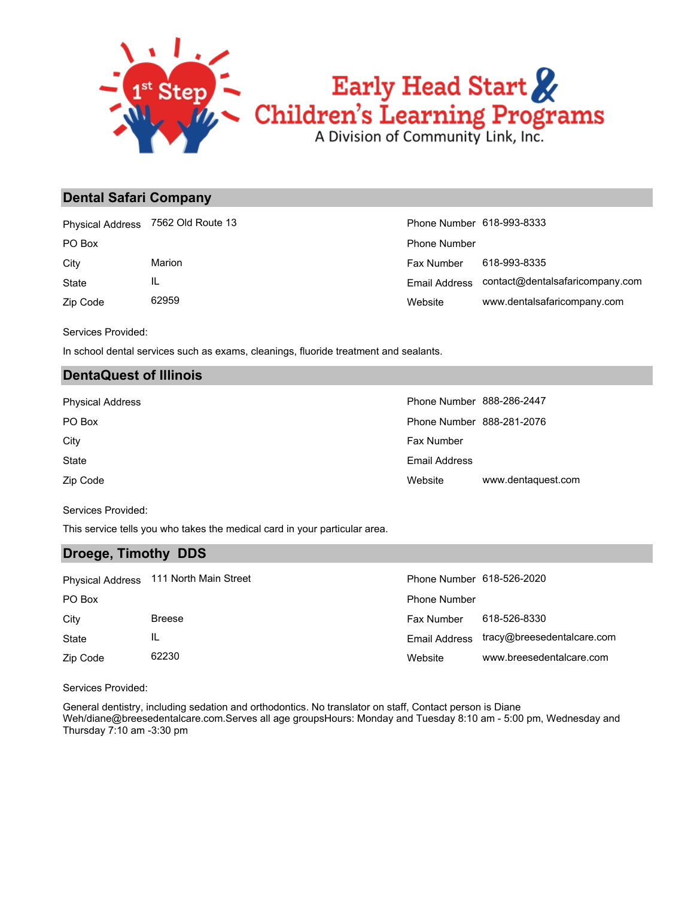# Early Head Start & Children's Learning Programs

A Division of Community Link, Inc.

## Dental Safari Company

| | | | |
|---|---|---|---|
| Physical Address | 7562 Old Route 13 | Phone Number | 618-993-8333 |
| PO Box | | Phone Number | |
| City | Marion | Fax Number | 618-993-8335 |
| State | IL | Email Address | contact@dentalsafaricompany.com |
| Zip Code | 62959 | Website | www.dentalsafaricompany.com |

Services Provided:

In school dental services such as exams, cleanings, fluoride treatment and sealants.

## DentaQuest of Illinois

| | | | |
|---|---|---|---|
| Physical Address | | Phone Number | 888-286-2447 |
| PO Box | | Phone Number | 888-281-2076 |
| City | | Fax Number | |
| State | | Email Address | |
| Zip Code | | Website | www.dentaquest.com |

Services Provided:

This service tells you who takes the medical card in your particular area.

## Droege, Timothy DDS

| | | | |
|---|---|---|---|
| Physical Address | 111 North Main Street | Phone Number | 618-526-2020 |
| PO Box | | Phone Number | |
| City | Breese | Fax Number | 618-526-8330 |
| State | IL | Email Address | tracy@breesedentalcare.com |
| Zip Code | 62230 | Website | www.breesedentalcare.com |

Services Provided:

General dentistry, including sedation and orthodontics. No translator on staff, Contact person is Diane Weh/diane@breesedentalcare.com.Serves all age groupsHours: Monday and Tuesday 8:10 am - 5:00 pm, Wednesday and Thursday 7:10 am -3:30 pm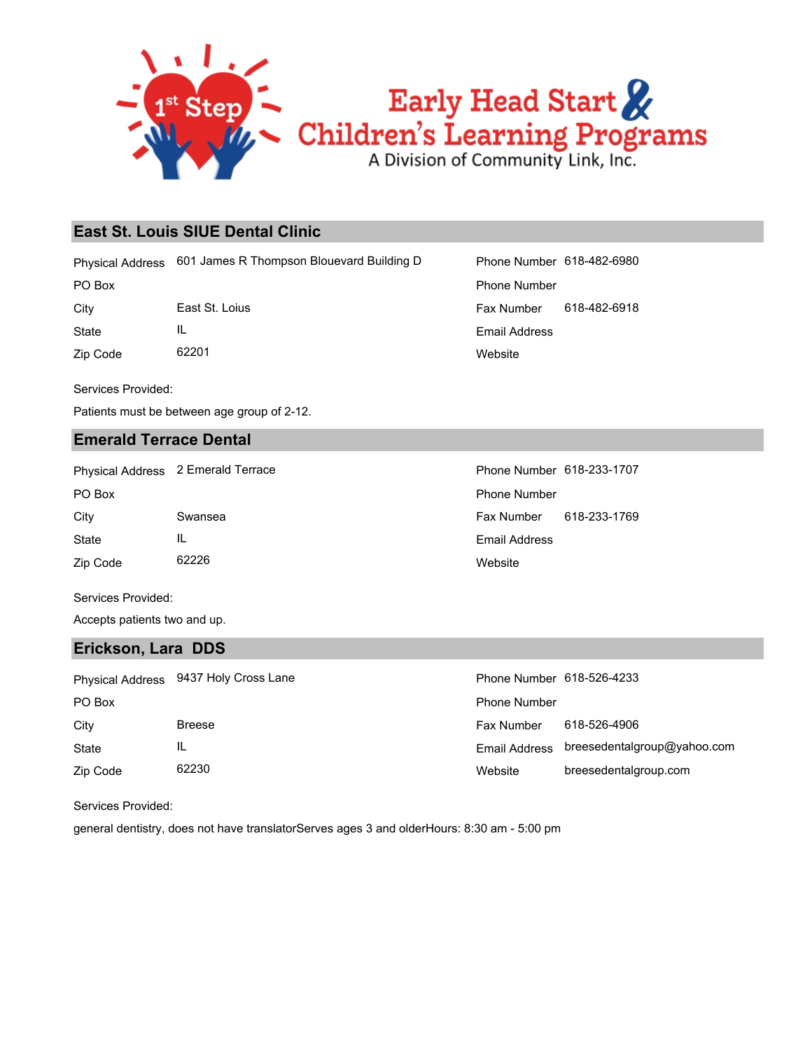## East St. Louis SIUE Dental Clinic

| | | | |
|---|---|---|---|
| Physical Address | 601 James R Thompson Blouevard Building D | Phone Number | 618-482-6980 |
| PO Box | | Phone Number | |
| City | East St. Loius | Fax Number | 618-482-6918 |
| State | IL | Email Address | |
| Zip Code | 62201 | Website | |

Services Provided:

Patients must be between age group of 2-12.

## Emerald Terrace Dental

| | | | |
|---|---|---|---|
| Physical Address | 2 Emerald Terrace | Phone Number | 618-233-1707 |
| PO Box | | Phone Number | |
| City | Swansea | Fax Number | 618-233-1769 |
| State | IL | Email Address | |
| Zip Code | 62226 | Website | |

Services Provided:

Accepts patients two and up.

## Erickson, Lara DDS

| | | | |
|---|---|---|---|
| Physical Address | 9437 Holy Cross Lane | Phone Number | 618-526-4233 |
| PO Box | | Phone Number | |
| City | Breese | Fax Number | 618-526-4906 |
| State | IL | Email Address | breesedentalgroup@yahoo.com |
| Zip Code | 62230 | Website | breesedentalgroup.com |

Services Provided:

general dentistry, does not have translatorServes ages 3 and olderHours: 8:30 am - 5:00 pm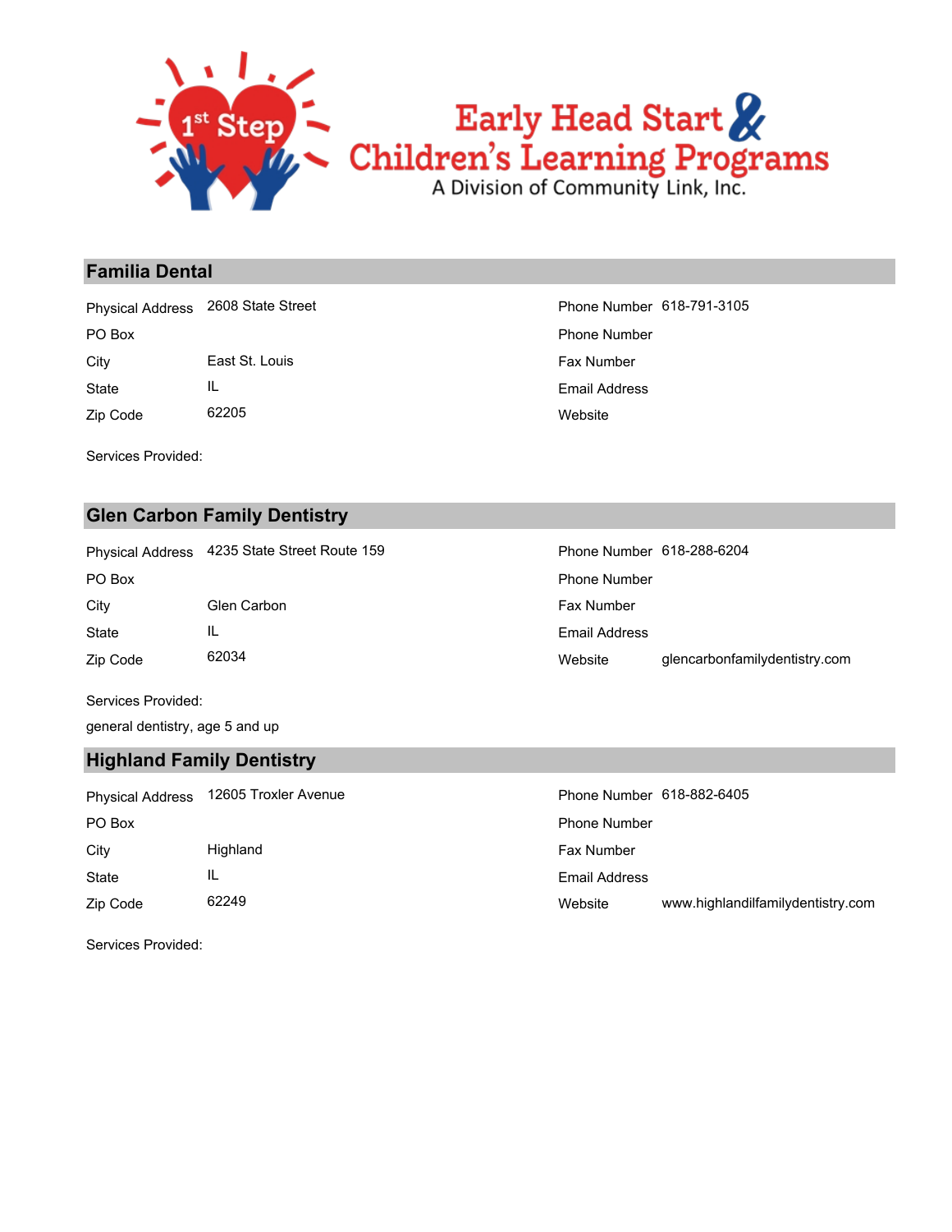Early Head Start & Children's Learning Programs
A Division of Community Link, Inc.

## Familia Dental

| | | | |
|---|---|---|---|
| Physical Address | 2608 State Street | Phone Number | 618-791-3105 |
| PO Box | | Phone Number | |
| City | East St. Louis | Fax Number | |
| State | IL | Email Address | |
| Zip Code | 62205 | Website | |

Services Provided:

## Glen Carbon Family Dentistry

| | | | |
|---|---|---|---|
| Physical Address | 4235 State Street Route 159 | Phone Number | 618-288-6204 |
| PO Box | | Phone Number | |
| City | Glen Carbon | Fax Number | |
| State | IL | Email Address | |
| Zip Code | 62034 | Website | glencarbonfamilydentistry.com |

Services Provided:

general dentistry, age 5 and up

## Highland Family Dentistry

| | | | |
|---|---|---|---|
| Physical Address | 12605 Troxler Avenue | Phone Number | 618-882-6405 |
| PO Box | | Phone Number | |
| City | Highland | Fax Number | |
| State | IL | Email Address | |
| Zip Code | 62249 | Website | www.highlandilfamilydentistry.com |

Services Provided: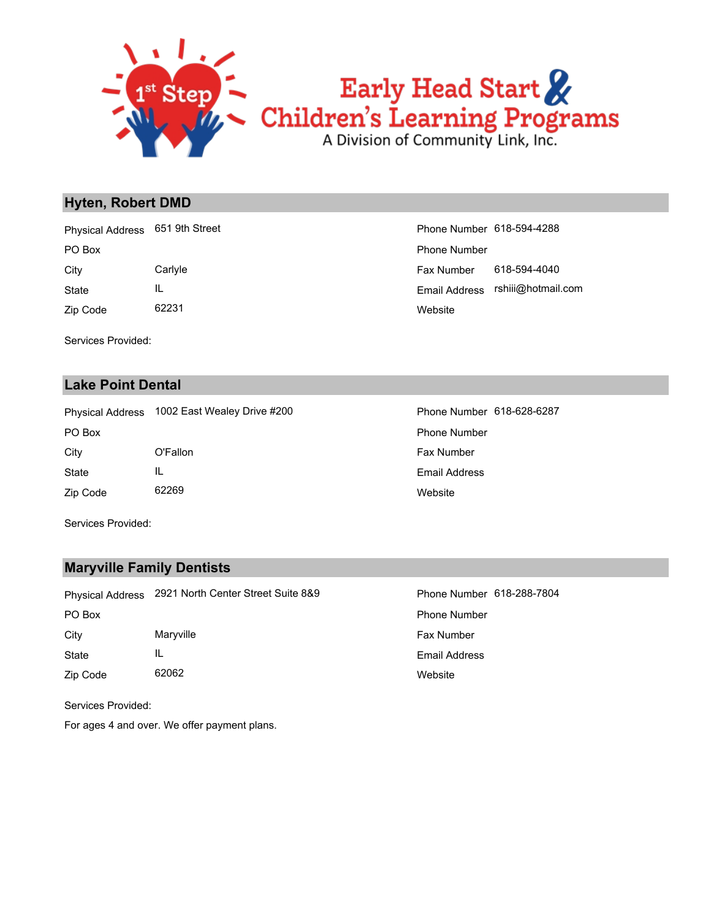## Hyten, Robert DMD

| | | | |
|---|---|---|---|
| Physical Address | 651 9th Street | Phone Number | 618-594-4288 |
| PO Box | | Phone Number | |
| City | Carlyle | Fax Number | 618-594-4040 |
| State | IL | Email Address | rshiii@hotmail.com |
| Zip Code | 62231 | Website | |

Services Provided:

## Lake Point Dental

| | | | |
|---|---|---|---|
| Physical Address | 1002 East Wealey Drive #200 | Phone Number | 618-628-6287 |
| PO Box | | Phone Number | |
| City | O'Fallon | Fax Number | |
| State | IL | Email Address | |
| Zip Code | 62269 | Website | |

Services Provided:

## Maryville Family Dentists

| | | | |
|---|---|---|---|
| Physical Address | 2921 North Center Street Suite 8&9 | Phone Number | 618-288-7804 |
| PO Box | | Phone Number | |
| City | Maryville | Fax Number | |
| State | IL | Email Address | |
| Zip Code | 62062 | Website | |

Services Provided:

For ages 4 and over. We offer payment plans.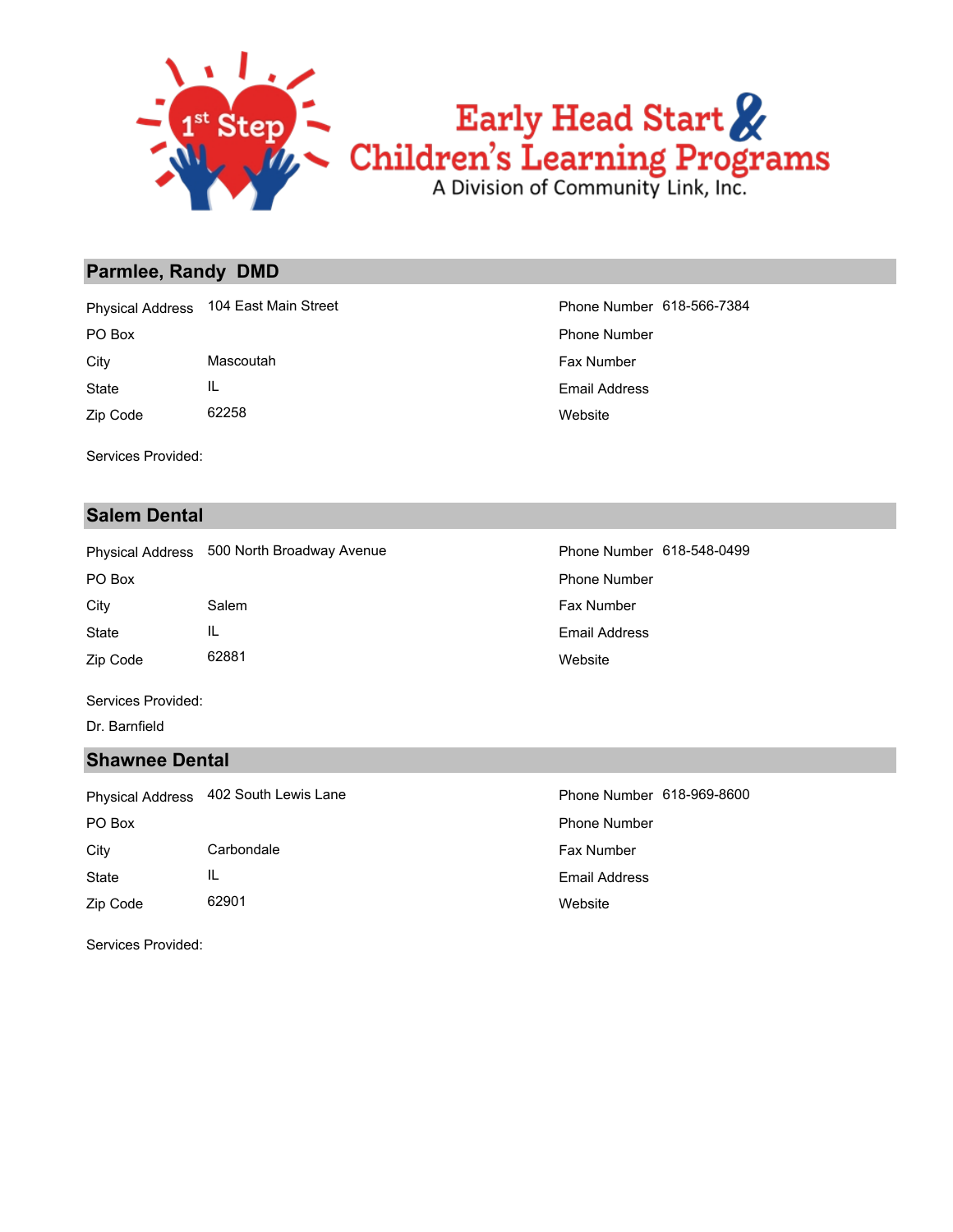## Parmlee, Randy DMD

| | | | |
|---|---|---|---|
| Physical Address | 104 East Main Street | Phone Number | 618-566-7384 |
| PO Box | | Phone Number | |
| City | Mascoutah | Fax Number | |
| State | IL | Email Address | |
| Zip Code | 62258 | Website | |

Services Provided:

## Salem Dental

| | | | |
|---|---|---|---|
| Physical Address | 500 North Broadway Avenue | Phone Number | 618-548-0499 |
| PO Box | | Phone Number | |
| City | Salem | Fax Number | |
| State | IL | Email Address | |
| Zip Code | 62881 | Website | |

Services Provided:

Dr. Barnfield

## Shawnee Dental

| | | | |
|---|---|---|---|
| Physical Address | 402 South Lewis Lane | Phone Number | 618-969-8600 |
| PO Box | | Phone Number | |
| City | Carbondale | Fax Number | |
| State | IL | Email Address | |
| Zip Code | 62901 | Website | |

Services Provided: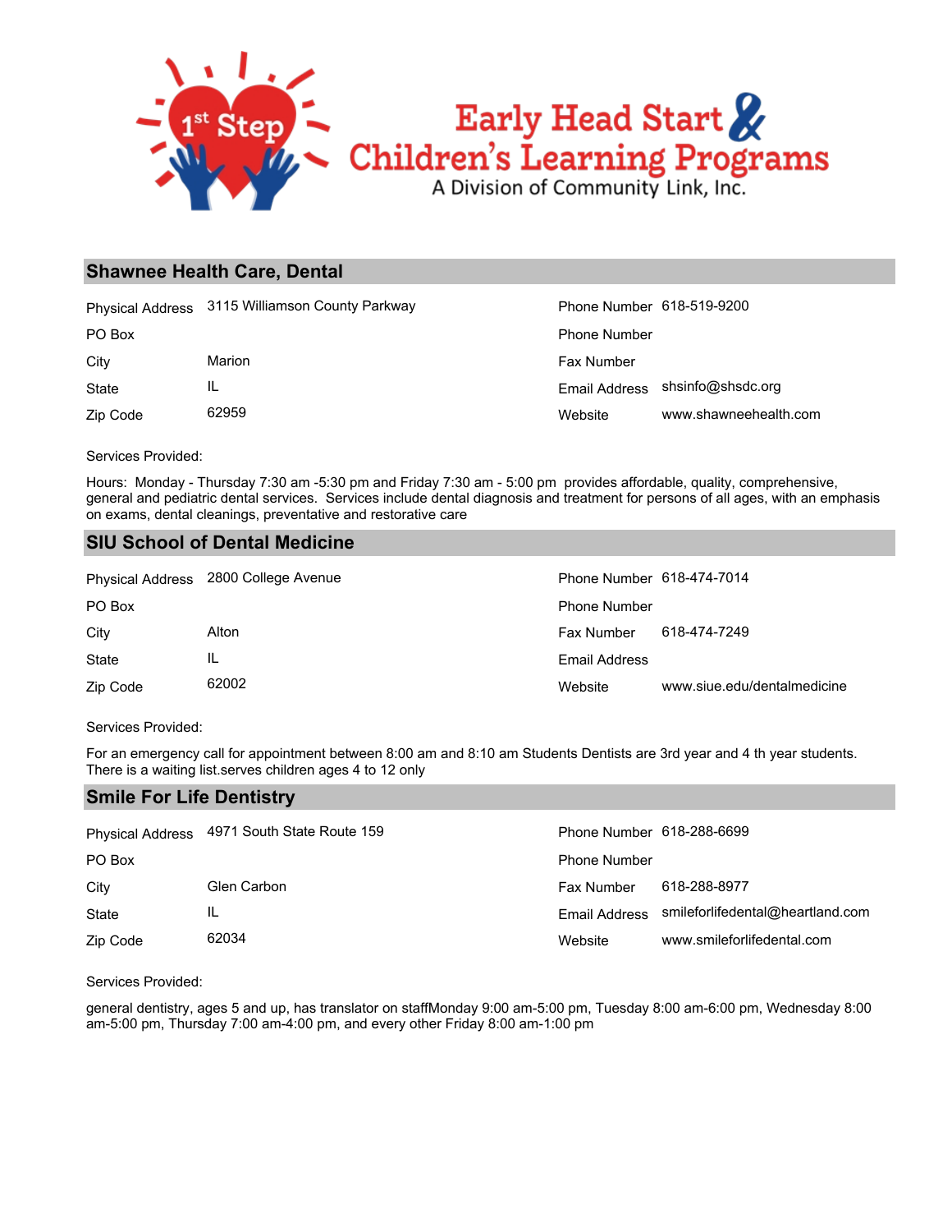## Shawnee Health Care, Dental

| | | | |
|---|---|---|---|
| Physical Address | 3115 Williamson County Parkway | Phone Number | 618-519-9200 |
| PO Box | | Phone Number | |
| City | Marion | Fax Number | |
| State | IL | Email Address | shsinfo@shsdc.org |
| Zip Code | 62959 | Website | www.shawneehealth.com |

Services Provided:

Hours: Monday - Thursday 7:30 am -5:30 pm and Friday 7:30 am - 5:00 pm provides affordable, quality, comprehensive, general and pediatric dental services. Services include dental diagnosis and treatment for persons of all ages, with an emphasis on exams, dental cleanings, preventative and restorative care

## SIU School of Dental Medicine

| | | | |
|---|---|---|---|
| Physical Address | 2800 College Avenue | Phone Number | 618-474-7014 |
| PO Box | | Phone Number | |
| City | Alton | Fax Number | 618-474-7249 |
| State | IL | Email Address | |
| Zip Code | 62002 | Website | www.siue.edu/dentalmedicine |

Services Provided:

For an emergency call for appointment between 8:00 am and 8:10 am Students Dentists are 3rd year and 4 th year students. There is a waiting list.serves children ages 4 to 12 only

## Smile For Life Dentistry

| | | | |
|---|---|---|---|
| Physical Address | 4971 South State Route 159 | Phone Number | 618-288-6699 |
| PO Box | | Phone Number | |
| City | Glen Carbon | Fax Number | 618-288-8977 |
| State | IL | Email Address | smileforlifedental@heartland.com |
| Zip Code | 62034 | Website | www.smileforlifedental.com |

Services Provided:

general dentistry, ages 5 and up, has translator on staffMonday 9:00 am-5:00 pm, Tuesday 8:00 am-6:00 pm, Wednesday 8:00 am-5:00 pm, Thursday 7:00 am-4:00 pm, and every other Friday 8:00 am-1:00 pm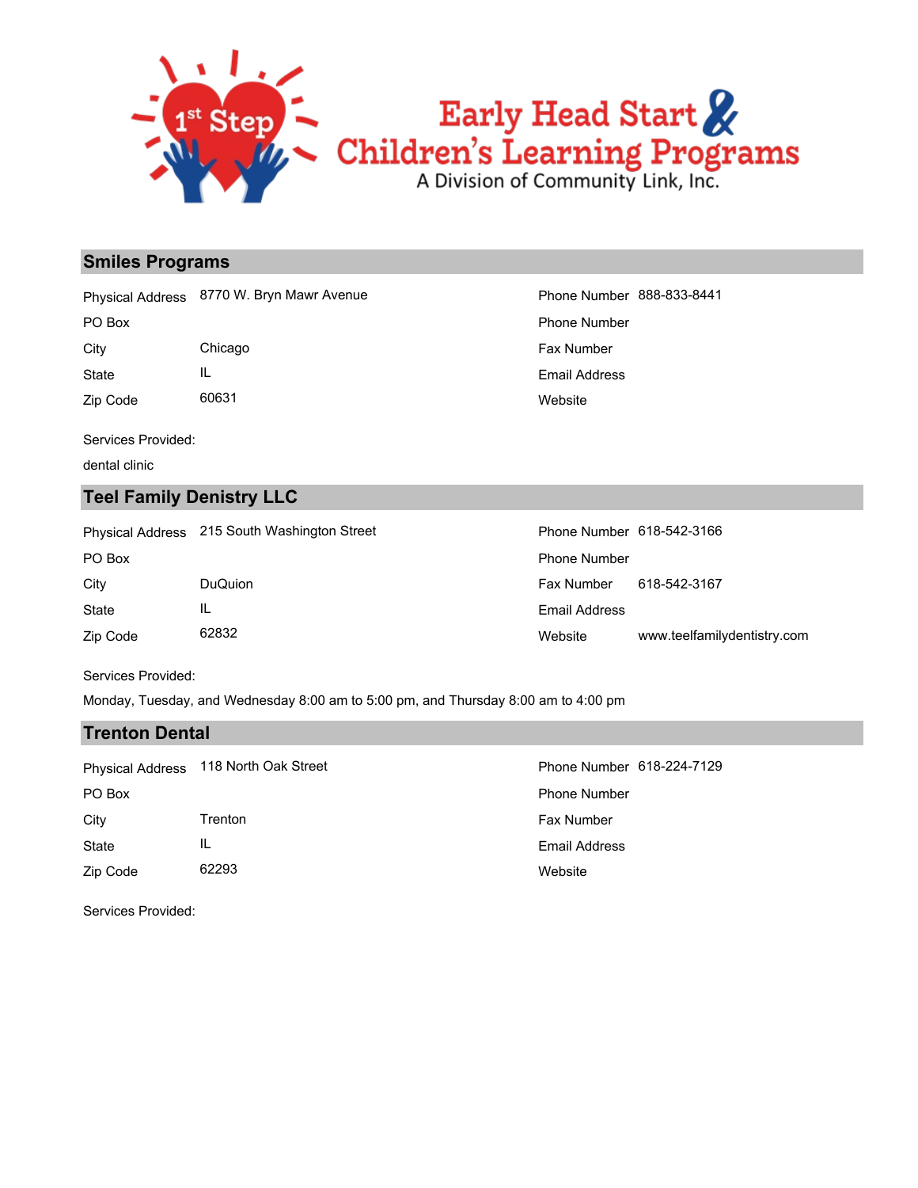# Early Head Start & Children's Learning Programs

A Division of Community Link, Inc.

## Smiles Programs

| | | | |
|---|---|---|---|
| Physical Address | 8770 W. Bryn Mawr Avenue | Phone Number | 888-833-8441 |
| PO Box | | Phone Number | |
| City | Chicago | Fax Number | |
| State | IL | Email Address | |
| Zip Code | 60631 | Website | |

Services Provided:

dental clinic

## Teel Family Denistry LLC

| | | | |
|---|---|---|---|
| Physical Address | 215 South Washington Street | Phone Number | 618-542-3166 |
| PO Box | | Phone Number | |
| City | DuQuion | Fax Number | 618-542-3167 |
| State | IL | Email Address | |
| Zip Code | 62832 | Website | www.teelfamilydentistry.com |

Services Provided:

Monday, Tuesday, and Wednesday 8:00 am to 5:00 pm, and Thursday 8:00 am to 4:00 pm

## Trenton Dental

| | | | |
|---|---|---|---|
| Physical Address | 118 North Oak Street | Phone Number | 618-224-7129 |
| PO Box | | Phone Number | |
| City | Trenton | Fax Number | |
| State | IL | Email Address | |
| Zip Code | 62293 | Website | |

Services Provided: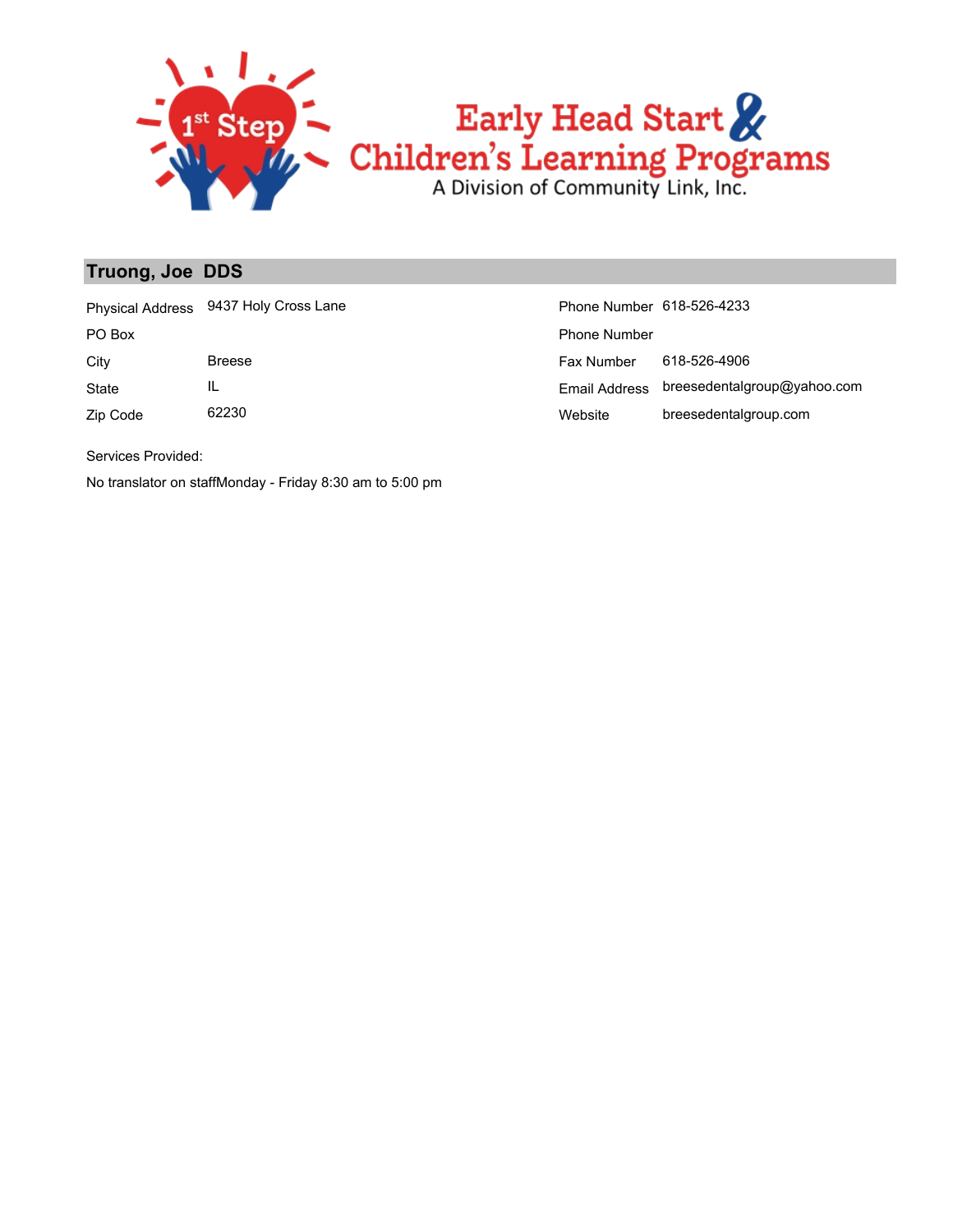# Early Head Start & Children's Learning Programs

A Division of Community Link, Inc.

## Truong, Joe DDS

| | | | |
|---|---|---|---|
| Physical Address | 9437 Holy Cross Lane | Phone Number | 618-526-4233 |
| PO Box | | Phone Number | |
| City | Breese | Fax Number | 618-526-4906 |
| State | IL | Email Address | breesedentalgroup@yahoo.com |
| Zip Code | 62230 | Website | breesedentalgroup.com |

Services Provided:

No translator on staffMonday - Friday 8:30 am to 5:00 pm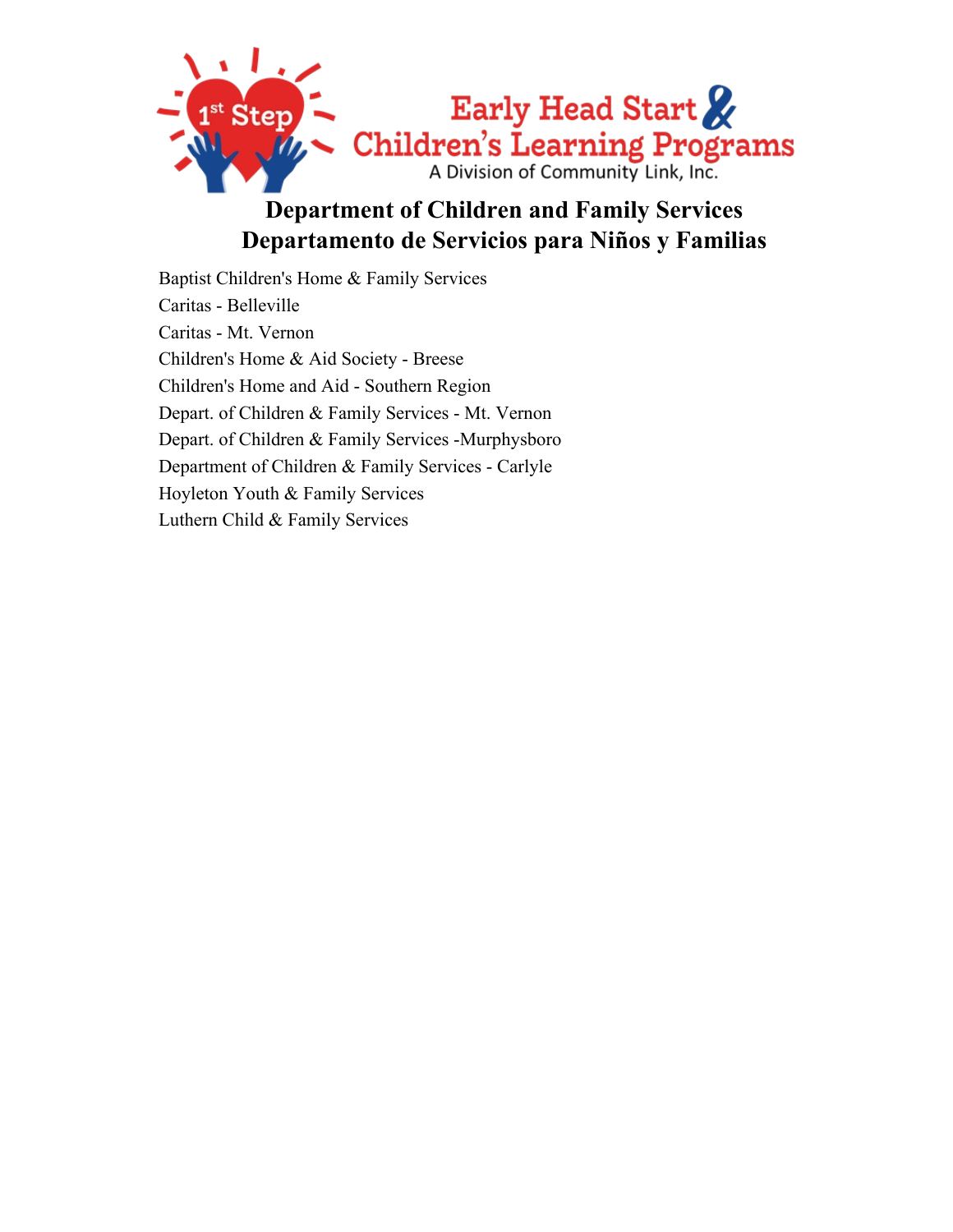# Department of Children and Family Services
# Departamento de Servicios para Niños y Familias

Baptist Children's Home & Family Services
Caritas - Belleville
Caritas - Mt. Vernon
Children's Home & Aid Society - Breese
Children's Home and Aid - Southern Region
Depart. of Children & Family Services - Mt. Vernon
Depart. of Children & Family Services -Murphysboro
Department of Children & Family Services - Carlyle
Hoyleton Youth & Family Services
Luthern Child & Family Services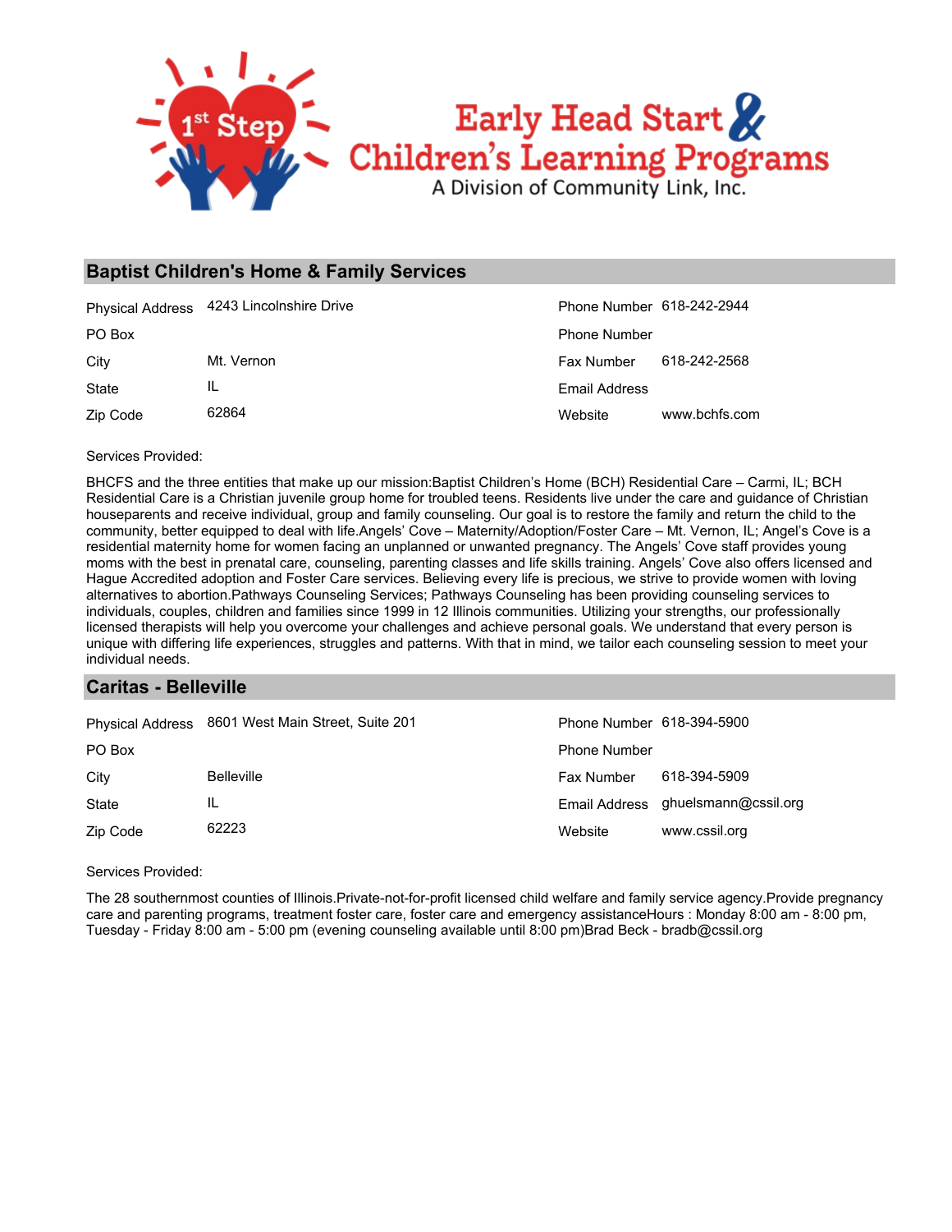## Baptist Children's Home & Family Services

| | | | |
|---|---|---|---|
| Physical Address | 4243 Lincolnshire Drive | Phone Number | 618-242-2944 |
| PO Box | | Phone Number | |
| City | Mt. Vernon | Fax Number | 618-242-2568 |
| State | IL | Email Address | |
| Zip Code | 62864 | Website | www.bchfs.com |

Services Provided:

BHCFS and the three entities that make up our mission:Baptist Children's Home (BCH) Residential Care – Carmi, IL; BCH Residential Care is a Christian juvenile group home for troubled teens. Residents live under the care and guidance of Christian houseparents and receive individual, group and family counseling. Our goal is to restore the family and return the child to the community, better equipped to deal with life.Angels' Cove – Maternity/Adoption/Foster Care – Mt. Vernon, IL; Angel's Cove is a residential maternity home for women facing an unplanned or unwanted pregnancy. The Angels' Cove staff provides young moms with the best in prenatal care, counseling, parenting classes and life skills training. Angels' Cove also offers licensed and Hague Accredited adoption and Foster Care services. Believing every life is precious, we strive to provide women with loving alternatives to abortion.Pathways Counseling Services; Pathways Counseling has been providing counseling services to individuals, couples, children and families since 1999 in 12 Illinois communities. Utilizing your strengths, our professionally licensed therapists will help you overcome your challenges and achieve personal goals. We understand that every person is unique with differing life experiences, struggles and patterns. With that in mind, we tailor each counseling session to meet your individual needs.

## Caritas - Belleville

| | | | |
|---|---|---|---|
| Physical Address | 8601 West Main Street, Suite 201 | Phone Number | 618-394-5900 |
| PO Box | | Phone Number | |
| City | Belleville | Fax Number | 618-394-5909 |
| State | IL | Email Address | ghuelsmann@cssil.org |
| Zip Code | 62223 | Website | www.cssil.org |

Services Provided:

The 28 southernmost counties of Illinois.Private-not-for-profit licensed child welfare and family service agency.Provide pregnancy care and parenting programs, treatment foster care, foster care and emergency assistanceHours : Monday 8:00 am - 8:00 pm, Tuesday - Friday 8:00 am - 5:00 pm (evening counseling available until 8:00 pm)Brad Beck - bradb@cssil.org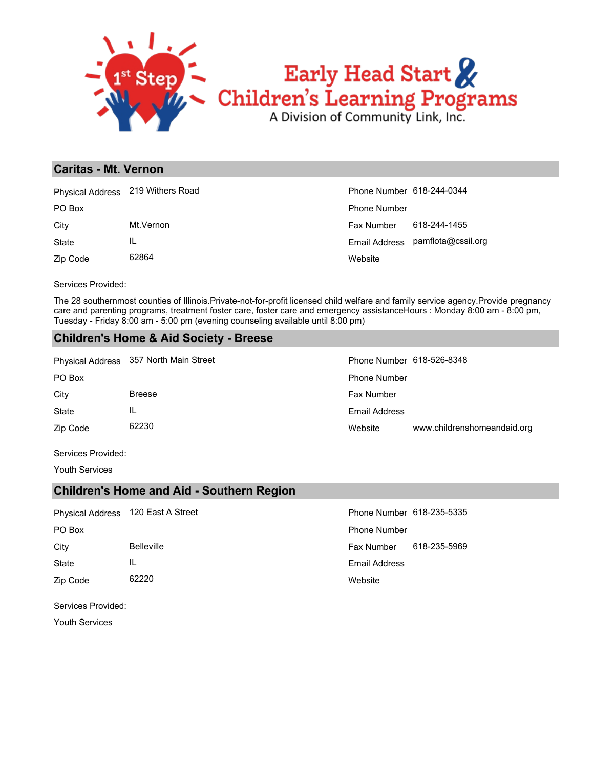# 1st Step Early Head Start & Children's Learning Programs

A Division of Community Link, Inc.

## Caritas - Mt. Vernon

| | | | |
|---|---|---|---|
| Physical Address | 219 Withers Road | Phone Number | 618-244-0344 |
| PO Box | | Phone Number | |
| City | Mt.Vernon | Fax Number | 618-244-1455 |
| State | IL | Email Address | pamflota@cssil.org |
| Zip Code | 62864 | Website | |

Services Provided:

The 28 southernmost counties of Illinois.Private-not-for-profit licensed child welfare and family service agency.Provide pregnancy care and parenting programs, treatment foster care, foster care and emergency assistanceHours : Monday 8:00 am - 8:00 pm, Tuesday - Friday 8:00 am - 5:00 pm (evening counseling available until 8:00 pm)

## Children's Home & Aid Society - Breese

| | | | |
|---|---|---|---|
| Physical Address | 357 North Main Street | Phone Number | 618-526-8348 |
| PO Box | | Phone Number | |
| City | Breese | Fax Number | |
| State | IL | Email Address | |
| Zip Code | 62230 | Website | www.childrenshomeandaid.org |

Services Provided:

Youth Services

## Children's Home and Aid - Southern Region

| | | | |
|---|---|---|---|
| Physical Address | 120 East A Street | Phone Number | 618-235-5335 |
| PO Box | | Phone Number | |
| City | Belleville | Fax Number | 618-235-5969 |
| State | IL | Email Address | |
| Zip Code | 62220 | Website | |

Services Provided:

Youth Services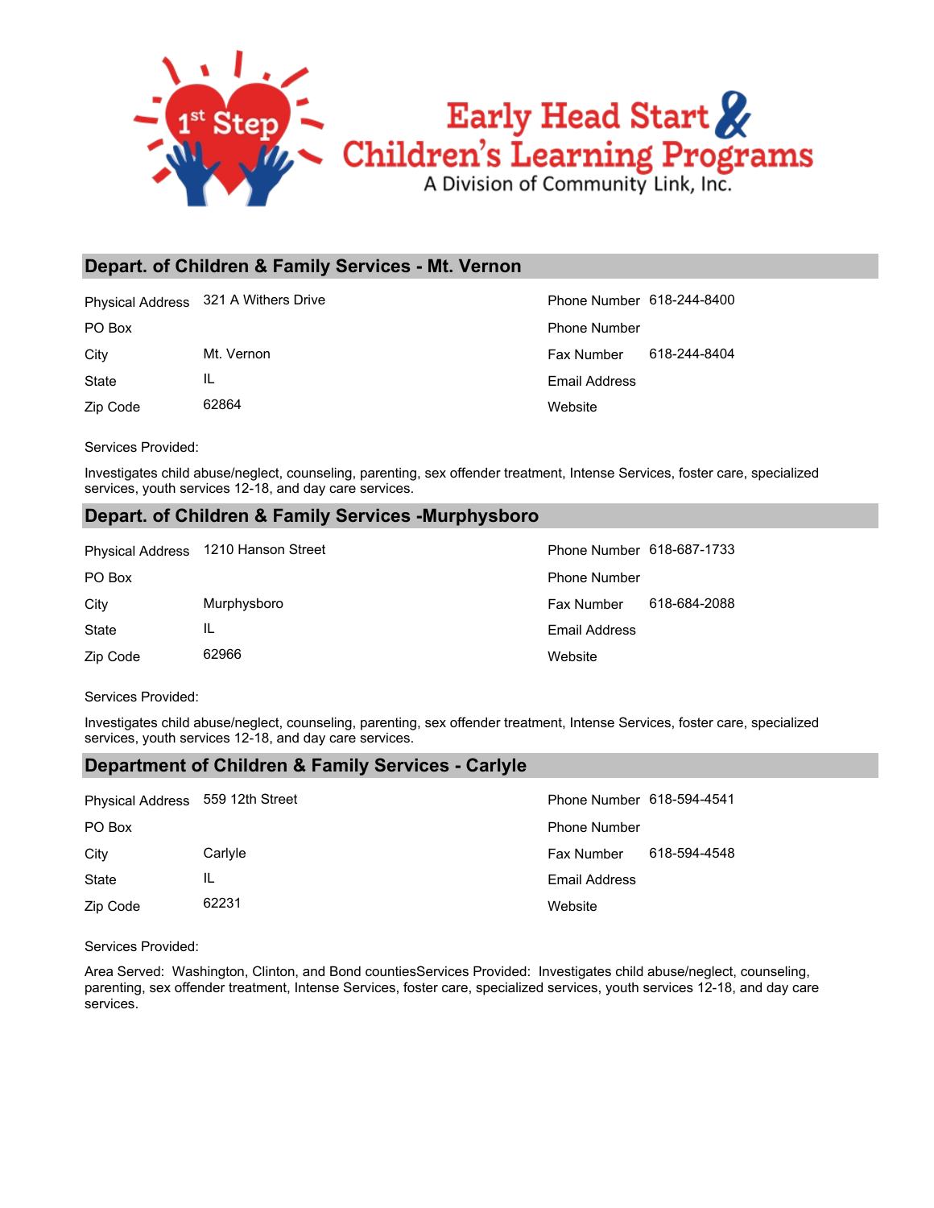## Depart. of Children & Family Services - Mt. Vernon

| | | | |
|---|---|---|---|
| Physical Address | 321 A Withers Drive | Phone Number | 618-244-8400 |
| PO Box | | Phone Number | |
| City | Mt. Vernon | Fax Number | 618-244-8404 |
| State | IL | Email Address | |
| Zip Code | 62864 | Website | |

Services Provided:

Investigates child abuse/neglect, counseling, parenting, sex offender treatment, Intense Services, foster care, specialized services, youth services 12-18, and day care services.

## Depart. of Children & Family Services -Murphysboro

| | | | |
|---|---|---|---|
| Physical Address | 1210 Hanson Street | Phone Number | 618-687-1733 |
| PO Box | | Phone Number | |
| City | Murphysboro | Fax Number | 618-684-2088 |
| State | IL | Email Address | |
| Zip Code | 62966 | Website | |

Services Provided:

Investigates child abuse/neglect, counseling, parenting, sex offender treatment, Intense Services, foster care, specialized services, youth services 12-18, and day care services.

## Department of Children & Family Services - Carlyle

| | | | |
|---|---|---|---|
| Physical Address | 559 12th Street | Phone Number | 618-594-4541 |
| PO Box | | Phone Number | |
| City | Carlyle | Fax Number | 618-594-4548 |
| State | IL | Email Address | |
| Zip Code | 62231 | Website | |

Services Provided:

Area Served: Washington, Clinton, and Bond countiesServices Provided: Investigates child abuse/neglect, counseling, parenting, sex offender treatment, Intense Services, foster care, specialized services, youth services 12-18, and day care services.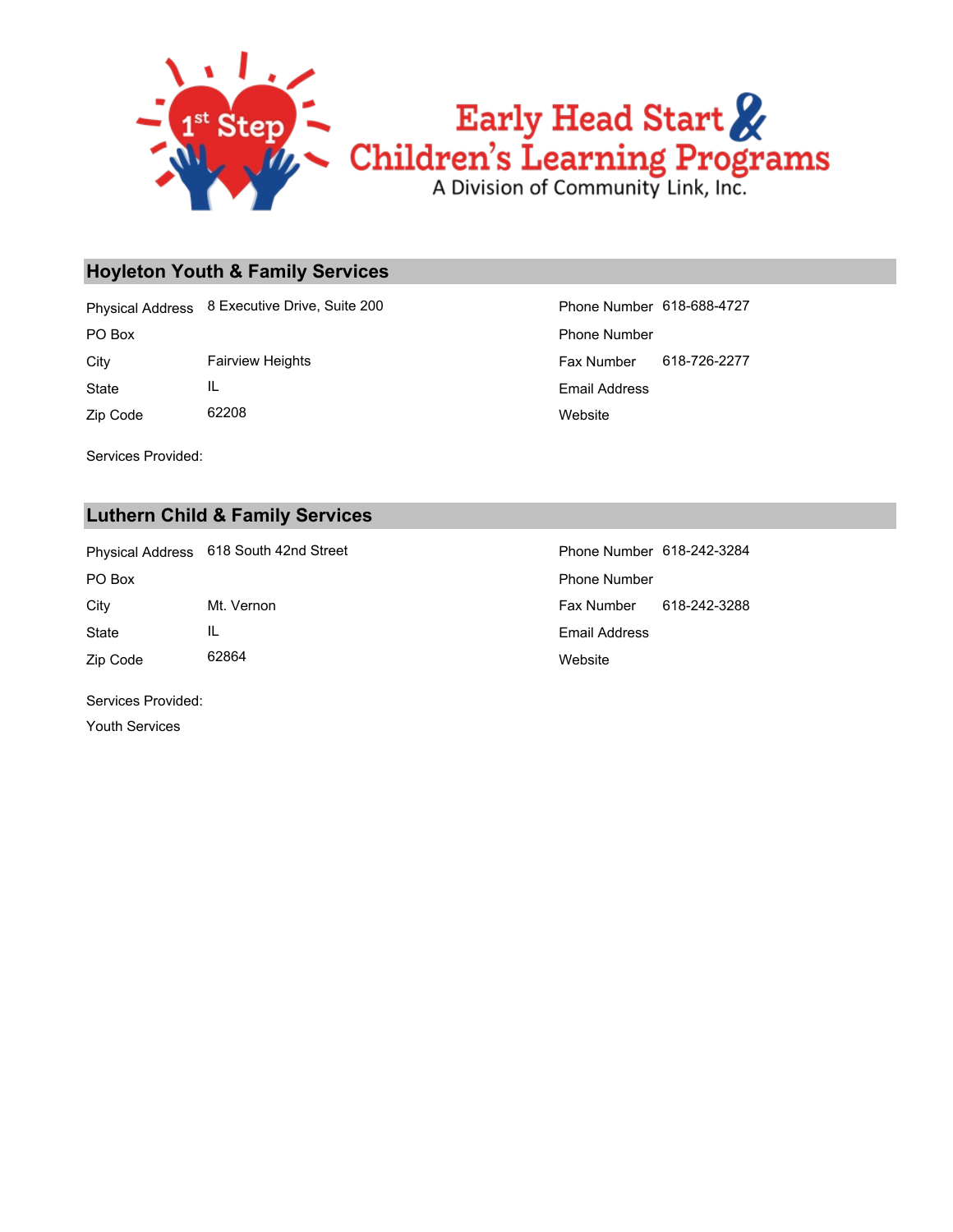## Hoyleton Youth & Family Services

| | | | |
|---|---|---|---|
| Physical Address | 8 Executive Drive, Suite 200 | Phone Number | 618-688-4727 |
| PO Box | | Phone Number | |
| City | Fairview Heights | Fax Number | 618-726-2277 |
| State | IL | Email Address | |
| Zip Code | 62208 | Website | |

Services Provided:

## Luthern Child & Family Services

| | | | |
|---|---|---|---|
| Physical Address | 618 South 42nd Street | Phone Number | 618-242-3284 |
| PO Box | | Phone Number | |
| City | Mt. Vernon | Fax Number | 618-242-3288 |
| State | IL | Email Address | |
| Zip Code | 62864 | Website | |

Services Provided:

Youth Services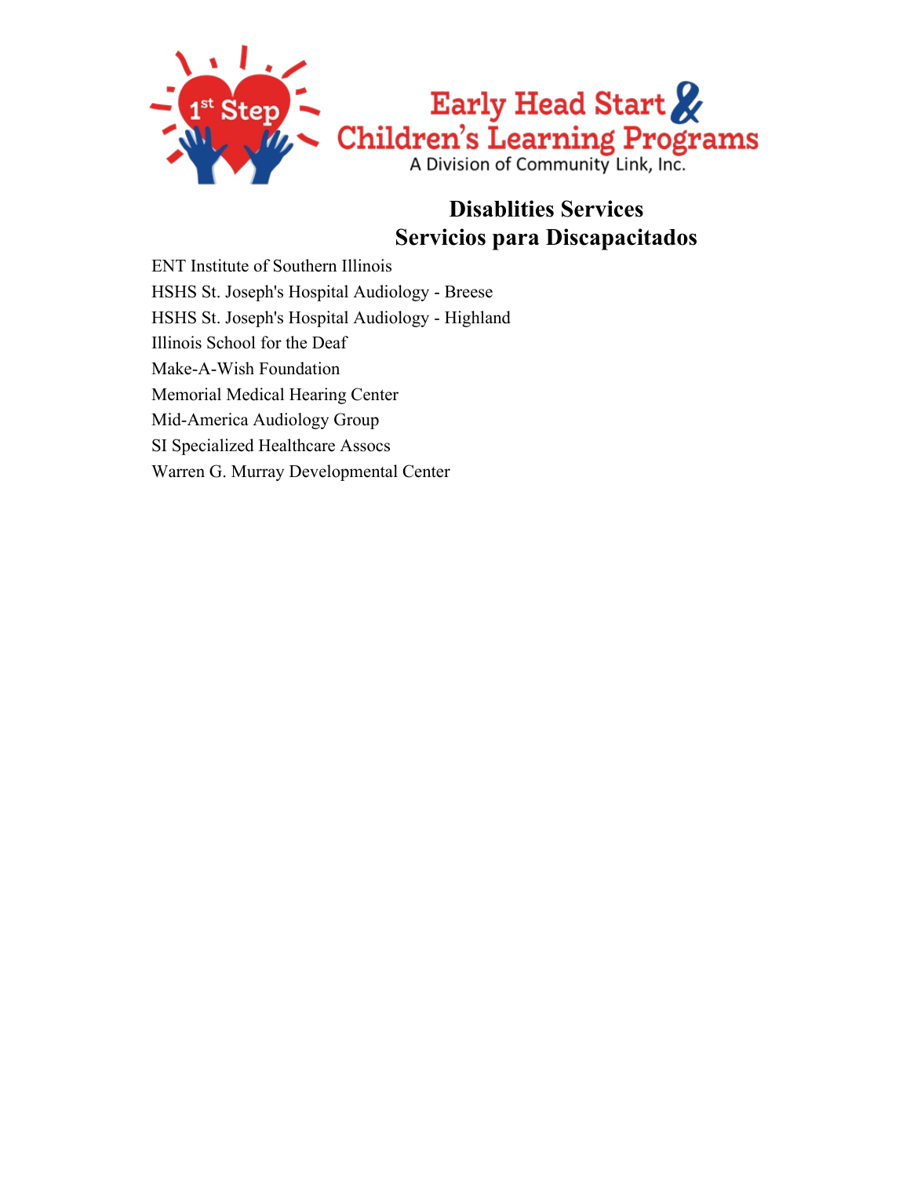Early Head Start & Children's Learning Programs
A Division of Community Link, Inc.

# Disablities Services
# Servicios para Discapacitados

ENT Institute of Southern Illinois
HSHS St. Joseph's Hospital Audiology - Breese
HSHS St. Joseph's Hospital Audiology - Highland
Illinois School for the Deaf
Make-A-Wish Foundation
Memorial Medical Hearing Center
Mid-America Audiology Group
SI Specialized Healthcare Assocs
Warren G. Murray Developmental Center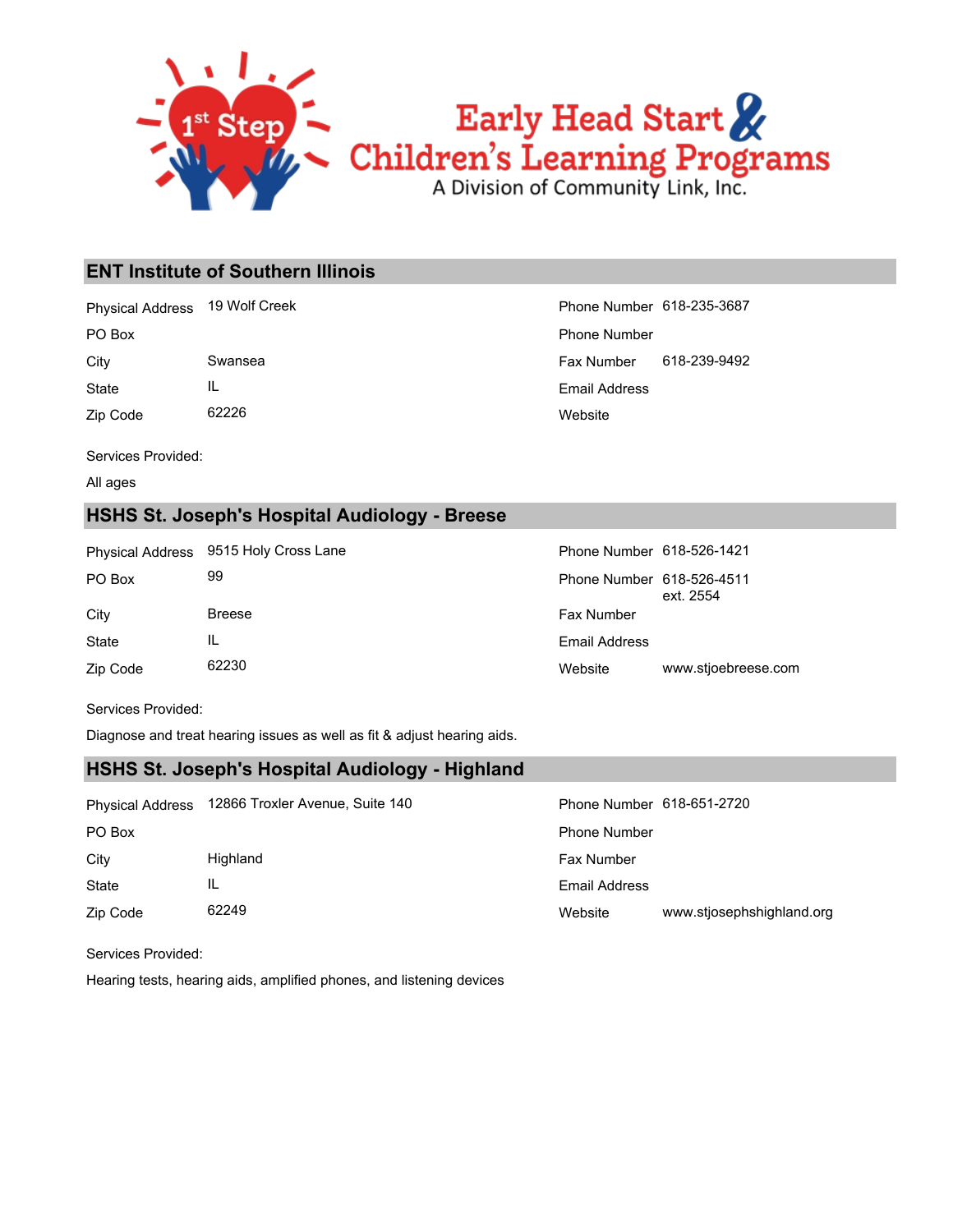## ENT Institute of Southern Illinois

| | | | |
|---|---|---|---|
| Physical Address | 19 Wolf Creek | Phone Number | 618-235-3687 |
| PO Box | | Phone Number | |
| City | Swansea | Fax Number | 618-239-9492 |
| State | IL | Email Address | |
| Zip Code | 62226 | Website | |

Services Provided:

All ages

## HSHS St. Joseph's Hospital Audiology - Breese

| | | | |
|---|---|---|---|
| Physical Address | 9515 Holy Cross Lane | Phone Number | 618-526-1421 |
| PO Box | 99 | Phone Number | 618-526-4511 ext. 2554 |
| City | Breese | Fax Number | |
| State | IL | Email Address | |
| Zip Code | 62230 | Website | www.stjoebreese.com |

Services Provided:

Diagnose and treat hearing issues as well as fit & adjust hearing aids.

## HSHS St. Joseph's Hospital Audiology - Highland

| | | | |
|---|---|---|---|
| Physical Address | 12866 Troxler Avenue, Suite 140 | Phone Number | 618-651-2720 |
| PO Box | | Phone Number | |
| City | Highland | Fax Number | |
| State | IL | Email Address | |
| Zip Code | 62249 | Website | www.stjosephshighland.org |

Services Provided:

Hearing tests, hearing aids, amplified phones, and listening devices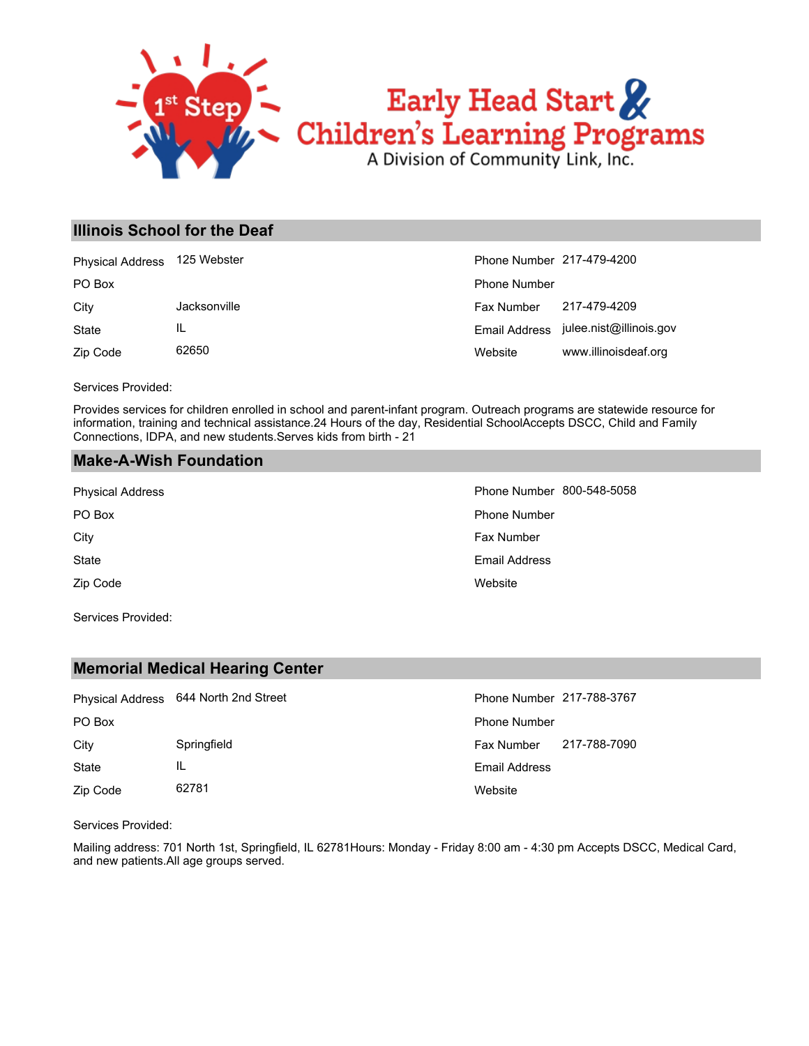Early Head Start & Children's Learning Programs

A Division of Community Link, Inc.

## Illinois School for the Deaf

| | | | |
|---|---|---|---|
| Physical Address | 125 Webster | Phone Number | 217-479-4200 |
| PO Box | | Phone Number | |
| City | Jacksonville | Fax Number | 217-479-4209 |
| State | IL | Email Address | julee.nist@illinois.gov |
| Zip Code | 62650 | Website | www.illinoisdeaf.org |

Services Provided:

Provides services for children enrolled in school and parent-infant program. Outreach programs are statewide resource for information, training and technical assistance.24 Hours of the day, Residential SchoolAccepts DSCC, Child and Family Connections, IDPA, and new students.Serves kids from birth - 21

## Make-A-Wish Foundation

| | | | |
|---|---|---|---|
| Physical Address | | Phone Number | 800-548-5058 |
| PO Box | | Phone Number | |
| City | | Fax Number | |
| State | | Email Address | |
| Zip Code | | Website | |

Services Provided:

## Memorial Medical Hearing Center

| | | | |
|---|---|---|---|
| Physical Address | 644 North 2nd Street | Phone Number | 217-788-3767 |
| PO Box | | Phone Number | |
| City | Springfield | Fax Number | 217-788-7090 |
| State | IL | Email Address | |
| Zip Code | 62781 | Website | |

Services Provided:

Mailing address: 701 North 1st, Springfield, IL 62781Hours: Monday - Friday 8:00 am - 4:30 pm Accepts DSCC, Medical Card, and new patients.All age groups served.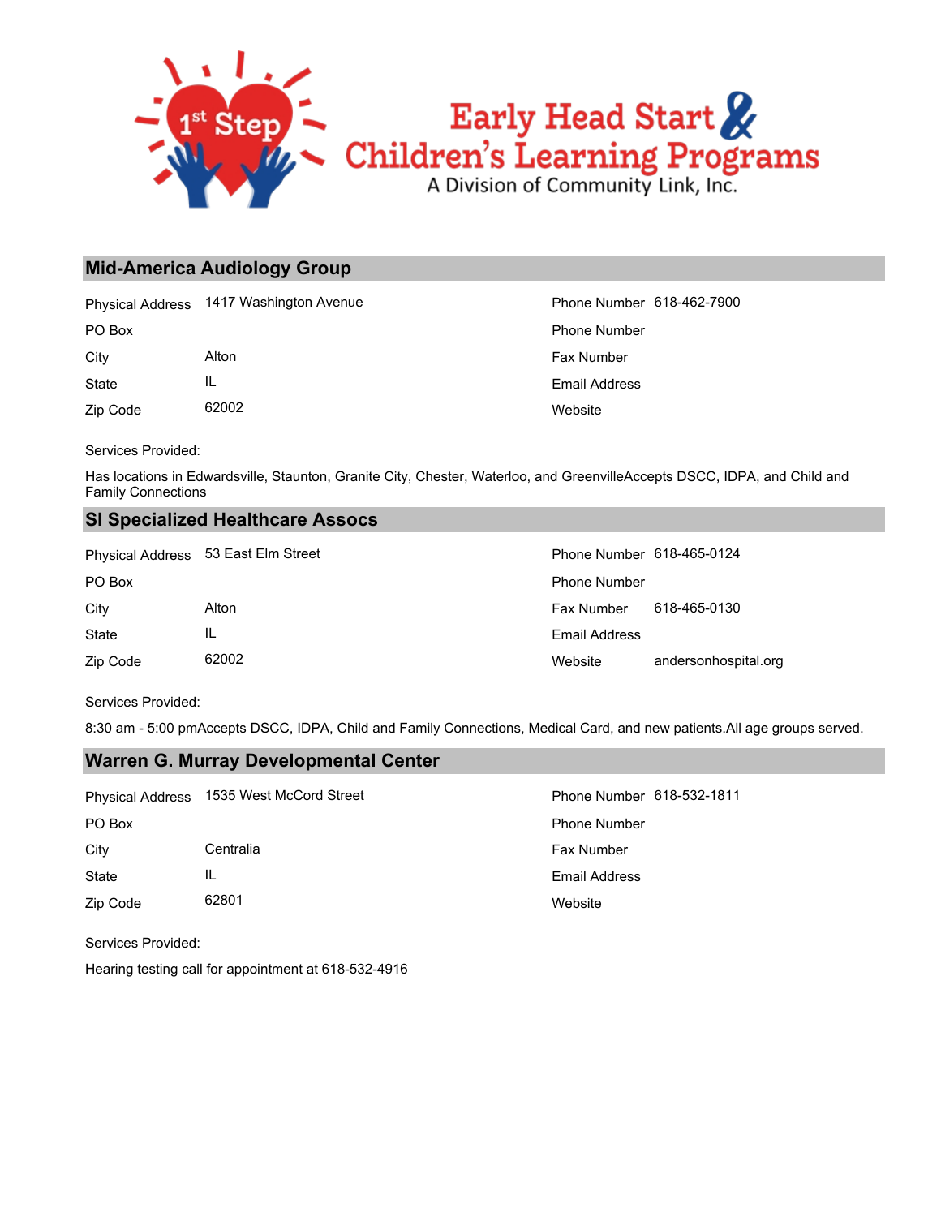Early Head Start & Children's Learning Programs

A Division of Community Link, Inc.

## Mid-America Audiology Group

| | | | |
|---|---|---|---|
| Physical Address | 1417 Washington Avenue | Phone Number | 618-462-7900 |
| PO Box | | Phone Number | |
| City | Alton | Fax Number | |
| State | IL | Email Address | |
| Zip Code | 62002 | Website | |

Services Provided:

Has locations in Edwardsville, Staunton, Granite City, Chester, Waterloo, and GreenvilleAccepts DSCC, IDPA, and Child and Family Connections

## SI Specialized Healthcare Assocs

| | | | |
|---|---|---|---|
| Physical Address | 53 East Elm Street | Phone Number | 618-465-0124 |
| PO Box | | Phone Number | |
| City | Alton | Fax Number | 618-465-0130 |
| State | IL | Email Address | |
| Zip Code | 62002 | Website | andersonhospital.org |

Services Provided:

8:30 am - 5:00 pmAccepts DSCC, IDPA, Child and Family Connections, Medical Card, and new patients.All age groups served.

## Warren G. Murray Developmental Center

| | | | |
|---|---|---|---|
| Physical Address | 1535 West McCord Street | Phone Number | 618-532-1811 |
| PO Box | | Phone Number | |
| City | Centralia | Fax Number | |
| State | IL | Email Address | |
| Zip Code | 62801 | Website | |

Services Provided:

Hearing testing call for appointment at 618-532-4916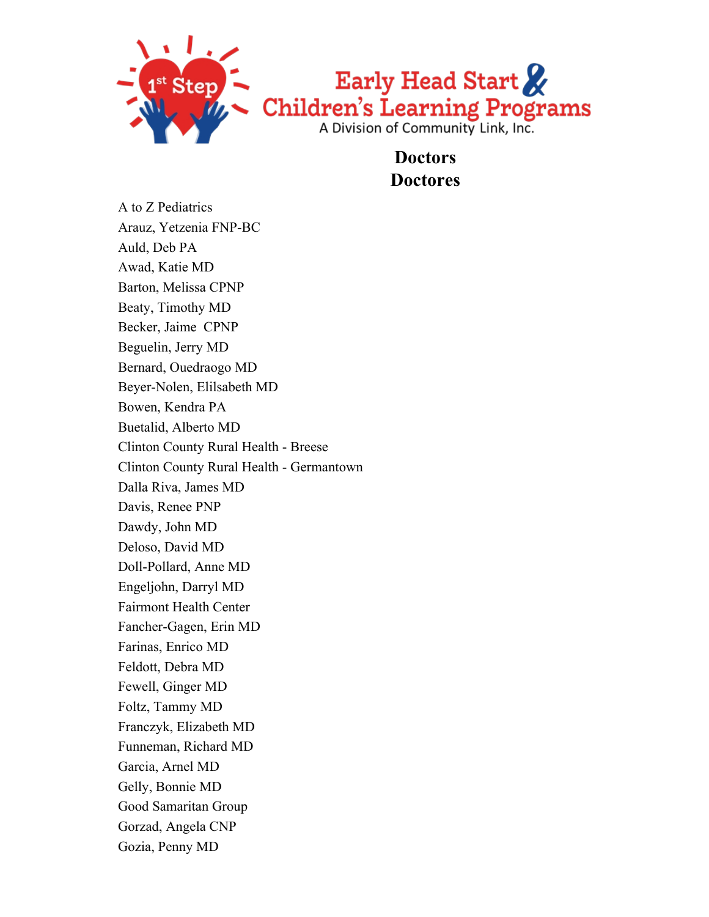Early Head Start & Children's Learning Programs

A Division of Community Link, Inc.

# Doctors
# Doctores

A to Z Pediatrics
Arauz, Yetzenia FNP-BC
Auld, Deb PA
Awad, Katie MD
Barton, Melissa CPNP
Beaty, Timothy MD
Becker, Jaime CPNP
Beguelin, Jerry MD
Bernard, Ouedraogo MD
Beyer-Nolen, Elilsabeth MD
Bowen, Kendra PA
Buetalid, Alberto MD
Clinton County Rural Health - Breese
Clinton County Rural Health - Germantown
Dalla Riva, James MD
Davis, Renee PNP
Dawdy, John MD
Deloso, David MD
Doll-Pollard, Anne MD
Engeljohn, Darryl MD
Fairmont Health Center
Fancher-Gagen, Erin MD
Farinas, Enrico MD
Feldott, Debra MD
Fewell, Ginger MD
Foltz, Tammy MD
Franczyk, Elizabeth MD
Funneman, Richard MD
Garcia, Arnel MD
Gelly, Bonnie MD
Good Samaritan Group
Gorzad, Angela CNP
Gozia, Penny MD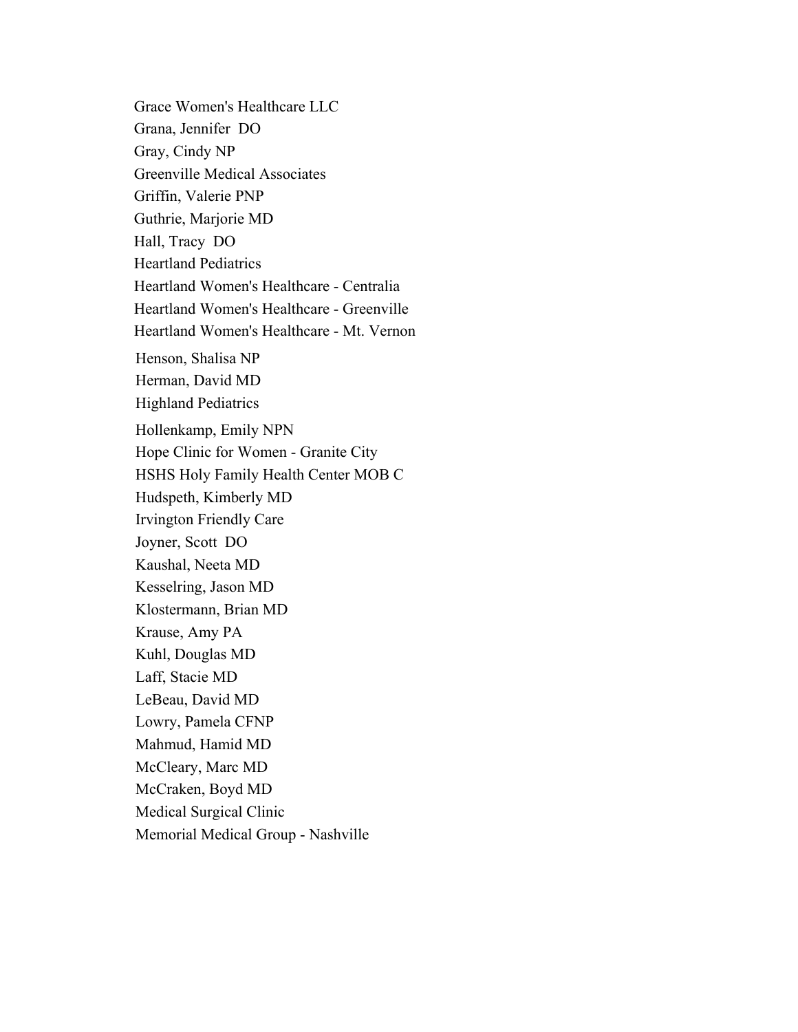Grace Women's Healthcare LLC
Grana, Jennifer DO
Gray, Cindy NP
Greenville Medical Associates
Griffin, Valerie PNP
Guthrie, Marjorie MD
Hall, Tracy DO
Heartland Pediatrics
Heartland Women's Healthcare - Centralia
Heartland Women's Healthcare - Greenville
Heartland Women's Healthcare - Mt. Vernon
Henson, Shalisa NP
Herman, David MD
Highland Pediatrics
Hollenkamp, Emily NPN
Hope Clinic for Women - Granite City
HSHS Holy Family Health Center MOB C
Hudspeth, Kimberly MD
Irvington Friendly Care
Joyner, Scott DO
Kaushal, Neeta MD
Kesselring, Jason MD
Klostermann, Brian MD
Krause, Amy PA
Kuhl, Douglas MD
Laff, Stacie MD
LeBeau, David MD
Lowry, Pamela CFNP
Mahmud, Hamid MD
McCleary, Marc MD
McCraken, Boyd MD
Medical Surgical Clinic
Memorial Medical Group - Nashville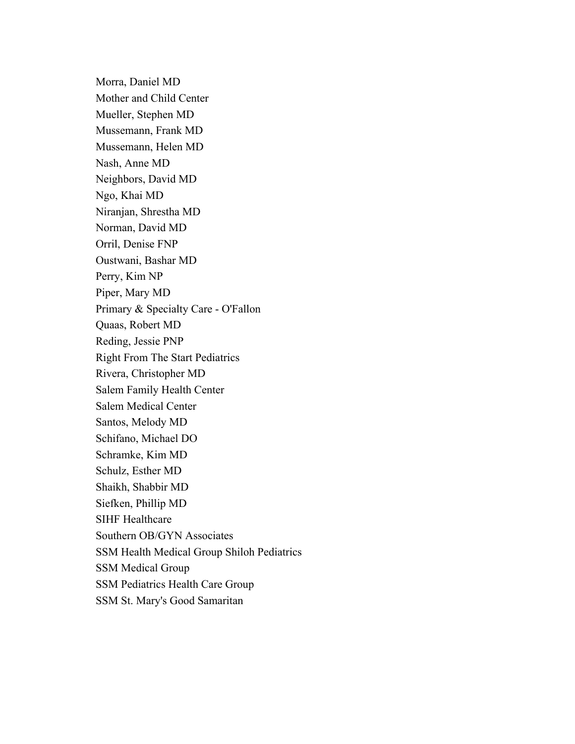Morra, Daniel MD
Mother and Child Center
Mueller, Stephen MD
Mussemann, Frank MD
Mussemann, Helen MD
Nash, Anne MD
Neighbors, David MD
Ngo, Khai MD
Niranjan, Shrestha MD
Norman, David MD
Orril, Denise FNP
Oustwani, Bashar MD
Perry, Kim NP
Piper, Mary MD
Primary & Specialty Care - O'Fallon
Quaas, Robert MD
Reding, Jessie PNP
Right From The Start Pediatrics
Rivera, Christopher MD
Salem Family Health Center
Salem Medical Center
Santos, Melody MD
Schifano, Michael DO
Schramke, Kim MD
Schulz, Esther MD
Shaikh, Shabbir MD
Siefken, Phillip MD
SIHF Healthcare
Southern OB/GYN Associates
SSM Health Medical Group Shiloh Pediatrics
SSM Medical Group
SSM Pediatrics Health Care Group
SSM St. Mary's Good Samaritan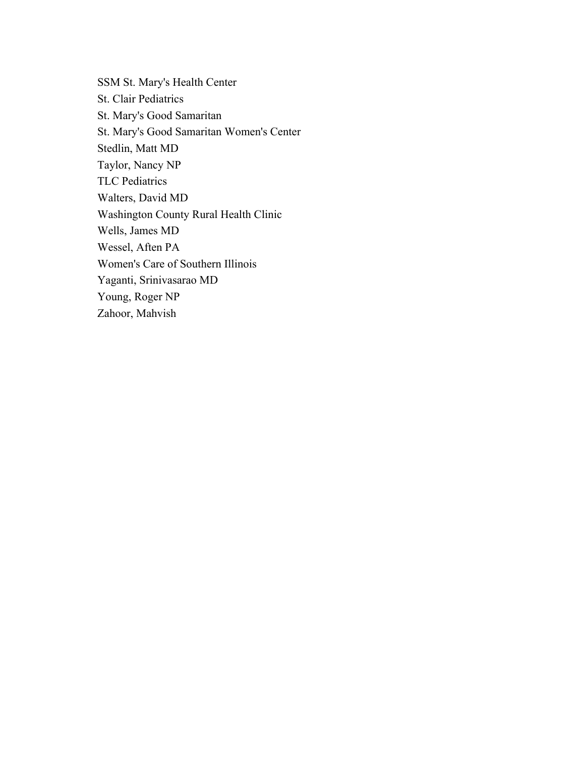SSM St. Mary's Health Center
St. Clair Pediatrics
St. Mary's Good Samaritan
St. Mary's Good Samaritan Women's Center
Stedlin, Matt MD
Taylor, Nancy NP
TLC Pediatrics
Walters, David MD
Washington County Rural Health Clinic
Wells, James MD
Wessel, Aften PA
Women's Care of Southern Illinois
Yaganti, Srinivasarao MD
Young, Roger NP
Zahoor, Mahvish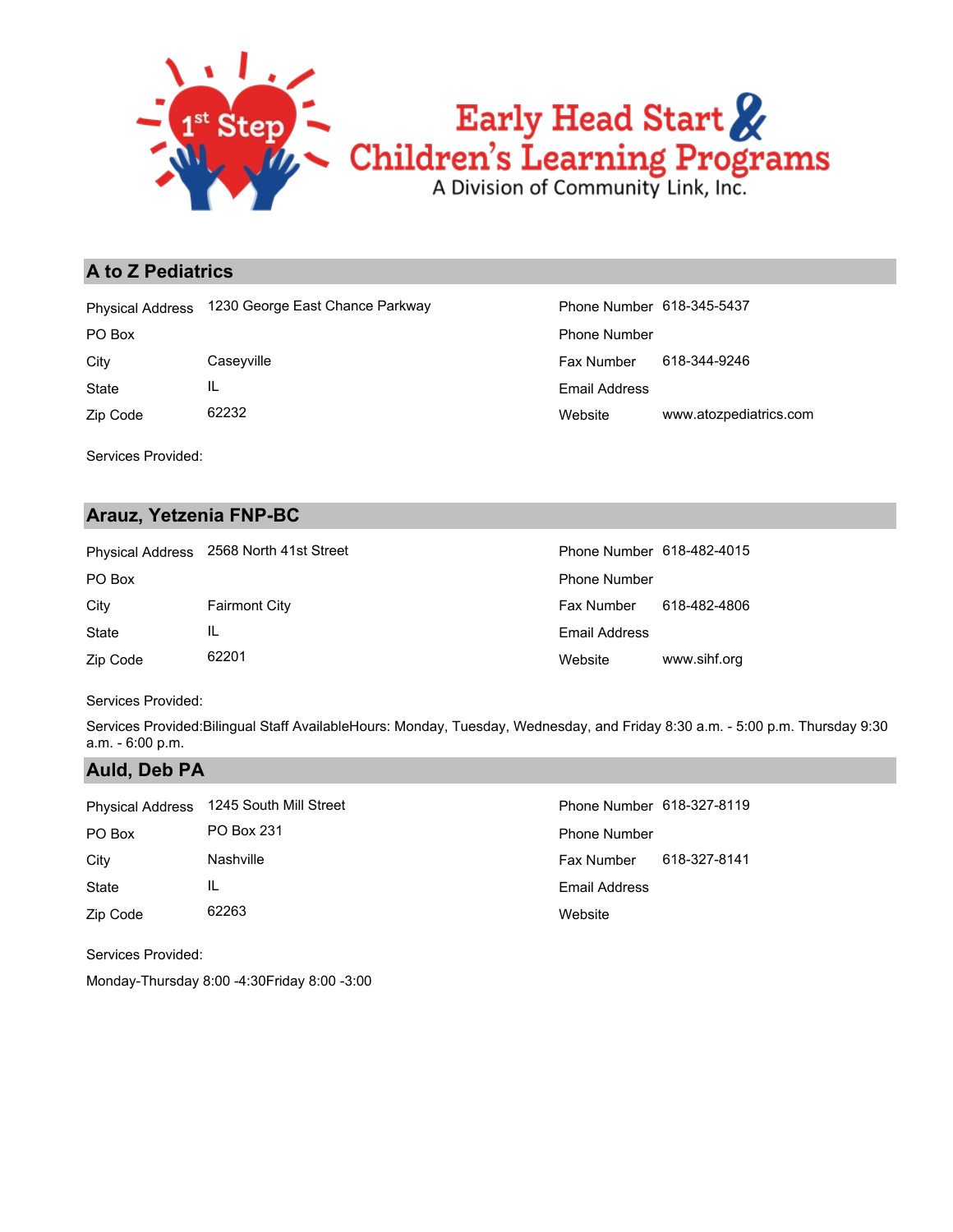## A to Z Pediatrics

| | | | |
|---|---|---|---|
| Physical Address | 1230 George East Chance Parkway | Phone Number | 618-345-5437 |
| PO Box | | Phone Number | |
| City | Caseyville | Fax Number | 618-344-9246 |
| State | IL | Email Address | |
| Zip Code | 62232 | Website | www.atozpediatrics.com |

Services Provided:

## Arauz, Yetzenia FNP-BC

| | | | |
|---|---|---|---|
| Physical Address | 2568 North 41st Street | Phone Number | 618-482-4015 |
| PO Box | | Phone Number | |
| City | Fairmont City | Fax Number | 618-482-4806 |
| State | IL | Email Address | |
| Zip Code | 62201 | Website | www.sihf.org |

Services Provided:

Services Provided:Bilingual Staff AvailableHours: Monday, Tuesday, Wednesday, and Friday 8:30 a.m. - 5:00 p.m. Thursday 9:30 a.m. - 6:00 p.m.

## Auld, Deb PA

| | | | |
|---|---|---|---|
| Physical Address | 1245 South Mill Street | Phone Number | 618-327-8119 |
| PO Box | PO Box 231 | Phone Number | |
| City | Nashville | Fax Number | 618-327-8141 |
| State | IL | Email Address | |
| Zip Code | 62263 | Website | |

Services Provided:

Monday-Thursday 8:00 -4:30Friday 8:00 -3:00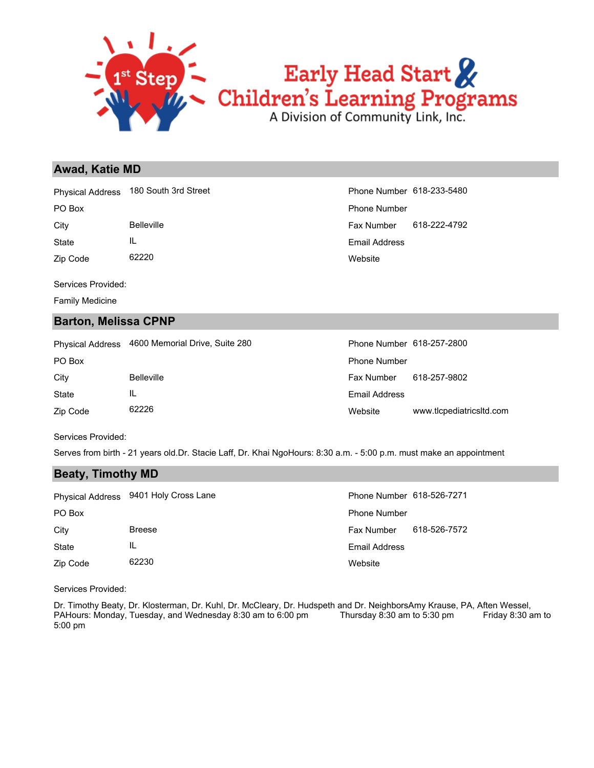## Awad, Katie MD

| | | | |
|---|---|---|---|
| Physical Address | 180 South 3rd Street | Phone Number | 618-233-5480 |
| PO Box | | Phone Number | |
| City | Belleville | Fax Number | 618-222-4792 |
| State | IL | Email Address | |
| Zip Code | 62220 | Website | |

Services Provided:

Family Medicine

## Barton, Melissa CPNP

| | | | |
|---|---|---|---|
| Physical Address | 4600 Memorial Drive, Suite 280 | Phone Number | 618-257-2800 |
| PO Box | | Phone Number | |
| City | Belleville | Fax Number | 618-257-9802 |
| State | IL | Email Address | |
| Zip Code | 62226 | Website | www.tlcpediatricsltd.com |

Services Provided:

Serves from birth - 21 years old.Dr. Stacie Laff, Dr. Khai NgoHours: 8:30 a.m. - 5:00 p.m. must make an appointment

## Beaty, Timothy MD

| | | | |
|---|---|---|---|
| Physical Address | 9401 Holy Cross Lane | Phone Number | 618-526-7271 |
| PO Box | | Phone Number | |
| City | Breese | Fax Number | 618-526-7572 |
| State | IL | Email Address | |
| Zip Code | 62230 | Website | |

Services Provided:

Dr. Timothy Beaty, Dr. Klosterman, Dr. Kuhl, Dr. McCleary, Dr. Hudspeth and Dr. NeighborsAmy Krause, PA, Aften Wessel, PAHours: Monday, Tuesday, and Wednesday 8:30 am to 6:00 pm Thursday 8:30 am to 5:30 pm Friday 8:30 am to 5:00 pm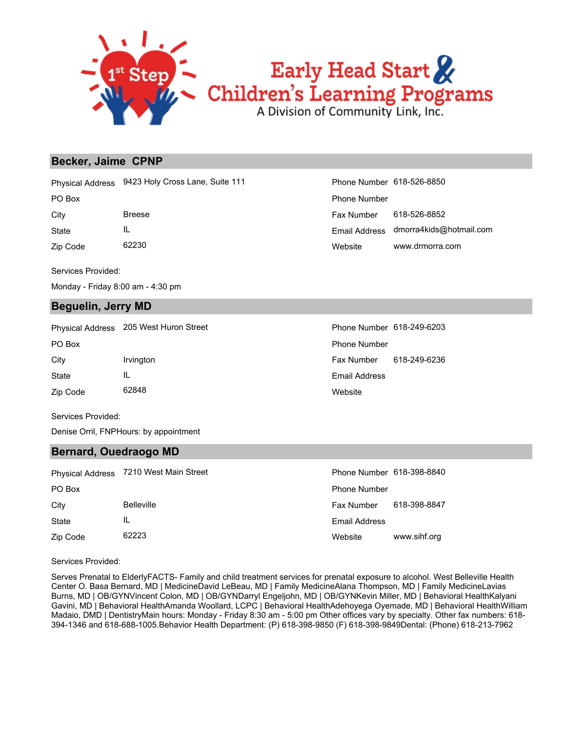**Early Head Start & Children's Learning Programs**

A Division of Community Link, Inc.

## Becker, Jaime CPNP

| | | | |
|---|---|---|---|
| Physical Address | 9423 Holy Cross Lane, Suite 111 | Phone Number | 618-526-8850 |
| PO Box | | Phone Number | |
| City | Breese | Fax Number | 618-526-8852 |
| State | IL | Email Address | dmorra4kids@hotmail.com |
| Zip Code | 62230 | Website | www.drmorra.com |

Services Provided:

Monday - Friday 8:00 am - 4:30 pm

## Beguelin, Jerry MD

| | | | |
|---|---|---|---|
| Physical Address | 205 West Huron Street | Phone Number | 618-249-6203 |
| PO Box | | Phone Number | |
| City | Irvington | Fax Number | 618-249-6236 |
| State | IL | Email Address | |
| Zip Code | 62848 | Website | |

Services Provided:

Denise Orril, FNPHours: by appointment

## Bernard, Ouedraogo MD

| | | | |
|---|---|---|---|
| Physical Address | 7210 West Main Street | Phone Number | 618-398-8840 |
| PO Box | | Phone Number | |
| City | Belleville | Fax Number | 618-398-8847 |
| State | IL | Email Address | |
| Zip Code | 62223 | Website | www.sihf.org |

Services Provided:

Serves Prenatal to ElderlyFACTS- Family and child treatment services for prenatal exposure to alcohol. West Belleville Health Center O. Basa Bernard, MD | MedicineDavid LeBeau, MD | Family MedicineAlana Thompson, MD | Family MedicineLavias Burns, MD | OB/GYNVincent Colon, MD | OB/GYNDarryl Engeljohn, MD | OB/GYNKevin Miller, MD | Behavioral HealthKalyani Gavini, MD | Behavioral HealthAmanda Woollard, LCPC | Behavioral HealthAdehoyega Oyemade, MD | Behavioral HealthWilliam Madaio, DMD | DentistryMain hours: Monday - Friday 8:30 am - 5:00 pm Other offices vary by specialty. Other fax numbers: 618-394-1346 and 618-688-1005.Behavior Health Department: (P) 618-398-9850 (F) 618-398-9849Dental: (Phone) 618-213-7962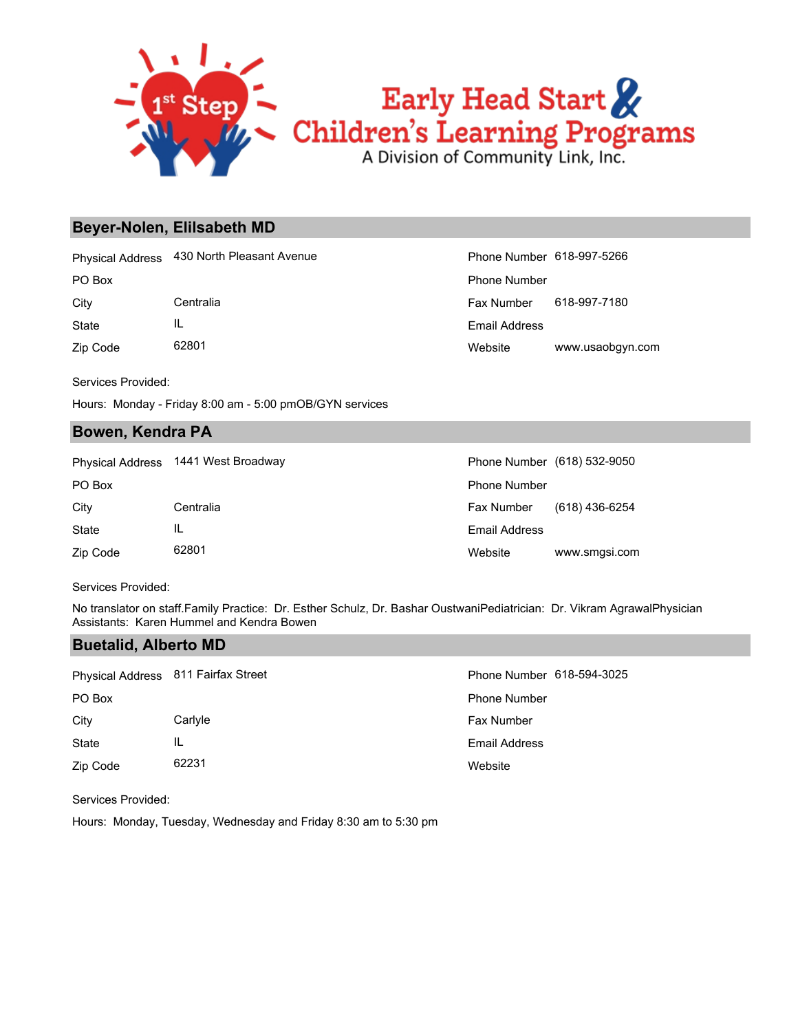## Beyer-Nolen, Elilsabeth MD

| | | | |
|---|---|---|---|
| Physical Address | 430 North Pleasant Avenue | Phone Number | 618-997-5266 |
| PO Box | | Phone Number | |
| City | Centralia | Fax Number | 618-997-7180 |
| State | IL | Email Address | |
| Zip Code | 62801 | Website | www.usaobgyn.com |

Services Provided:

Hours: Monday - Friday 8:00 am - 5:00 pmOB/GYN services

## Bowen, Kendra PA

| | | | |
|---|---|---|---|
| Physical Address | 1441 West Broadway | Phone Number | (618) 532-9050 |
| PO Box | | Phone Number | |
| City | Centralia | Fax Number | (618) 436-6254 |
| State | IL | Email Address | |
| Zip Code | 62801 | Website | www.smgsi.com |

Services Provided:

No translator on staff.Family Practice: Dr. Esther Schulz, Dr. Bashar OustwaniPediatrician: Dr. Vikram AgrawalPhysician Assistants: Karen Hummel and Kendra Bowen

## Buetalid, Alberto MD

| | | | |
|---|---|---|---|
| Physical Address | 811 Fairfax Street | Phone Number | 618-594-3025 |
| PO Box | | Phone Number | |
| City | Carlyle | Fax Number | |
| State | IL | Email Address | |
| Zip Code | 62231 | Website | |

Services Provided:

Hours: Monday, Tuesday, Wednesday and Friday 8:30 am to 5:30 pm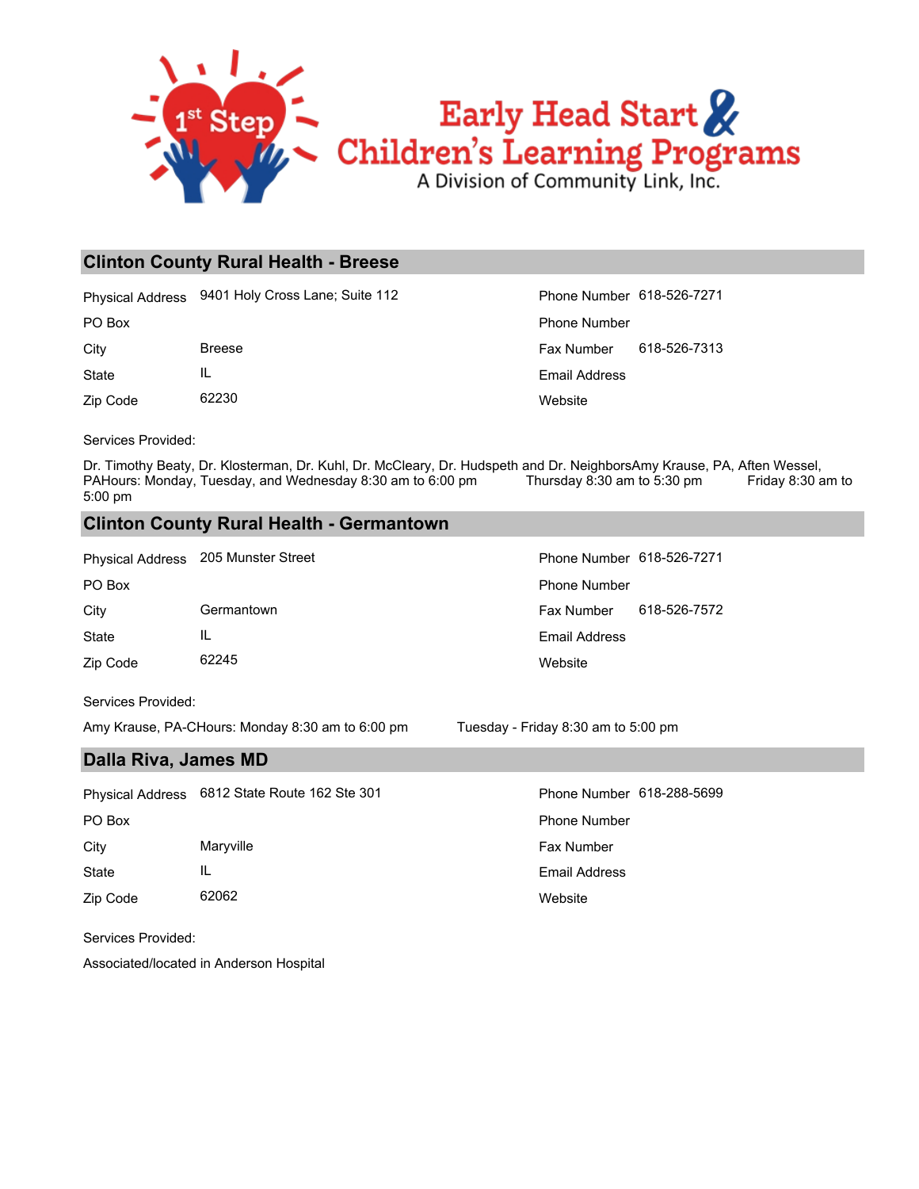# 1st Step Early Head Start & Children's Learning Programs

A Division of Community Link, Inc.

## Clinton County Rural Health - Breese

| | | | |
|---|---|---|---|
| Physical Address | 9401 Holy Cross Lane; Suite 112 | Phone Number | 618-526-7271 |
| PO Box | | Phone Number | |
| City | Breese | Fax Number | 618-526-7313 |
| State | IL | Email Address | |
| Zip Code | 62230 | Website | |

Services Provided:

Dr. Timothy Beaty, Dr. Klosterman, Dr. Kuhl, Dr. McCleary, Dr. Hudspeth and Dr. NeighborsAmy Krause, PA, Aften Wessel, PAHours: Monday, Tuesday, and Wednesday 8:30 am to 6:00 pm Thursday 8:30 am to 5:30 pm Friday 8:30 am to 5:00 pm

## Clinton County Rural Health - Germantown

| | | | |
|---|---|---|---|
| Physical Address | 205 Munster Street | Phone Number | 618-526-7271 |
| PO Box | | Phone Number | |
| City | Germantown | Fax Number | 618-526-7572 |
| State | IL | Email Address | |
| Zip Code | 62245 | Website | |

Services Provided:

Amy Krause, PA-CHours: Monday 8:30 am to 6:00 pm Tuesday - Friday 8:30 am to 5:00 pm

## Dalla Riva, James MD

| | | | |
|---|---|---|---|
| Physical Address | 6812 State Route 162 Ste 301 | Phone Number | 618-288-5699 |
| PO Box | | Phone Number | |
| City | Maryville | Fax Number | |
| State | IL | Email Address | |
| Zip Code | 62062 | Website | |

Services Provided:

Associated/located in Anderson Hospital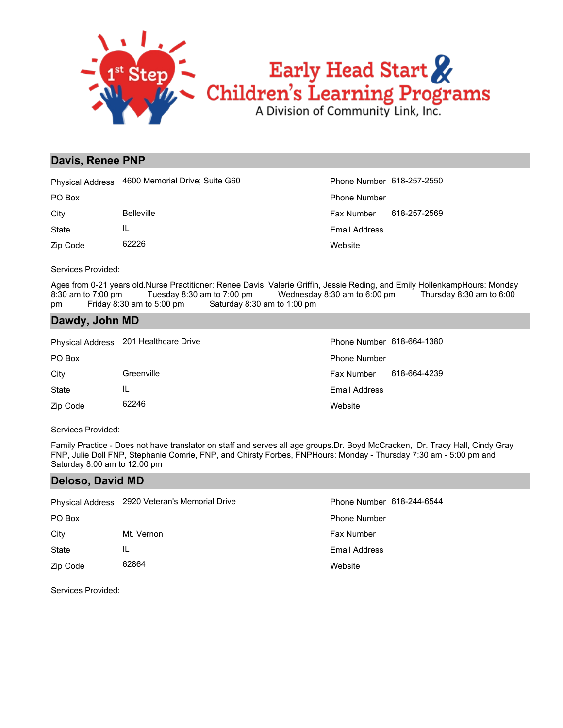# Early Head Start & Children's Learning Programs

A Division of Community Link, Inc.

## Davis, Renee PNP

| | | | |
|---|---|---|---|
| Physical Address | 4600 Memorial Drive; Suite G60 | Phone Number | 618-257-2550 |
| PO Box | | Phone Number | |
| City | Belleville | Fax Number | 618-257-2569 |
| State | IL | Email Address | |
| Zip Code | 62226 | Website | |

Services Provided:

Ages from 0-21 years old.Nurse Practitioner: Renee Davis, Valerie Griffin, Jessie Reding, and Emily HollenkampHours: Monday 8:30 am to 7:00 pm Tuesday 8:30 am to 7:00 pm Wednesday 8:30 am to 6:00 pm Thursday 8:30 am to 6:00 pm Friday 8:30 am to 5:00 pm Saturday 8:30 am to 1:00 pm

## Dawdy, John MD

| | | | |
|---|---|---|---|
| Physical Address | 201 Healthcare Drive | Phone Number | 618-664-1380 |
| PO Box | | Phone Number | |
| City | Greenville | Fax Number | 618-664-4239 |
| State | IL | Email Address | |
| Zip Code | 62246 | Website | |

Services Provided:

Family Practice - Does not have translator on staff and serves all age groups.Dr. Boyd McCracken, Dr. Tracy Hall, Cindy Gray FNP, Julie Doll FNP, Stephanie Comrie, FNP, and Chirsty Forbes, FNPHours: Monday - Thursday 7:30 am - 5:00 pm and Saturday 8:00 am to 12:00 pm

## Deloso, David MD

| | | | |
|---|---|---|---|
| Physical Address | 2920 Veteran's Memorial Drive | Phone Number | 618-244-6544 |
| PO Box | | Phone Number | |
| City | Mt. Vernon | Fax Number | |
| State | IL | Email Address | |
| Zip Code | 62864 | Website | |

Services Provided: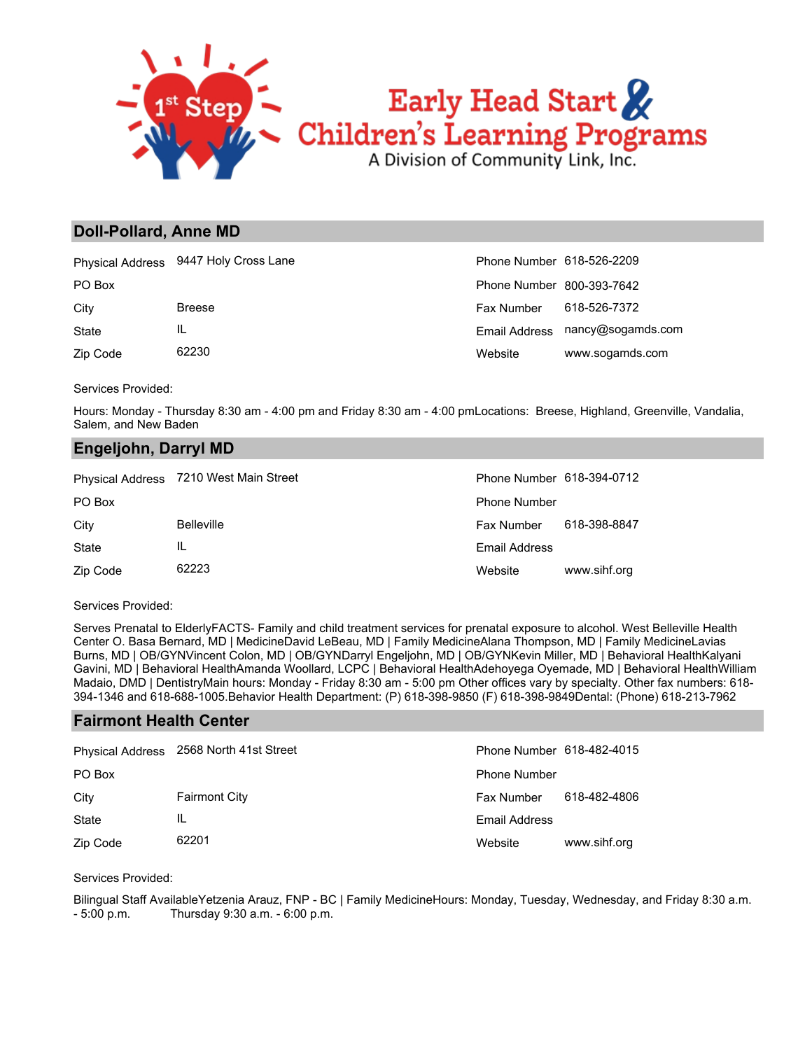## Doll-Pollard, Anne MD

| | | | |
|---|---|---|---|
| Physical Address | 9447 Holy Cross Lane | Phone Number | 618-526-2209 |
| PO Box | | Phone Number | 800-393-7642 |
| City | Breese | Fax Number | 618-526-7372 |
| State | IL | Email Address | nancy@sogamds.com |
| Zip Code | 62230 | Website | www.sogamds.com |

Services Provided:

Hours: Monday - Thursday 8:30 am - 4:00 pm and Friday 8:30 am - 4:00 pmLocations: Breese, Highland, Greenville, Vandalia, Salem, and New Baden

## Engeljohn, Darryl MD

| | | | |
|---|---|---|---|
| Physical Address | 7210 West Main Street | Phone Number | 618-394-0712 |
| PO Box | | Phone Number | |
| City | Belleville | Fax Number | 618-398-8847 |
| State | IL | Email Address | |
| Zip Code | 62223 | Website | www.sihf.org |

Services Provided:

Serves Prenatal to ElderlyFACTS- Family and child treatment services for prenatal exposure to alcohol. West Belleville Health Center O. Basa Bernard, MD | MedicineDavid LeBeau, MD | Family MedicineAlana Thompson, MD | Family MedicineLavias Burns, MD | OB/GYNVincent Colon, MD | OB/GYNDarryl Engeljohn, MD | OB/GYNKevin Miller, MD | Behavioral HealthKalyani Gavini, MD | Behavioral HealthAmanda Woollard, LCPC | Behavioral HealthAdehoyega Oyemade, MD | Behavioral HealthWilliam Madaio, DMD | DentistryMain hours: Monday - Friday 8:30 am - 5:00 pm Other offices vary by specialty. Other fax numbers: 618-394-1346 and 618-688-1005.Behavior Health Department: (P) 618-398-9850 (F) 618-398-9849Dental: (Phone) 618-213-7962

## Fairmont Health Center

| | | | |
|---|---|---|---|
| Physical Address | 2568 North 41st Street | Phone Number | 618-482-4015 |
| PO Box | | Phone Number | |
| City | Fairmont City | Fax Number | 618-482-4806 |
| State | IL | Email Address | |
| Zip Code | 62201 | Website | www.sihf.org |

Services Provided:

Bilingual Staff AvailableYetzenia Arauz, FNP - BC | Family MedicineHours: Monday, Tuesday, Wednesday, and Friday 8:30 a.m. - 5:00 p.m. Thursday 9:30 a.m. - 6:00 p.m.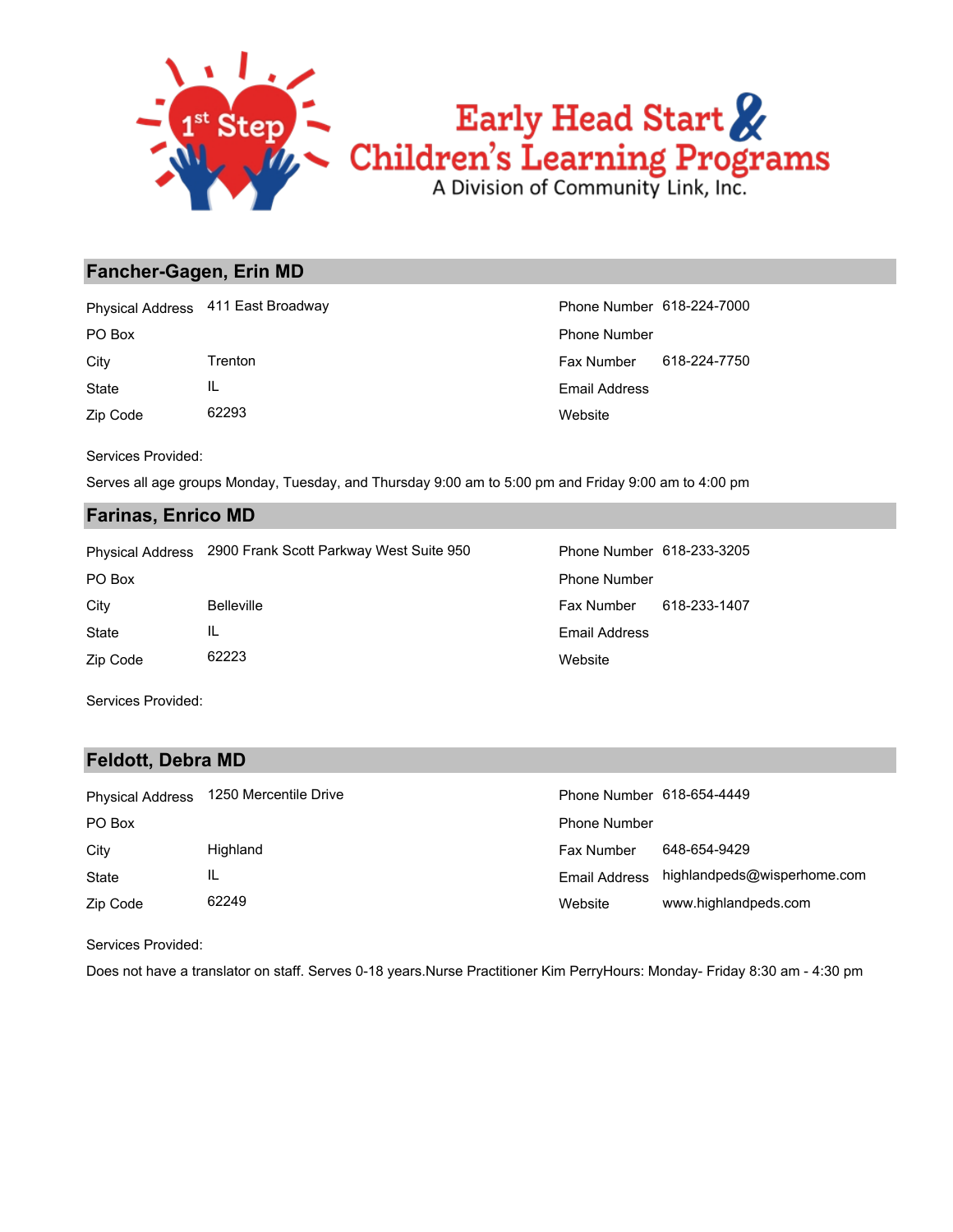## Fancher-Gagen, Erin MD

| | | | |
|---|---|---|---|
| Physical Address | 411 East Broadway | Phone Number | 618-224-7000 |
| PO Box | | Phone Number | |
| City | Trenton | Fax Number | 618-224-7750 |
| State | IL | Email Address | |
| Zip Code | 62293 | Website | |

Services Provided:

Serves all age groups Monday, Tuesday, and Thursday 9:00 am to 5:00 pm and Friday 9:00 am to 4:00 pm

## Farinas, Enrico MD

| | | | |
|---|---|---|---|
| Physical Address | 2900 Frank Scott Parkway West Suite 950 | Phone Number | 618-233-3205 |
| PO Box | | Phone Number | |
| City | Belleville | Fax Number | 618-233-1407 |
| State | IL | Email Address | |
| Zip Code | 62223 | Website | |

Services Provided:

## Feldott, Debra MD

| | | | |
|---|---|---|---|
| Physical Address | 1250 Mercentile Drive | Phone Number | 618-654-4449 |
| PO Box | | Phone Number | |
| City | Highland | Fax Number | 648-654-9429 |
| State | IL | Email Address | highlandpeds@wisperhome.com |
| Zip Code | 62249 | Website | www.highlandpeds.com |

Services Provided:

Does not have a translator on staff. Serves 0-18 years.Nurse Practitioner Kim PerryHours: Monday- Friday 8:30 am - 4:30 pm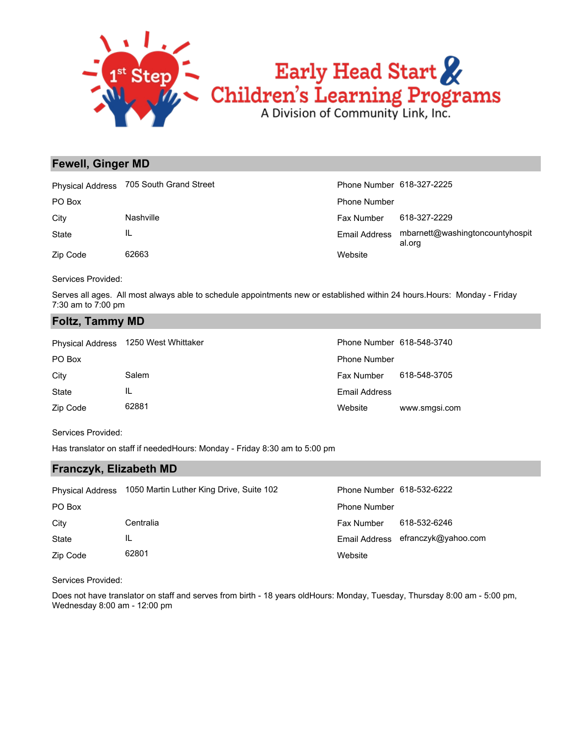# Early Head Start & Children's Learning Programs

A Division of Community Link, Inc.

## Fewell, Ginger MD

| | | | |
|---|---|---|---|
| Physical Address | 705 South Grand Street | Phone Number | 618-327-2225 |
| PO Box | | Phone Number | |
| City | Nashville | Fax Number | 618-327-2229 |
| State | IL | Email Address | mbarnett@washingtoncountyhospital.org |
| Zip Code | 62663 | Website | |

Services Provided:

Serves all ages.  All most always able to schedule appointments new or established within 24 hours.Hours:  Monday - Friday 7:30 am to 7:00 pm

## Foltz, Tammy MD

| | | | |
|---|---|---|---|
| Physical Address | 1250 West Whittaker | Phone Number | 618-548-3740 |
| PO Box | | Phone Number | |
| City | Salem | Fax Number | 618-548-3705 |
| State | IL | Email Address | |
| Zip Code | 62881 | Website | www.smgsi.com |

Services Provided:

Has translator on staff if neededHours: Monday - Friday 8:30 am to 5:00 pm

## Franczyk, Elizabeth MD

| | | | |
|---|---|---|---|
| Physical Address | 1050 Martin Luther King Drive, Suite 102 | Phone Number | 618-532-6222 |
| PO Box | | Phone Number | |
| City | Centralia | Fax Number | 618-532-6246 |
| State | IL | Email Address | efranczyk@yahoo.com |
| Zip Code | 62801 | Website | |

Services Provided:

Does not have translator on staff and serves from birth - 18 years oldHours: Monday, Tuesday, Thursday 8:00 am - 5:00 pm, Wednesday 8:00 am - 12:00 pm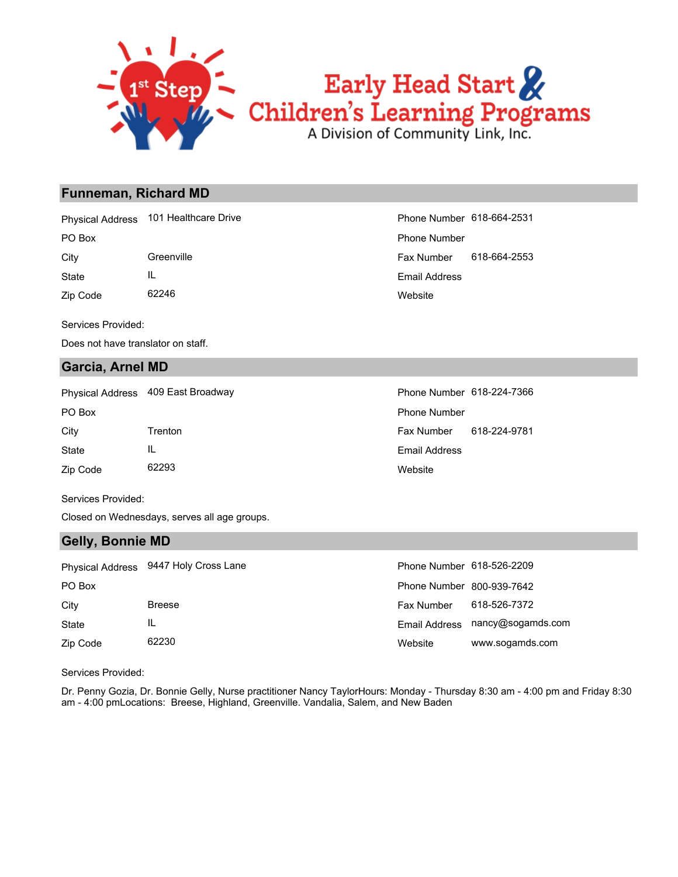# Early Head Start & Children's Learning Programs

A Division of Community Link, Inc.

## Funneman, Richard MD

| | | | |
|---|---|---|---|
| Physical Address | 101 Healthcare Drive | Phone Number | 618-664-2531 |
| PO Box | | Phone Number | |
| City | Greenville | Fax Number | 618-664-2553 |
| State | IL | Email Address | |
| Zip Code | 62246 | Website | |

Services Provided:

Does not have translator on staff.

## Garcia, Arnel MD

| | | | |
|---|---|---|---|
| Physical Address | 409 East Broadway | Phone Number | 618-224-7366 |
| PO Box | | Phone Number | |
| City | Trenton | Fax Number | 618-224-9781 |
| State | IL | Email Address | |
| Zip Code | 62293 | Website | |

Services Provided:

Closed on Wednesdays, serves all age groups.

## Gelly, Bonnie MD

| | | | |
|---|---|---|---|
| Physical Address | 9447 Holy Cross Lane | Phone Number | 618-526-2209 |
| PO Box | | Phone Number | 800-939-7642 |
| City | Breese | Fax Number | 618-526-7372 |
| State | IL | Email Address | nancy@sogamds.com |
| Zip Code | 62230 | Website | www.sogamds.com |

Services Provided:

Dr. Penny Gozia, Dr. Bonnie Gelly, Nurse practitioner Nancy TaylorHours: Monday - Thursday 8:30 am - 4:00 pm and Friday 8:30 am - 4:00 pmLocations: Breese, Highland, Greenville. Vandalia, Salem, and New Baden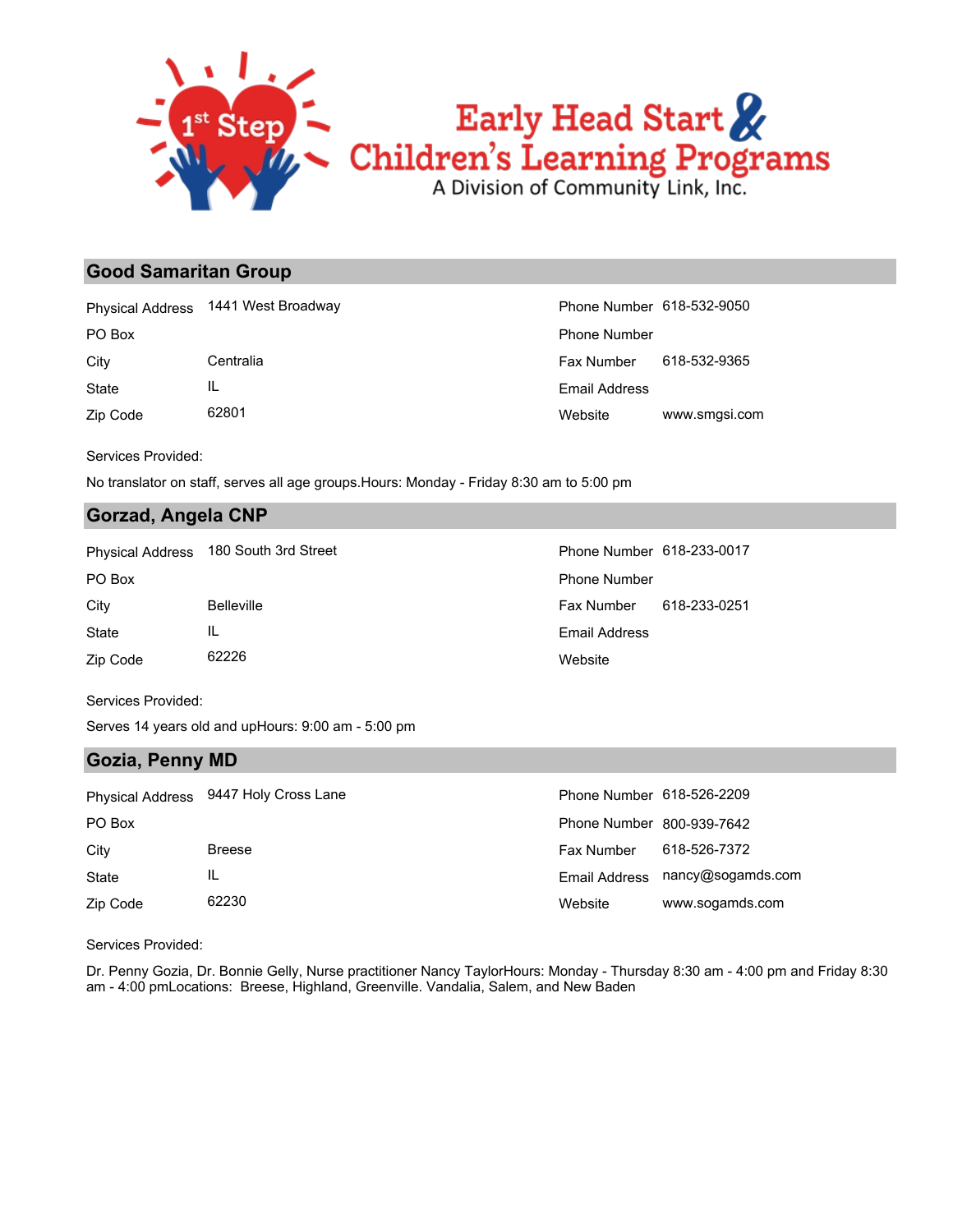## Good Samaritan Group

| | | | |
|---|---|---|---|
| Physical Address | 1441 West Broadway | Phone Number | 618-532-9050 |
| PO Box | | Phone Number | |
| City | Centralia | Fax Number | 618-532-9365 |
| State | IL | Email Address | |
| Zip Code | 62801 | Website | www.smgsi.com |

Services Provided:

No translator on staff, serves all age groups.Hours: Monday - Friday 8:30 am to 5:00 pm

## Gorzad, Angela CNP

| | | | |
|---|---|---|---|
| Physical Address | 180 South 3rd Street | Phone Number | 618-233-0017 |
| PO Box | | Phone Number | |
| City | Belleville | Fax Number | 618-233-0251 |
| State | IL | Email Address | |
| Zip Code | 62226 | Website | |

Services Provided:

Serves 14 years old and upHours: 9:00 am - 5:00 pm

## Gozia, Penny MD

| | | | |
|---|---|---|---|
| Physical Address | 9447 Holy Cross Lane | Phone Number | 618-526-2209 |
| PO Box | | Phone Number | 800-939-7642 |
| City | Breese | Fax Number | 618-526-7372 |
| State | IL | Email Address | nancy@sogamds.com |
| Zip Code | 62230 | Website | www.sogamds.com |

Services Provided:

Dr. Penny Gozia, Dr. Bonnie Gelly, Nurse practitioner Nancy TaylorHours: Monday - Thursday 8:30 am - 4:00 pm and Friday 8:30 am - 4:00 pmLocations: Breese, Highland, Greenville. Vandalia, Salem, and New Baden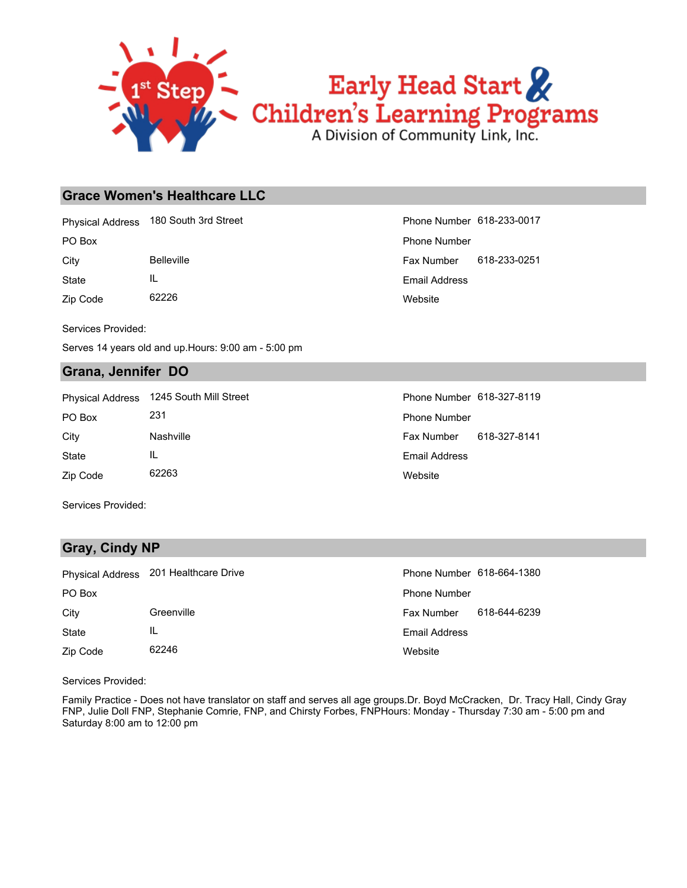## Grace Women's Healthcare LLC

| | | | |
|---|---|---|---|
| Physical Address | 180 South 3rd Street | Phone Number | 618-233-0017 |
| PO Box | | Phone Number | |
| City | Belleville | Fax Number | 618-233-0251 |
| State | IL | Email Address | |
| Zip Code | 62226 | Website | |

Services Provided:

Serves 14 years old and up.Hours: 9:00 am - 5:00 pm

## Grana, Jennifer DO

| | | | |
|---|---|---|---|
| Physical Address | 1245 South Mill Street | Phone Number | 618-327-8119 |
| PO Box | 231 | Phone Number | |
| City | Nashville | Fax Number | 618-327-8141 |
| State | IL | Email Address | |
| Zip Code | 62263 | Website | |

Services Provided:

## Gray, Cindy NP

| | | | |
|---|---|---|---|
| Physical Address | 201 Healthcare Drive | Phone Number | 618-664-1380 |
| PO Box | | Phone Number | |
| City | Greenville | Fax Number | 618-644-6239 |
| State | IL | Email Address | |
| Zip Code | 62246 | Website | |

Services Provided:

Family Practice - Does not have translator on staff and serves all age groups.Dr. Boyd McCracken, Dr. Tracy Hall, Cindy Gray FNP, Julie Doll FNP, Stephanie Comrie, FNP, and Chirsty Forbes, FNPHours: Monday - Thursday 7:30 am - 5:00 pm and Saturday 8:00 am to 12:00 pm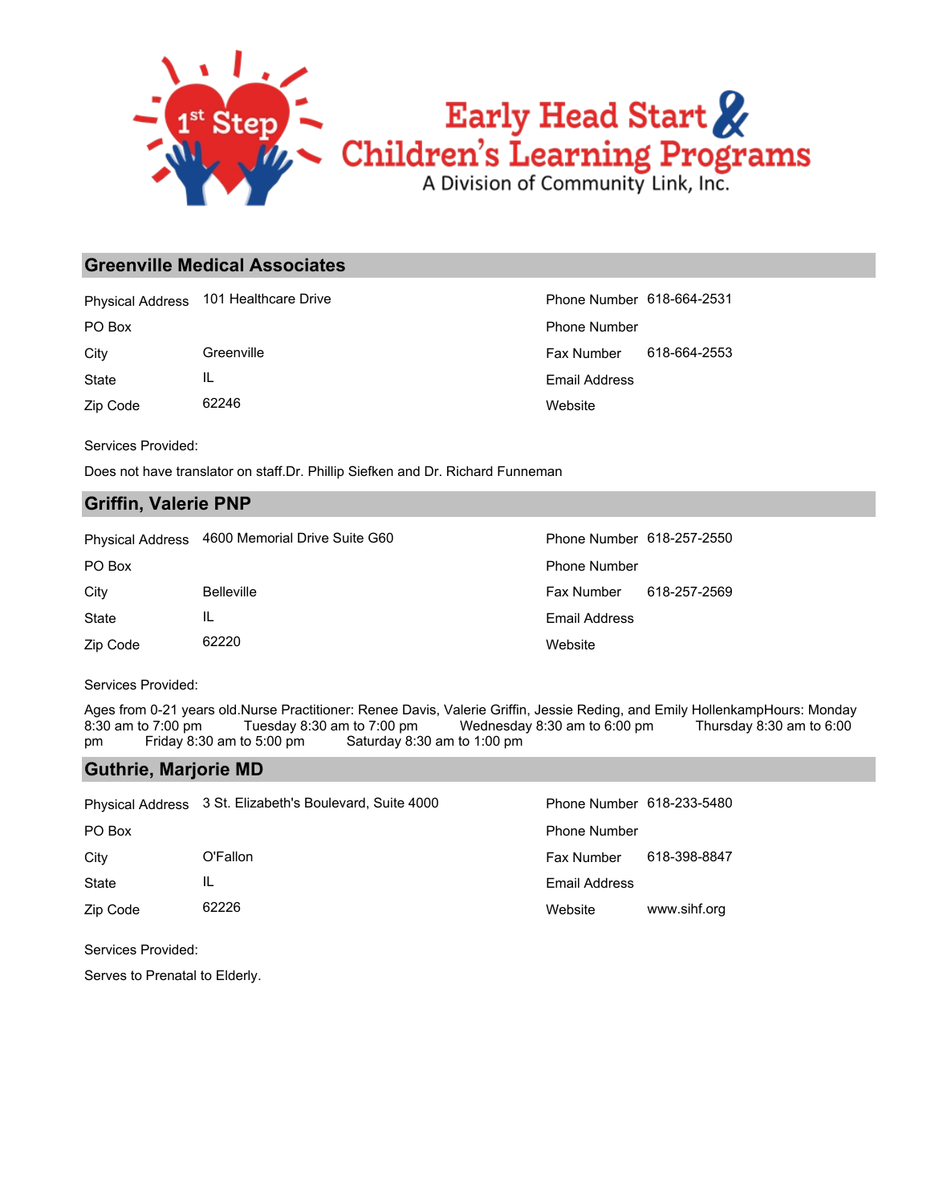## Greenville Medical Associates

| | | | |
|---|---|---|---|
| Physical Address | 101 Healthcare Drive | Phone Number | 618-664-2531 |
| PO Box | | Phone Number | |
| City | Greenville | Fax Number | 618-664-2553 |
| State | IL | Email Address | |
| Zip Code | 62246 | Website | |

Services Provided:

Does not have translator on staff.Dr. Phillip Siefken and Dr. Richard Funneman

## Griffin, Valerie PNP

| | | | |
|---|---|---|---|
| Physical Address | 4600 Memorial Drive Suite G60 | Phone Number | 618-257-2550 |
| PO Box | | Phone Number | |
| City | Belleville | Fax Number | 618-257-2569 |
| State | IL | Email Address | |
| Zip Code | 62220 | Website | |

Services Provided:

Ages from 0-21 years old.Nurse Practitioner: Renee Davis, Valerie Griffin, Jessie Reding, and Emily HollenkampHours: Monday 8:30 am to 7:00 pm Tuesday 8:30 am to 7:00 pm Wednesday 8:30 am to 6:00 pm Thursday 8:30 am to 6:00 pm Friday 8:30 am to 5:00 pm Saturday 8:30 am to 1:00 pm

## Guthrie, Marjorie MD

| | | | |
|---|---|---|---|
| Physical Address | 3 St. Elizabeth's Boulevard, Suite 4000 | Phone Number | 618-233-5480 |
| PO Box | | Phone Number | |
| City | O'Fallon | Fax Number | 618-398-8847 |
| State | IL | Email Address | |
| Zip Code | 62226 | Website | www.sihf.org |

Services Provided:

Serves to Prenatal to Elderly.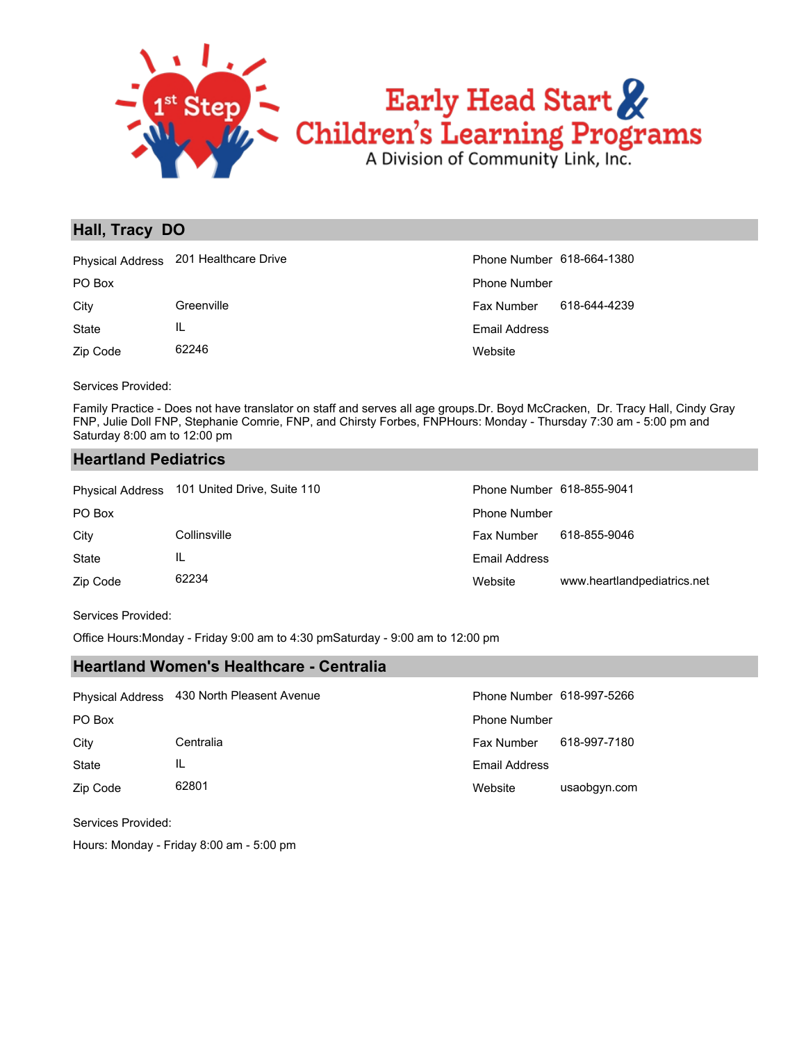## Hall, Tracy DO

| | | | |
|---|---|---|---|
| Physical Address | 201 Healthcare Drive | Phone Number | 618-664-1380 |
| PO Box | | Phone Number | |
| City | Greenville | Fax Number | 618-644-4239 |
| State | IL | Email Address | |
| Zip Code | 62246 | Website | |

Services Provided:

Family Practice - Does not have translator on staff and serves all age groups.Dr. Boyd McCracken, Dr. Tracy Hall, Cindy Gray FNP, Julie Doll FNP, Stephanie Comrie, FNP, and Chirsty Forbes, FNPHours: Monday - Thursday 7:30 am - 5:00 pm and Saturday 8:00 am to 12:00 pm

## Heartland Pediatrics

| | | | |
|---|---|---|---|
| Physical Address | 101 United Drive, Suite 110 | Phone Number | 618-855-9041 |
| PO Box | | Phone Number | |
| City | Collinsville | Fax Number | 618-855-9046 |
| State | IL | Email Address | |
| Zip Code | 62234 | Website | www.heartlandpediatrics.net |

Services Provided:

Office Hours:Monday - Friday 9:00 am to 4:30 pmSaturday - 9:00 am to 12:00 pm

## Heartland Women's Healthcare - Centralia

| | | | |
|---|---|---|---|
| Physical Address | 430 North Pleasent Avenue | Phone Number | 618-997-5266 |
| PO Box | | Phone Number | |
| City | Centralia | Fax Number | 618-997-7180 |
| State | IL | Email Address | |
| Zip Code | 62801 | Website | usaobgyn.com |

Services Provided:

Hours: Monday - Friday 8:00 am - 5:00 pm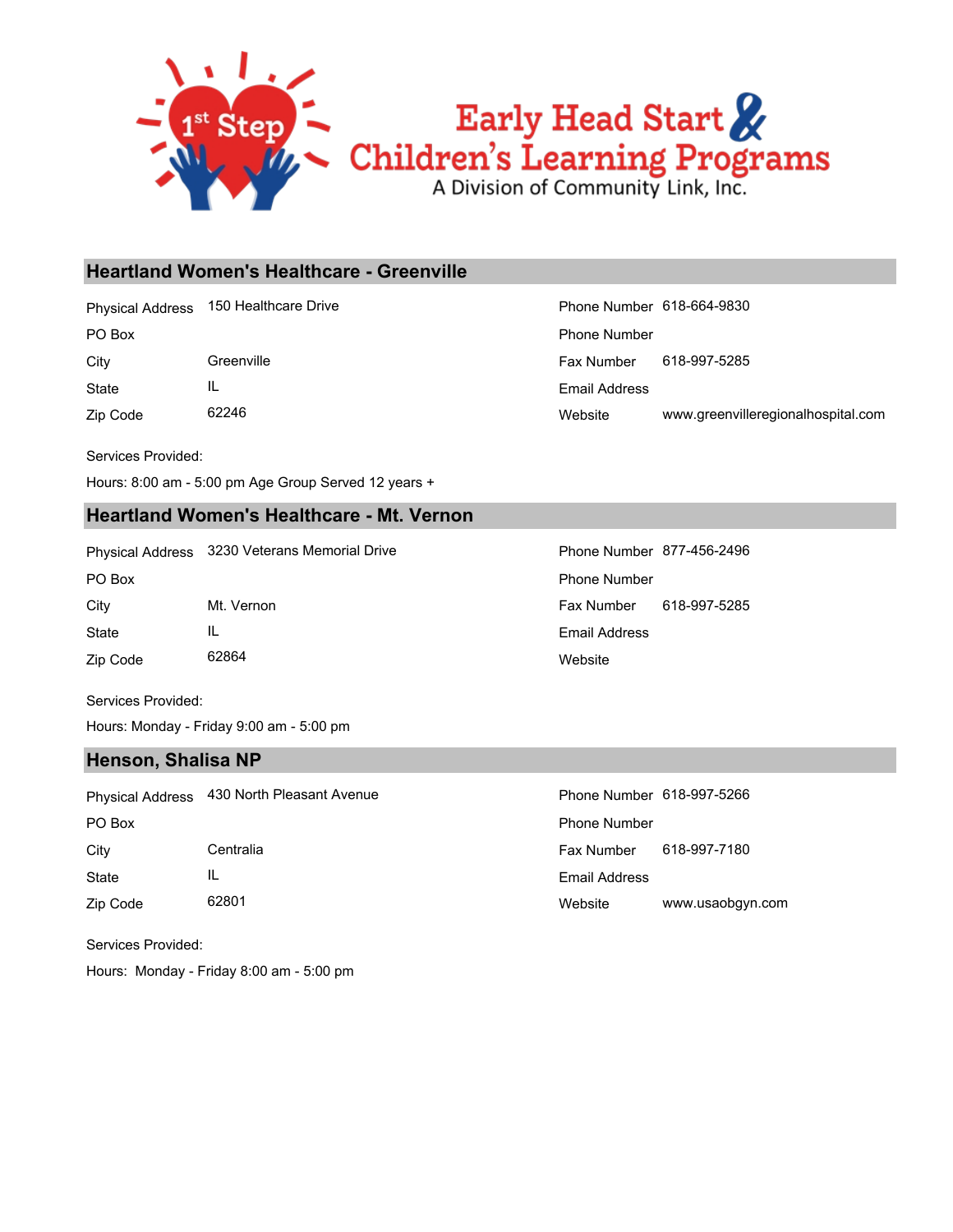1st Step

Early Head Start & Children's Learning Programs

A Division of Community Link, Inc.

## Heartland Women's Healthcare - Greenville

| | | | |
|---|---|---|---|
| Physical Address | 150 Healthcare Drive | Phone Number | 618-664-9830 |
| PO Box | | Phone Number | |
| City | Greenville | Fax Number | 618-997-5285 |
| State | IL | Email Address | |
| Zip Code | 62246 | Website | www.greenvilleregionalhospital.com |

Services Provided:

Hours: 8:00 am - 5:00 pm Age Group Served 12 years +

## Heartland Women's Healthcare - Mt. Vernon

| | | | |
|---|---|---|---|
| Physical Address | 3230 Veterans Memorial Drive | Phone Number | 877-456-2496 |
| PO Box | | Phone Number | |
| City | Mt. Vernon | Fax Number | 618-997-5285 |
| State | IL | Email Address | |
| Zip Code | 62864 | Website | |

Services Provided:

Hours: Monday - Friday 9:00 am - 5:00 pm

## Henson, Shalisa NP

| | | | |
|---|---|---|---|
| Physical Address | 430 North Pleasant Avenue | Phone Number | 618-997-5266 |
| PO Box | | Phone Number | |
| City | Centralia | Fax Number | 618-997-7180 |
| State | IL | Email Address | |
| Zip Code | 62801 | Website | www.usaobgyn.com |

Services Provided:

Hours: Monday - Friday 8:00 am - 5:00 pm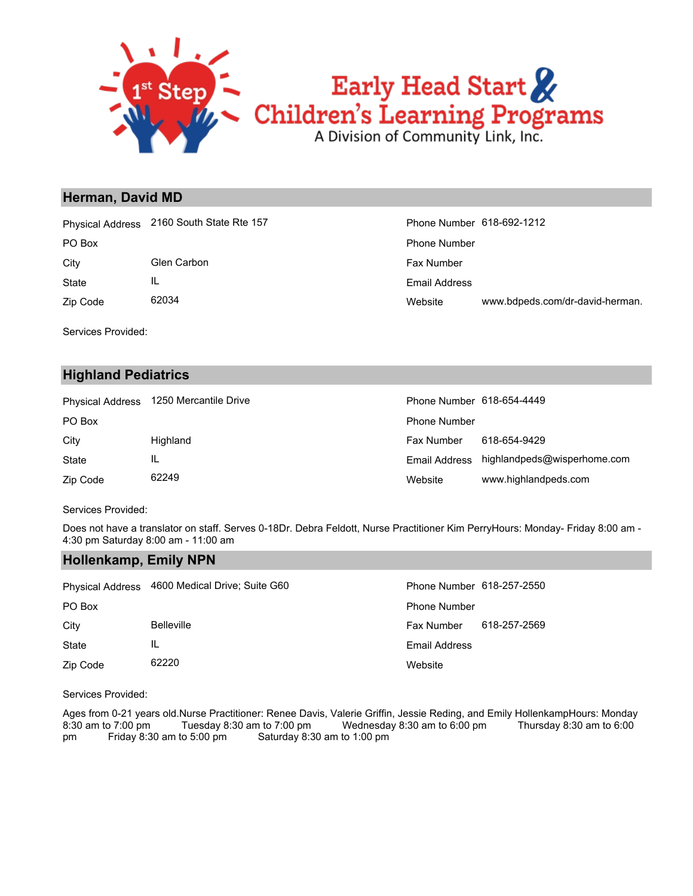## Herman, David MD

| | | | |
|---|---|---|---|
| Physical Address | 2160 South State Rte 157 | Phone Number | 618-692-1212 |
| PO Box | | Phone Number | |
| City | Glen Carbon | Fax Number | |
| State | IL | Email Address | |
| Zip Code | 62034 | Website | www.bdpeds.com/dr-david-herman. |

Services Provided:

## Highland Pediatrics

| | | | |
|---|---|---|---|
| Physical Address | 1250 Mercantile Drive | Phone Number | 618-654-4449 |
| PO Box | | Phone Number | |
| City | Highland | Fax Number | 618-654-9429 |
| State | IL | Email Address | highlandpeds@wisperhome.com |
| Zip Code | 62249 | Website | www.highlandpeds.com |

Services Provided:

Does not have a translator on staff. Serves 0-18Dr. Debra Feldott, Nurse Practitioner Kim PerryHours: Monday- Friday 8:00 am - 4:30 pm Saturday 8:00 am - 11:00 am

## Hollenkamp, Emily NPN

| | | | |
|---|---|---|---|
| Physical Address | 4600 Medical Drive; Suite G60 | Phone Number | 618-257-2550 |
| PO Box | | Phone Number | |
| City | Belleville | Fax Number | 618-257-2569 |
| State | IL | Email Address | |
| Zip Code | 62220 | Website | |

Services Provided:

Ages from 0-21 years old.Nurse Practitioner: Renee Davis, Valerie Griffin, Jessie Reding, and Emily HollenkampHours: Monday 8:30 am to 7:00 pm Tuesday 8:30 am to 7:00 pm Wednesday 8:30 am to 6:00 pm Thursday 8:30 am to 6:00 pm Friday 8:30 am to 5:00 pm Saturday 8:30 am to 1:00 pm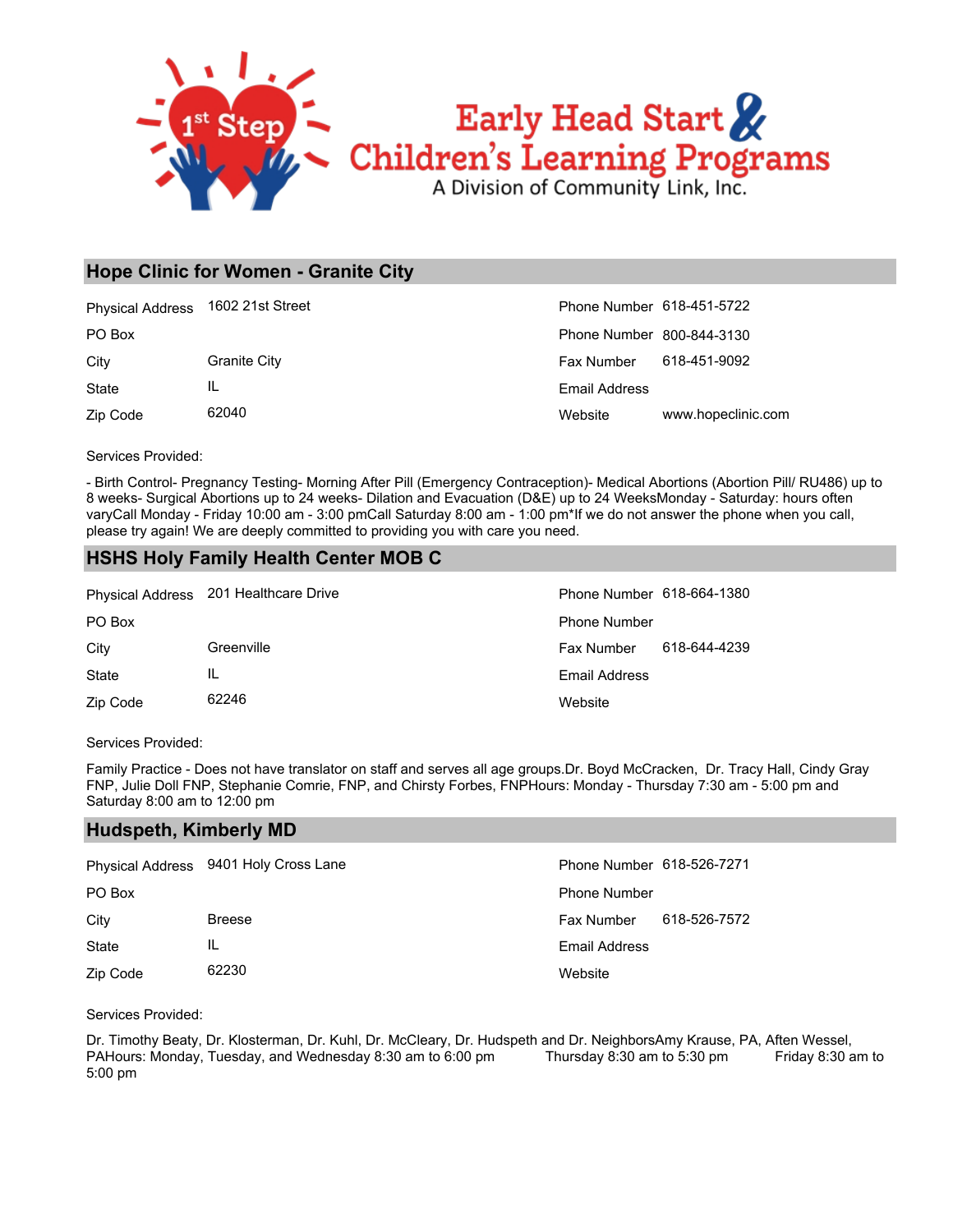# 1st Step Early Head Start & Children's Learning Programs

A Division of Community Link, Inc.

## Hope Clinic for Women - Granite City

| | | | |
|---|---|---|---|
| Physical Address | 1602 21st Street | Phone Number | 618-451-5722 |
| PO Box | | Phone Number | 800-844-3130 |
| City | Granite City | Fax Number | 618-451-9092 |
| State | IL | Email Address | |
| Zip Code | 62040 | Website | www.hopeclinic.com |

Services Provided:

- Birth Control- Pregnancy Testing- Morning After Pill (Emergency Contraception)- Medical Abortions (Abortion Pill/ RU486) up to 8 weeks- Surgical Abortions up to 24 weeks- Dilation and Evacuation (D&E) up to 24 WeeksMonday - Saturday: hours often varyCall Monday - Friday 10:00 am - 3:00 pmCall Saturday 8:00 am - 1:00 pm*If we do not answer the phone when you call, please try again! We are deeply committed to providing you with care you need.

## HSHS Holy Family Health Center MOB C

| | | | |
|---|---|---|---|
| Physical Address | 201 Healthcare Drive | Phone Number | 618-664-1380 |
| PO Box | | Phone Number | |
| City | Greenville | Fax Number | 618-644-4239 |
| State | IL | Email Address | |
| Zip Code | 62246 | Website | |

Services Provided:

Family Practice - Does not have translator on staff and serves all age groups.Dr. Boyd McCracken, Dr. Tracy Hall, Cindy Gray FNP, Julie Doll FNP, Stephanie Comrie, FNP, and Chirsty Forbes, FNPHours: Monday - Thursday 7:30 am - 5:00 pm and Saturday 8:00 am to 12:00 pm

## Hudspeth, Kimberly MD

| | | | |
|---|---|---|---|
| Physical Address | 9401 Holy Cross Lane | Phone Number | 618-526-7271 |
| PO Box | | Phone Number | |
| City | Breese | Fax Number | 618-526-7572 |
| State | IL | Email Address | |
| Zip Code | 62230 | Website | |

Services Provided:

Dr. Timothy Beaty, Dr. Klosterman, Dr. Kuhl, Dr. McCleary, Dr. Hudspeth and Dr. NeighborsAmy Krause, PA, Aften Wessel, PAHours: Monday, Tuesday, and Wednesday 8:30 am to 6:00 pm Thursday 8:30 am to 5:30 pm Friday 8:30 am to 5:00 pm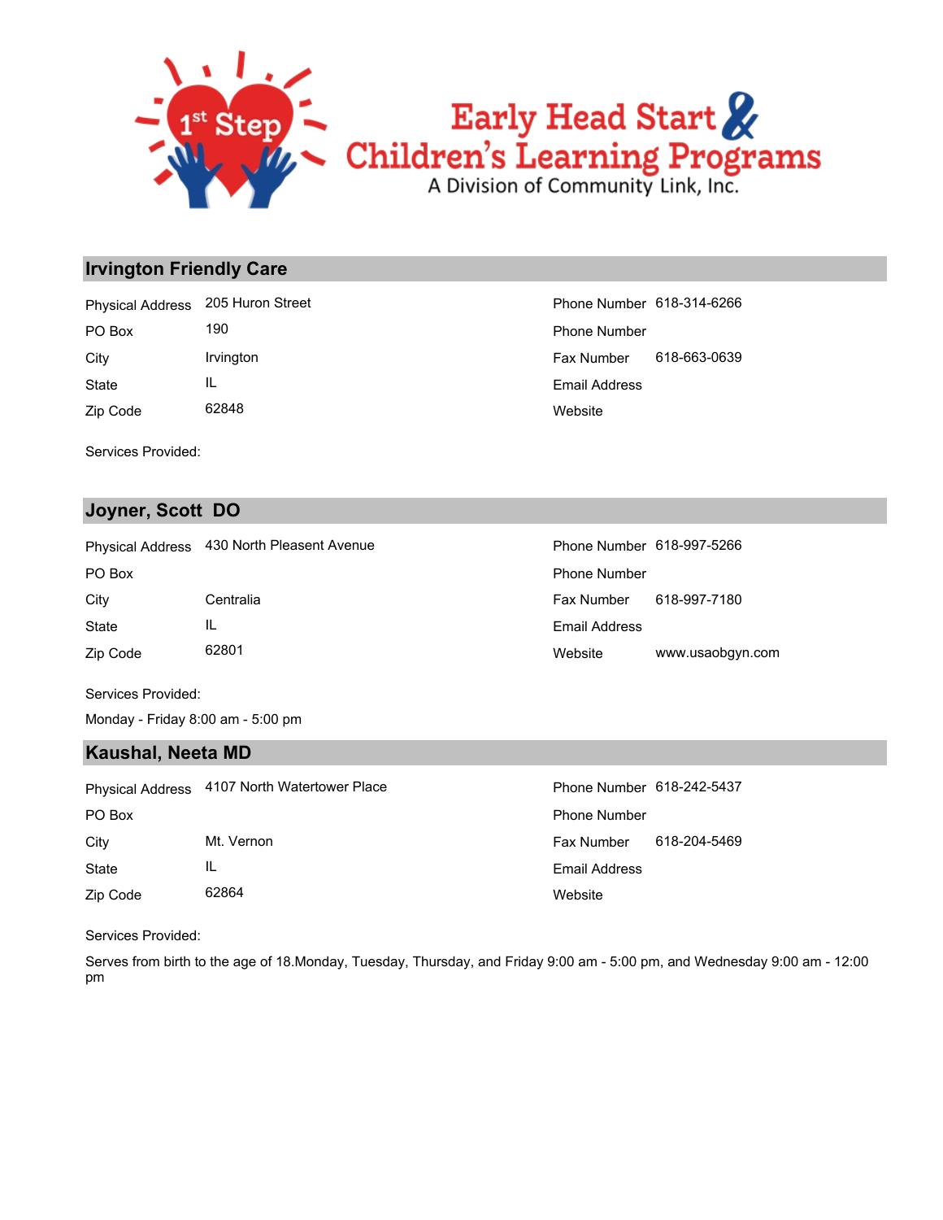# Early Head Start & Children's Learning Programs

A Division of Community Link, Inc.

## Irvington Friendly Care

| | | | |
|---|---|---|---|
| Physical Address | 205 Huron Street | Phone Number | 618-314-6266 |
| PO Box | 190 | Phone Number | |
| City | Irvington | Fax Number | 618-663-0639 |
| State | IL | Email Address | |
| Zip Code | 62848 | Website | |

Services Provided:

## Joyner, Scott DO

| | | | |
|---|---|---|---|
| Physical Address | 430 North Pleasent Avenue | Phone Number | 618-997-5266 |
| PO Box | | Phone Number | |
| City | Centralia | Fax Number | 618-997-7180 |
| State | IL | Email Address | |
| Zip Code | 62801 | Website | www.usaobgyn.com |

Services Provided:

Monday - Friday 8:00 am - 5:00 pm

## Kaushal, Neeta MD

| | | | |
|---|---|---|---|
| Physical Address | 4107 North Watertower Place | Phone Number | 618-242-5437 |
| PO Box | | Phone Number | |
| City | Mt. Vernon | Fax Number | 618-204-5469 |
| State | IL | Email Address | |
| Zip Code | 62864 | Website | |

Services Provided:

Serves from birth to the age of 18.Monday, Tuesday, Thursday, and Friday 9:00 am - 5:00 pm, and Wednesday 9:00 am - 12:00 pm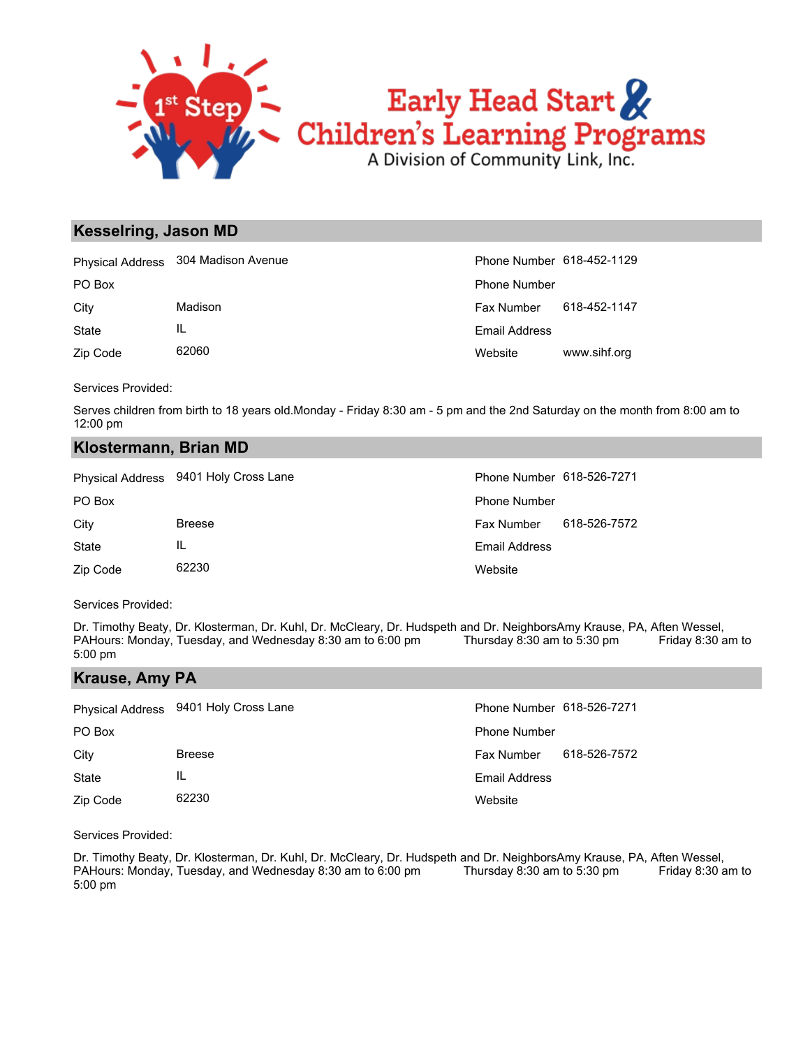## Kesselring, Jason MD

| | | | |
|---|---|---|---|
| Physical Address | 304 Madison Avenue | Phone Number | 618-452-1129 |
| PO Box | | Phone Number | |
| City | Madison | Fax Number | 618-452-1147 |
| State | IL | Email Address | |
| Zip Code | 62060 | Website | www.sihf.org |

Services Provided:

Serves children from birth to 18 years old.Monday - Friday 8:30 am - 5 pm and the 2nd Saturday on the month from 8:00 am to 12:00 pm

## Klostermann, Brian MD

| | | | |
|---|---|---|---|
| Physical Address | 9401 Holy Cross Lane | Phone Number | 618-526-7271 |
| PO Box | | Phone Number | |
| City | Breese | Fax Number | 618-526-7572 |
| State | IL | Email Address | |
| Zip Code | 62230 | Website | |

Services Provided:

Dr. Timothy Beaty, Dr. Klosterman, Dr. Kuhl, Dr. McCleary, Dr. Hudspeth and Dr. NeighborsAmy Krause, PA, Aften Wessel, PAHours: Monday, Tuesday, and Wednesday 8:30 am to 6:00 pm Thursday 8:30 am to 5:30 pm Friday 8:30 am to 5:00 pm

## Krause, Amy PA

| | | | |
|---|---|---|---|
| Physical Address | 9401 Holy Cross Lane | Phone Number | 618-526-7271 |
| PO Box | | Phone Number | |
| City | Breese | Fax Number | 618-526-7572 |
| State | IL | Email Address | |
| Zip Code | 62230 | Website | |

Services Provided:

Dr. Timothy Beaty, Dr. Klosterman, Dr. Kuhl, Dr. McCleary, Dr. Hudspeth and Dr. NeighborsAmy Krause, PA, Aften Wessel, PAHours: Monday, Tuesday, and Wednesday 8:30 am to 6:00 pm Thursday 8:30 am to 5:30 pm Friday 8:30 am to 5:00 pm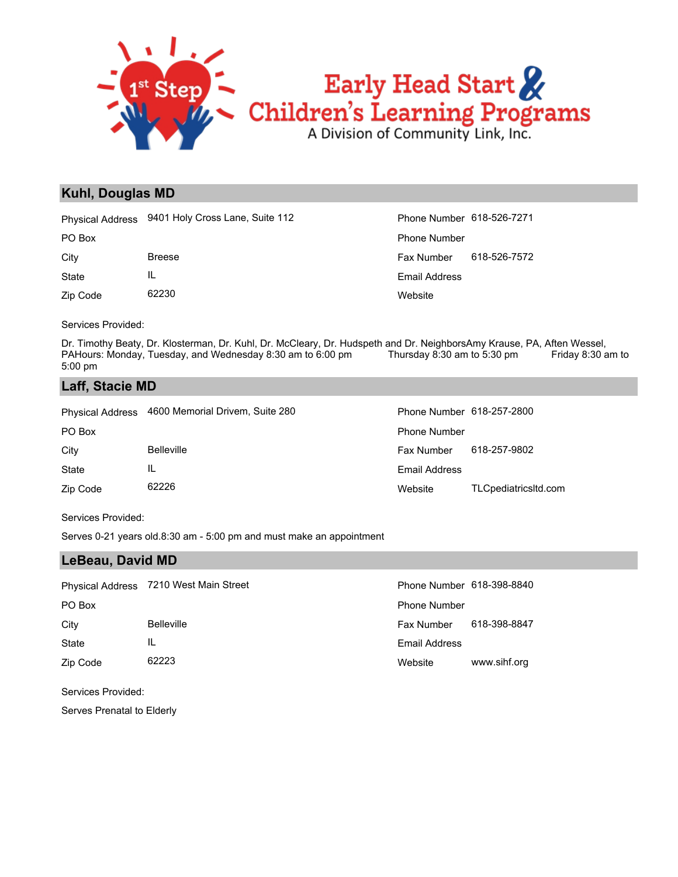## Kuhl, Douglas MD

| | | | |
|---|---|---|---|
| Physical Address | 9401 Holy Cross Lane, Suite 112 | Phone Number | 618-526-7271 |
| PO Box | | Phone Number | |
| City | Breese | Fax Number | 618-526-7572 |
| State | IL | Email Address | |
| Zip Code | 62230 | Website | |

Services Provided:

Dr. Timothy Beaty, Dr. Klosterman, Dr. Kuhl, Dr. McCleary, Dr. Hudspeth and Dr. NeighborsAmy Krause, PA, Aften Wessel, PAHours: Monday, Tuesday, and Wednesday 8:30 am to 6:00 pm Thursday 8:30 am to 5:30 pm Friday 8:30 am to 5:00 pm

## Laff, Stacie MD

| | | | |
|---|---|---|---|
| Physical Address | 4600 Memorial Drivem, Suite 280 | Phone Number | 618-257-2800 |
| PO Box | | Phone Number | |
| City | Belleville | Fax Number | 618-257-9802 |
| State | IL | Email Address | |
| Zip Code | 62226 | Website | TLCpediatricsltd.com |

Services Provided:

Serves 0-21 years old.8:30 am - 5:00 pm and must make an appointment

## LeBeau, David MD

| | | | |
|---|---|---|---|
| Physical Address | 7210 West Main Street | Phone Number | 618-398-8840 |
| PO Box | | Phone Number | |
| City | Belleville | Fax Number | 618-398-8847 |
| State | IL | Email Address | |
| Zip Code | 62223 | Website | www.sihf.org |

Services Provided:

Serves Prenatal to Elderly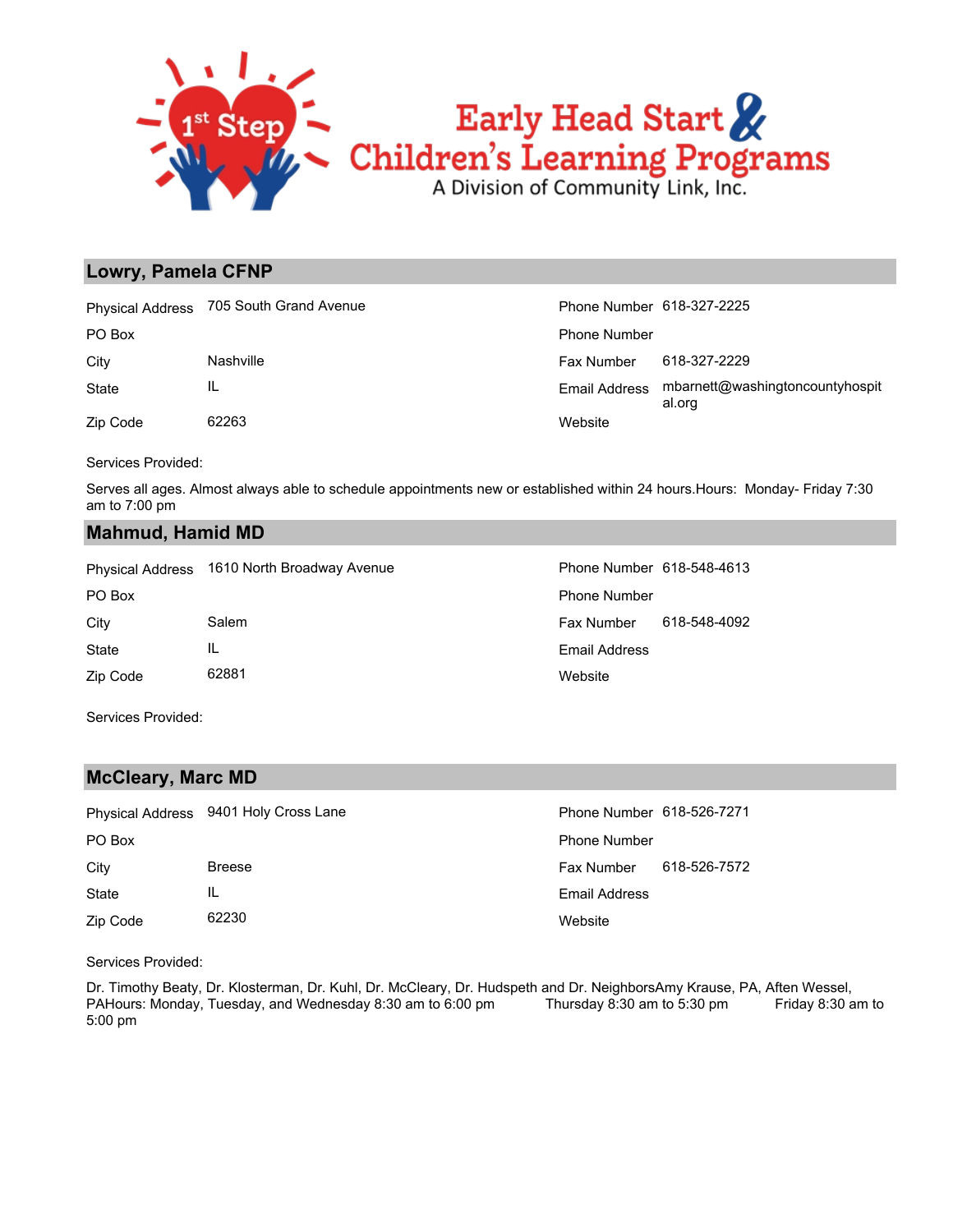1st Step

**Early Head Start & Children's Learning Programs**

A Division of Community Link, Inc.

## Lowry, Pamela CFNP

| | | | |
|---|---|---|---|
| Physical Address | 705 South Grand Avenue | Phone Number | 618-327-2225 |
| PO Box | | Phone Number | |
| City | Nashville | Fax Number | 618-327-2229 |
| State | IL | Email Address | mbarnett@washingtoncountyhospital.org |
| Zip Code | 62263 | Website | |

Services Provided:

Serves all ages. Almost always able to schedule appointments new or established within 24 hours.Hours: Monday- Friday 7:30 am to 7:00 pm

## Mahmud, Hamid MD

| | | | |
|---|---|---|---|
| Physical Address | 1610 North Broadway Avenue | Phone Number | 618-548-4613 |
| PO Box | | Phone Number | |
| City | Salem | Fax Number | 618-548-4092 |
| State | IL | Email Address | |
| Zip Code | 62881 | Website | |

Services Provided:

## McCleary, Marc MD

| | | | |
|---|---|---|---|
| Physical Address | 9401 Holy Cross Lane | Phone Number | 618-526-7271 |
| PO Box | | Phone Number | |
| City | Breese | Fax Number | 618-526-7572 |
| State | IL | Email Address | |
| Zip Code | 62230 | Website | |

Services Provided:

Dr. Timothy Beaty, Dr. Klosterman, Dr. Kuhl, Dr. McCleary, Dr. Hudspeth and Dr. NeighborsAmy Krause, PA, Aften Wessel, PAHours: Monday, Tuesday, and Wednesday 8:30 am to 6:00 pm Thursday 8:30 am to 5:30 pm Friday 8:30 am to 5:00 pm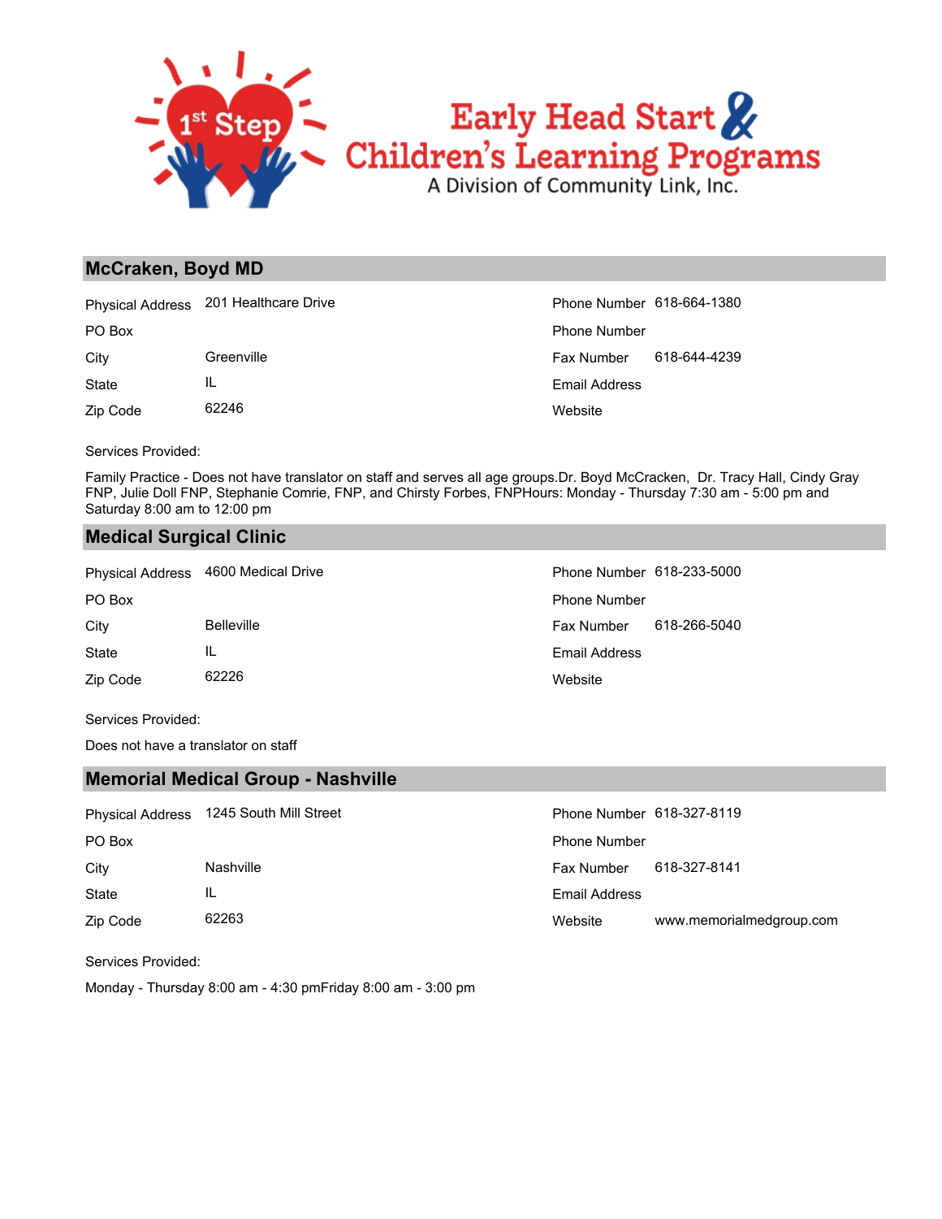## McCraken, Boyd MD

| | | | |
|---|---|---|---|
| Physical Address | 201 Healthcare Drive | Phone Number | 618-664-1380 |
| PO Box | | Phone Number | |
| City | Greenville | Fax Number | 618-644-4239 |
| State | IL | Email Address | |
| Zip Code | 62246 | Website | |

Services Provided:

Family Practice - Does not have translator on staff and serves all age groups.Dr. Boyd McCracken,  Dr. Tracy Hall, Cindy Gray FNP, Julie Doll FNP, Stephanie Comrie, FNP, and Chirsty Forbes, FNPHours: Monday - Thursday 7:30 am - 5:00 pm and Saturday 8:00 am to 12:00 pm

## Medical Surgical Clinic

| | | | |
|---|---|---|---|
| Physical Address | 4600 Medical Drive | Phone Number | 618-233-5000 |
| PO Box | | Phone Number | |
| City | Belleville | Fax Number | 618-266-5040 |
| State | IL | Email Address | |
| Zip Code | 62226 | Website | |

Services Provided:

Does not have a translator on staff

## Memorial Medical Group - Nashville

| | | | |
|---|---|---|---|
| Physical Address | 1245 South Mill Street | Phone Number | 618-327-8119 |
| PO Box | | Phone Number | |
| City | Nashville | Fax Number | 618-327-8141 |
| State | IL | Email Address | |
| Zip Code | 62263 | Website | www.memorialmedgroup.com |

Services Provided:

Monday - Thursday 8:00 am - 4:30 pmFriday 8:00 am - 3:00 pm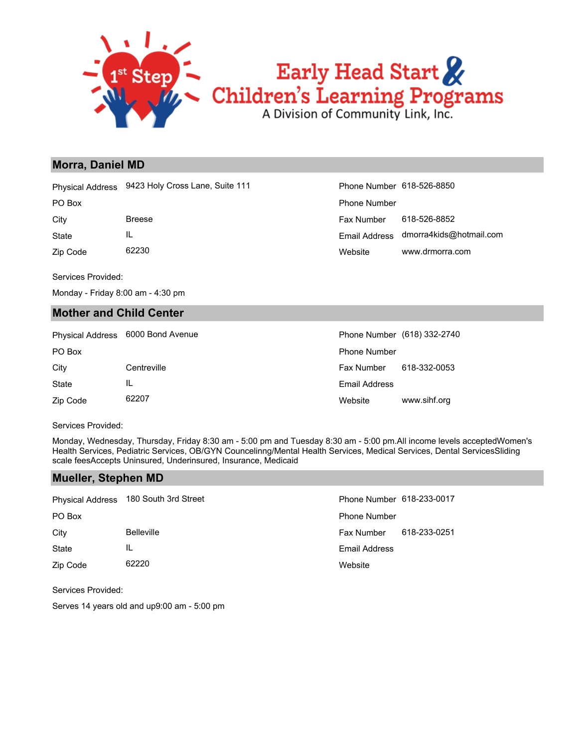## Morra, Daniel MD

| | | | |
|---|---|---|---|
| Physical Address | 9423 Holy Cross Lane, Suite 111 | Phone Number | 618-526-8850 |
| PO Box | | Phone Number | |
| City | Breese | Fax Number | 618-526-8852 |
| State | IL | Email Address | dmorra4kids@hotmail.com |
| Zip Code | 62230 | Website | www.drmorra.com |

Services Provided:

Monday - Friday 8:00 am - 4:30 pm

## Mother and Child Center

| | | | |
|---|---|---|---|
| Physical Address | 6000 Bond Avenue | Phone Number | (618) 332-2740 |
| PO Box | | Phone Number | |
| City | Centreville | Fax Number | 618-332-0053 |
| State | IL | Email Address | |
| Zip Code | 62207 | Website | www.sihf.org |

Services Provided:

Monday, Wednesday, Thursday, Friday 8:30 am - 5:00 pm and Tuesday 8:30 am - 5:00 pm.All income levels acceptedWomen's Health Services, Pediatric Services, OB/GYN Councelinng/Mental Health Services, Medical Services, Dental ServicesSliding scale feesAccepts Uninsured, Underinsured, Insurance, Medicaid

## Mueller, Stephen MD

| | | | |
|---|---|---|---|
| Physical Address | 180 South 3rd Street | Phone Number | 618-233-0017 |
| PO Box | | Phone Number | |
| City | Belleville | Fax Number | 618-233-0251 |
| State | IL | Email Address | |
| Zip Code | 62220 | Website | |

Services Provided:

Serves 14 years old and up9:00 am - 5:00 pm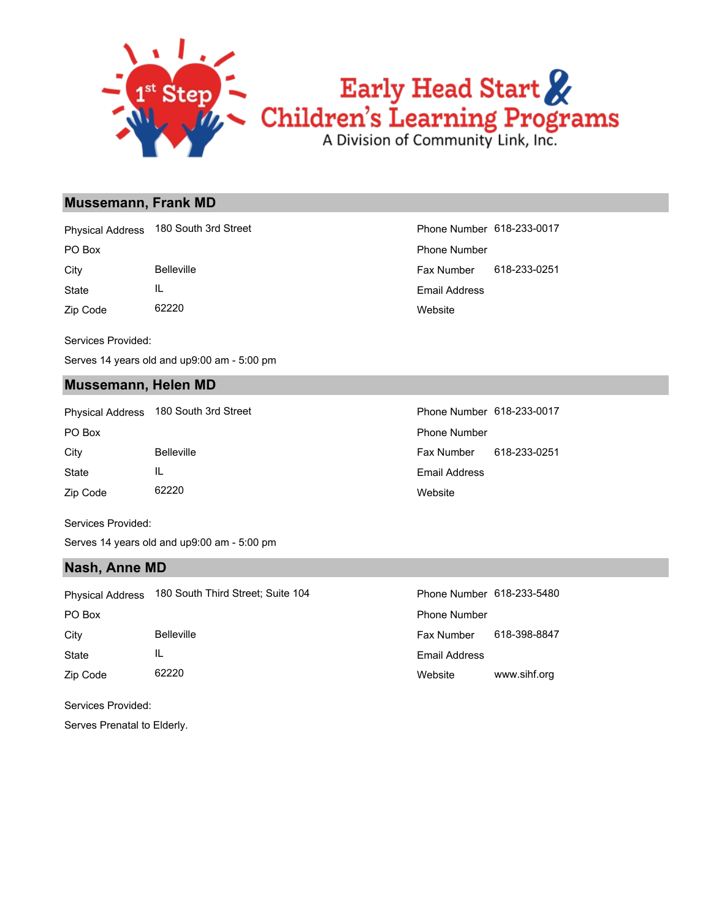## Mussemann, Frank MD

| | | | |
|---|---|---|---|
| Physical Address | 180 South 3rd Street | Phone Number | 618-233-0017 |
| PO Box | | Phone Number | |
| City | Belleville | Fax Number | 618-233-0251 |
| State | IL | Email Address | |
| Zip Code | 62220 | Website | |

Services Provided:

Serves 14 years old and up9:00 am - 5:00 pm

## Mussemann, Helen MD

| | | | |
|---|---|---|---|
| Physical Address | 180 South 3rd Street | Phone Number | 618-233-0017 |
| PO Box | | Phone Number | |
| City | Belleville | Fax Number | 618-233-0251 |
| State | IL | Email Address | |
| Zip Code | 62220 | Website | |

Services Provided:

Serves 14 years old and up9:00 am - 5:00 pm

## Nash, Anne MD

| | | | |
|---|---|---|---|
| Physical Address | 180 South Third Street; Suite 104 | Phone Number | 618-233-5480 |
| PO Box | | Phone Number | |
| City | Belleville | Fax Number | 618-398-8847 |
| State | IL | Email Address | |
| Zip Code | 62220 | Website | www.sihf.org |

Services Provided:

Serves Prenatal to Elderly.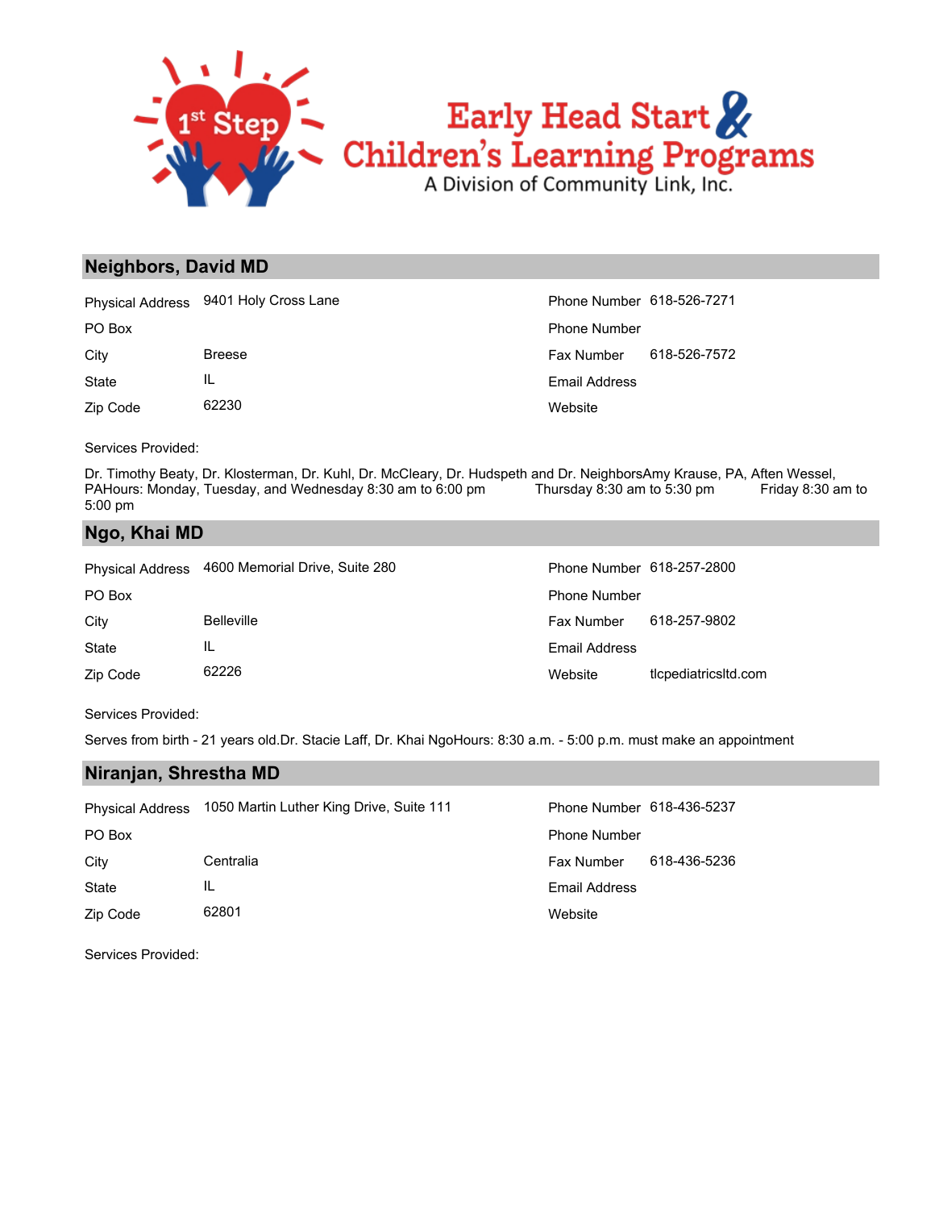## Neighbors, David MD

| | | | |
|---|---|---|---|
| Physical Address | 9401 Holy Cross Lane | Phone Number | 618-526-7271 |
| PO Box | | Phone Number | |
| City | Breese | Fax Number | 618-526-7572 |
| State | IL | Email Address | |
| Zip Code | 62230 | Website | |

Services Provided:

Dr. Timothy Beaty, Dr. Klosterman, Dr. Kuhl, Dr. McCleary, Dr. Hudspeth and Dr. NeighborsAmy Krause, PA, Aften Wessel, PAHours: Monday, Tuesday, and Wednesday 8:30 am to 6:00 pm Thursday 8:30 am to 5:30 pm Friday 8:30 am to 5:00 pm

## Ngo, Khai MD

| | | | |
|---|---|---|---|
| Physical Address | 4600 Memorial Drive, Suite 280 | Phone Number | 618-257-2800 |
| PO Box | | Phone Number | |
| City | Belleville | Fax Number | 618-257-9802 |
| State | IL | Email Address | |
| Zip Code | 62226 | Website | tlcpediatricsltd.com |

Services Provided:

Serves from birth - 21 years old.Dr. Stacie Laff, Dr. Khai NgoHours: 8:30 a.m. - 5:00 p.m. must make an appointment

## Niranjan, Shrestha MD

| | | | |
|---|---|---|---|
| Physical Address | 1050 Martin Luther King Drive, Suite 111 | Phone Number | 618-436-5237 |
| PO Box | | Phone Number | |
| City | Centralia | Fax Number | 618-436-5236 |
| State | IL | Email Address | |
| Zip Code | 62801 | Website | |

Services Provided: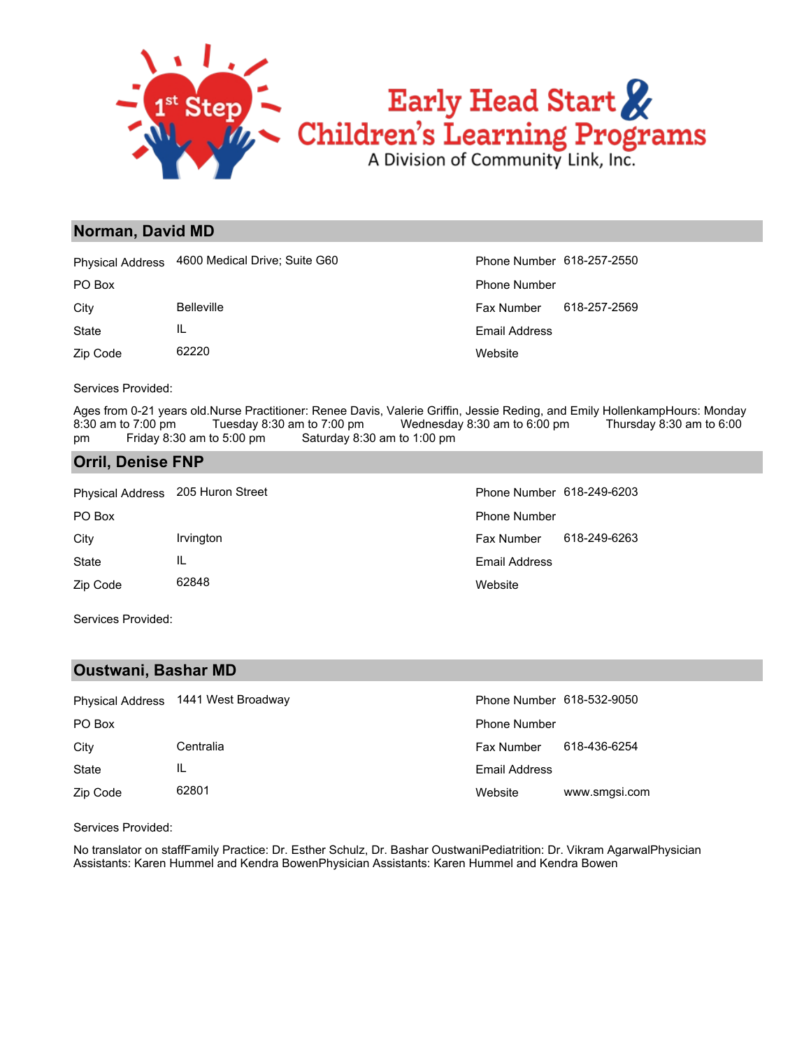## Norman, David MD

| | | | |
|---|---|---|---|
| Physical Address | 4600 Medical Drive; Suite G60 | Phone Number | 618-257-2550 |
| PO Box | | Phone Number | |
| City | Belleville | Fax Number | 618-257-2569 |
| State | IL | Email Address | |
| Zip Code | 62220 | Website | |

Services Provided:

Ages from 0-21 years old.Nurse Practitioner: Renee Davis, Valerie Griffin, Jessie Reding, and Emily HollenkampHours: Monday 8:30 am to 7:00 pm Tuesday 8:30 am to 7:00 pm Wednesday 8:30 am to 6:00 pm Thursday 8:30 am to 6:00 pm Friday 8:30 am to 5:00 pm Saturday 8:30 am to 1:00 pm

## Orril, Denise FNP

| | | | |
|---|---|---|---|
| Physical Address | 205 Huron Street | Phone Number | 618-249-6203 |
| PO Box | | Phone Number | |
| City | Irvington | Fax Number | 618-249-6263 |
| State | IL | Email Address | |
| Zip Code | 62848 | Website | |

Services Provided:

## Oustwani, Bashar MD

| | | | |
|---|---|---|---|
| Physical Address | 1441 West Broadway | Phone Number | 618-532-9050 |
| PO Box | | Phone Number | |
| City | Centralia | Fax Number | 618-436-6254 |
| State | IL | Email Address | |
| Zip Code | 62801 | Website | www.smgsi.com |

Services Provided:

No translator on staffFamily Practice: Dr. Esther Schulz, Dr. Bashar OustwaniPediatrition: Dr. Vikram AgarwalPhysician Assistants: Karen Hummel and Kendra BowenPhysician Assistants: Karen Hummel and Kendra Bowen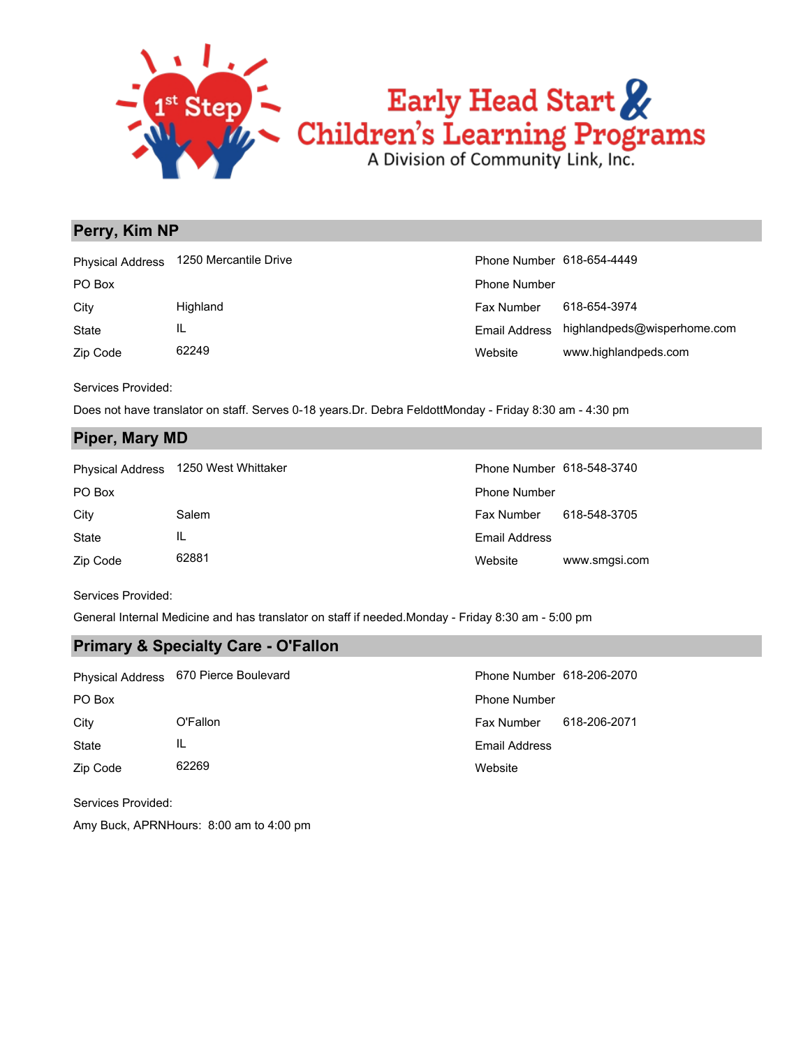# 1st Step Early Head Start & Children's Learning Programs

A Division of Community Link, Inc.

## Perry, Kim NP

| | | | |
|---|---|---|---|
| Physical Address | 1250 Mercantile Drive | Phone Number | 618-654-4449 |
| PO Box | | Phone Number | |
| City | Highland | Fax Number | 618-654-3974 |
| State | IL | Email Address | highlandpeds@wisperhome.com |
| Zip Code | 62249 | Website | www.highlandpeds.com |

Services Provided:

Does not have translator on staff. Serves 0-18 years.Dr. Debra FeldottMonday - Friday 8:30 am - 4:30 pm

## Piper, Mary MD

| | | | |
|---|---|---|---|
| Physical Address | 1250 West Whittaker | Phone Number | 618-548-3740 |
| PO Box | | Phone Number | |
| City | Salem | Fax Number | 618-548-3705 |
| State | IL | Email Address | |
| Zip Code | 62881 | Website | www.smgsi.com |

Services Provided:

General Internal Medicine and has translator on staff if needed.Monday - Friday 8:30 am - 5:00 pm

## Primary & Specialty Care - O'Fallon

| | | | |
|---|---|---|---|
| Physical Address | 670 Pierce Boulevard | Phone Number | 618-206-2070 |
| PO Box | | Phone Number | |
| City | O'Fallon | Fax Number | 618-206-2071 |
| State | IL | Email Address | |
| Zip Code | 62269 | Website | |

Services Provided:

Amy Buck, APRNHours: 8:00 am to 4:00 pm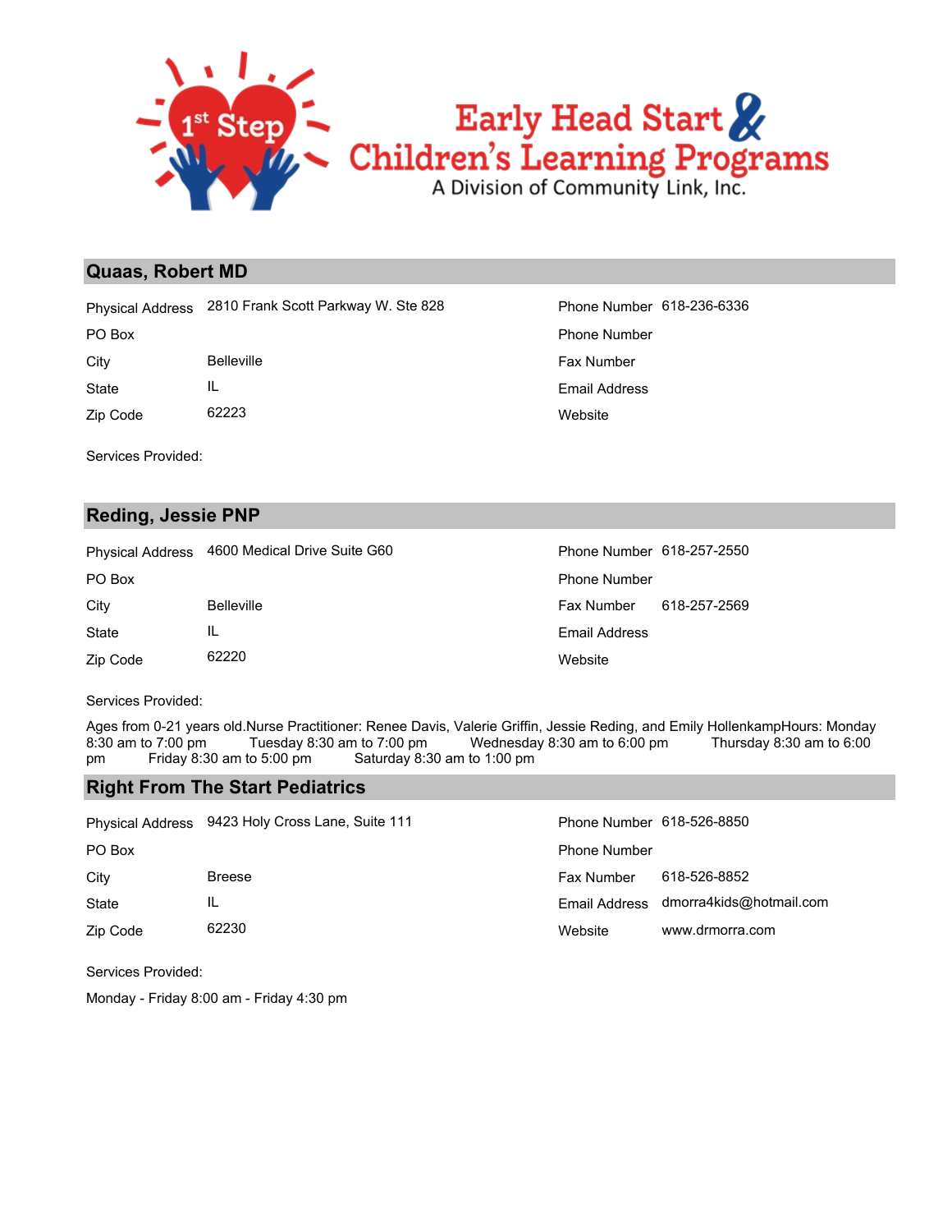## Quaas, Robert MD

| | | | |
|---|---|---|---|
| Physical Address | 2810 Frank Scott Parkway W. Ste 828 | Phone Number | 618-236-6336 |
| PO Box | | Phone Number | |
| City | Belleville | Fax Number | |
| State | IL | Email Address | |
| Zip Code | 62223 | Website | |

Services Provided:

## Reding, Jessie PNP

| | | | |
|---|---|---|---|
| Physical Address | 4600 Medical Drive Suite G60 | Phone Number | 618-257-2550 |
| PO Box | | Phone Number | |
| City | Belleville | Fax Number | 618-257-2569 |
| State | IL | Email Address | |
| Zip Code | 62220 | Website | |

Services Provided:

Ages from 0-21 years old.Nurse Practitioner: Renee Davis, Valerie Griffin, Jessie Reding, and Emily HollenkampHours: Monday 8:30 am to 7:00 pm Tuesday 8:30 am to 7:00 pm Wednesday 8:30 am to 6:00 pm Thursday 8:30 am to 6:00 pm Friday 8:30 am to 5:00 pm Saturday 8:30 am to 1:00 pm

## Right From The Start Pediatrics

| | | | |
|---|---|---|---|
| Physical Address | 9423 Holy Cross Lane, Suite 111 | Phone Number | 618-526-8850 |
| PO Box | | Phone Number | |
| City | Breese | Fax Number | 618-526-8852 |
| State | IL | Email Address | dmorra4kids@hotmail.com |
| Zip Code | 62230 | Website | www.drmorra.com |

Services Provided:

Monday - Friday 8:00 am - Friday 4:30 pm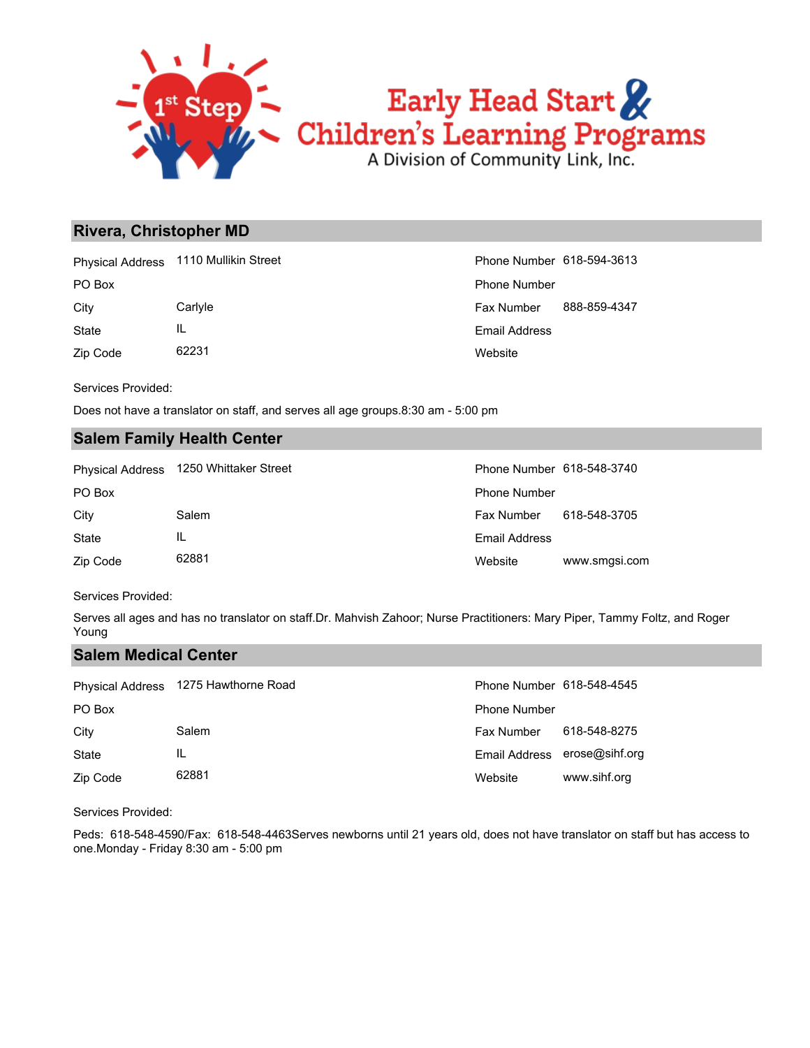## Rivera, Christopher MD

| | | | |
|---|---|---|---|
| Physical Address | 1110 Mullikin Street | Phone Number | 618-594-3613 |
| PO Box | | Phone Number | |
| City | Carlyle | Fax Number | 888-859-4347 |
| State | IL | Email Address | |
| Zip Code | 62231 | Website | |

Services Provided:

Does not have a translator on staff, and serves all age groups.8:30 am - 5:00 pm

## Salem Family Health Center

| | | | |
|---|---|---|---|
| Physical Address | 1250 Whittaker Street | Phone Number | 618-548-3740 |
| PO Box | | Phone Number | |
| City | Salem | Fax Number | 618-548-3705 |
| State | IL | Email Address | |
| Zip Code | 62881 | Website | www.smgsi.com |

Services Provided:

Serves all ages and has no translator on staff.Dr. Mahvish Zahoor; Nurse Practitioners: Mary Piper, Tammy Foltz, and Roger Young

## Salem Medical Center

| | | | |
|---|---|---|---|
| Physical Address | 1275 Hawthorne Road | Phone Number | 618-548-4545 |
| PO Box | | Phone Number | |
| City | Salem | Fax Number | 618-548-8275 |
| State | IL | Email Address | erose@sihf.org |
| Zip Code | 62881 | Website | www.sihf.org |

Services Provided:

Peds: 618-548-4590/Fax: 618-548-4463Serves newborns until 21 years old, does not have translator on staff but has access to one.Monday - Friday 8:30 am - 5:00 pm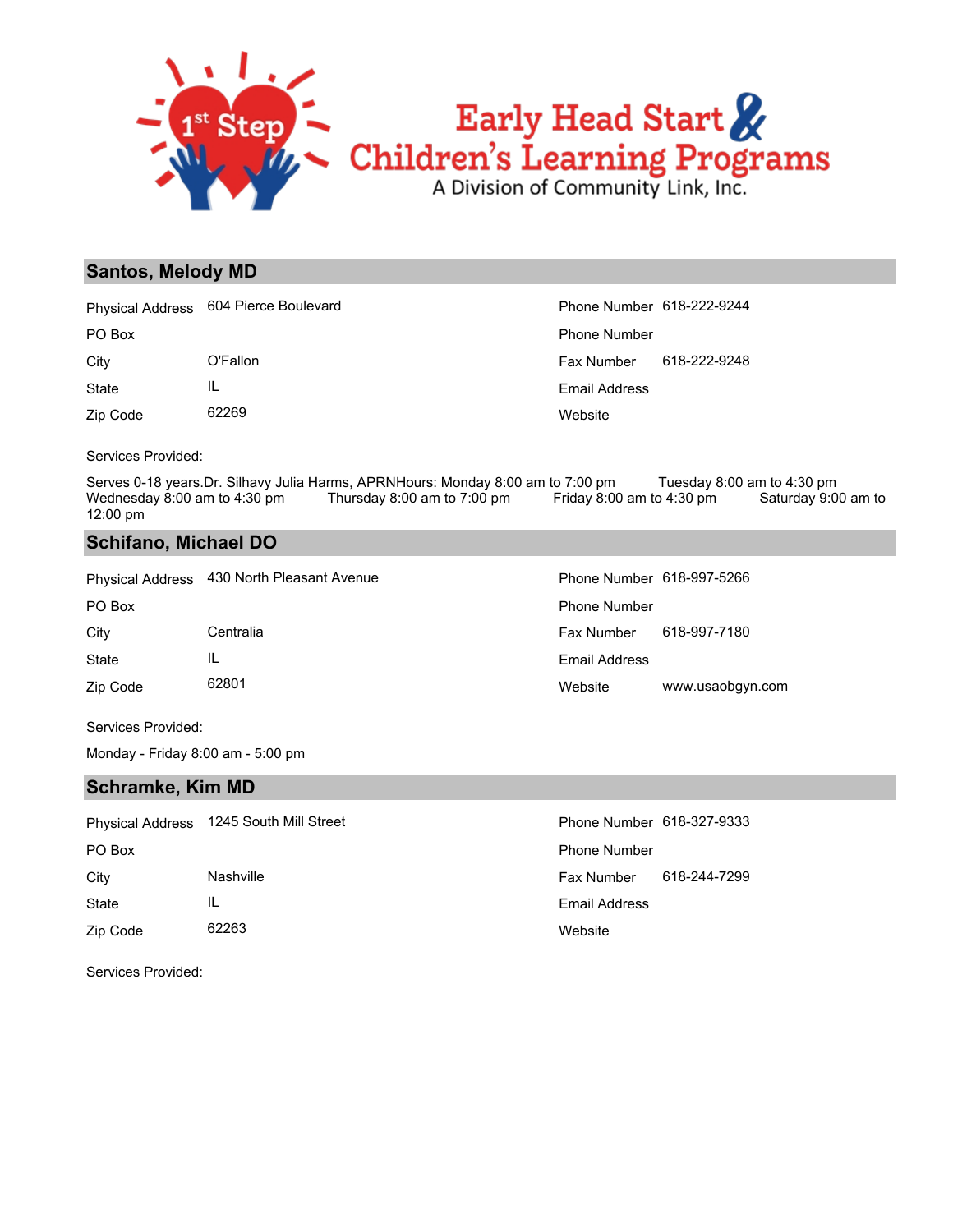# Early Head Start & Children's Learning Programs

A Division of Community Link, Inc.

## Santos, Melody MD

| | | | |
|---|---|---|---|
| Physical Address | 604 Pierce Boulevard | Phone Number | 618-222-9244 |
| PO Box | | Phone Number | |
| City | O'Fallon | Fax Number | 618-222-9248 |
| State | IL | Email Address | |
| Zip Code | 62269 | Website | |

Services Provided:

Serves 0-18 years.Dr. Silhavy Julia Harms, APRNHours: Monday 8:00 am to 7:00 pm Tuesday 8:00 am to 4:30 pm Wednesday 8:00 am to 4:30 pm Thursday 8:00 am to 7:00 pm Friday 8:00 am to 4:30 pm Saturday 9:00 am to 12:00 pm

## Schifano, Michael DO

| | | | |
|---|---|---|---|
| Physical Address | 430 North Pleasant Avenue | Phone Number | 618-997-5266 |
| PO Box | | Phone Number | |
| City | Centralia | Fax Number | 618-997-7180 |
| State | IL | Email Address | |
| Zip Code | 62801 | Website | www.usaobgyn.com |

Services Provided:

Monday - Friday 8:00 am - 5:00 pm

## Schramke, Kim MD

| | | | |
|---|---|---|---|
| Physical Address | 1245 South Mill Street | Phone Number | 618-327-9333 |
| PO Box | | Phone Number | |
| City | Nashville | Fax Number | 618-244-7299 |
| State | IL | Email Address | |
| Zip Code | 62263 | Website | |

Services Provided: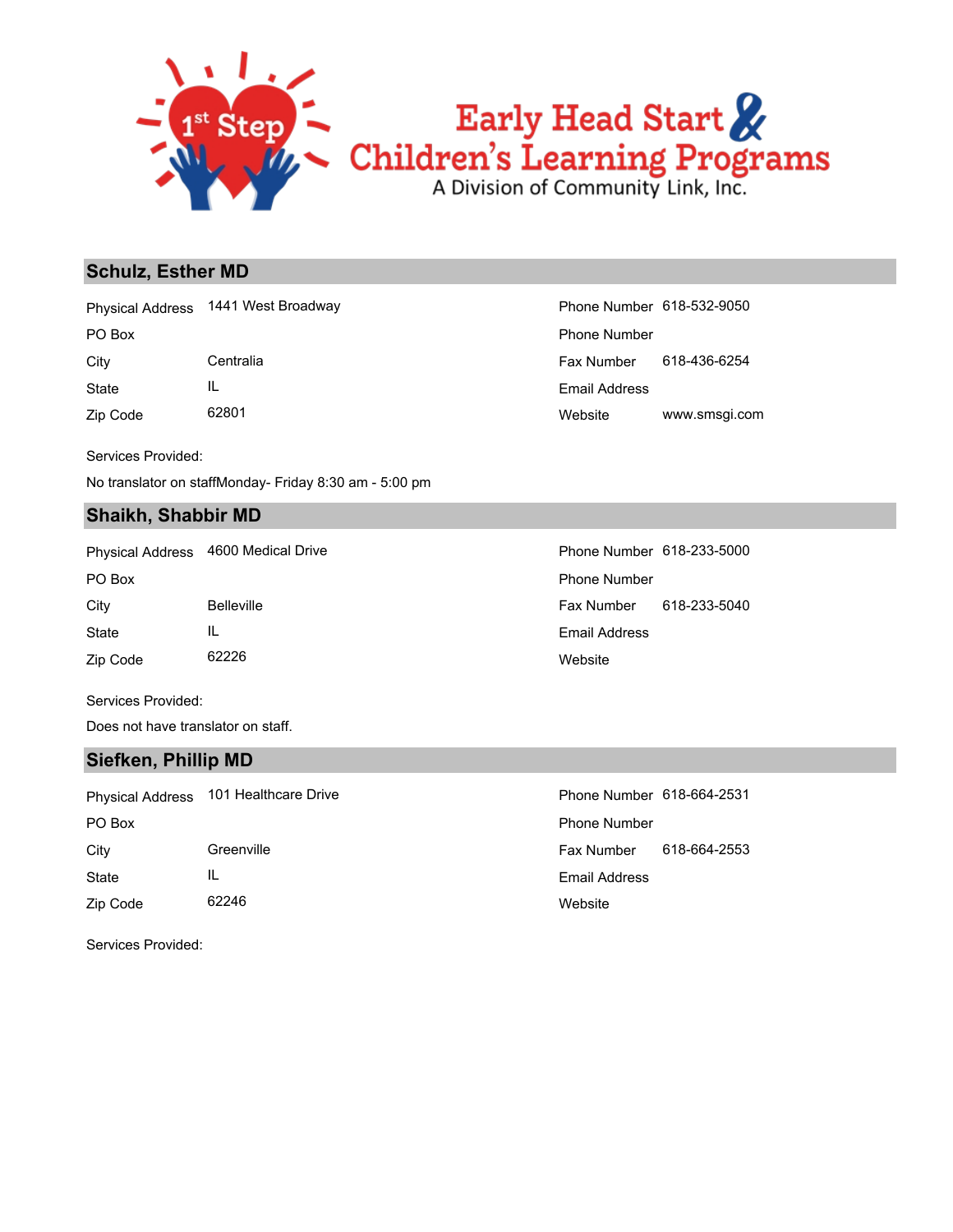## Schulz, Esther MD

| | | | |
|---|---|---|---|
| Physical Address | 1441 West Broadway | Phone Number | 618-532-9050 |
| PO Box | | Phone Number | |
| City | Centralia | Fax Number | 618-436-6254 |
| State | IL | Email Address | |
| Zip Code | 62801 | Website | www.smsgi.com |

Services Provided:

No translator on staffMonday- Friday 8:30 am - 5:00 pm

## Shaikh, Shabbir MD

| | | | |
|---|---|---|---|
| Physical Address | 4600 Medical Drive | Phone Number | 618-233-5000 |
| PO Box | | Phone Number | |
| City | Belleville | Fax Number | 618-233-5040 |
| State | IL | Email Address | |
| Zip Code | 62226 | Website | |

Services Provided:

Does not have translator on staff.

## Siefken, Phillip MD

| | | | |
|---|---|---|---|
| Physical Address | 101 Healthcare Drive | Phone Number | 618-664-2531 |
| PO Box | | Phone Number | |
| City | Greenville | Fax Number | 618-664-2553 |
| State | IL | Email Address | |
| Zip Code | 62246 | Website | |

Services Provided: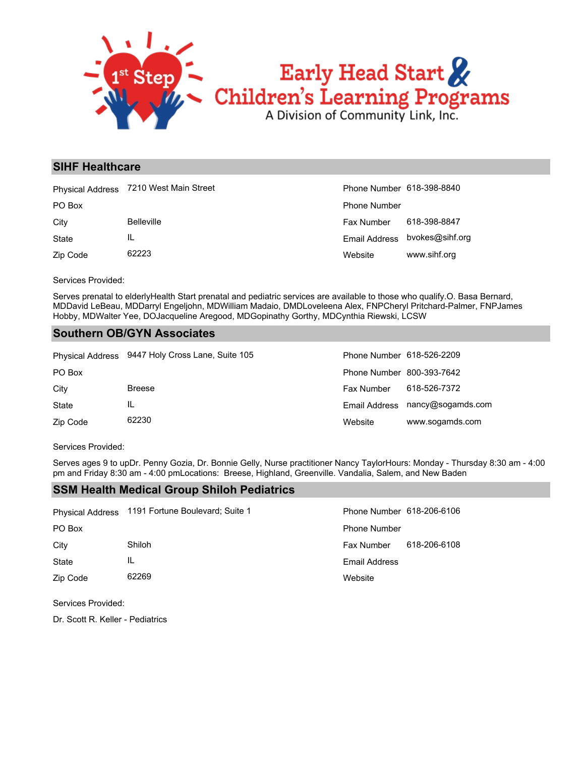1st Step

Early Head Start & Children's Learning Programs

A Division of Community Link, Inc.

## SIHF Healthcare

| | | | |
|---|---|---|---|
| Physical Address | 7210 West Main Street | Phone Number | 618-398-8840 |
| PO Box | | Phone Number | |
| City | Belleville | Fax Number | 618-398-8847 |
| State | IL | Email Address | bvokes@sihf.org |
| Zip Code | 62223 | Website | www.sihf.org |

Services Provided:

Serves prenatal to elderlyHealth Start prenatal and pediatric services are available to those who qualify.O. Basa Bernard, MDDavid LeBeau, MDDarryl Engeljohn, MDWilliam Madaio, DMDLoveleena Alex, FNPCheryl Pritchard-Palmer, FNPJames Hobby, MDWalter Yee, DOJacqueline Aregood, MDGopinathy Gorthy, MDCynthia Riewski, LCSW

## Southern OB/GYN Associates

| | | | |
|---|---|---|---|
| Physical Address | 9447 Holy Cross Lane, Suite 105 | Phone Number | 618-526-2209 |
| PO Box | | Phone Number | 800-393-7642 |
| City | Breese | Fax Number | 618-526-7372 |
| State | IL | Email Address | nancy@sogamds.com |
| Zip Code | 62230 | Website | www.sogamds.com |

Services Provided:

Serves ages 9 to upDr. Penny Gozia, Dr. Bonnie Gelly, Nurse practitioner Nancy TaylorHours: Monday - Thursday 8:30 am - 4:00 pm and Friday 8:30 am - 4:00 pmLocations: Breese, Highland, Greenville. Vandalia, Salem, and New Baden

## SSM Health Medical Group Shiloh Pediatrics

| | | | |
|---|---|---|---|
| Physical Address | 1191 Fortune Boulevard; Suite 1 | Phone Number | 618-206-6106 |
| PO Box | | Phone Number | |
| City | Shiloh | Fax Number | 618-206-6108 |
| State | IL | Email Address | |
| Zip Code | 62269 | Website | |

Services Provided:

Dr. Scott R. Keller - Pediatrics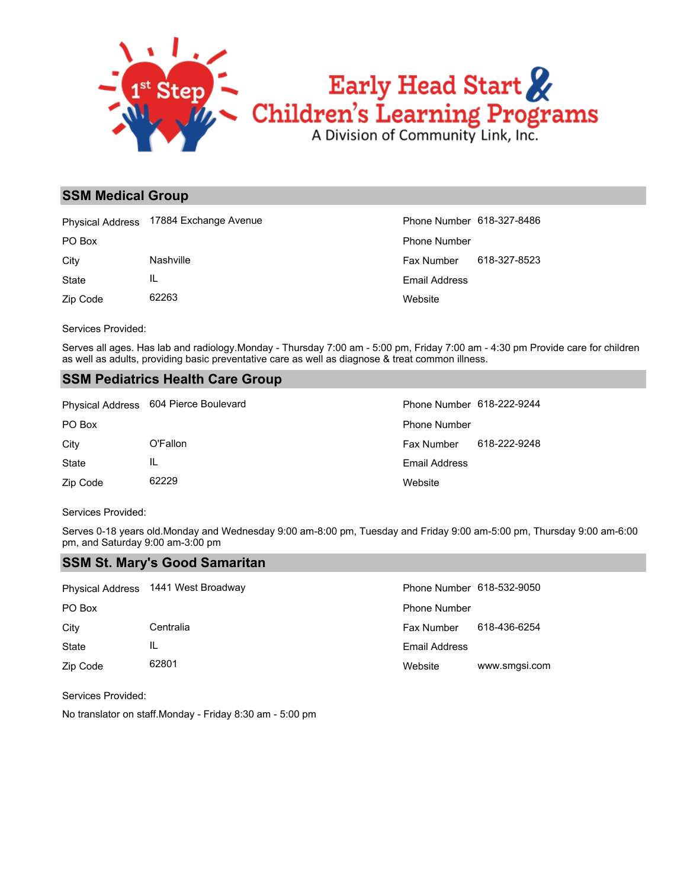## SSM Medical Group

| | | | |
|---|---|---|---|
| Physical Address | 17884 Exchange Avenue | Phone Number | 618-327-8486 |
| PO Box | | Phone Number | |
| City | Nashville | Fax Number | 618-327-8523 |
| State | IL | Email Address | |
| Zip Code | 62263 | Website | |

Services Provided:

Serves all ages. Has lab and radiology.Monday - Thursday 7:00 am - 5:00 pm, Friday 7:00 am - 4:30 pm Provide care for children as well as adults, providing basic preventative care as well as diagnose & treat common illness.

## SSM Pediatrics Health Care Group

| | | | |
|---|---|---|---|
| Physical Address | 604 Pierce Boulevard | Phone Number | 618-222-9244 |
| PO Box | | Phone Number | |
| City | O'Fallon | Fax Number | 618-222-9248 |
| State | IL | Email Address | |
| Zip Code | 62229 | Website | |

Services Provided:

Serves 0-18 years old.Monday and Wednesday 9:00 am-8:00 pm, Tuesday and Friday 9:00 am-5:00 pm, Thursday 9:00 am-6:00 pm, and Saturday 9:00 am-3:00 pm

## SSM St. Mary's Good Samaritan

| | | | |
|---|---|---|---|
| Physical Address | 1441 West Broadway | Phone Number | 618-532-9050 |
| PO Box | | Phone Number | |
| City | Centralia | Fax Number | 618-436-6254 |
| State | IL | Email Address | |
| Zip Code | 62801 | Website | www.smgsi.com |

Services Provided:

No translator on staff.Monday - Friday 8:30 am - 5:00 pm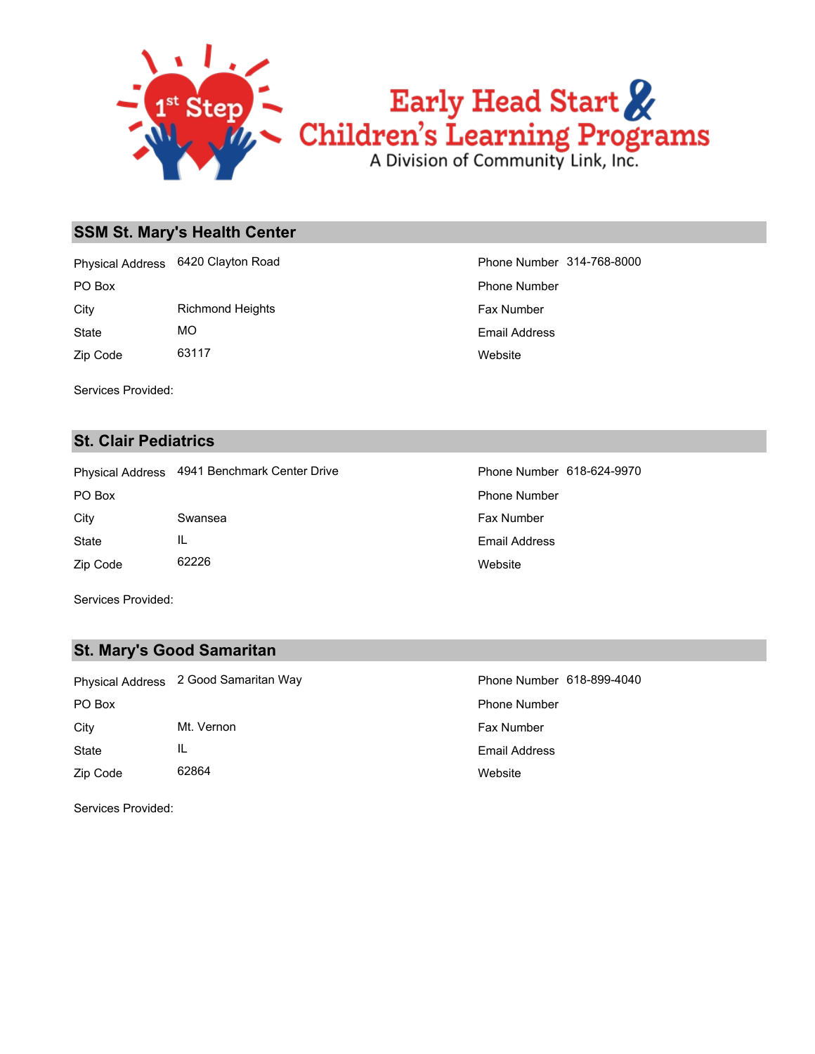## SSM St. Mary's Health Center

| | | | |
|---|---|---|---|
| Physical Address | 6420 Clayton Road | Phone Number | 314-768-8000 |
| PO Box | | Phone Number | |
| City | Richmond Heights | Fax Number | |
| State | MO | Email Address | |
| Zip Code | 63117 | Website | |

Services Provided:

## St. Clair Pediatrics

| | | | |
|---|---|---|---|
| Physical Address | 4941 Benchmark Center Drive | Phone Number | 618-624-9970 |
| PO Box | | Phone Number | |
| City | Swansea | Fax Number | |
| State | IL | Email Address | |
| Zip Code | 62226 | Website | |

Services Provided:

## St. Mary's Good Samaritan

| | | | |
|---|---|---|---|
| Physical Address | 2 Good Samaritan Way | Phone Number | 618-899-4040 |
| PO Box | | Phone Number | |
| City | Mt. Vernon | Fax Number | |
| State | IL | Email Address | |
| Zip Code | 62864 | Website | |

Services Provided: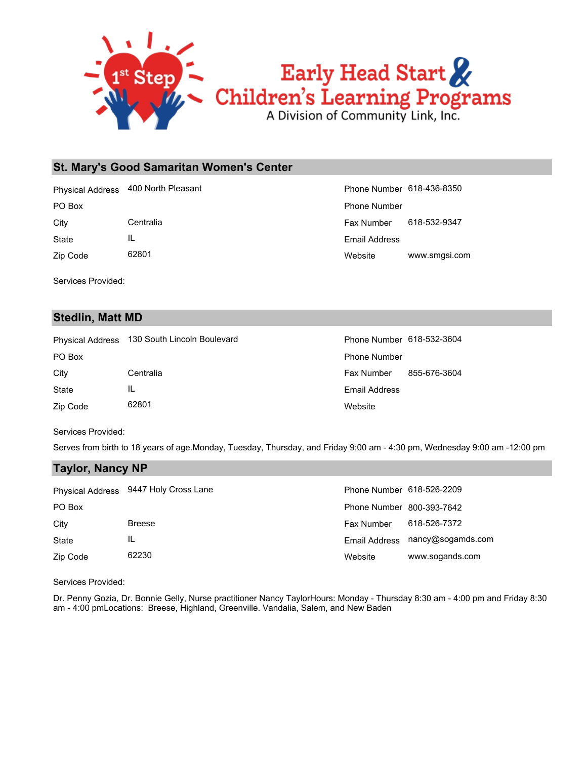1st Step

# Early Head Start & Children's Learning Programs

A Division of Community Link, Inc.

## St. Mary's Good Samaritan Women's Center

| | | | |
|---|---|---|---|
| Physical Address | 400 North Pleasant | Phone Number | 618-436-8350 |
| PO Box | | Phone Number | |
| City | Centralia | Fax Number | 618-532-9347 |
| State | IL | Email Address | |
| Zip Code | 62801 | Website | www.smgsi.com |

Services Provided:

## Stedlin, Matt MD

| | | | |
|---|---|---|---|
| Physical Address | 130 South Lincoln Boulevard | Phone Number | 618-532-3604 |
| PO Box | | Phone Number | |
| City | Centralia | Fax Number | 855-676-3604 |
| State | IL | Email Address | |
| Zip Code | 62801 | Website | |

Services Provided:

Serves from birth to 18 years of age.Monday, Tuesday, Thursday, and Friday 9:00 am - 4:30 pm, Wednesday 9:00 am -12:00 pm

## Taylor, Nancy NP

| | | | |
|---|---|---|---|
| Physical Address | 9447 Holy Cross Lane | Phone Number | 618-526-2209 |
| PO Box | | Phone Number | 800-393-7642 |
| City | Breese | Fax Number | 618-526-7372 |
| State | IL | Email Address | nancy@sogamds.com |
| Zip Code | 62230 | Website | www.sogands.com |

Services Provided:

Dr. Penny Gozia, Dr. Bonnie Gelly, Nurse practitioner Nancy TaylorHours: Monday - Thursday 8:30 am - 4:00 pm and Friday 8:30 am - 4:00 pmLocations: Breese, Highland, Greenville. Vandalia, Salem, and New Baden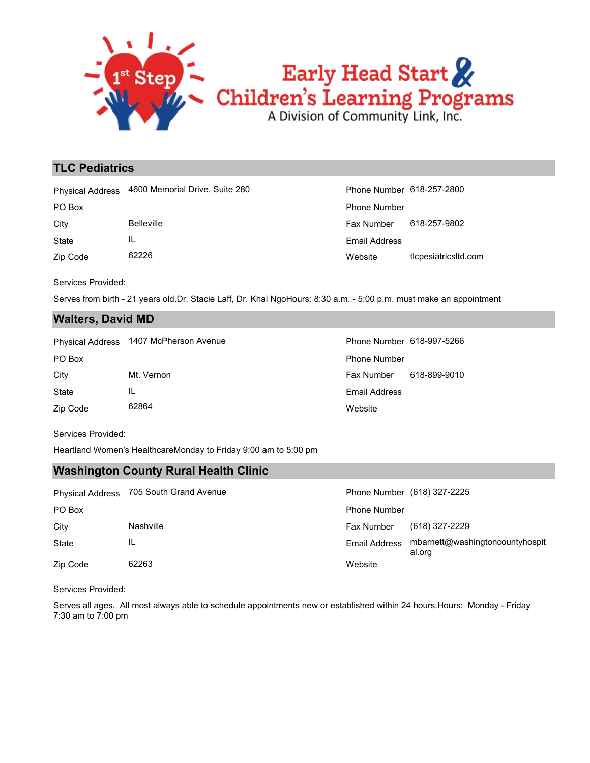## TLC Pediatrics

| | | | |
|---|---|---|---|
| Physical Address | 4600 Memorial Drive, Suite 280 | Phone Number | 618-257-2800 |
| PO Box | | Phone Number | |
| City | Belleville | Fax Number | 618-257-9802 |
| State | IL | Email Address | |
| Zip Code | 62226 | Website | tlcpesiatricsltd.com |

Services Provided:

Serves from birth - 21 years old.Dr. Stacie Laff, Dr. Khai NgoHours: 8:30 a.m. - 5:00 p.m. must make an appointment

## Walters, David MD

| | | | |
|---|---|---|---|
| Physical Address | 1407 McPherson Avenue | Phone Number | 618-997-5266 |
| PO Box | | Phone Number | |
| City | Mt. Vernon | Fax Number | 618-899-9010 |
| State | IL | Email Address | |
| Zip Code | 62864 | Website | |

Services Provided:

Heartland Women's HealthcareMonday to Friday 9:00 am to 5:00 pm

## Washington County Rural Health Clinic

| | | | |
|---|---|---|---|
| Physical Address | 705 South Grand Avenue | Phone Number | (618) 327-2225 |
| PO Box | | Phone Number | |
| City | Nashville | Fax Number | (618) 327-2229 |
| State | IL | Email Address | mbarnett@washingtoncountyhospital.org |
| Zip Code | 62263 | Website | |

Services Provided:

Serves all ages. All most always able to schedule appointments new or established within 24 hours.Hours: Monday - Friday 7:30 am to 7:00 pm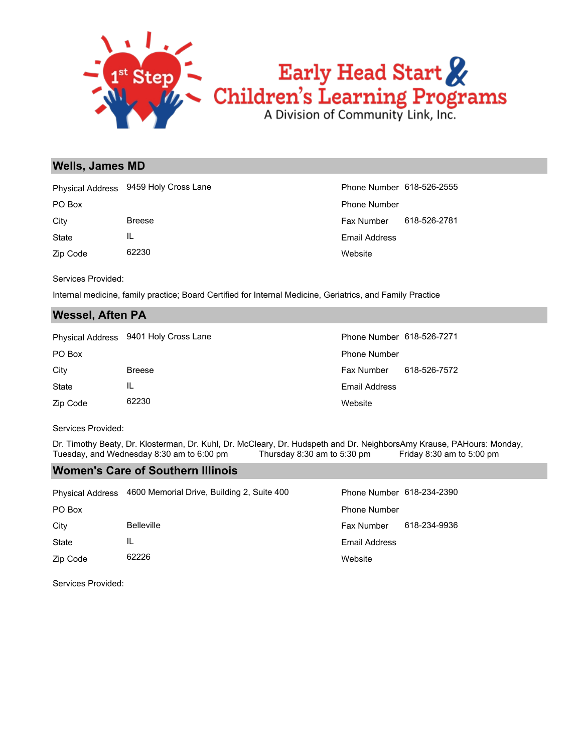## Wells, James MD

| Physical Address | 9459 Holy Cross Lane | Phone Number | 618-526-2555 |
|---|---|---|---|
| PO Box | | Phone Number | |
| City | Breese | Fax Number | 618-526-2781 |
| State | IL | Email Address | |
| Zip Code | 62230 | Website | |

Services Provided:

Internal medicine, family practice; Board Certified for Internal Medicine, Geriatrics, and Family Practice

## Wessel, Aften PA

| Physical Address | 9401 Holy Cross Lane | Phone Number | 618-526-7271 |
|---|---|---|---|
| PO Box | | Phone Number | |
| City | Breese | Fax Number | 618-526-7572 |
| State | IL | Email Address | |
| Zip Code | 62230 | Website | |

Services Provided:

Dr. Timothy Beaty, Dr. Klosterman, Dr. Kuhl, Dr. McCleary, Dr. Hudspeth and Dr. NeighborsAmy Krause, PAHours: Monday, Tuesday, and Wednesday 8:30 am to 6:00 pm Thursday 8:30 am to 5:30 pm Friday 8:30 am to 5:00 pm

## Women's Care of Southern Illinois

| Physical Address | 4600 Memorial Drive, Building 2, Suite 400 | Phone Number | 618-234-2390 |
|---|---|---|---|
| PO Box | | Phone Number | |
| City | Belleville | Fax Number | 618-234-9936 |
| State | IL | Email Address | |
| Zip Code | 62226 | Website | |

Services Provided: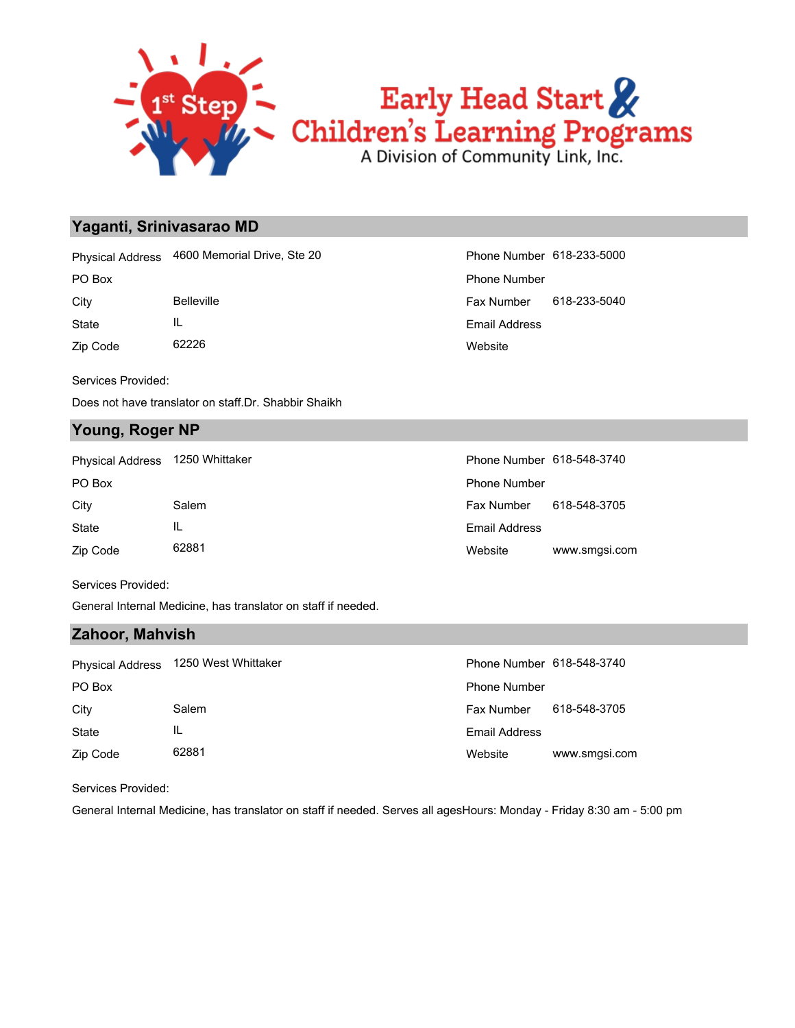Early Head Start & Children's Learning Programs
A Division of Community Link, Inc.

## Yaganti, Srinivasarao MD

| | | | |
|---|---|---|---|
| Physical Address | 4600 Memorial Drive, Ste 20 | Phone Number | 618-233-5000 |
| PO Box | | Phone Number | |
| City | Belleville | Fax Number | 618-233-5040 |
| State | IL | Email Address | |
| Zip Code | 62226 | Website | |

Services Provided:

Does not have translator on staff.Dr. Shabbir Shaikh

## Young, Roger NP

| | | | |
|---|---|---|---|
| Physical Address | 1250 Whittaker | Phone Number | 618-548-3740 |
| PO Box | | Phone Number | |
| City | Salem | Fax Number | 618-548-3705 |
| State | IL | Email Address | |
| Zip Code | 62881 | Website | www.smgsi.com |

Services Provided:

General Internal Medicine, has translator on staff if needed.

## Zahoor, Mahvish

| | | | |
|---|---|---|---|
| Physical Address | 1250 West Whittaker | Phone Number | 618-548-3740 |
| PO Box | | Phone Number | |
| City | Salem | Fax Number | 618-548-3705 |
| State | IL | Email Address | |
| Zip Code | 62881 | Website | www.smgsi.com |

Services Provided:

General Internal Medicine, has translator on staff if needed. Serves all agesHours: Monday - Friday 8:30 am - 5:00 pm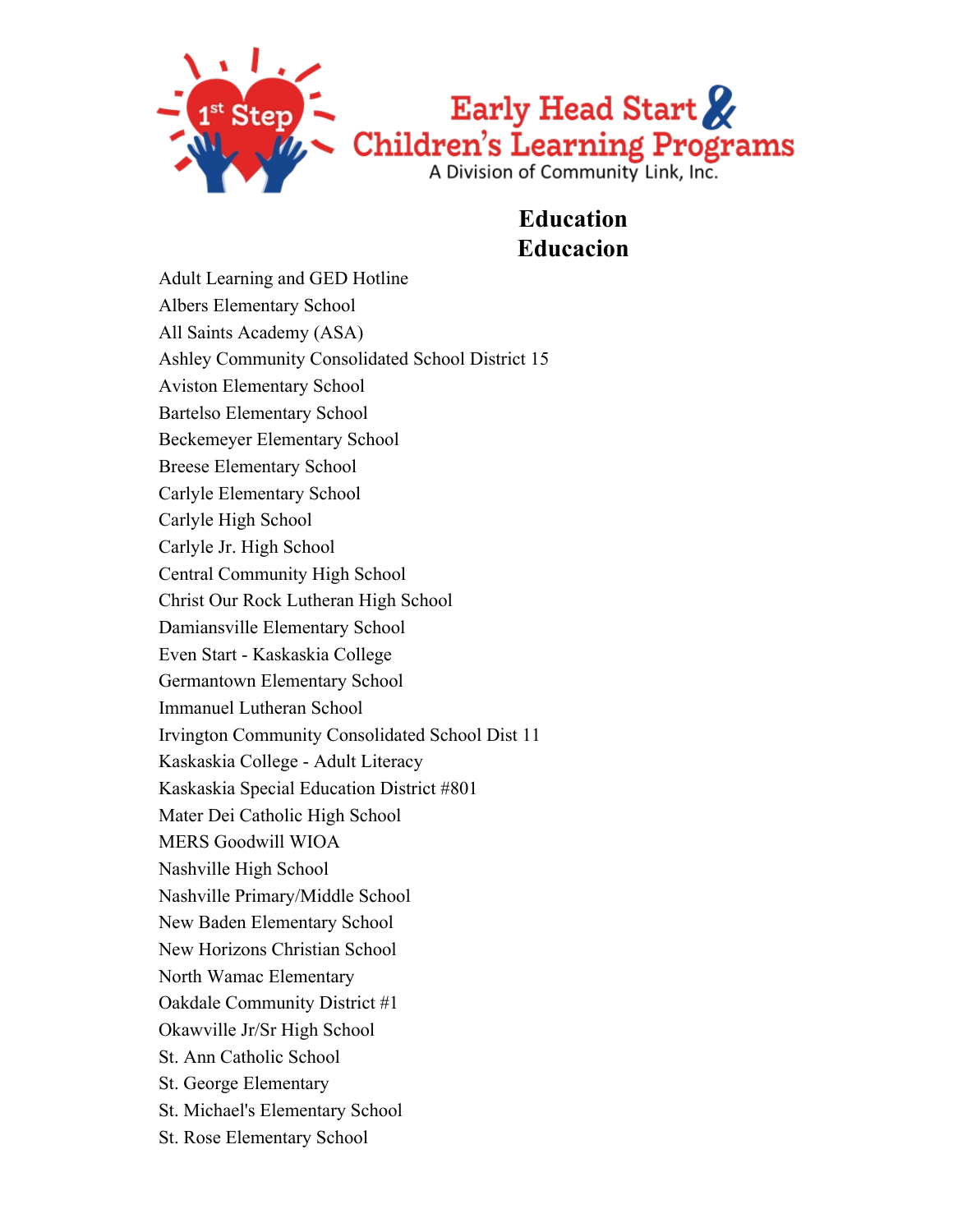# Education
# Educacion

Adult Learning and GED Hotline
Albers Elementary School
All Saints Academy (ASA)
Ashley Community Consolidated School District 15
Aviston Elementary School
Bartelso Elementary School
Beckemeyer Elementary School
Breese Elementary School
Carlyle Elementary School
Carlyle High School
Carlyle Jr. High School
Central Community High School
Christ Our Rock Lutheran High School
Damiansville Elementary School
Even Start - Kaskaskia College
Germantown Elementary School
Immanuel Lutheran School
Irvington Community Consolidated School Dist 11
Kaskaskia College - Adult Literacy
Kaskaskia Special Education District #801
Mater Dei Catholic High School
MERS Goodwill WIOA
Nashville High School
Nashville Primary/Middle School
New Baden Elementary School
New Horizons Christian School
North Wamac Elementary
Oakdale Community District #1
Okawville Jr/Sr High School
St. Ann Catholic School
St. George Elementary
St. Michael's Elementary School
St. Rose Elementary School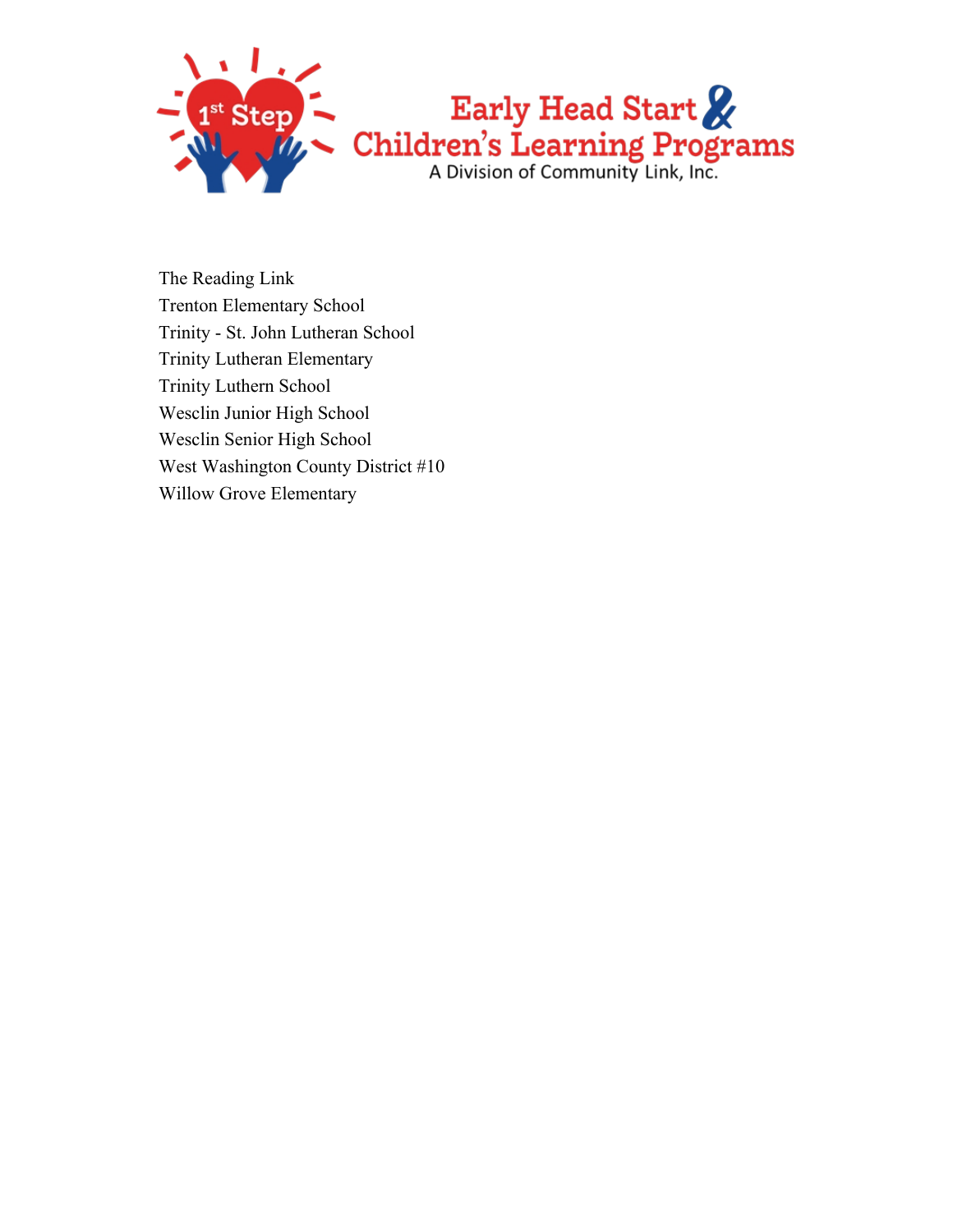The Reading Link
Trenton Elementary School
Trinity - St. John Lutheran School
Trinity Lutheran Elementary
Trinity Luthern School
Wesclin Junior High School
Wesclin Senior High School
West Washington County District #10
Willow Grove Elementary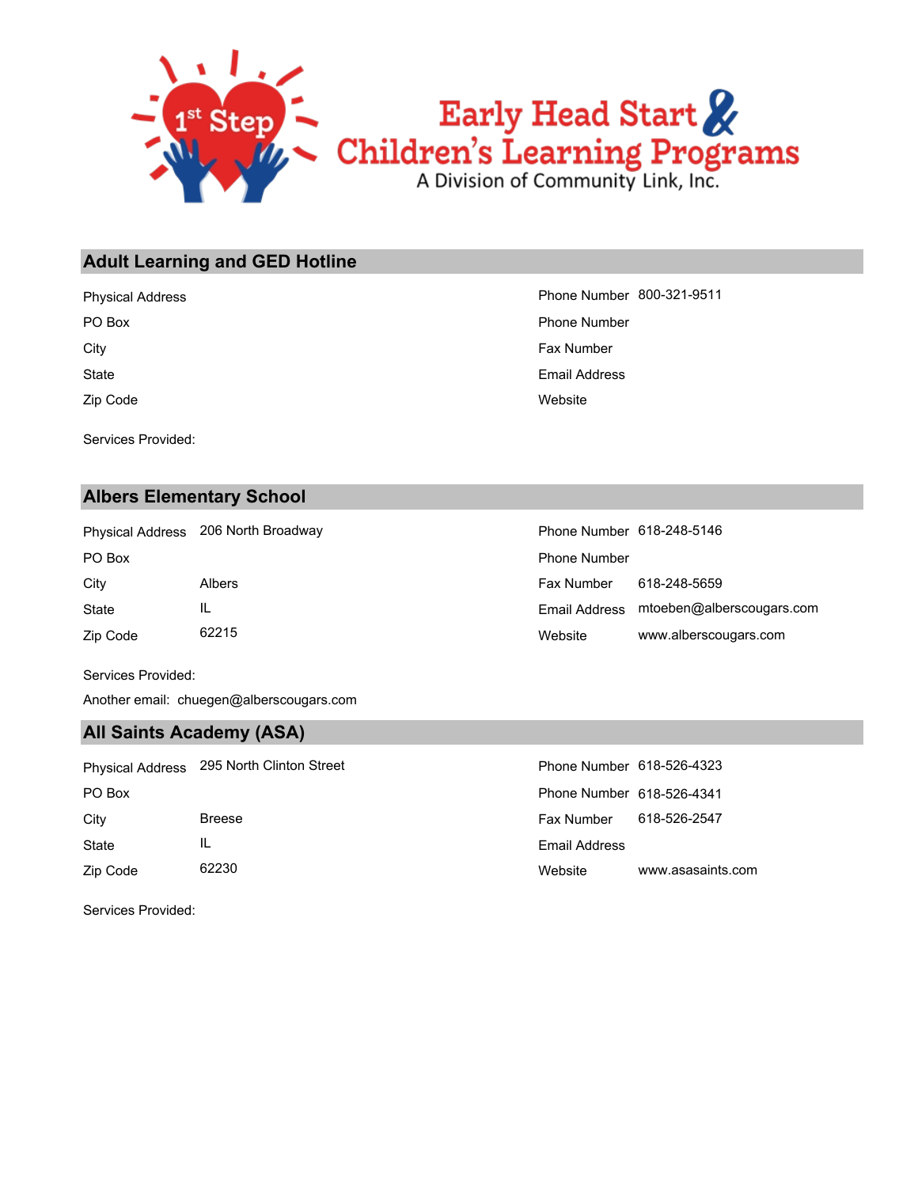1st Step

# Early Head Start & Children's Learning Programs

A Division of Community Link, Inc.

## Adult Learning and GED Hotline

| Field | Value | Field | Value |
|---|---|---|---|
| Physical Address | | Phone Number | 800-321-9511 |
| PO Box | | Phone Number | |
| City | | Fax Number | |
| State | | Email Address | |
| Zip Code | | Website | |

Services Provided:

## Albers Elementary School

| Field | Value | Field | Value |
|---|---|---|---|
| Physical Address | 206 North Broadway | Phone Number | 618-248-5146 |
| PO Box | | Phone Number | |
| City | Albers | Fax Number | 618-248-5659 |
| State | IL | Email Address | mtoeben@alberscougars.com |
| Zip Code | 62215 | Website | www.alberscougars.com |

Services Provided:

Another email: chuegen@alberscougars.com

## All Saints Academy (ASA)

| Field | Value | Field | Value |
|---|---|---|---|
| Physical Address | 295 North Clinton Street | Phone Number | 618-526-4323 |
| PO Box | | Phone Number | 618-526-4341 |
| City | Breese | Fax Number | 618-526-2547 |
| State | IL | Email Address | |
| Zip Code | 62230 | Website | www.asasaints.com |

Services Provided: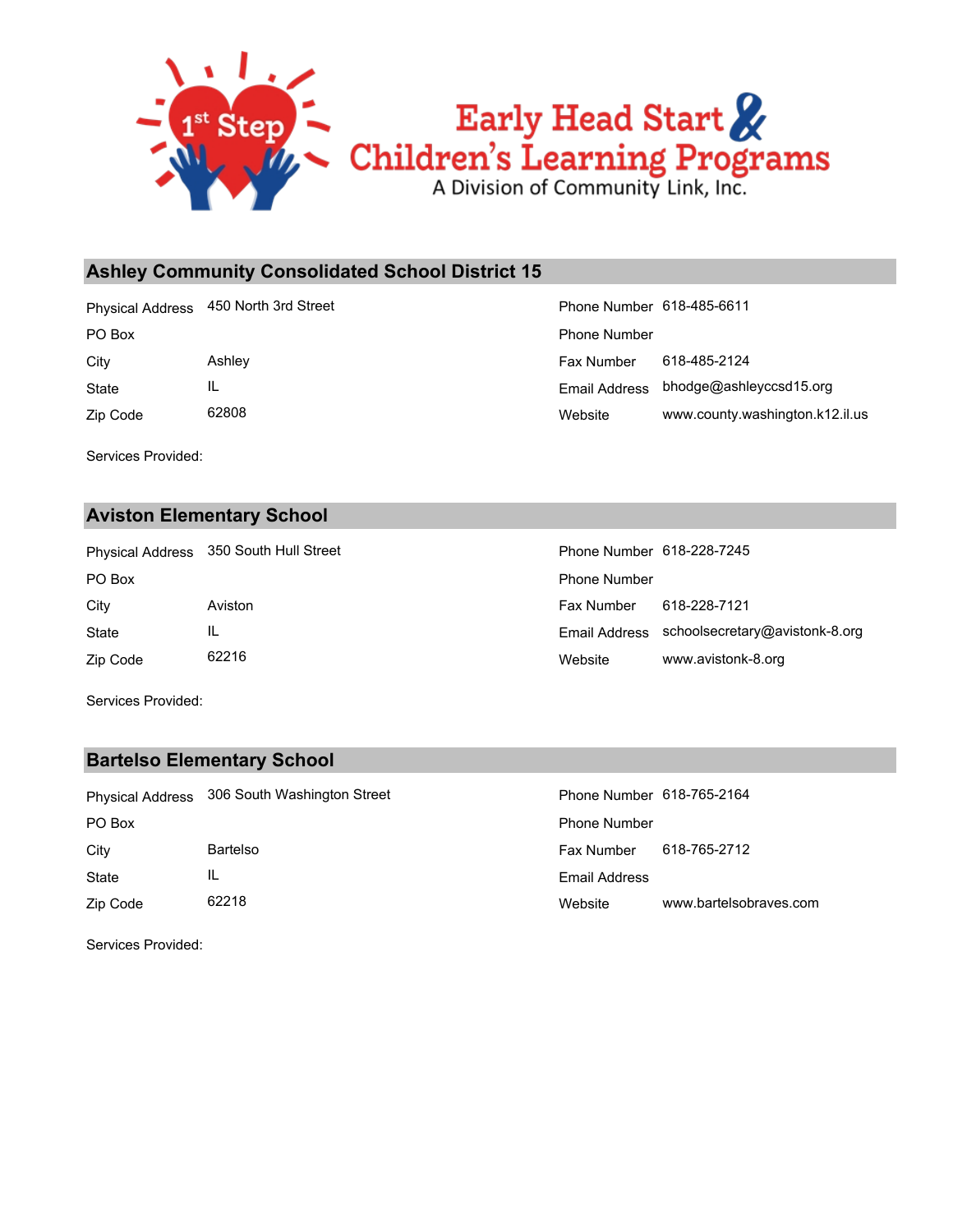## Ashley Community Consolidated School District 15

| | | | |
|---|---|---|---|
| Physical Address | 450 North 3rd Street | Phone Number | 618-485-6611 |
| PO Box | | Phone Number | |
| City | Ashley | Fax Number | 618-485-2124 |
| State | IL | Email Address | bhodge@ashleyccsd15.org |
| Zip Code | 62808 | Website | www.county.washington.k12.il.us |

Services Provided:

## Aviston Elementary School

| | | | |
|---|---|---|---|
| Physical Address | 350 South Hull Street | Phone Number | 618-228-7245 |
| PO Box | | Phone Number | |
| City | Aviston | Fax Number | 618-228-7121 |
| State | IL | Email Address | schoolsecretary@avistonk-8.org |
| Zip Code | 62216 | Website | www.avistonk-8.org |

Services Provided:

## Bartelso Elementary School

| | | | |
|---|---|---|---|
| Physical Address | 306 South Washington Street | Phone Number | 618-765-2164 |
| PO Box | | Phone Number | |
| City | Bartelso | Fax Number | 618-765-2712 |
| State | IL | Email Address | |
| Zip Code | 62218 | Website | www.bartelsobraves.com |

Services Provided: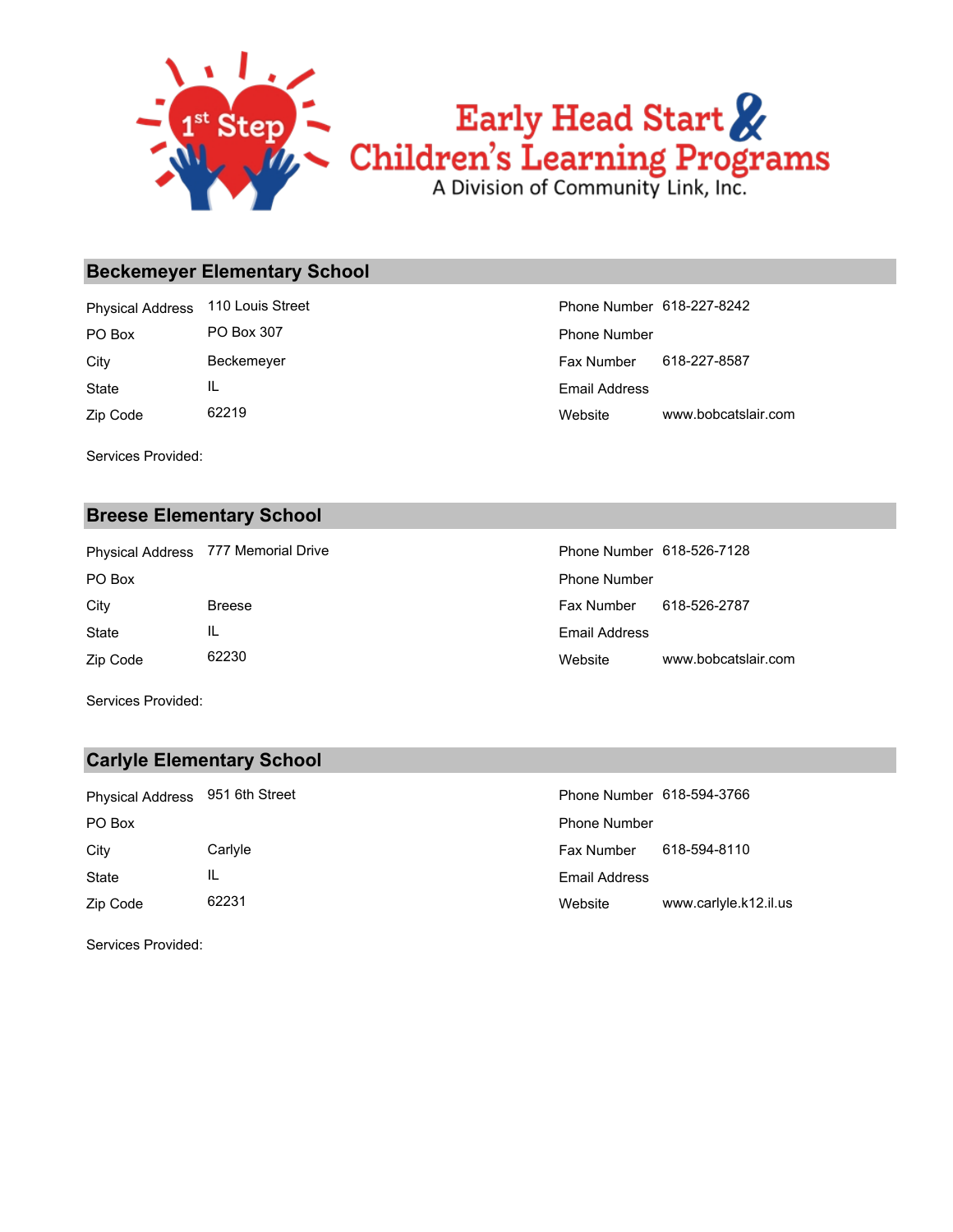1st Step

Early Head Start & Children's Learning Programs

A Division of Community Link, Inc.

## Beckemeyer Elementary School

| | | | |
|---|---|---|---|
| Physical Address | 110 Louis Street | Phone Number | 618-227-8242 |
| PO Box | PO Box 307 | Phone Number | |
| City | Beckemeyer | Fax Number | 618-227-8587 |
| State | IL | Email Address | |
| Zip Code | 62219 | Website | www.bobcatslair.com |

Services Provided:

## Breese Elementary School

| | | | |
|---|---|---|---|
| Physical Address | 777 Memorial Drive | Phone Number | 618-526-7128 |
| PO Box | | Phone Number | |
| City | Breese | Fax Number | 618-526-2787 |
| State | IL | Email Address | |
| Zip Code | 62230 | Website | www.bobcatslair.com |

Services Provided:

## Carlyle Elementary School

| | | | |
|---|---|---|---|
| Physical Address | 951 6th Street | Phone Number | 618-594-3766 |
| PO Box | | Phone Number | |
| City | Carlyle | Fax Number | 618-594-8110 |
| State | IL | Email Address | |
| Zip Code | 62231 | Website | www.carlyle.k12.il.us |

Services Provided: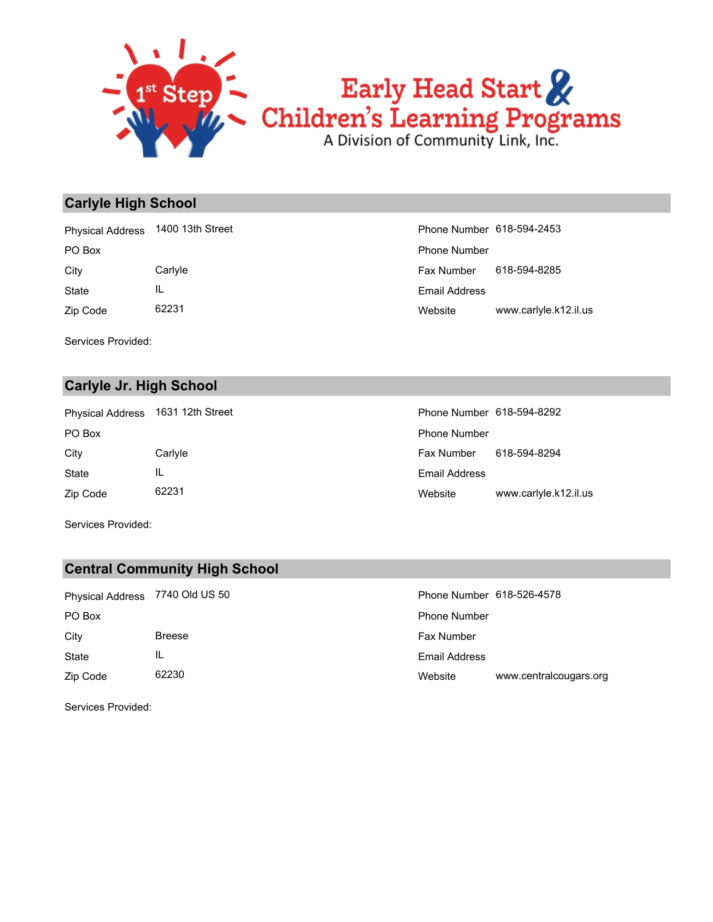Early Head Start & Children's Learning Programs
A Division of Community Link, Inc.

## Carlyle High School

| | | | |
|---|---|---|---|
| Physical Address | 1400 13th Street | Phone Number | 618-594-2453 |
| PO Box | | Phone Number | |
| City | Carlyle | Fax Number | 618-594-8285 |
| State | IL | Email Address | |
| Zip Code | 62231 | Website | www.carlyle.k12.il.us |

Services Provided:

## Carlyle Jr. High School

| | | | |
|---|---|---|---|
| Physical Address | 1631 12th Street | Phone Number | 618-594-8292 |
| PO Box | | Phone Number | |
| City | Carlyle | Fax Number | 618-594-8294 |
| State | IL | Email Address | |
| Zip Code | 62231 | Website | www.carlyle.k12.il.us |

Services Provided:

## Central Community High School

| | | | |
|---|---|---|---|
| Physical Address | 7740 Old US 50 | Phone Number | 618-526-4578 |
| PO Box | | Phone Number | |
| City | Breese | Fax Number | |
| State | IL | Email Address | |
| Zip Code | 62230 | Website | www.centralcougars.org |

Services Provided: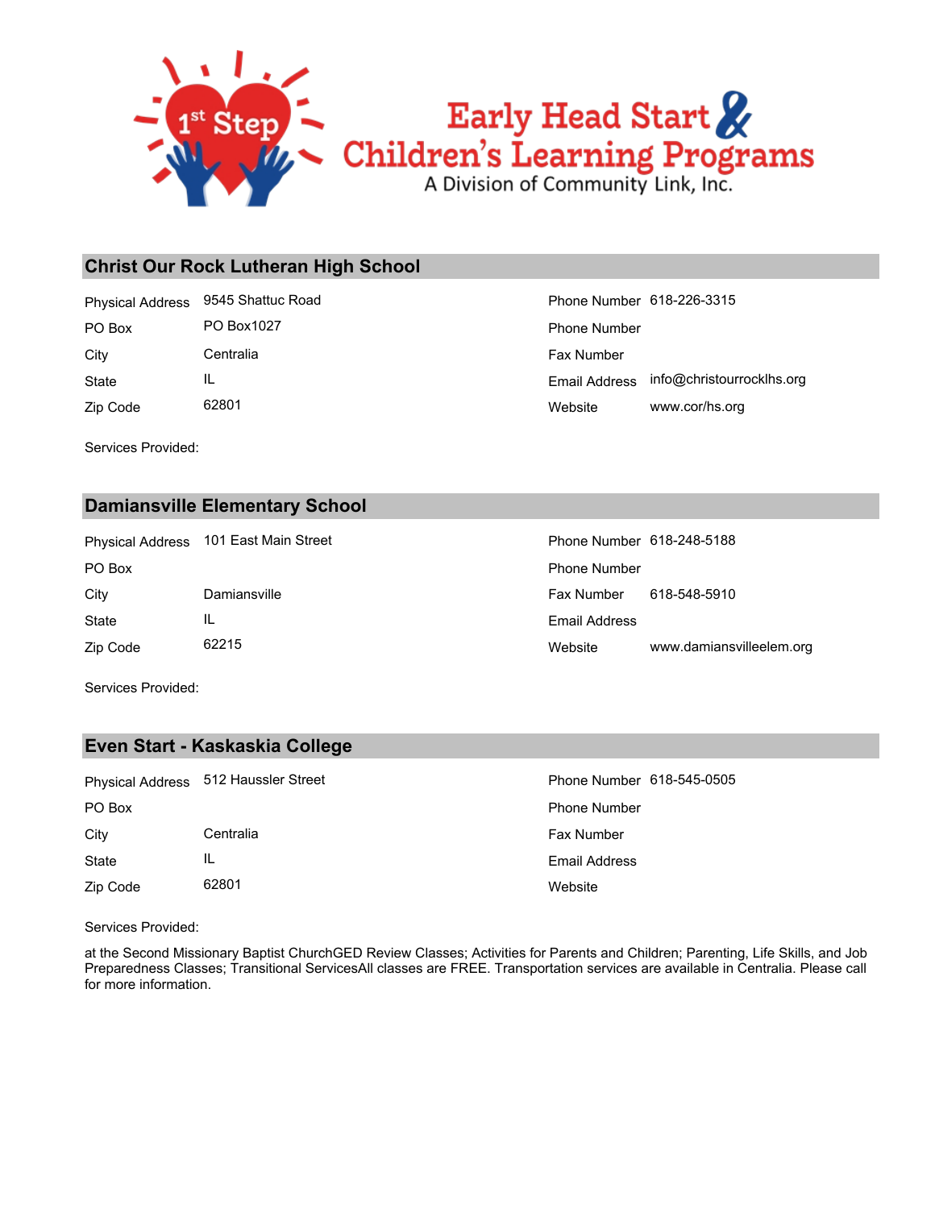# 1st Step Early Head Start & Children's Learning Programs

A Division of Community Link, Inc.

## Christ Our Rock Lutheran High School

| | | | |
|---|---|---|---|
| Physical Address | 9545 Shattuc Road | Phone Number | 618-226-3315 |
| PO Box | PO Box1027 | Phone Number | |
| City | Centralia | Fax Number | |
| State | IL | Email Address | info@christourrocklhs.org |
| Zip Code | 62801 | Website | www.cor/hs.org |

Services Provided:

## Damiansville Elementary School

| | | | |
|---|---|---|---|
| Physical Address | 101 East Main Street | Phone Number | 618-248-5188 |
| PO Box | | Phone Number | |
| City | Damiansville | Fax Number | 618-548-5910 |
| State | IL | Email Address | |
| Zip Code | 62215 | Website | www.damiansvilleelem.org |

Services Provided:

## Even Start - Kaskaskia College

| | | | |
|---|---|---|---|
| Physical Address | 512 Haussler Street | Phone Number | 618-545-0505 |
| PO Box | | Phone Number | |
| City | Centralia | Fax Number | |
| State | IL | Email Address | |
| Zip Code | 62801 | Website | |

Services Provided:

at the Second Missionary Baptist ChurchGED Review Classes; Activities for Parents and Children; Parenting, Life Skills, and Job Preparedness Classes; Transitional ServicesAll classes are FREE. Transportation services are available in Centralia. Please call for more information.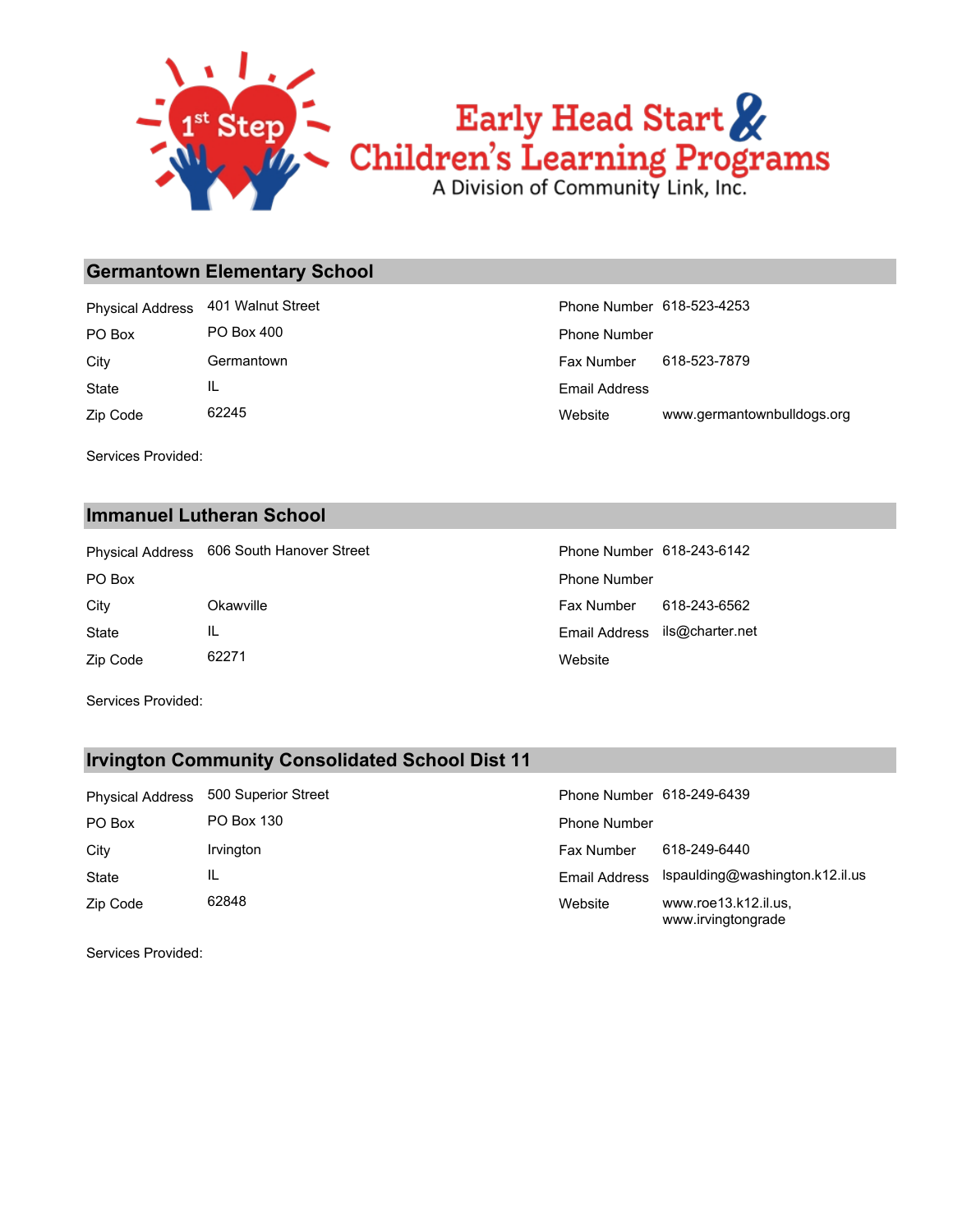## Germantown Elementary School

| | | | |
|---|---|---|---|
| Physical Address | 401 Walnut Street | Phone Number | 618-523-4253 |
| PO Box | PO Box 400 | Phone Number | |
| City | Germantown | Fax Number | 618-523-7879 |
| State | IL | Email Address | |
| Zip Code | 62245 | Website | www.germantownbulldogs.org |

Services Provided:

## Immanuel Lutheran School

| | | | |
|---|---|---|---|
| Physical Address | 606 South Hanover Street | Phone Number | 618-243-6142 |
| PO Box | | Phone Number | |
| City | Okawville | Fax Number | 618-243-6562 |
| State | IL | Email Address | ils@charter.net |
| Zip Code | 62271 | Website | |

Services Provided:

## Irvington Community Consolidated School Dist 11

| | | | |
|---|---|---|---|
| Physical Address | 500 Superior Street | Phone Number | 618-249-6439 |
| PO Box | PO Box 130 | Phone Number | |
| City | Irvington | Fax Number | 618-249-6440 |
| State | IL | Email Address | lspaulding@washington.k12.il.us |
| Zip Code | 62848 | Website | www.roe13.k12.il.us, www.irvingtongrade |

Services Provided: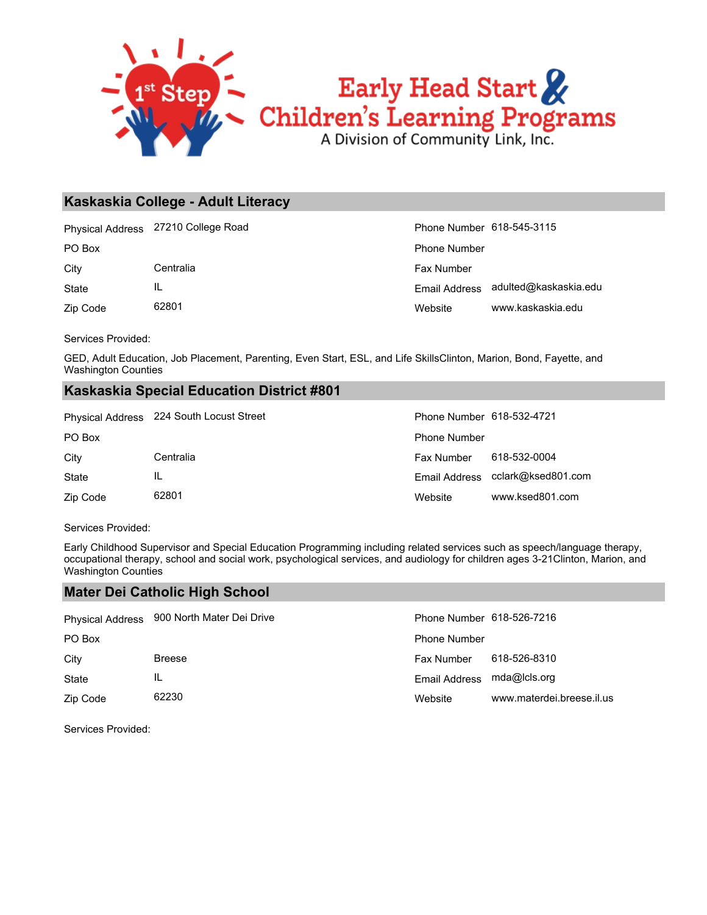# Early Head Start & Children's Learning Programs

A Division of Community Link, Inc.

## Kaskaskia College - Adult Literacy

| | | | |
|---|---|---|---|
| Physical Address | 27210 College Road | Phone Number | 618-545-3115 |
| PO Box | | Phone Number | |
| City | Centralia | Fax Number | |
| State | IL | Email Address | adulted@kaskaskia.edu |
| Zip Code | 62801 | Website | www.kaskaskia.edu |

Services Provided:

GED, Adult Education, Job Placement, Parenting, Even Start, ESL, and Life SkillsClinton, Marion, Bond, Fayette, and Washington Counties

## Kaskaskia Special Education District #801

| | | | |
|---|---|---|---|
| Physical Address | 224 South Locust Street | Phone Number | 618-532-4721 |
| PO Box | | Phone Number | |
| City | Centralia | Fax Number | 618-532-0004 |
| State | IL | Email Address | cclark@ksed801.com |
| Zip Code | 62801 | Website | www.ksed801.com |

Services Provided:

Early Childhood Supervisor and Special Education Programming including related services such as speech/language therapy, occupational therapy, school and social work, psychological services, and audiology for children ages 3-21Clinton, Marion, and Washington Counties

## Mater Dei Catholic High School

| | | | |
|---|---|---|---|
| Physical Address | 900 North Mater Dei Drive | Phone Number | 618-526-7216 |
| PO Box | | Phone Number | |
| City | Breese | Fax Number | 618-526-8310 |
| State | IL | Email Address | mda@lcls.org |
| Zip Code | 62230 | Website | www.materdei.breese.il.us |

Services Provided: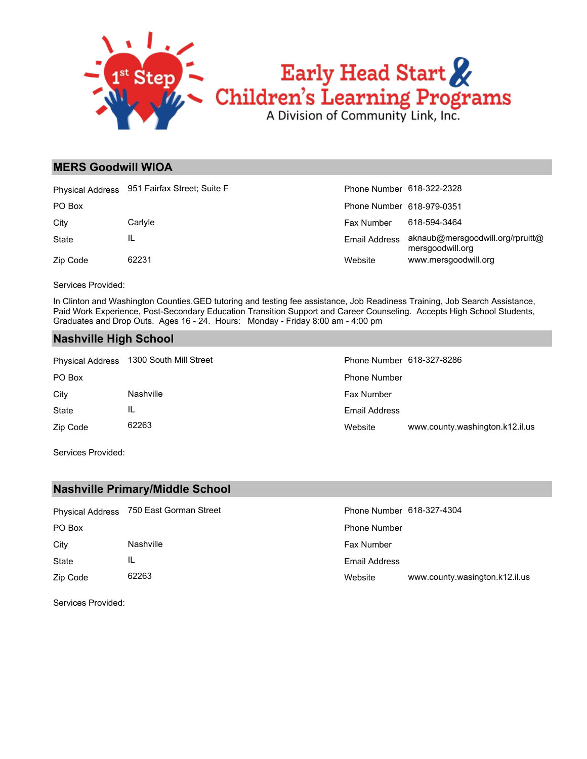## MERS Goodwill WIOA

| | | | |
|---|---|---|---|
| Physical Address | 951 Fairfax Street; Suite F | Phone Number | 618-322-2328 |
| PO Box | | Phone Number | 618-979-0351 |
| City | Carlyle | Fax Number | 618-594-3464 |
| State | IL | Email Address | aknaub@mersgoodwill.org/rpruitt@mersgoodwill.org |
| Zip Code | 62231 | Website | www.mersgoodwill.org |

Services Provided:

In Clinton and Washington Counties.GED tutoring and testing fee assistance, Job Readiness Training, Job Search Assistance, Paid Work Experience, Post-Secondary Education Transition Support and Career Counseling. Accepts High School Students, Graduates and Drop Outs. Ages 16 - 24. Hours: Monday - Friday 8:00 am - 4:00 pm

## Nashville High School

| | | | |
|---|---|---|---|
| Physical Address | 1300 South Mill Street | Phone Number | 618-327-8286 |
| PO Box | | Phone Number | |
| City | Nashville | Fax Number | |
| State | IL | Email Address | |
| Zip Code | 62263 | Website | www.county.washington.k12.il.us |

Services Provided:

## Nashville Primary/Middle School

| | | | |
|---|---|---|---|
| Physical Address | 750 East Gorman Street | Phone Number | 618-327-4304 |
| PO Box | | Phone Number | |
| City | Nashville | Fax Number | |
| State | IL | Email Address | |
| Zip Code | 62263 | Website | www.county.wasington.k12.il.us |

Services Provided: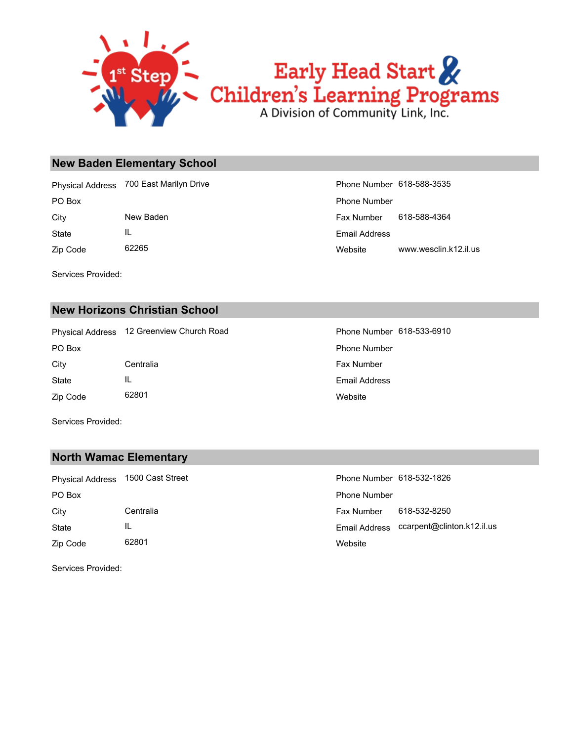## New Baden Elementary School

| | | | |
|---|---|---|---|
| Physical Address | 700 East Marilyn Drive | Phone Number | 618-588-3535 |
| PO Box | | Phone Number | |
| City | New Baden | Fax Number | 618-588-4364 |
| State | IL | Email Address | |
| Zip Code | 62265 | Website | www.wesclin.k12.il.us |

Services Provided:

## New Horizons Christian School

| | | | |
|---|---|---|---|
| Physical Address | 12 Greenview Church Road | Phone Number | 618-533-6910 |
| PO Box | | Phone Number | |
| City | Centralia | Fax Number | |
| State | IL | Email Address | |
| Zip Code | 62801 | Website | |

Services Provided:

## North Wamac Elementary

| | | | |
|---|---|---|---|
| Physical Address | 1500 Cast Street | Phone Number | 618-532-1826 |
| PO Box | | Phone Number | |
| City | Centralia | Fax Number | 618-532-8250 |
| State | IL | Email Address | ccarpent@clinton.k12.il.us |
| Zip Code | 62801 | Website | |

Services Provided: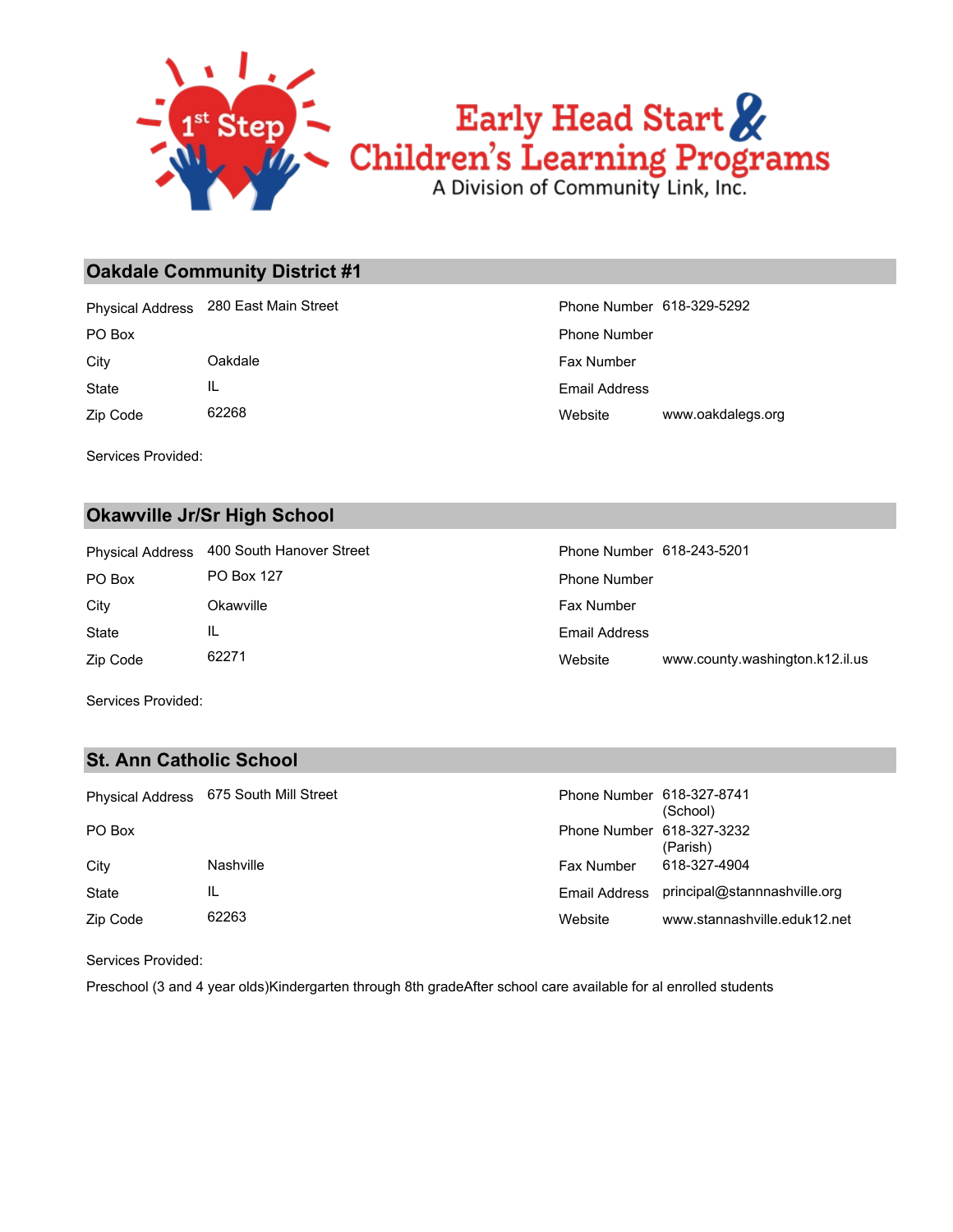1st Step Early Head Start & Children's Learning Programs
A Division of Community Link, Inc.

## Oakdale Community District #1

| | | | |
|---|---|---|---|
| Physical Address | 280 East Main Street | Phone Number | 618-329-5292 |
| PO Box | | Phone Number | |
| City | Oakdale | Fax Number | |
| State | IL | Email Address | |
| Zip Code | 62268 | Website | www.oakdalegs.org |

Services Provided:

## Okawville Jr/Sr High School

| | | | |
|---|---|---|---|
| Physical Address | 400 South Hanover Street | Phone Number | 618-243-5201 |
| PO Box | PO Box 127 | Phone Number | |
| City | Okawville | Fax Number | |
| State | IL | Email Address | |
| Zip Code | 62271 | Website | www.county.washington.k12.il.us |

Services Provided:

## St. Ann Catholic School

| | | | |
|---|---|---|---|
| Physical Address | 675 South Mill Street | Phone Number | 618-327-8741 (School) |
| PO Box | | Phone Number | 618-327-3232 (Parish) |
| City | Nashville | Fax Number | 618-327-4904 |
| State | IL | Email Address | principal@stannnashville.org |
| Zip Code | 62263 | Website | www.stannashville.eduk12.net |

Services Provided:

Preschool (3 and 4 year olds)Kindergarten through 8th gradeAfter school care available for al enrolled students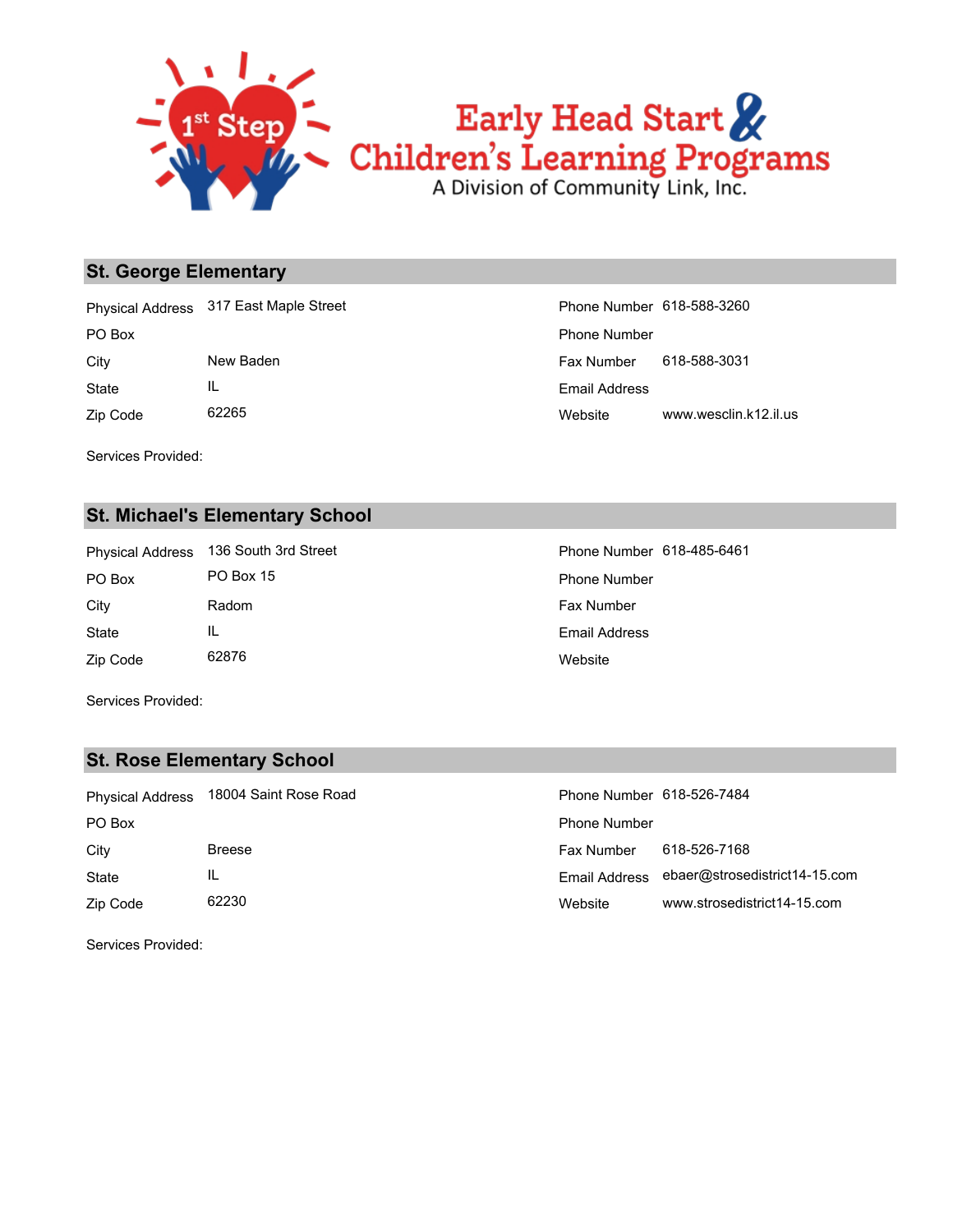1st Step

Early Head Start & Children's Learning Programs

A Division of Community Link, Inc.

## St. George Elementary

| | | | |
|---|---|---|---|
| Physical Address | 317 East Maple Street | Phone Number | 618-588-3260 |
| PO Box | | Phone Number | |
| City | New Baden | Fax Number | 618-588-3031 |
| State | IL | Email Address | |
| Zip Code | 62265 | Website | www.wesclin.k12.il.us |

Services Provided:

## St. Michael's Elementary School

| | | | |
|---|---|---|---|
| Physical Address | 136 South 3rd Street | Phone Number | 618-485-6461 |
| PO Box | PO Box 15 | Phone Number | |
| City | Radom | Fax Number | |
| State | IL | Email Address | |
| Zip Code | 62876 | Website | |

Services Provided:

## St. Rose Elementary School

| | | | |
|---|---|---|---|
| Physical Address | 18004 Saint Rose Road | Phone Number | 618-526-7484 |
| PO Box | | Phone Number | |
| City | Breese | Fax Number | 618-526-7168 |
| State | IL | Email Address | ebaer@strosedistrict14-15.com |
| Zip Code | 62230 | Website | www.strosedistrict14-15.com |

Services Provided: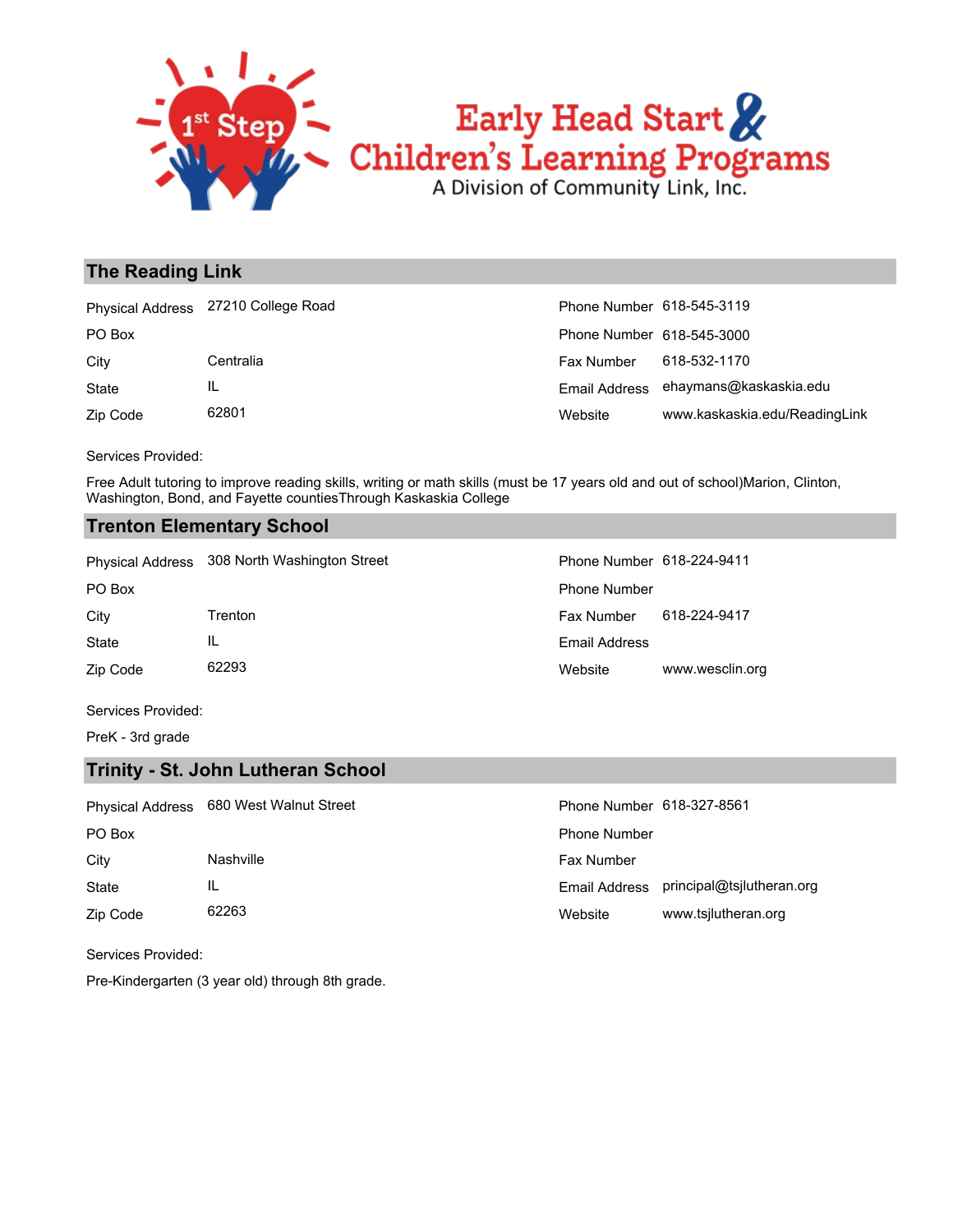## The Reading Link

| | | | |
|---|---|---|---|
| Physical Address | 27210 College Road | Phone Number | 618-545-3119 |
| PO Box | | Phone Number | 618-545-3000 |
| City | Centralia | Fax Number | 618-532-1170 |
| State | IL | Email Address | ehaymans@kaskaskia.edu |
| Zip Code | 62801 | Website | www.kaskaskia.edu/ReadingLink |

Services Provided:

Free Adult tutoring to improve reading skills, writing or math skills (must be 17 years old and out of school)Marion, Clinton, Washington, Bond, and Fayette countiesThrough Kaskaskia College

## Trenton Elementary School

| | | | |
|---|---|---|---|
| Physical Address | 308 North Washington Street | Phone Number | 618-224-9411 |
| PO Box | | Phone Number | |
| City | Trenton | Fax Number | 618-224-9417 |
| State | IL | Email Address | |
| Zip Code | 62293 | Website | www.wesclin.org |

Services Provided:

PreK - 3rd grade

## Trinity - St. John Lutheran School

| | | | |
|---|---|---|---|
| Physical Address | 680 West Walnut Street | Phone Number | 618-327-8561 |
| PO Box | | Phone Number | |
| City | Nashville | Fax Number | |
| State | IL | Email Address | principal@tsjlutheran.org |
| Zip Code | 62263 | Website | www.tsjlutheran.org |

Services Provided:

Pre-Kindergarten (3 year old) through 8th grade.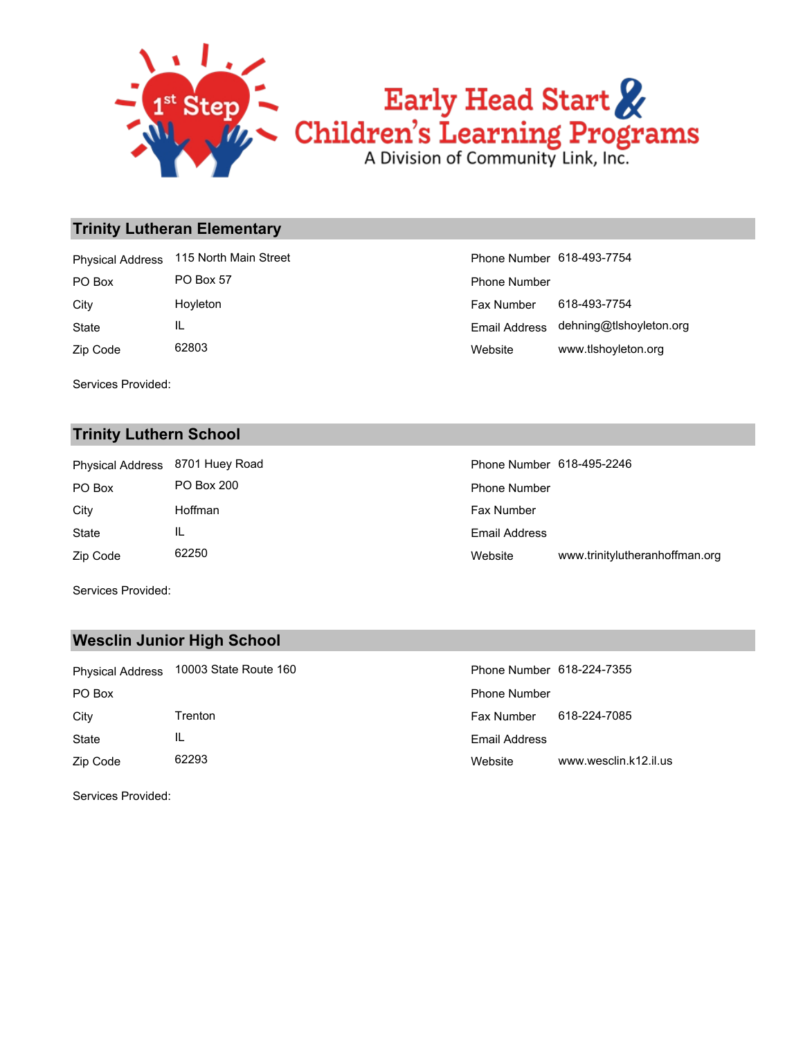Early Head Start & Children's Learning Programs
A Division of Community Link, Inc.

## Trinity Lutheran Elementary

| | | | |
|---|---|---|---|
| Physical Address | 115 North Main Street | Phone Number | 618-493-7754 |
| PO Box | PO Box 57 | Phone Number | |
| City | Hoyleton | Fax Number | 618-493-7754 |
| State | IL | Email Address | dehning@tlshoyleton.org |
| Zip Code | 62803 | Website | www.tlshoyleton.org |

Services Provided:

## Trinity Luthern School

| | | | |
|---|---|---|---|
| Physical Address | 8701 Huey Road | Phone Number | 618-495-2246 |
| PO Box | PO Box 200 | Phone Number | |
| City | Hoffman | Fax Number | |
| State | IL | Email Address | |
| Zip Code | 62250 | Website | www.trinitylutheranhoffman.org |

Services Provided:

## Wesclin Junior High School

| | | | |
|---|---|---|---|
| Physical Address | 10003 State Route 160 | Phone Number | 618-224-7355 |
| PO Box | | Phone Number | |
| City | Trenton | Fax Number | 618-224-7085 |
| State | IL | Email Address | |
| Zip Code | 62293 | Website | www.wesclin.k12.il.us |

Services Provided: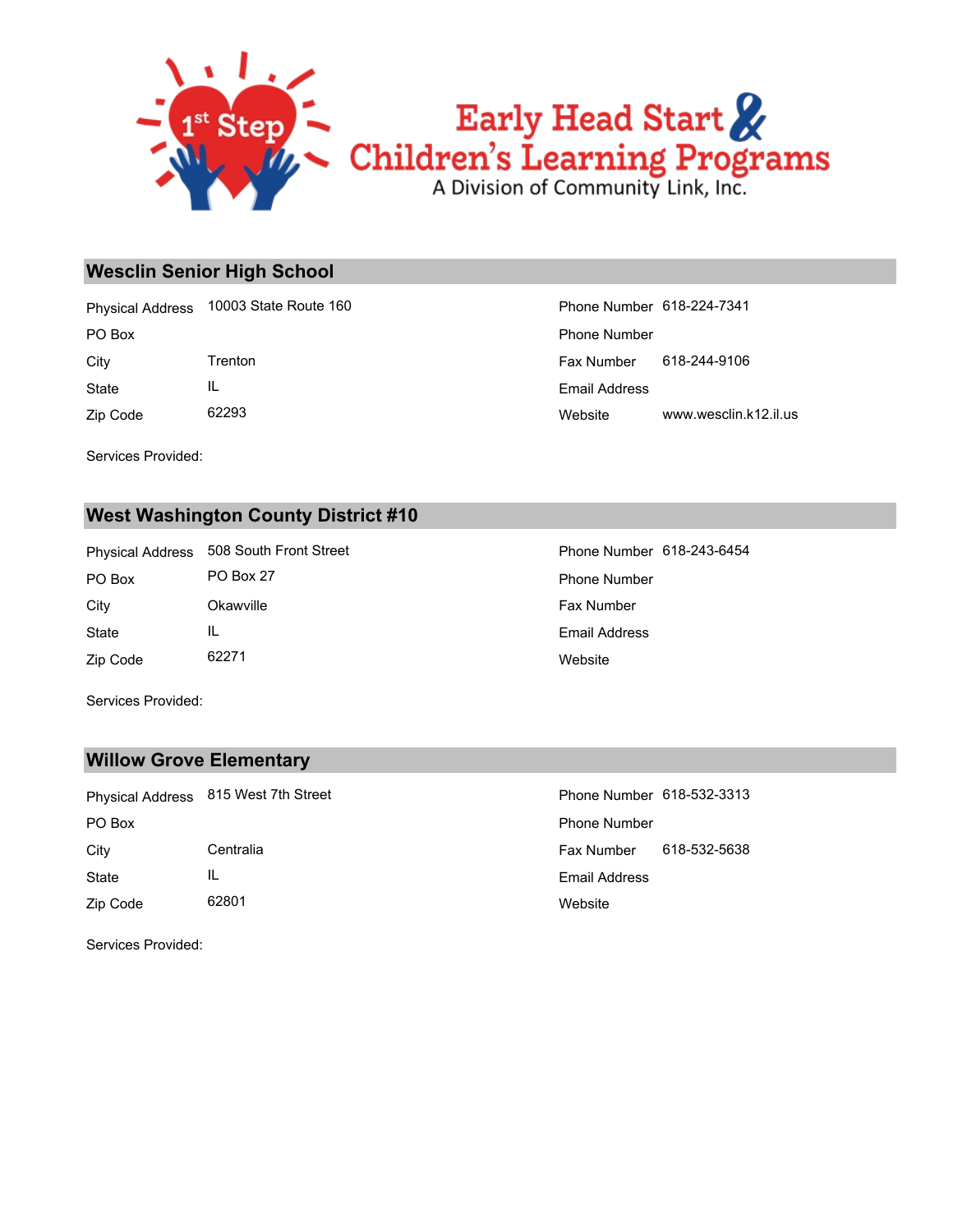## Wesclin Senior High School

| | | | |
|---|---|---|---|
| Physical Address | 10003 State Route 160 | Phone Number | 618-224-7341 |
| PO Box | | Phone Number | |
| City | Trenton | Fax Number | 618-244-9106 |
| State | IL | Email Address | |
| Zip Code | 62293 | Website | www.wesclin.k12.il.us |

Services Provided:

## West Washington County District #10

| | | | |
|---|---|---|---|
| Physical Address | 508 South Front Street | Phone Number | 618-243-6454 |
| PO Box | PO Box 27 | Phone Number | |
| City | Okawville | Fax Number | |
| State | IL | Email Address | |
| Zip Code | 62271 | Website | |

Services Provided:

## Willow Grove Elementary

| | | | |
|---|---|---|---|
| Physical Address | 815 West 7th Street | Phone Number | 618-532-3313 |
| PO Box | | Phone Number | |
| City | Centralia | Fax Number | 618-532-5638 |
| State | IL | Email Address | |
| Zip Code | 62801 | Website | |

Services Provided: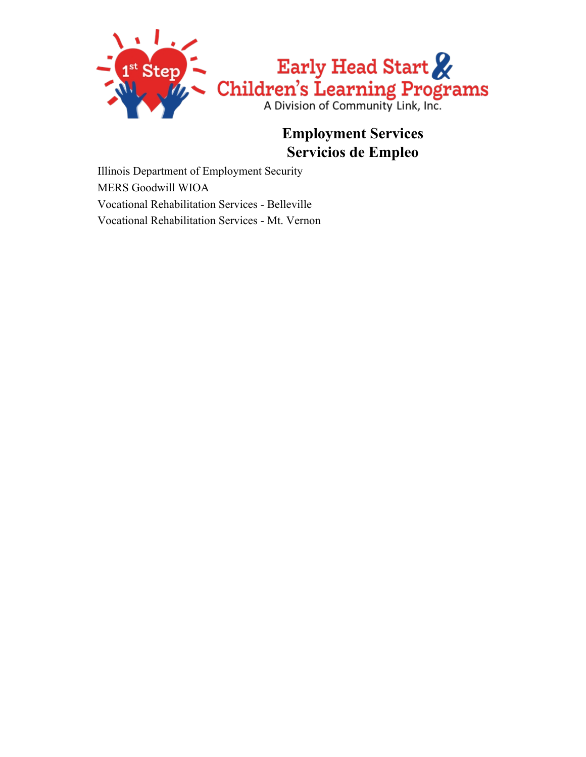# Employment Services
# Servicios de Empleo

Illinois Department of Employment Security

MERS Goodwill WIOA

Vocational Rehabilitation Services - Belleville

Vocational Rehabilitation Services - Mt. Vernon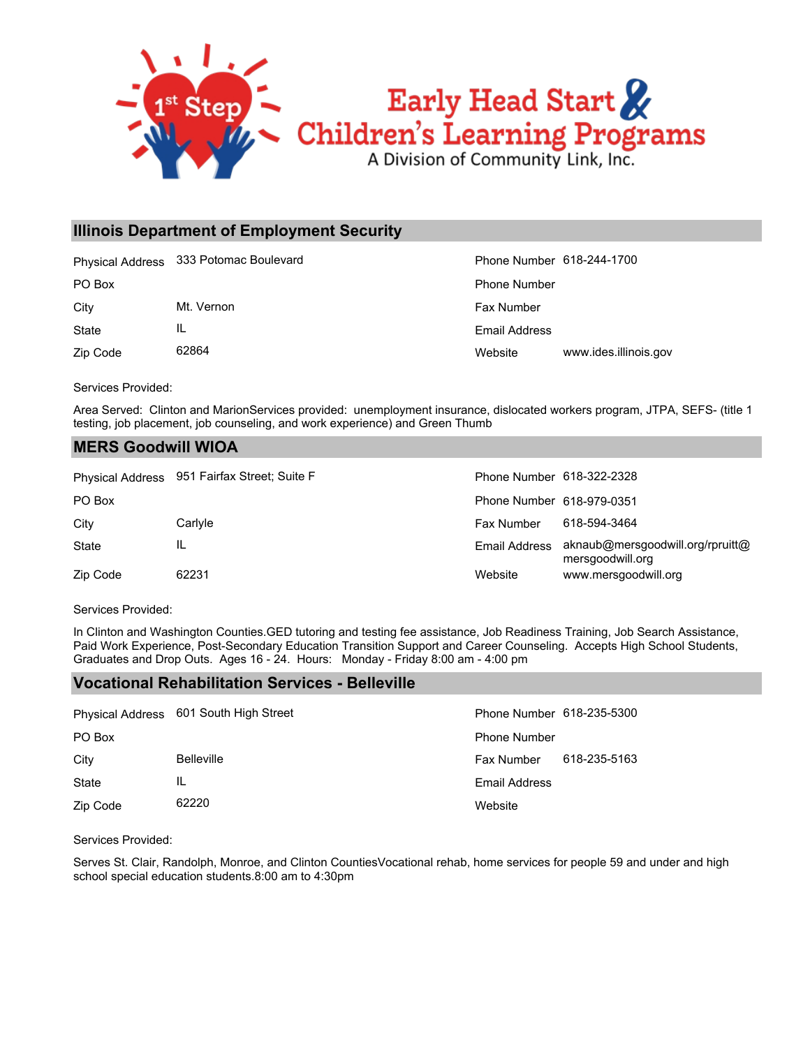## Illinois Department of Employment Security

| | | | |
|---|---|---|---|
| Physical Address | 333 Potomac Boulevard | Phone Number | 618-244-1700 |
| PO Box | | Phone Number | |
| City | Mt. Vernon | Fax Number | |
| State | IL | Email Address | |
| Zip Code | 62864 | Website | www.ides.illinois.gov |

Services Provided:

Area Served: Clinton and MarionServices provided: unemployment insurance, dislocated workers program, JTPA, SEFS- (title 1 testing, job placement, job counseling, and work experience) and Green Thumb

## MERS Goodwill WIOA

| | | | |
|---|---|---|---|
| Physical Address | 951 Fairfax Street; Suite F | Phone Number | 618-322-2328 |
| PO Box | | Phone Number | 618-979-0351 |
| City | Carlyle | Fax Number | 618-594-3464 |
| State | IL | Email Address | aknaub@mersgoodwill.org/rpruitt@mersgoodwill.org |
| Zip Code | 62231 | Website | www.mersgoodwill.org |

Services Provided:

In Clinton and Washington Counties.GED tutoring and testing fee assistance, Job Readiness Training, Job Search Assistance, Paid Work Experience, Post-Secondary Education Transition Support and Career Counseling. Accepts High School Students, Graduates and Drop Outs. Ages 16 - 24. Hours: Monday - Friday 8:00 am - 4:00 pm

## Vocational Rehabilitation Services - Belleville

| | | | |
|---|---|---|---|
| Physical Address | 601 South High Street | Phone Number | 618-235-5300 |
| PO Box | | Phone Number | |
| City | Belleville | Fax Number | 618-235-5163 |
| State | IL | Email Address | |
| Zip Code | 62220 | Website | |

Services Provided:

Serves St. Clair, Randolph, Monroe, and Clinton CountiesVocational rehab, home services for people 59 and under and high school special education students.8:00 am to 4:30pm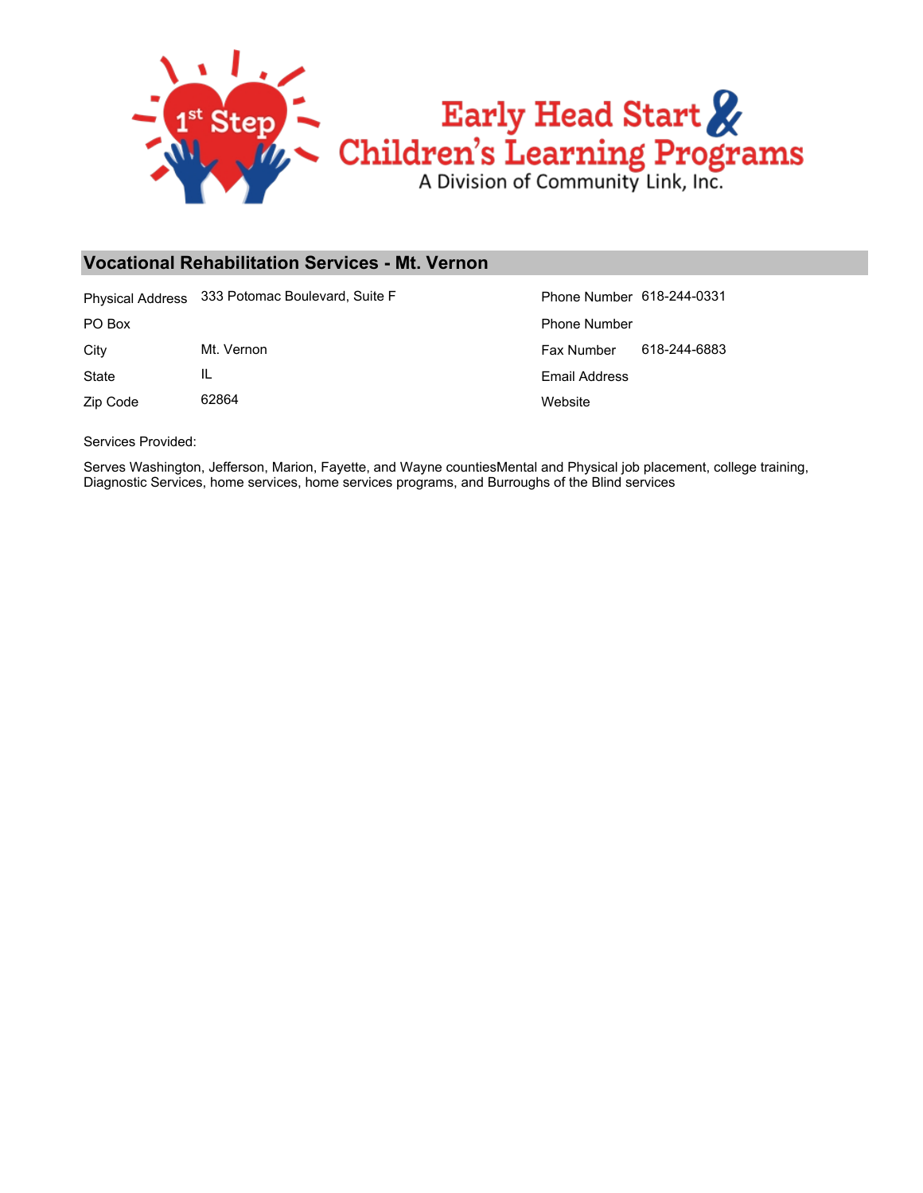Early Head Start & Children's Learning Programs
A Division of Community Link, Inc.

## Vocational Rehabilitation Services - Mt. Vernon

| | | | |
|---|---|---|---|
| Physical Address | 333 Potomac Boulevard, Suite F | Phone Number | 618-244-0331 |
| PO Box | | Phone Number | |
| City | Mt. Vernon | Fax Number | 618-244-6883 |
| State | IL | Email Address | |
| Zip Code | 62864 | Website | |

Services Provided:

Serves Washington, Jefferson, Marion, Fayette, and Wayne countiesMental and Physical job placement, college training, Diagnostic Services, home services, home services programs, and Burroughs of the Blind services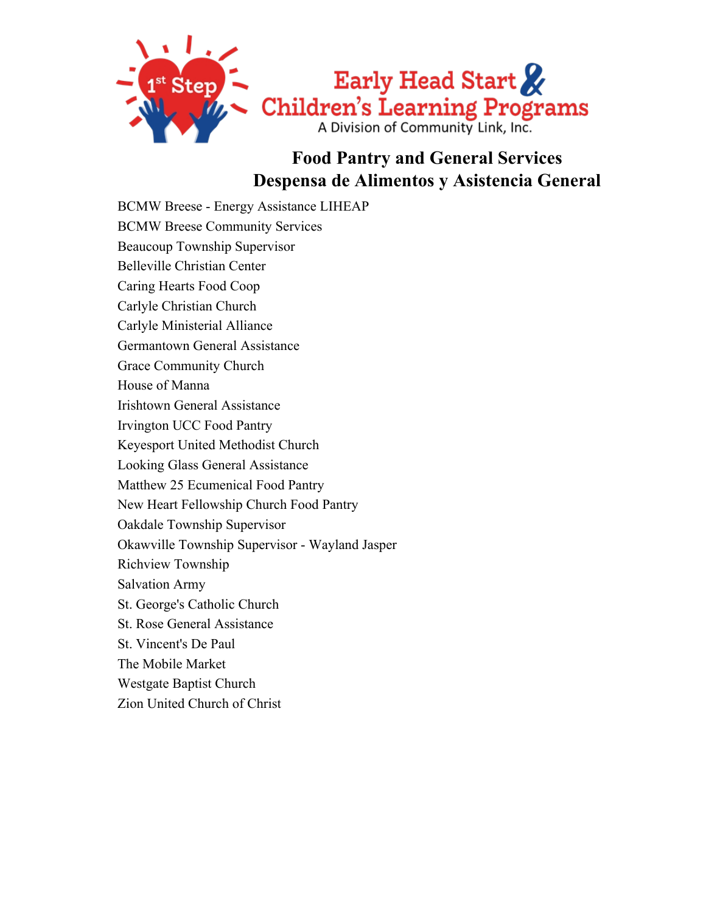Early Head Start & Children's Learning Programs
A Division of Community Link, Inc.

# Food Pantry and General Services
# Despensa de Alimentos y Asistencia General

BCMW Breese - Energy Assistance LIHEAP
BCMW Breese Community Services
Beaucoup Township Supervisor
Belleville Christian Center
Caring Hearts Food Coop
Carlyle Christian Church
Carlyle Ministerial Alliance
Germantown General Assistance
Grace Community Church
House of Manna
Irishtown General Assistance
Irvington UCC Food Pantry
Keyesport United Methodist Church
Looking Glass General Assistance
Matthew 25 Ecumenical Food Pantry
New Heart Fellowship Church Food Pantry
Oakdale Township Supervisor
Okawville Township Supervisor - Wayland Jasper
Richview Township
Salvation Army
St. George's Catholic Church
St. Rose General Assistance
St. Vincent's De Paul
The Mobile Market
Westgate Baptist Church
Zion United Church of Christ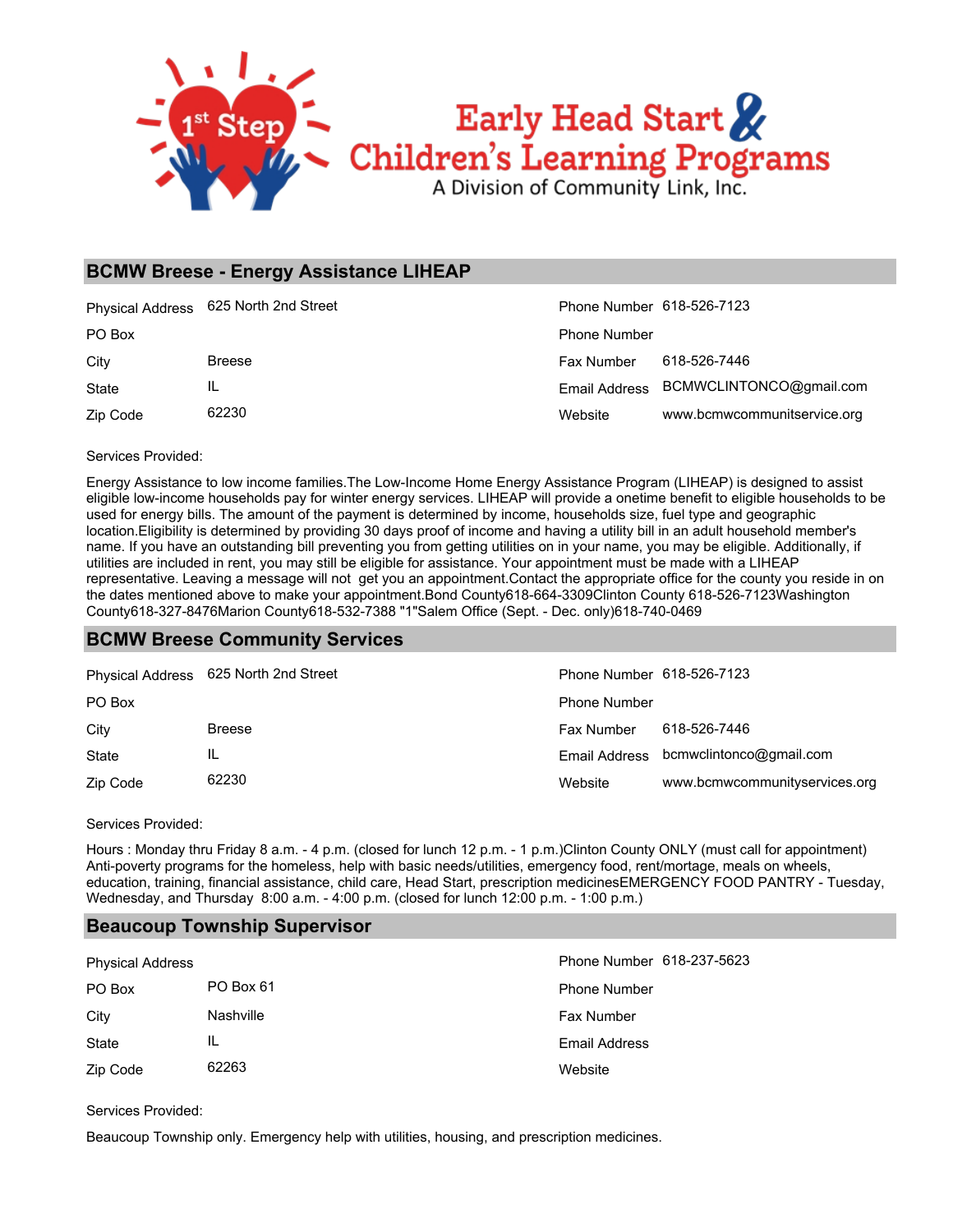1st Step Early Head Start & Children's Learning Programs
A Division of Community Link, Inc.

## BCMW Breese - Energy Assistance LIHEAP

| | | | |
|---|---|---|---|
| Physical Address | 625 North 2nd Street | Phone Number | 618-526-7123 |
| PO Box | | Phone Number | |
| City | Breese | Fax Number | 618-526-7446 |
| State | IL | Email Address | BCMWCLINTONCO@gmail.com |
| Zip Code | 62230 | Website | www.bcmwcommunitservice.org |

Services Provided:

Energy Assistance to low income families.The Low-Income Home Energy Assistance Program (LIHEAP) is designed to assist eligible low-income households pay for winter energy services. LIHEAP will provide a onetime benefit to eligible households to be used for energy bills. The amount of the payment is determined by income, households size, fuel type and geographic location.Eligibility is determined by providing 30 days proof of income and having a utility bill in an adult household member's name. If you have an outstanding bill preventing you from getting utilities on in your name, you may be eligible. Additionally, if utilities are included in rent, you may still be eligible for assistance. Your appointment must be made with a LIHEAP representative. Leaving a message will not get you an appointment.Contact the appropriate office for the county you reside in on the dates mentioned above to make your appointment.Bond County618-664-3309Clinton County 618-526-7123Washington County618-327-8476Marion County618-532-7388 "1"Salem Office (Sept. - Dec. only)618-740-0469

## BCMW Breese Community Services

| | | | |
|---|---|---|---|
| Physical Address | 625 North 2nd Street | Phone Number | 618-526-7123 |
| PO Box | | Phone Number | |
| City | Breese | Fax Number | 618-526-7446 |
| State | IL | Email Address | bcmwclintonco@gmail.com |
| Zip Code | 62230 | Website | www.bcmwcommunityservices.org |

Services Provided:

Hours : Monday thru Friday 8 a.m. - 4 p.m. (closed for lunch 12 p.m. - 1 p.m.)Clinton County ONLY (must call for appointment) Anti-poverty programs for the homeless, help with basic needs/utilities, emergency food, rent/mortage, meals on wheels, education, training, financial assistance, child care, Head Start, prescription medicinesEMERGENCY FOOD PANTRY - Tuesday, Wednesday, and Thursday 8:00 a.m. - 4:00 p.m. (closed for lunch 12:00 p.m. - 1:00 p.m.)

## Beaucoup Township Supervisor

| | | | |
|---|---|---|---|
| Physical Address | | Phone Number | 618-237-5623 |
| PO Box | PO Box 61 | Phone Number | |
| City | Nashville | Fax Number | |
| State | IL | Email Address | |
| Zip Code | 62263 | Website | |

Services Provided:

Beaucoup Township only. Emergency help with utilities, housing, and prescription medicines.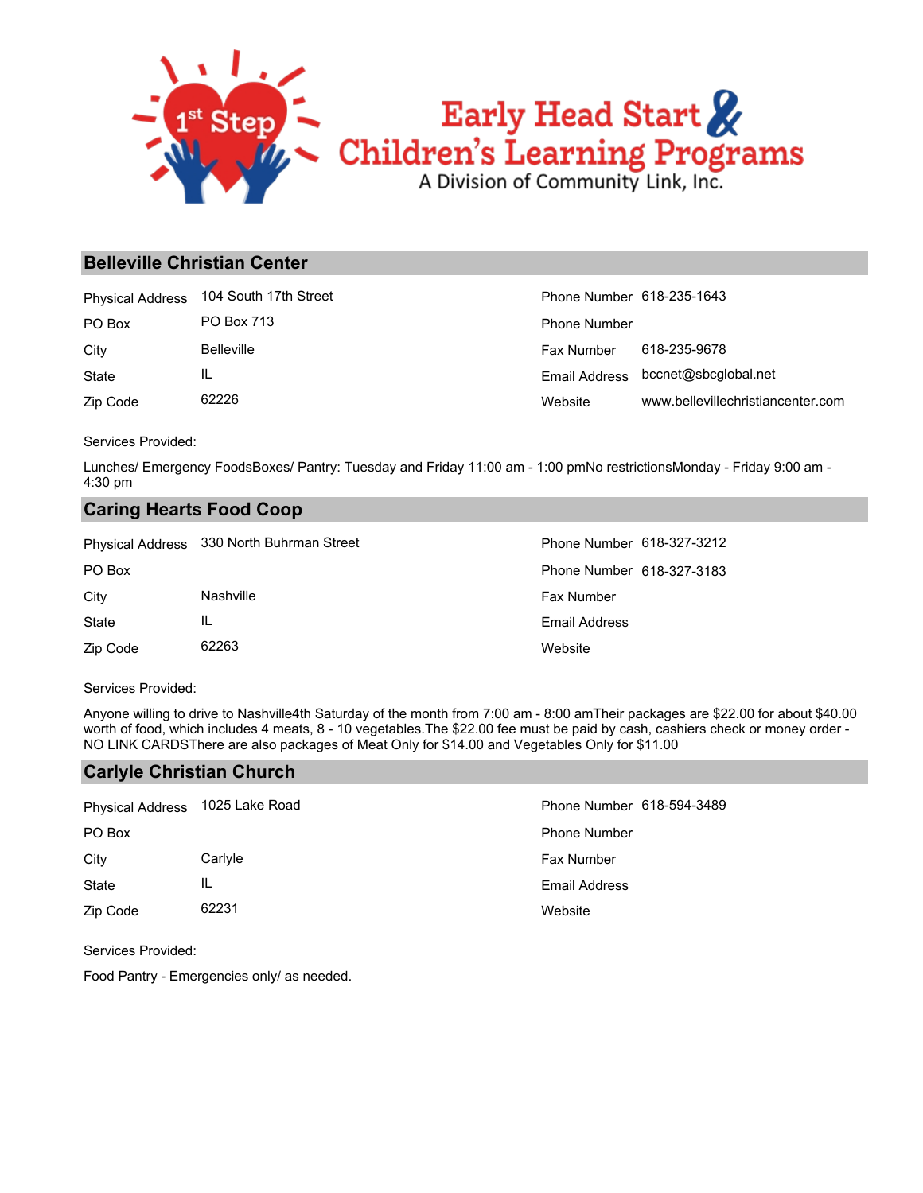Early Head Start & Children's Learning Programs

A Division of Community Link, Inc.

## Belleville Christian Center

| | | | |
|---|---|---|---|
| Physical Address | 104 South 17th Street | Phone Number | 618-235-1643 |
| PO Box | PO Box 713 | Phone Number | |
| City | Belleville | Fax Number | 618-235-9678 |
| State | IL | Email Address | bccnet@sbcglobal.net |
| Zip Code | 62226 | Website | www.bellevillechristiancenter.com |

Services Provided:

Lunches/ Emergency FoodsBoxes/ Pantry: Tuesday and Friday 11:00 am - 1:00 pmNo restrictionsMonday - Friday 9:00 am - 4:30 pm

## Caring Hearts Food Coop

| | | | |
|---|---|---|---|
| Physical Address | 330 North Buhrman Street | Phone Number | 618-327-3212 |
| PO Box | | Phone Number | 618-327-3183 |
| City | Nashville | Fax Number | |
| State | IL | Email Address | |
| Zip Code | 62263 | Website | |

Services Provided:

Anyone willing to drive to Nashville4th Saturday of the month from 7:00 am - 8:00 amTheir packages are $22.00 for about $40.00 worth of food, which includes 4 meats, 8 - 10 vegetables.The $22.00 fee must be paid by cash, cashiers check or money order - NO LINK CARDSThere are also packages of Meat Only for $14.00 and Vegetables Only for $11.00

## Carlyle Christian Church

| | | | |
|---|---|---|---|
| Physical Address | 1025 Lake Road | Phone Number | 618-594-3489 |
| PO Box | | Phone Number | |
| City | Carlyle | Fax Number | |
| State | IL | Email Address | |
| Zip Code | 62231 | Website | |

Services Provided:

Food Pantry - Emergencies only/ as needed.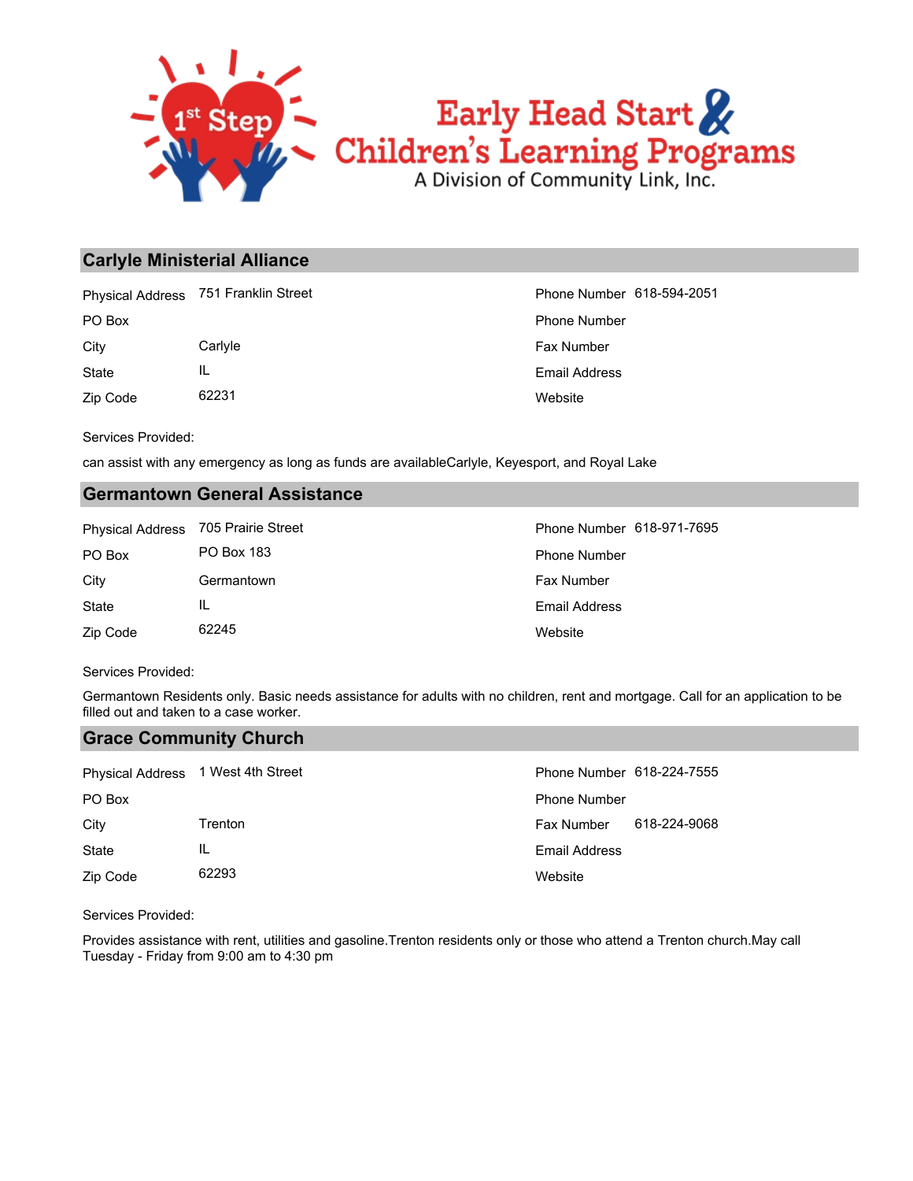## Carlyle Ministerial Alliance

| | | | |
|---|---|---|---|
| Physical Address | 751 Franklin Street | Phone Number | 618-594-2051 |
| PO Box | | Phone Number | |
| City | Carlyle | Fax Number | |
| State | IL | Email Address | |
| Zip Code | 62231 | Website | |

Services Provided:

can assist with any emergency as long as funds are availableCarlyle, Keyesport, and Royal Lake

## Germantown General Assistance

| | | | |
|---|---|---|---|
| Physical Address | 705 Prairie Street | Phone Number | 618-971-7695 |
| PO Box | PO Box 183 | Phone Number | |
| City | Germantown | Fax Number | |
| State | IL | Email Address | |
| Zip Code | 62245 | Website | |

Services Provided:

Germantown Residents only. Basic needs assistance for adults with no children, rent and mortgage. Call for an application to be filled out and taken to a case worker.

## Grace Community Church

| | | | |
|---|---|---|---|
| Physical Address | 1 West 4th Street | Phone Number | 618-224-7555 |
| PO Box | | Phone Number | |
| City | Trenton | Fax Number | 618-224-9068 |
| State | IL | Email Address | |
| Zip Code | 62293 | Website | |

Services Provided:

Provides assistance with rent, utilities and gasoline.Trenton residents only or those who attend a Trenton church.May call Tuesday - Friday from 9:00 am to 4:30 pm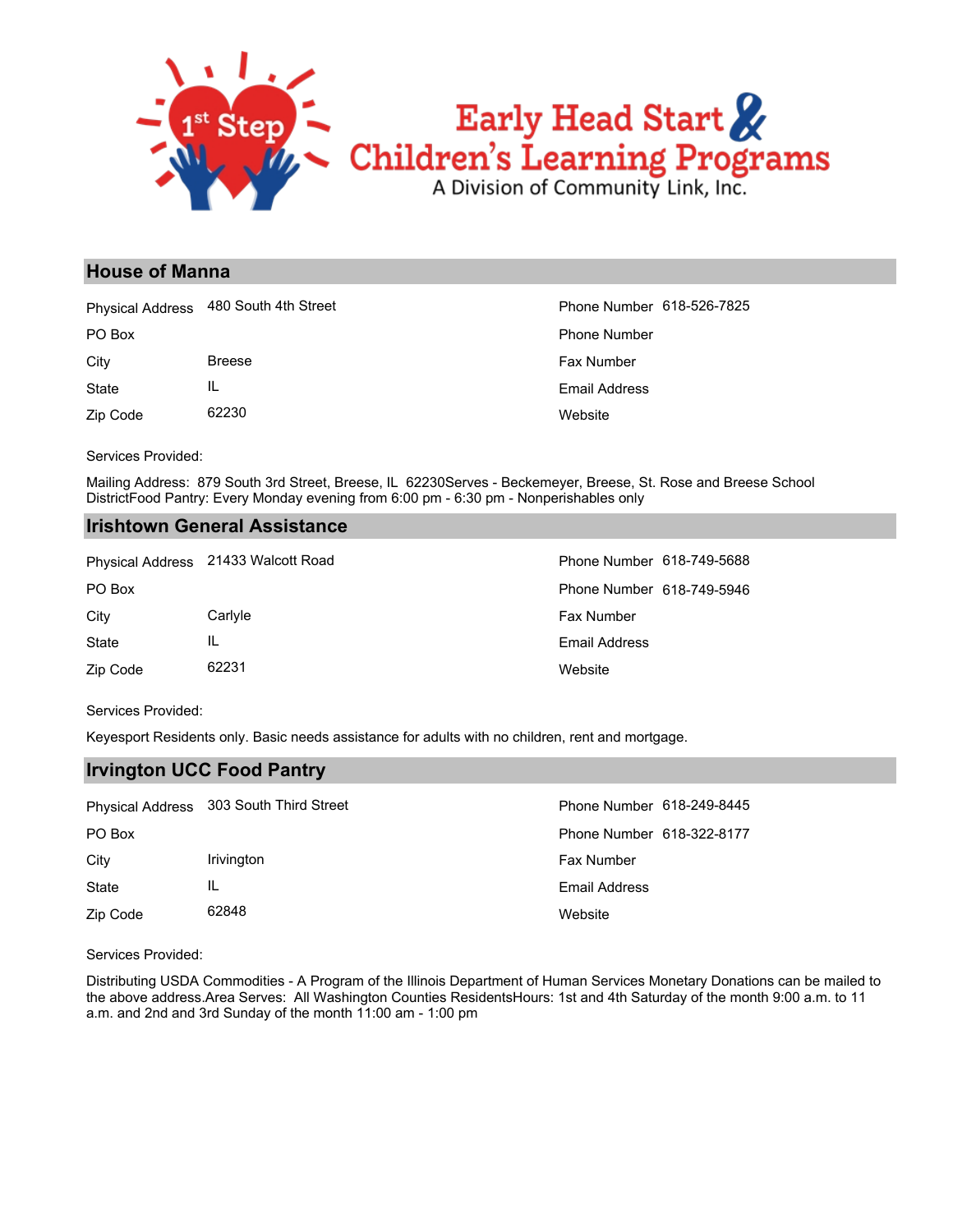## House of Manna

| | | | |
|---|---|---|---|
| Physical Address | 480 South 4th Street | Phone Number | 618-526-7825 |
| PO Box | | Phone Number | |
| City | Breese | Fax Number | |
| State | IL | Email Address | |
| Zip Code | 62230 | Website | |

Services Provided:

Mailing Address: 879 South 3rd Street, Breese, IL 62230Serves - Beckemeyer, Breese, St. Rose and Breese School DistrictFood Pantry: Every Monday evening from 6:00 pm - 6:30 pm - Nonperishables only

## Irishtown General Assistance

| | | | |
|---|---|---|---|
| Physical Address | 21433 Walcott Road | Phone Number | 618-749-5688 |
| PO Box | | Phone Number | 618-749-5946 |
| City | Carlyle | Fax Number | |
| State | IL | Email Address | |
| Zip Code | 62231 | Website | |

Services Provided:

Keyesport Residents only. Basic needs assistance for adults with no children, rent and mortgage.

## Irvington UCC Food Pantry

| | | | |
|---|---|---|---|
| Physical Address | 303 South Third Street | Phone Number | 618-249-8445 |
| PO Box | | Phone Number | 618-322-8177 |
| City | Irivington | Fax Number | |
| State | IL | Email Address | |
| Zip Code | 62848 | Website | |

Services Provided:

Distributing USDA Commodities - A Program of the Illinois Department of Human Services Monetary Donations can be mailed to the above address.Area Serves: All Washington Counties ResidentsHours: 1st and 4th Saturday of the month 9:00 a.m. to 11 a.m. and 2nd and 3rd Sunday of the month 11:00 am - 1:00 pm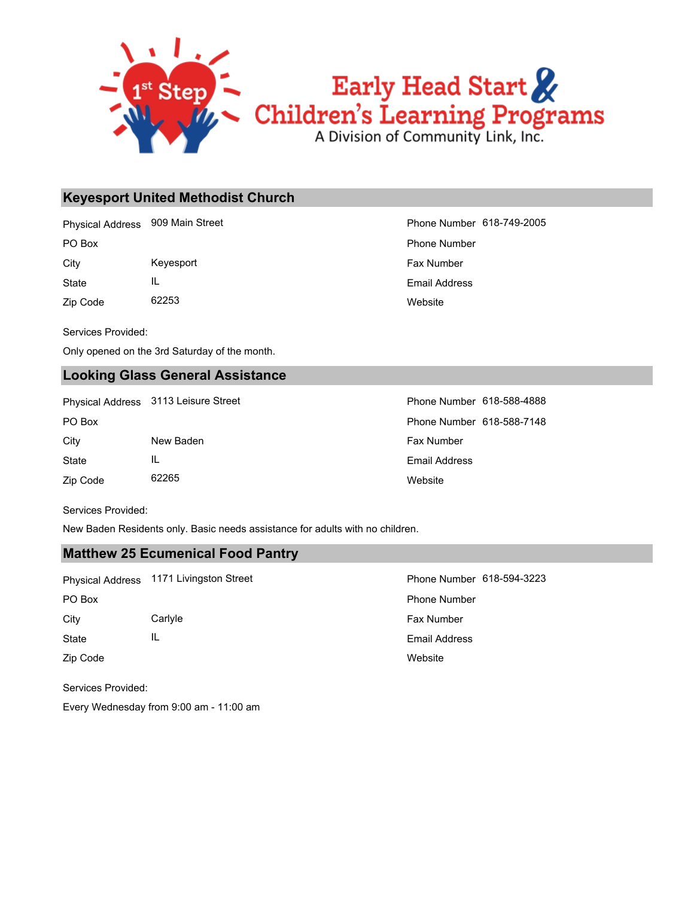## Keyesport United Methodist Church

| | | | |
|---|---|---|---|
| Physical Address | 909 Main Street | Phone Number | 618-749-2005 |
| PO Box | | Phone Number | |
| City | Keyesport | Fax Number | |
| State | IL | Email Address | |
| Zip Code | 62253 | Website | |

Services Provided:

Only opened on the 3rd Saturday of the month.

## Looking Glass General Assistance

| | | | |
|---|---|---|---|
| Physical Address | 3113 Leisure Street | Phone Number | 618-588-4888 |
| PO Box | | Phone Number | 618-588-7148 |
| City | New Baden | Fax Number | |
| State | IL | Email Address | |
| Zip Code | 62265 | Website | |

Services Provided:

New Baden Residents only. Basic needs assistance for adults with no children.

## Matthew 25 Ecumenical Food Pantry

| | | | |
|---|---|---|---|
| Physical Address | 1171 Livingston Street | Phone Number | 618-594-3223 |
| PO Box | | Phone Number | |
| City | Carlyle | Fax Number | |
| State | IL | Email Address | |
| Zip Code | | Website | |

Services Provided:

Every Wednesday from 9:00 am - 11:00 am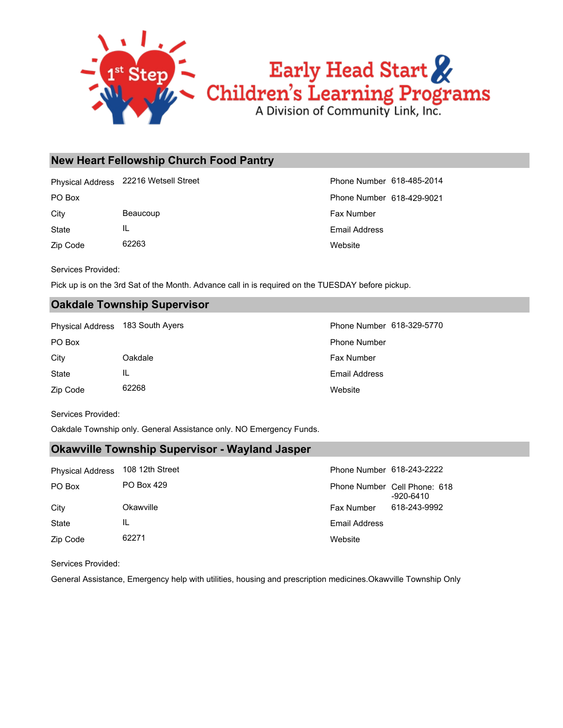## New Heart Fellowship Church Food Pantry

| | | | |
|---|---|---|---|
| Physical Address | 22216 Wetsell Street | Phone Number | 618-485-2014 |
| PO Box | | Phone Number | 618-429-9021 |
| City | Beaucoup | Fax Number | |
| State | IL | Email Address | |
| Zip Code | 62263 | Website | |

Services Provided:

Pick up is on the 3rd Sat of the Month. Advance call in is required on the TUESDAY before pickup.

## Oakdale Township Supervisor

| | | | |
|---|---|---|---|
| Physical Address | 183 South Ayers | Phone Number | 618-329-5770 |
| PO Box | | Phone Number | |
| City | Oakdale | Fax Number | |
| State | IL | Email Address | |
| Zip Code | 62268 | Website | |

Services Provided:

Oakdale Township only. General Assistance only. NO Emergency Funds.

## Okawville Township Supervisor - Wayland Jasper

| | | | |
|---|---|---|---|
| Physical Address | 108 12th Street | Phone Number | 618-243-2222 |
| PO Box | PO Box 429 | Phone Number | Cell Phone: 618-920-6410 |
| City | Okawville | Fax Number | 618-243-9992 |
| State | IL | Email Address | |
| Zip Code | 62271 | Website | |

Services Provided:

General Assistance, Emergency help with utilities, housing and prescription medicines.Okawville Township Only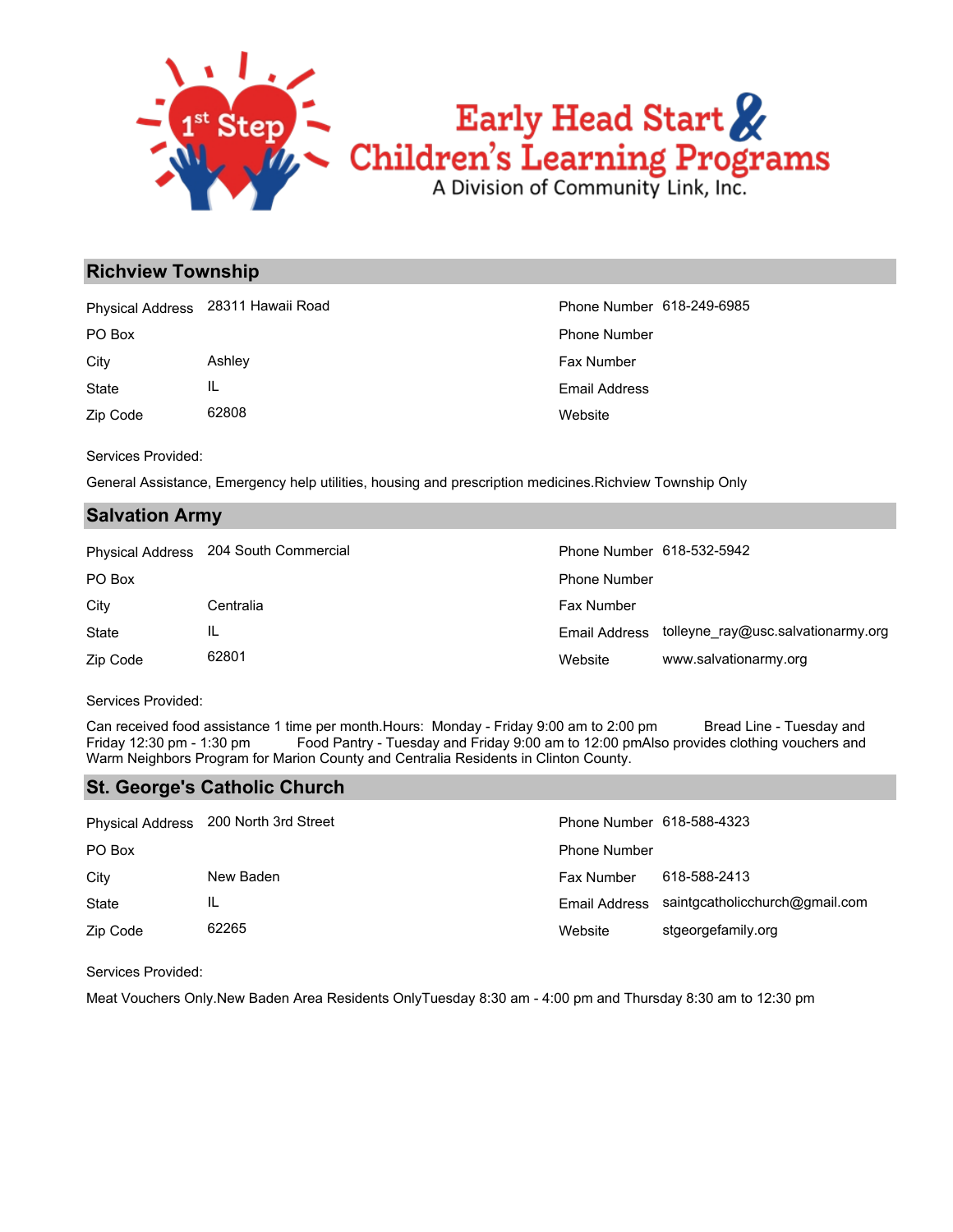## Richview Township

| | | | |
|---|---|---|---|
| Physical Address | 28311 Hawaii Road | Phone Number | 618-249-6985 |
| PO Box | | Phone Number | |
| City | Ashley | Fax Number | |
| State | IL | Email Address | |
| Zip Code | 62808 | Website | |

Services Provided:

General Assistance, Emergency help utilities, housing and prescription medicines.Richview Township Only

## Salvation Army

| | | | |
|---|---|---|---|
| Physical Address | 204 South Commercial | Phone Number | 618-532-5942 |
| PO Box | | Phone Number | |
| City | Centralia | Fax Number | |
| State | IL | Email Address | tolleyne_ray@usc.salvationarmy.org |
| Zip Code | 62801 | Website | www.salvationarmy.org |

Services Provided:

Can received food assistance 1 time per month.Hours: Monday - Friday 9:00 am to 2:00 pm Bread Line - Tuesday and Friday 12:30 pm - 1:30 pm Food Pantry - Tuesday and Friday 9:00 am to 12:00 pmAlso provides clothing vouchers and Warm Neighbors Program for Marion County and Centralia Residents in Clinton County.

## St. George's Catholic Church

| | | | |
|---|---|---|---|
| Physical Address | 200 North 3rd Street | Phone Number | 618-588-4323 |
| PO Box | | Phone Number | |
| City | New Baden | Fax Number | 618-588-2413 |
| State | IL | Email Address | saintgcatholicchurch@gmail.com |
| Zip Code | 62265 | Website | stgeorgefamily.org |

Services Provided:

Meat Vouchers Only.New Baden Area Residents OnlyTuesday 8:30 am - 4:00 pm and Thursday 8:30 am to 12:30 pm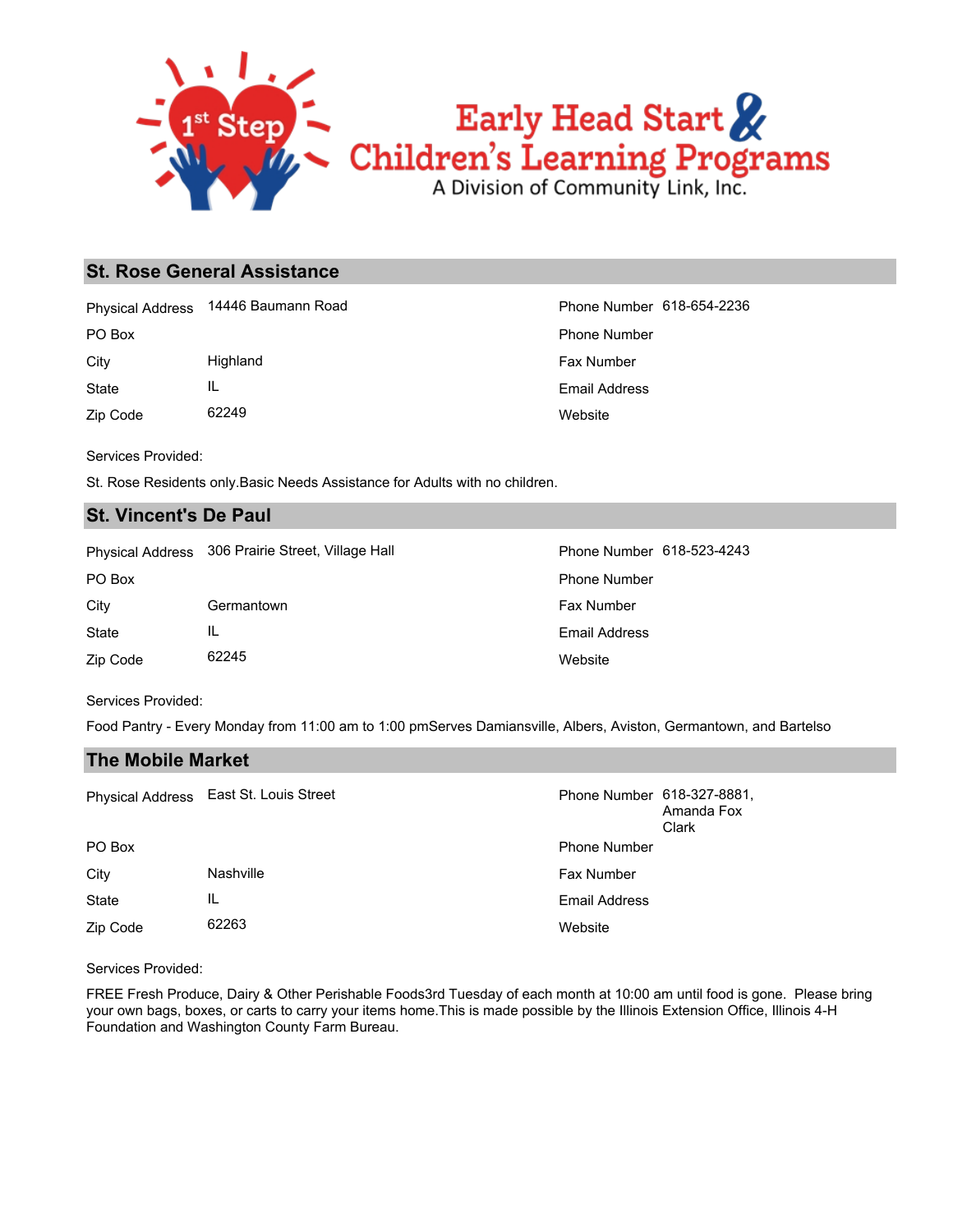## St. Rose General Assistance

| | | | |
|---|---|---|---|
| Physical Address | 14446 Baumann Road | Phone Number | 618-654-2236 |
| PO Box | | Phone Number | |
| City | Highland | Fax Number | |
| State | IL | Email Address | |
| Zip Code | 62249 | Website | |

Services Provided:

St. Rose Residents only.Basic Needs Assistance for Adults with no children.

## St. Vincent's De Paul

| | | | |
|---|---|---|---|
| Physical Address | 306 Prairie Street, Village Hall | Phone Number | 618-523-4243 |
| PO Box | | Phone Number | |
| City | Germantown | Fax Number | |
| State | IL | Email Address | |
| Zip Code | 62245 | Website | |

Services Provided:

Food Pantry - Every Monday from 11:00 am to 1:00 pmServes Damiansville, Albers, Aviston, Germantown, and Bartelso

## The Mobile Market

| | | | |
|---|---|---|---|
| Physical Address | East St. Louis Street | Phone Number | 618-327-8881, Amanda Fox Clark |
| PO Box | | Phone Number | |
| City | Nashville | Fax Number | |
| State | IL | Email Address | |
| Zip Code | 62263 | Website | |

Services Provided:

FREE Fresh Produce, Dairy & Other Perishable Foods3rd Tuesday of each month at 10:00 am until food is gone. Please bring your own bags, boxes, or carts to carry your items home.This is made possible by the Illinois Extension Office, Illinois 4-H Foundation and Washington County Farm Bureau.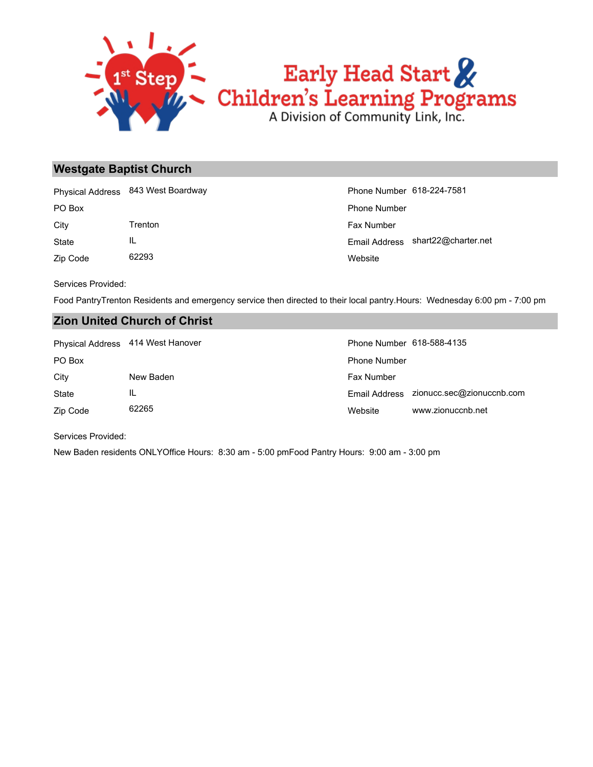## Westgate Baptist Church

| | | | |
|---|---|---|---|
| Physical Address | 843 West Boardway | Phone Number | 618-224-7581 |
| PO Box | | Phone Number | |
| City | Trenton | Fax Number | |
| State | IL | Email Address | shart22@charter.net |
| Zip Code | 62293 | Website | |

Services Provided:

Food PantryTrenton Residents and emergency service then directed to their local pantry.Hours: Wednesday 6:00 pm - 7:00 pm

## Zion United Church of Christ

| | | | |
|---|---|---|---|
| Physical Address | 414 West Hanover | Phone Number | 618-588-4135 |
| PO Box | | Phone Number | |
| City | New Baden | Fax Number | |
| State | IL | Email Address | zionucc.sec@zionuccnb.com |
| Zip Code | 62265 | Website | www.zionuccnb.net |

Services Provided:

New Baden residents ONLYOffice Hours: 8:30 am - 5:00 pmFood Pantry Hours: 9:00 am - 3:00 pm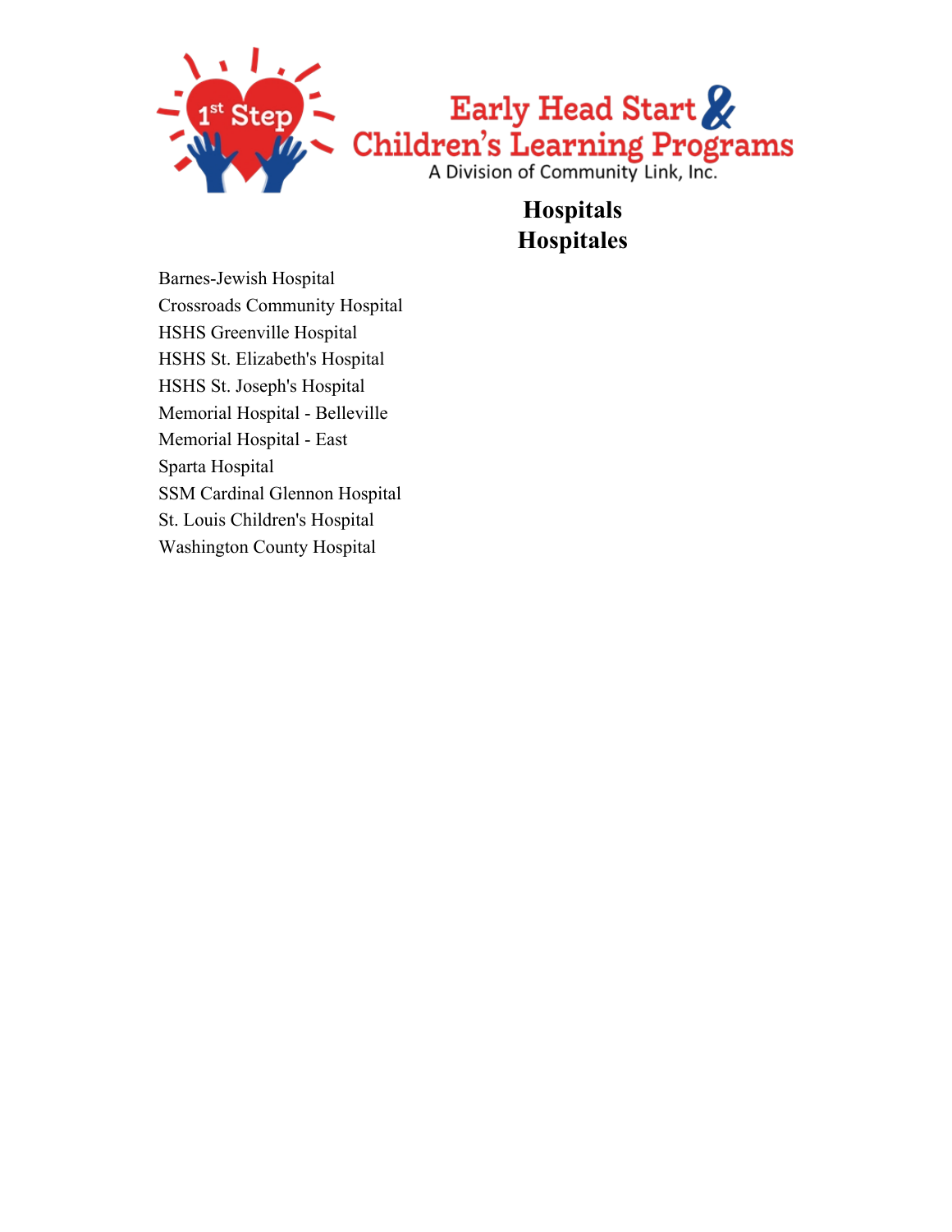# Hospitals
# Hospitales

Barnes-Jewish Hospital
Crossroads Community Hospital
HSHS Greenville Hospital
HSHS St. Elizabeth's Hospital
HSHS St. Joseph's Hospital
Memorial Hospital - Belleville
Memorial Hospital - East
Sparta Hospital
SSM Cardinal Glennon Hospital
St. Louis Children's Hospital
Washington County Hospital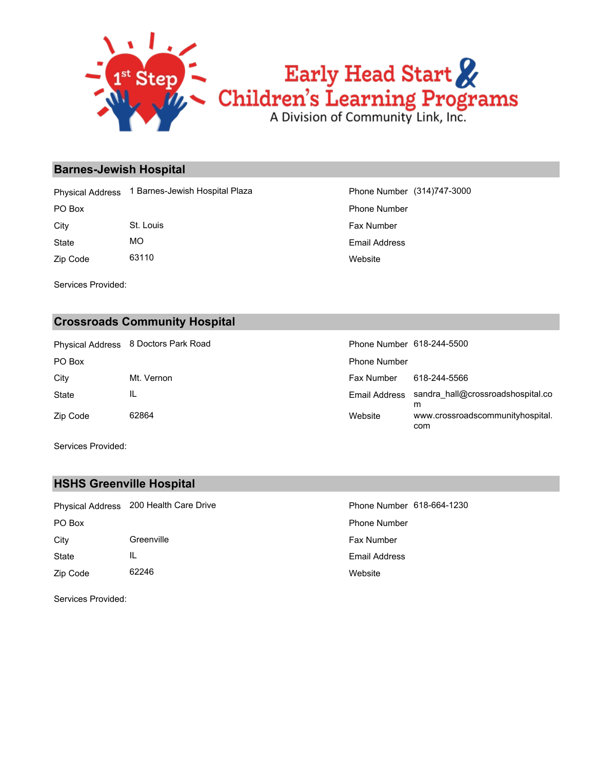Early Head Start & Children's Learning Programs

A Division of Community Link, Inc.

## Barnes-Jewish Hospital

| | | | |
|---|---|---|---|
| Physical Address | 1 Barnes-Jewish Hospital Plaza | Phone Number | (314)747-3000 |
| PO Box | | Phone Number | |
| City | St. Louis | Fax Number | |
| State | MO | Email Address | |
| Zip Code | 63110 | Website | |

Services Provided:

## Crossroads Community Hospital

| | | | |
|---|---|---|---|
| Physical Address | 8 Doctors Park Road | Phone Number | 618-244-5500 |
| PO Box | | Phone Number | |
| City | Mt. Vernon | Fax Number | 618-244-5566 |
| State | IL | Email Address | sandra_hall@crossroadshospital.com |
| Zip Code | 62864 | Website | www.crossroadscommunityhospital.com |

Services Provided:

## HSHS Greenville Hospital

| | | | |
|---|---|---|---|
| Physical Address | 200 Health Care Drive | Phone Number | 618-664-1230 |
| PO Box | | Phone Number | |
| City | Greenville | Fax Number | |
| State | IL | Email Address | |
| Zip Code | 62246 | Website | |

Services Provided: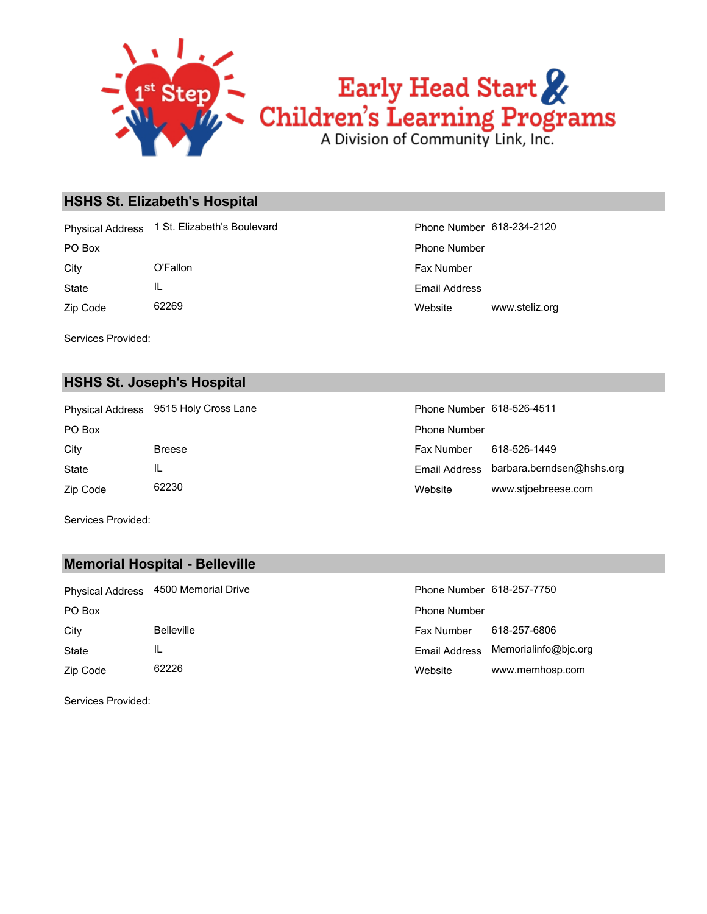## HSHS St. Elizabeth's Hospital

| | | | |
|---|---|---|---|
| Physical Address | 1 St. Elizabeth's Boulevard | Phone Number | 618-234-2120 |
| PO Box | | Phone Number | |
| City | O'Fallon | Fax Number | |
| State | IL | Email Address | |
| Zip Code | 62269 | Website | www.steliz.org |

Services Provided:

## HSHS St. Joseph's Hospital

| | | | |
|---|---|---|---|
| Physical Address | 9515 Holy Cross Lane | Phone Number | 618-526-4511 |
| PO Box | | Phone Number | |
| City | Breese | Fax Number | 618-526-1449 |
| State | IL | Email Address | barbara.berndsen@hshs.org |
| Zip Code | 62230 | Website | www.stjoebreese.com |

Services Provided:

## Memorial Hospital - Belleville

| | | | |
|---|---|---|---|
| Physical Address | 4500 Memorial Drive | Phone Number | 618-257-7750 |
| PO Box | | Phone Number | |
| City | Belleville | Fax Number | 618-257-6806 |
| State | IL | Email Address | Memorialinfo@bjc.org |
| Zip Code | 62226 | Website | www.memhosp.com |

Services Provided: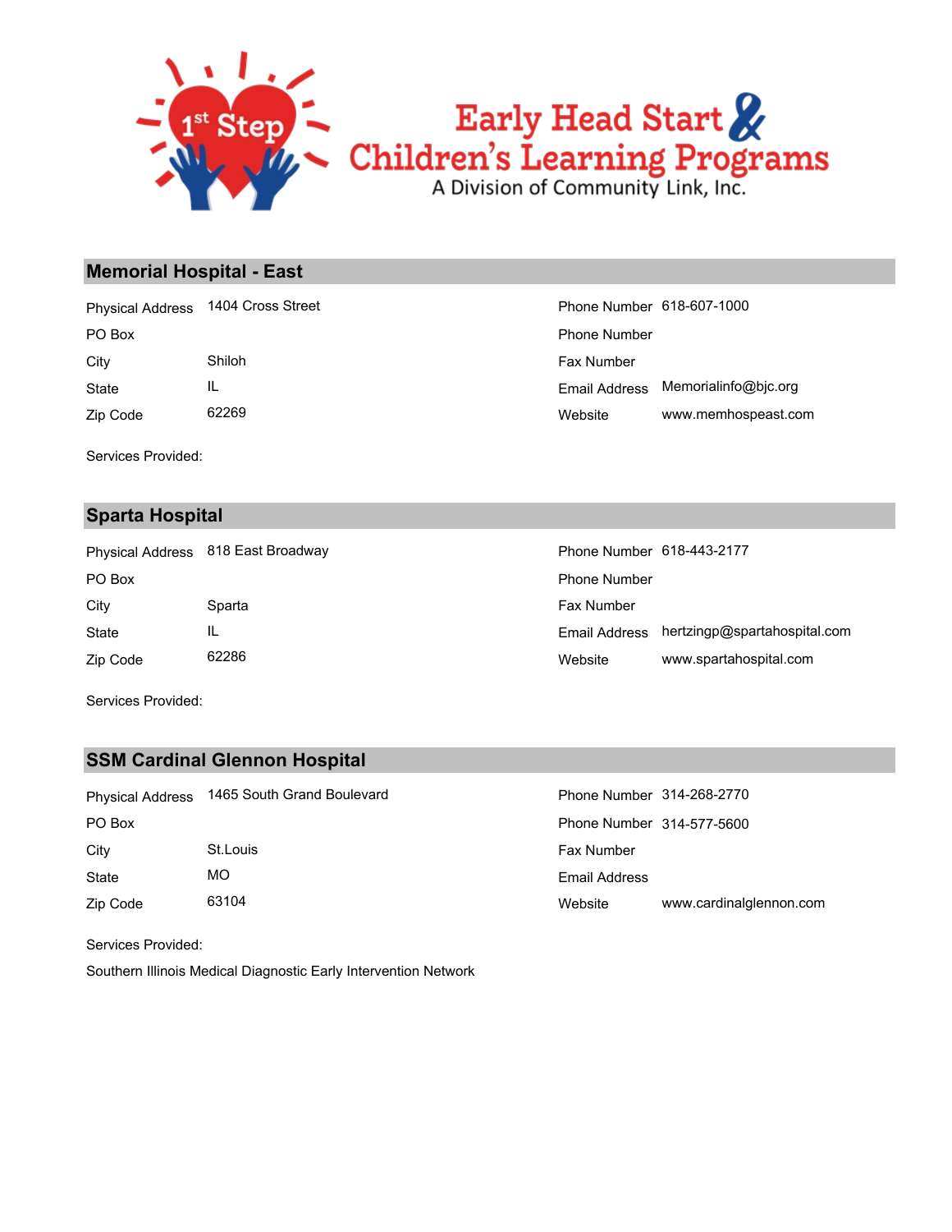## Memorial Hospital - East

| | | | |
|---|---|---|---|
| Physical Address | 1404 Cross Street | Phone Number | 618-607-1000 |
| PO Box | | Phone Number | |
| City | Shiloh | Fax Number | |
| State | IL | Email Address | Memorialinfo@bjc.org |
| Zip Code | 62269 | Website | www.memhospeast.com |

Services Provided:

## Sparta Hospital

| | | | |
|---|---|---|---|
| Physical Address | 818 East Broadway | Phone Number | 618-443-2177 |
| PO Box | | Phone Number | |
| City | Sparta | Fax Number | |
| State | IL | Email Address | hertzingp@spartahospital.com |
| Zip Code | 62286 | Website | www.spartahospital.com |

Services Provided:

## SSM Cardinal Glennon Hospital

| | | | |
|---|---|---|---|
| Physical Address | 1465 South Grand Boulevard | Phone Number | 314-268-2770 |
| PO Box | | Phone Number | 314-577-5600 |
| City | St.Louis | Fax Number | |
| State | MO | Email Address | |
| Zip Code | 63104 | Website | www.cardinalglennon.com |

Services Provided:

Southern Illinois Medical Diagnostic Early Intervention Network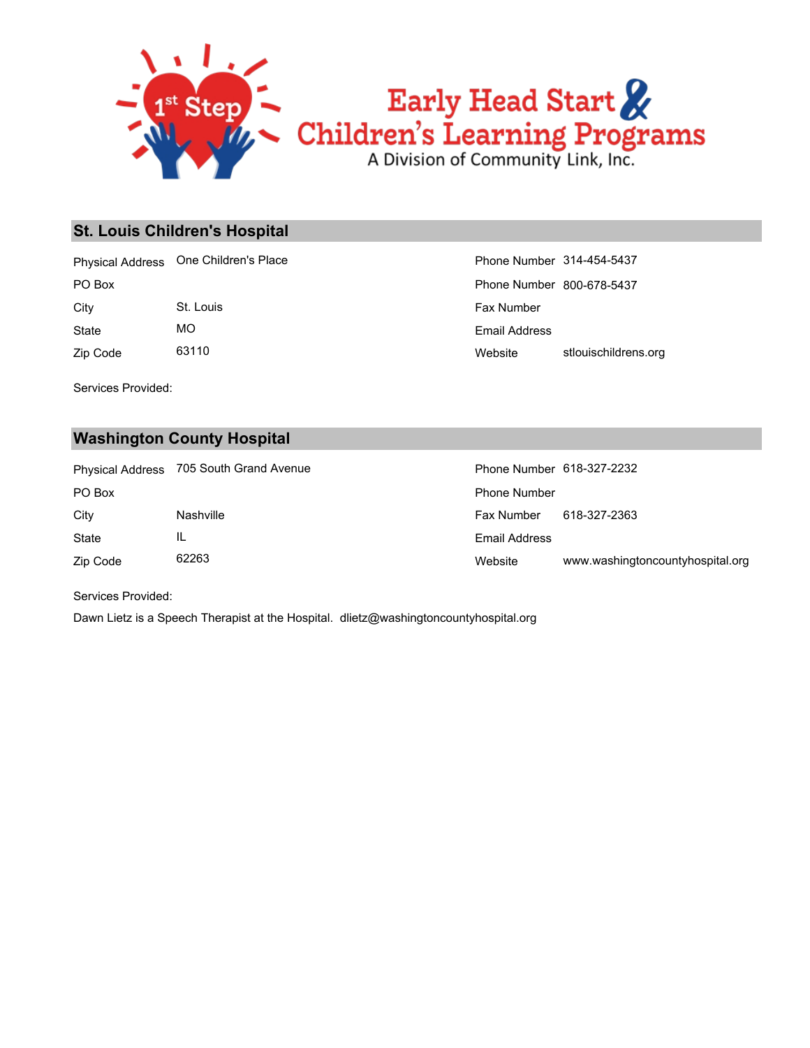# Early Head Start & Children's Learning Programs

A Division of Community Link, Inc.

## St. Louis Children's Hospital

| | | | |
|---|---|---|---|
| Physical Address | One Children's Place | Phone Number | 314-454-5437 |
| PO Box | | Phone Number | 800-678-5437 |
| City | St. Louis | Fax Number | |
| State | MO | Email Address | |
| Zip Code | 63110 | Website | stlouischildrens.org |

Services Provided:

## Washington County Hospital

| | | | |
|---|---|---|---|
| Physical Address | 705 South Grand Avenue | Phone Number | 618-327-2232 |
| PO Box | | Phone Number | |
| City | Nashville | Fax Number | 618-327-2363 |
| State | IL | Email Address | |
| Zip Code | 62263 | Website | www.washingtoncountyhospital.org |

Services Provided:

Dawn Lietz is a Speech Therapist at the Hospital. dlietz@washingtoncountyhospital.org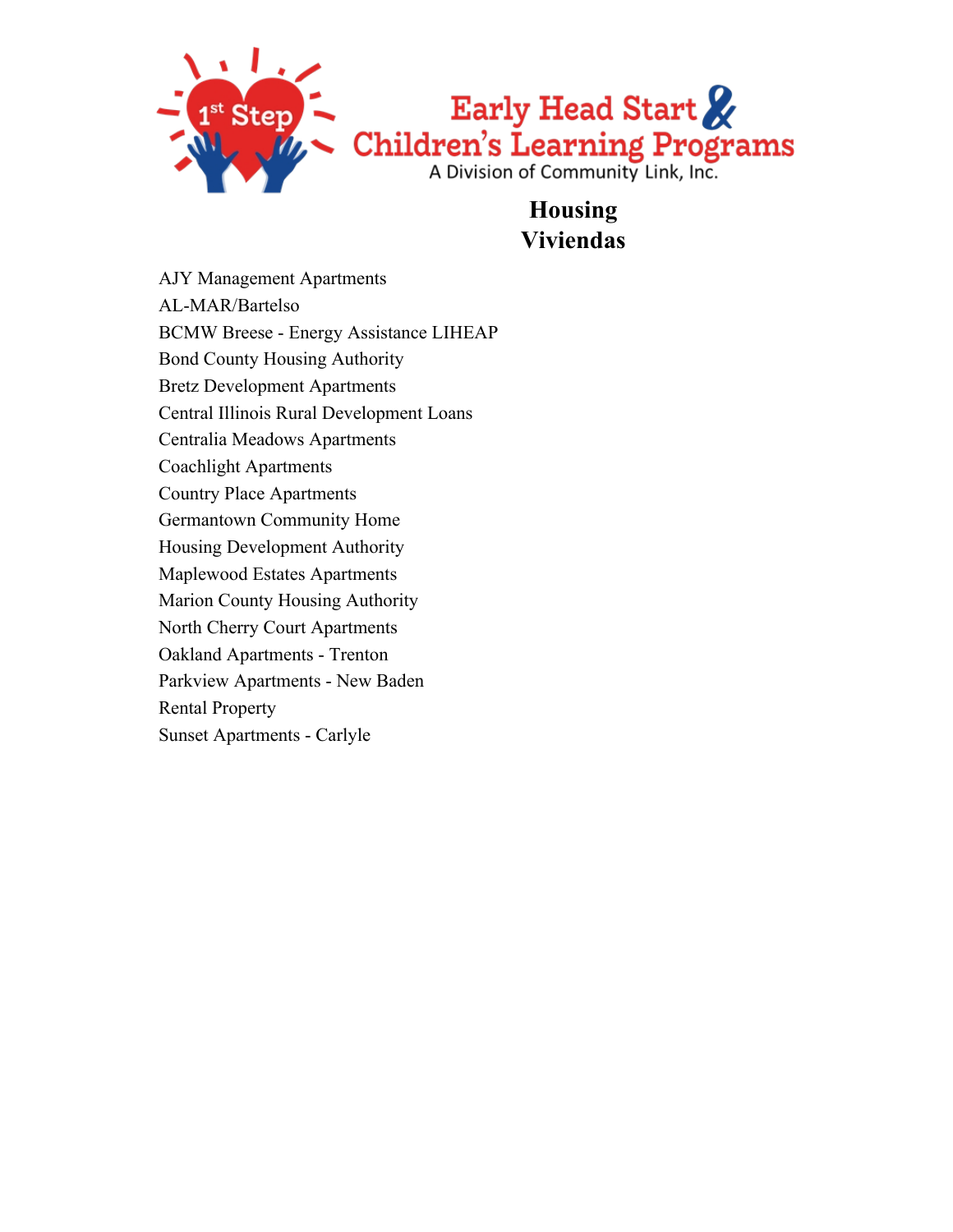1st Step Early Head Start & Children's Learning Programs
A Division of Community Link, Inc.

# Housing
# Viviendas

AJY Management Apartments
AL-MAR/Bartelso
BCMW Breese - Energy Assistance LIHEAP
Bond County Housing Authority
Bretz Development Apartments
Central Illinois Rural Development Loans
Centralia Meadows Apartments
Coachlight Apartments
Country Place Apartments
Germantown Community Home
Housing Development Authority
Maplewood Estates Apartments
Marion County Housing Authority
North Cherry Court Apartments
Oakland Apartments - Trenton
Parkview Apartments - New Baden
Rental Property
Sunset Apartments - Carlyle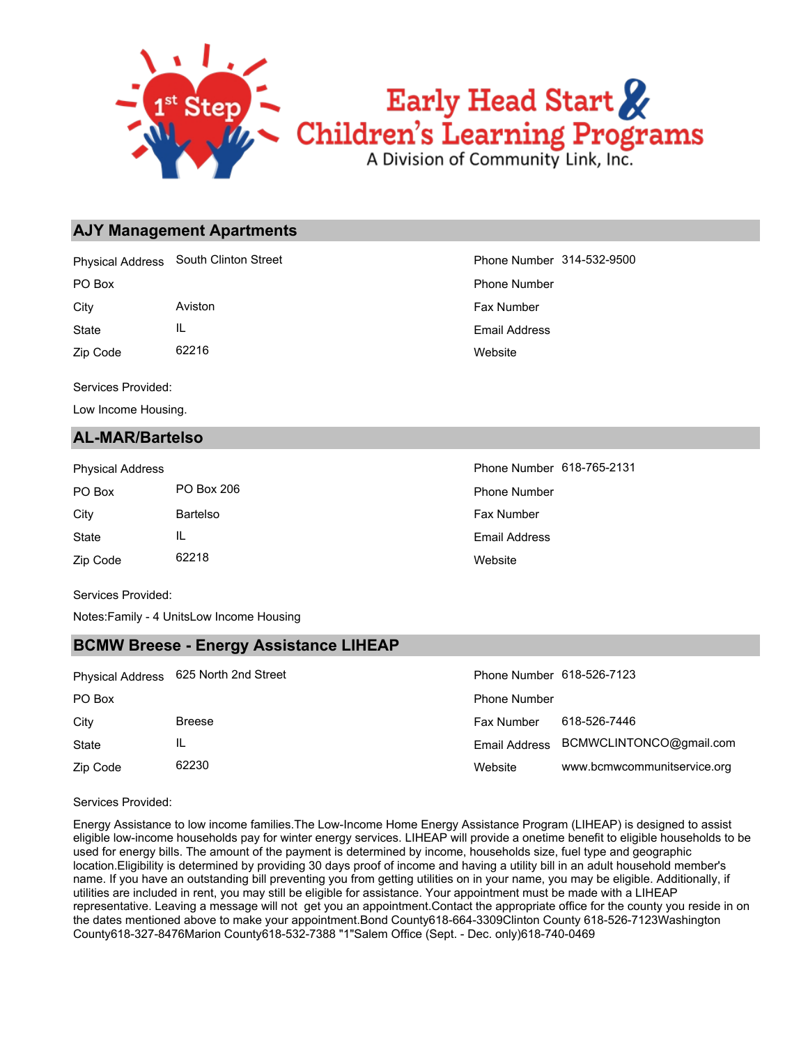## AJY Management Apartments

| | | | |
|---|---|---|---|
| Physical Address | South Clinton Street | Phone Number | 314-532-9500 |
| PO Box | | Phone Number | |
| City | Aviston | Fax Number | |
| State | IL | Email Address | |
| Zip Code | 62216 | Website | |

Services Provided:

Low Income Housing.

## AL-MAR/Bartelso

| | | | |
|---|---|---|---|
| Physical Address | | Phone Number | 618-765-2131 |
| PO Box | PO Box 206 | Phone Number | |
| City | Bartelso | Fax Number | |
| State | IL | Email Address | |
| Zip Code | 62218 | Website | |

Services Provided:

Notes:Family - 4 UnitsLow Income Housing

## BCMW Breese - Energy Assistance LIHEAP

| | | | |
|---|---|---|---|
| Physical Address | 625 North 2nd Street | Phone Number | 618-526-7123 |
| PO Box | | Phone Number | |
| City | Breese | Fax Number | 618-526-7446 |
| State | IL | Email Address | BCMWCLINTONCO@gmail.com |
| Zip Code | 62230 | Website | www.bcmwcommunitservice.org |

Services Provided:

Energy Assistance to low income families.The Low-Income Home Energy Assistance Program (LIHEAP) is designed to assist eligible low-income households pay for winter energy services. LIHEAP will provide a onetime benefit to eligible households to be used for energy bills. The amount of the payment is determined by income, households size, fuel type and geographic location.Eligibility is determined by providing 30 days proof of income and having a utility bill in an adult household member's name. If you have an outstanding bill preventing you from getting utilities on in your name, you may be eligible. Additionally, if utilities are included in rent, you may still be eligible for assistance. Your appointment must be made with a LIHEAP representative. Leaving a message will not get you an appointment.Contact the appropriate office for the county you reside in on the dates mentioned above to make your appointment.Bond County618-664-3309Clinton County 618-526-7123Washington County618-327-8476Marion County618-532-7388 "1"Salem Office (Sept. - Dec. only)618-740-0469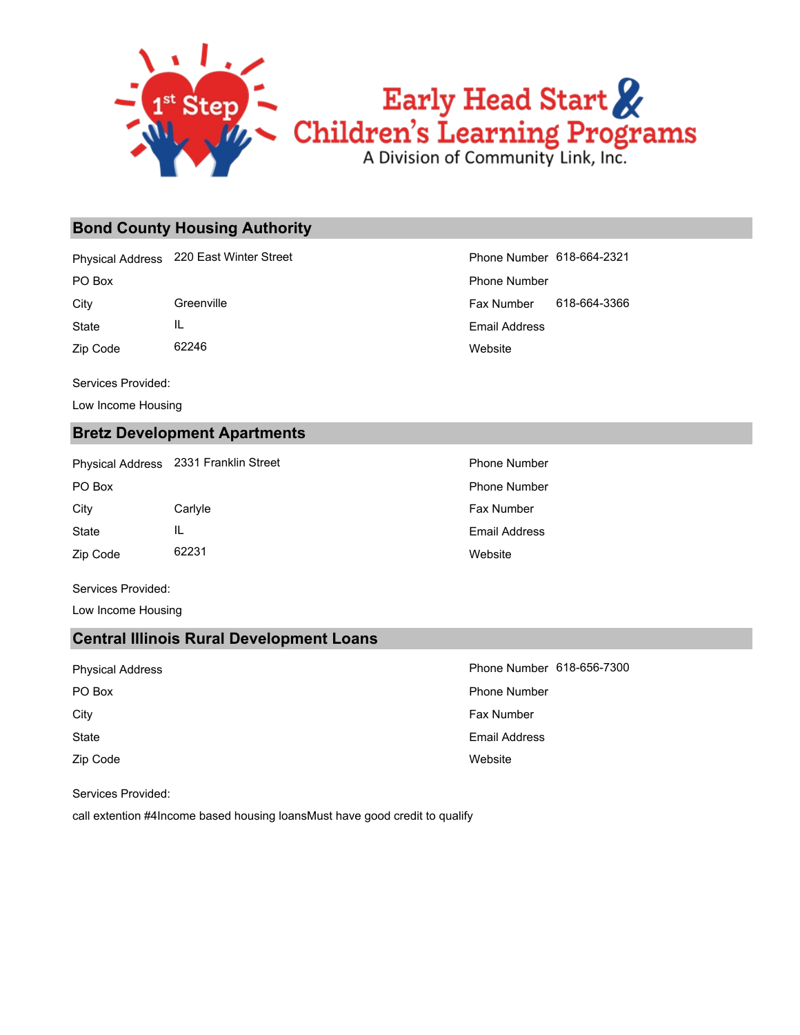Early Head Start & Children's Learning Programs

A Division of Community Link, Inc.

## Bond County Housing Authority

| | | | |
|---|---|---|---|
| Physical Address | 220 East Winter Street | Phone Number | 618-664-2321 |
| PO Box | | Phone Number | |
| City | Greenville | Fax Number | 618-664-3366 |
| State | IL | Email Address | |
| Zip Code | 62246 | Website | |

Services Provided:

Low Income Housing

## Bretz Development Apartments

| | | | |
|---|---|---|---|
| Physical Address | 2331 Franklin Street | Phone Number | |
| PO Box | | Phone Number | |
| City | Carlyle | Fax Number | |
| State | IL | Email Address | |
| Zip Code | 62231 | Website | |

Services Provided:

Low Income Housing

## Central Illinois Rural Development Loans

| | | | |
|---|---|---|---|
| Physical Address | | Phone Number | 618-656-7300 |
| PO Box | | Phone Number | |
| City | | Fax Number | |
| State | | Email Address | |
| Zip Code | | Website | |

Services Provided:

call extention #4Income based housing loansMust have good credit to qualify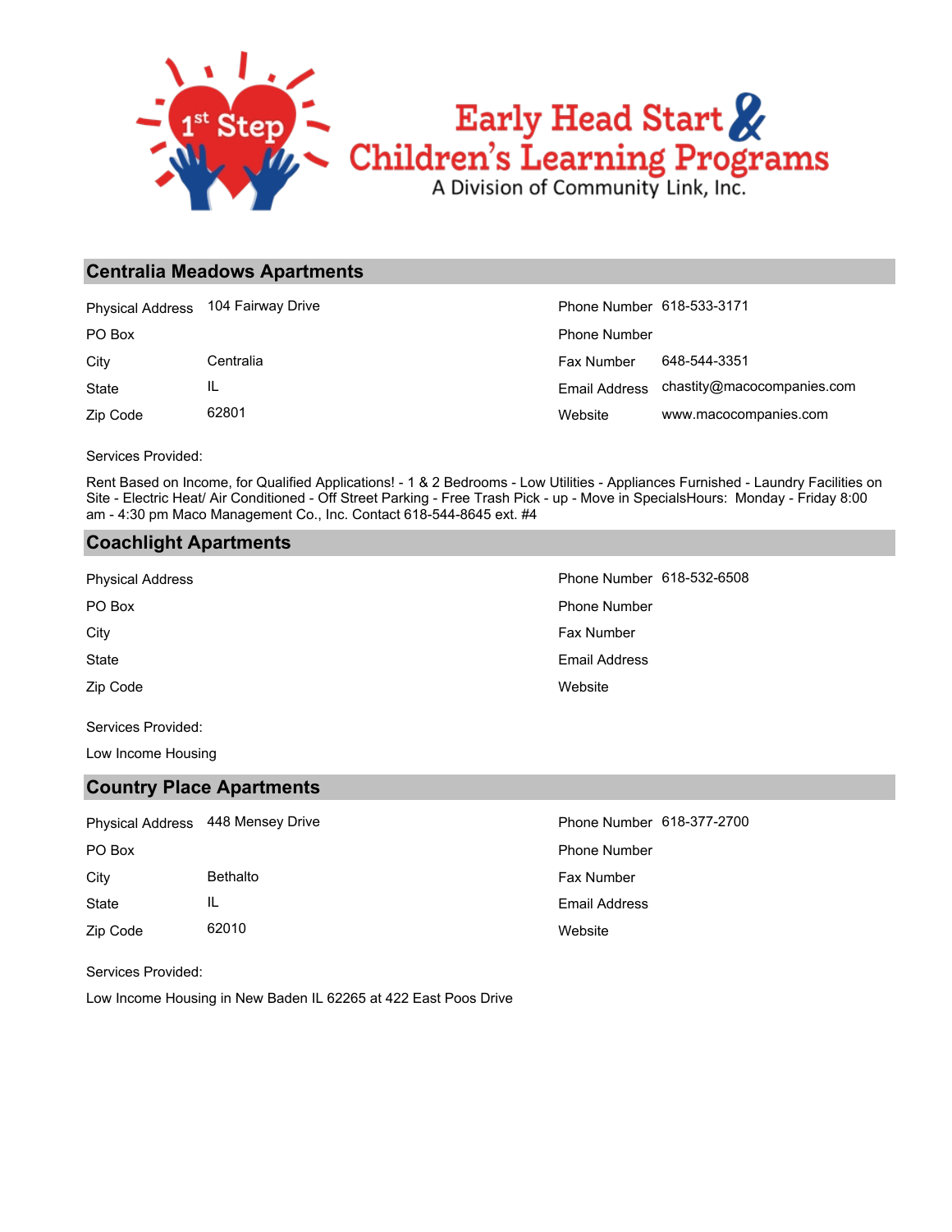Early Head Start & Children's Learning Programs

A Division of Community Link, Inc.

## Centralia Meadows Apartments

| | | | |
|---|---|---|---|
| Physical Address | 104 Fairway Drive | Phone Number | 618-533-3171 |
| PO Box | | Phone Number | |
| City | Centralia | Fax Number | 648-544-3351 |
| State | IL | Email Address | chastity@macocompanies.com |
| Zip Code | 62801 | Website | www.macocompanies.com |

Services Provided:

Rent Based on Income, for Qualified Applications! - 1 & 2 Bedrooms - Low Utilities - Appliances Furnished - Laundry Facilities on Site - Electric Heat/ Air Conditioned - Off Street Parking - Free Trash Pick - up - Move in SpecialsHours: Monday - Friday 8:00 am - 4:30 pm Maco Management Co., Inc. Contact 618-544-8645 ext. #4

## Coachlight Apartments

| | | | |
|---|---|---|---|
| Physical Address | | Phone Number | 618-532-6508 |
| PO Box | | Phone Number | |
| City | | Fax Number | |
| State | | Email Address | |
| Zip Code | | Website | |

Services Provided:

Low Income Housing

## Country Place Apartments

| | | | |
|---|---|---|---|
| Physical Address | 448 Mensey Drive | Phone Number | 618-377-2700 |
| PO Box | | Phone Number | |
| City | Bethalto | Fax Number | |
| State | IL | Email Address | |
| Zip Code | 62010 | Website | |

Services Provided:

Low Income Housing in New Baden IL 62265 at 422 East Poos Drive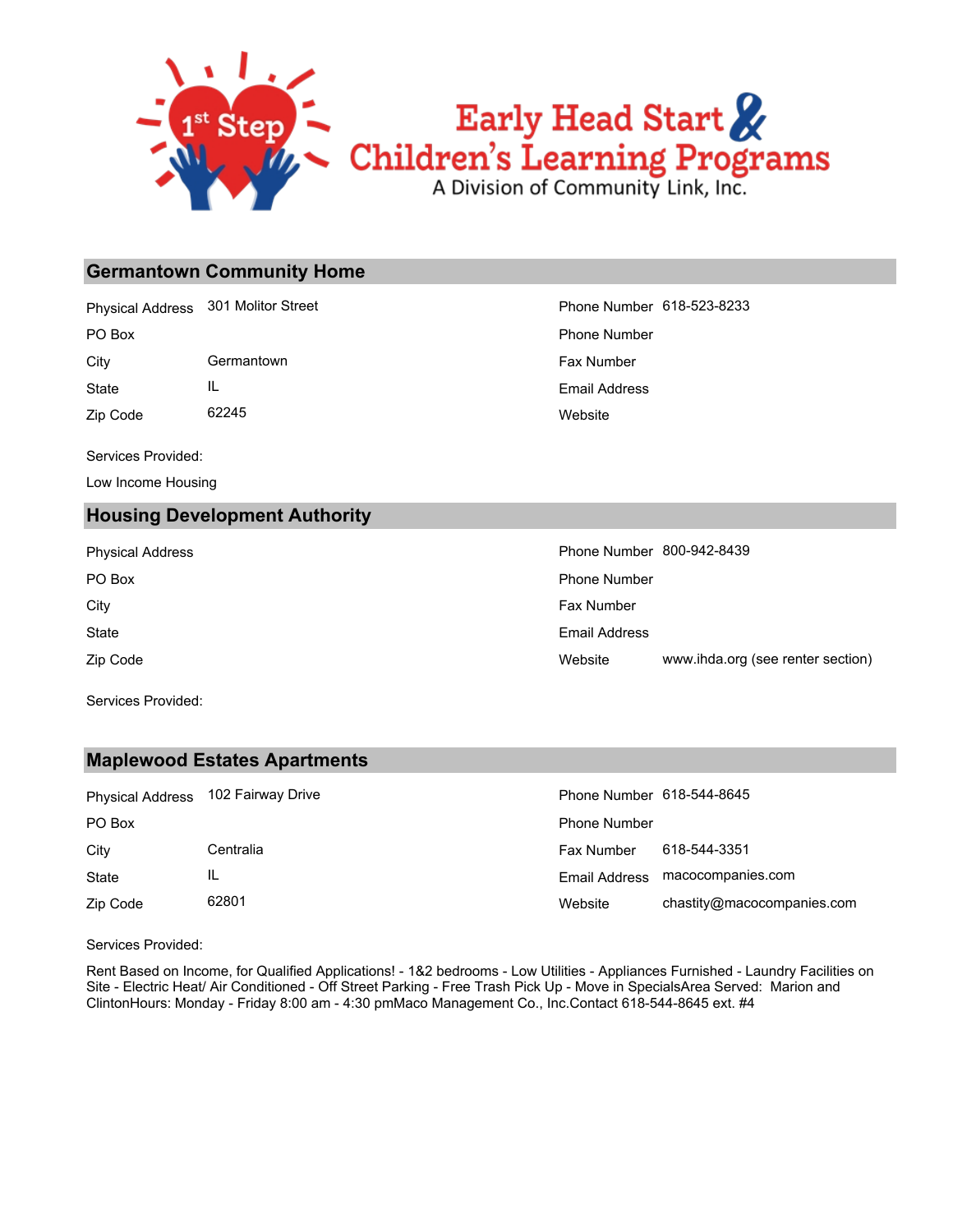Early Head Start & Children's Learning Programs

A Division of Community Link, Inc.

## Germantown Community Home

| | | | |
|---|---|---|---|
| Physical Address | 301 Molitor Street | Phone Number | 618-523-8233 |
| PO Box | | Phone Number | |
| City | Germantown | Fax Number | |
| State | IL | Email Address | |
| Zip Code | 62245 | Website | |

Services Provided:

Low Income Housing

## Housing Development Authority

| | | | |
|---|---|---|---|
| Physical Address | | Phone Number | 800-942-8439 |
| PO Box | | Phone Number | |
| City | | Fax Number | |
| State | | Email Address | |
| Zip Code | | Website | www.ihda.org (see renter section) |

Services Provided:

## Maplewood Estates Apartments

| | | | |
|---|---|---|---|
| Physical Address | 102 Fairway Drive | Phone Number | 618-544-8645 |
| PO Box | | Phone Number | |
| City | Centralia | Fax Number | 618-544-3351 |
| State | IL | Email Address | macocompanies.com |
| Zip Code | 62801 | Website | chastity@macocompanies.com |

Services Provided:

Rent Based on Income, for Qualified Applications! - 1&2 bedrooms - Low Utilities - Appliances Furnished - Laundry Facilities on Site - Electric Heat/ Air Conditioned - Off Street Parking - Free Trash Pick Up - Move in SpecialsArea Served: Marion and ClintonHours: Monday - Friday 8:00 am - 4:30 pmMaco Management Co., Inc.Contact 618-544-8645 ext. #4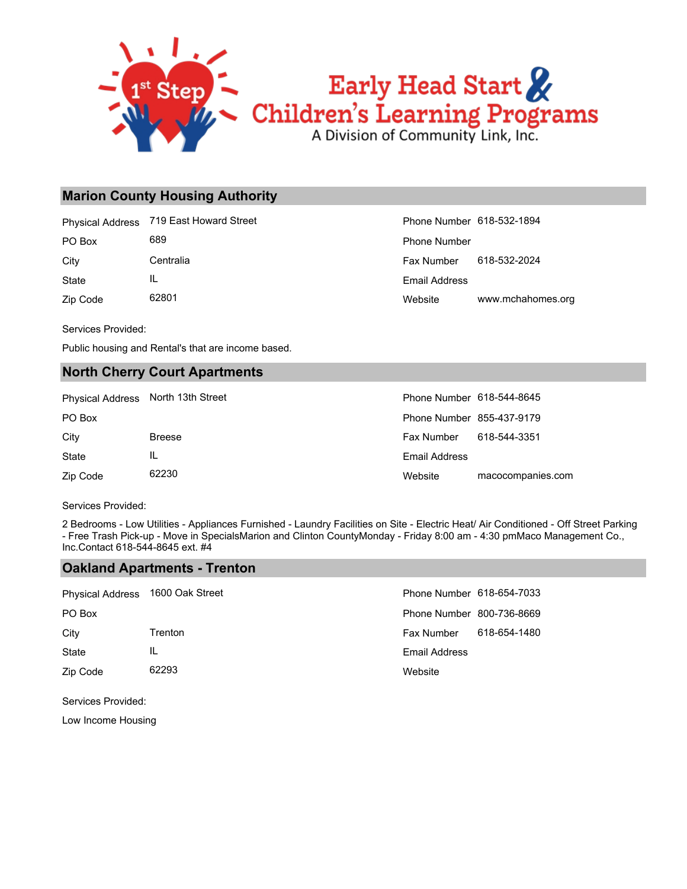## Marion County Housing Authority

| | | | |
|---|---|---|---|
| Physical Address | 719 East Howard Street | Phone Number | 618-532-1894 |
| PO Box | 689 | Phone Number | |
| City | Centralia | Fax Number | 618-532-2024 |
| State | IL | Email Address | |
| Zip Code | 62801 | Website | www.mchahomes.org |

Services Provided:

Public housing and Rental's that are income based.

## North Cherry Court Apartments

| | | | |
|---|---|---|---|
| Physical Address | North 13th Street | Phone Number | 618-544-8645 |
| PO Box | | Phone Number | 855-437-9179 |
| City | Breese | Fax Number | 618-544-3351 |
| State | IL | Email Address | |
| Zip Code | 62230 | Website | macocompanies.com |

Services Provided:

2 Bedrooms - Low Utilities - Appliances Furnished - Laundry Facilities on Site - Electric Heat/ Air Conditioned - Off Street Parking - Free Trash Pick-up - Move in SpecialsMarion and Clinton CountyMonday - Friday 8:00 am - 4:30 pmMaco Management Co., Inc.Contact 618-544-8645 ext. #4

## Oakland Apartments - Trenton

| | | | |
|---|---|---|---|
| Physical Address | 1600 Oak Street | Phone Number | 618-654-7033 |
| PO Box | | Phone Number | 800-736-8669 |
| City | Trenton | Fax Number | 618-654-1480 |
| State | IL | Email Address | |
| Zip Code | 62293 | Website | |

Services Provided:

Low Income Housing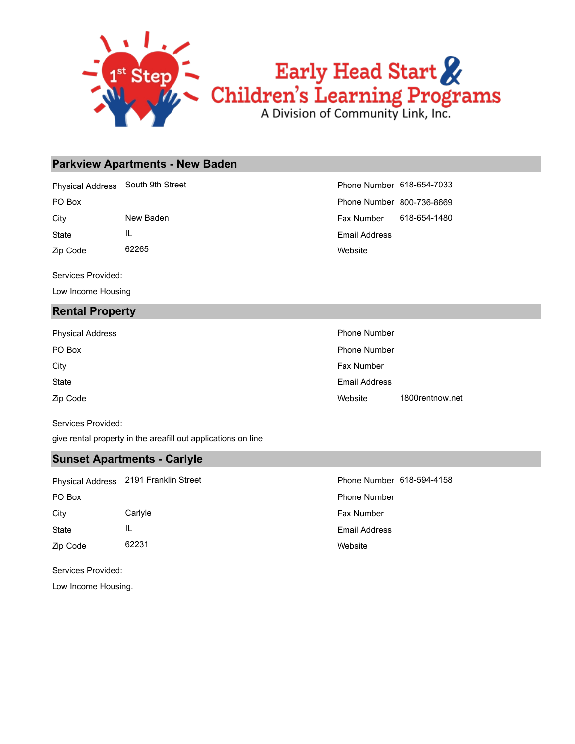Early Head Start & Children's Learning Programs
A Division of Community Link, Inc.

## Parkview Apartments - New Baden

| | | | |
|---|---|---|---|
| Physical Address | South 9th Street | Phone Number | 618-654-7033 |
| PO Box | | Phone Number | 800-736-8669 |
| City | New Baden | Fax Number | 618-654-1480 |
| State | IL | Email Address | |
| Zip Code | 62265 | Website | |

Services Provided:

Low Income Housing

## Rental Property

| | | | |
|---|---|---|---|
| Physical Address | | Phone Number | |
| PO Box | | Phone Number | |
| City | | Fax Number | |
| State | | Email Address | |
| Zip Code | | Website | 1800rentnow.net |

Services Provided:

give rental property in the areafill out applications on line

## Sunset Apartments - Carlyle

| | | | |
|---|---|---|---|
| Physical Address | 2191 Franklin Street | Phone Number | 618-594-4158 |
| PO Box | | Phone Number | |
| City | Carlyle | Fax Number | |
| State | IL | Email Address | |
| Zip Code | 62231 | Website | |

Services Provided:

Low Income Housing.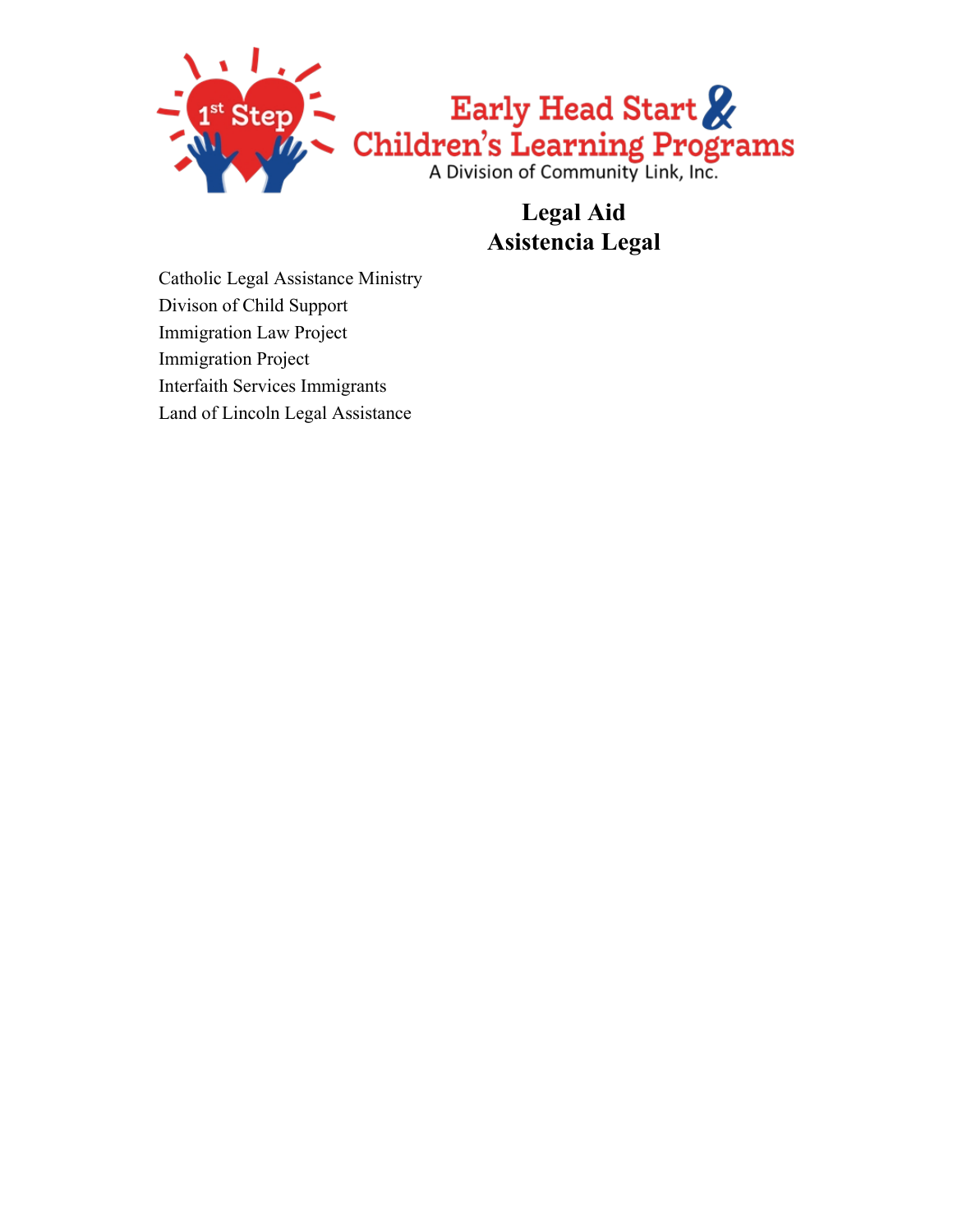Early Head Start & Children's Learning Programs
A Division of Community Link, Inc.

# Legal Aid
# Asistencia Legal

Catholic Legal Assistance Ministry
Divison of Child Support
Immigration Law Project
Immigration Project
Interfaith Services Immigrants
Land of Lincoln Legal Assistance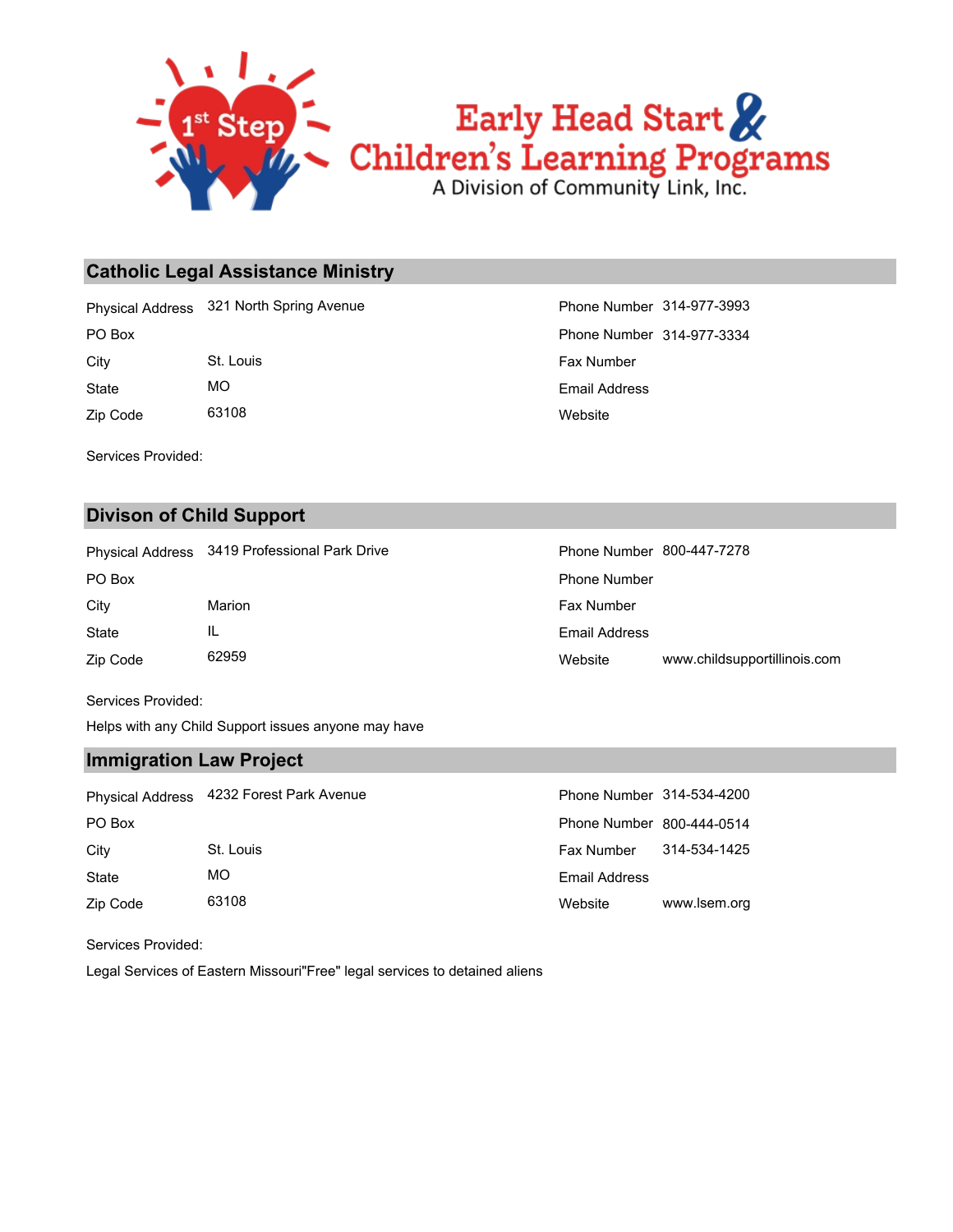# Early Head Start & Children's Learning Programs
A Division of Community Link, Inc.

## Catholic Legal Assistance Ministry

| | | | |
|---|---|---|---|
| Physical Address | 321 North Spring Avenue | Phone Number | 314-977-3993 |
| PO Box | | Phone Number | 314-977-3334 |
| City | St. Louis | Fax Number | |
| State | MO | Email Address | |
| Zip Code | 63108 | Website | |

Services Provided:

## Divison of Child Support

| | | | |
|---|---|---|---|
| Physical Address | 3419 Professional Park Drive | Phone Number | 800-447-7278 |
| PO Box | | Phone Number | |
| City | Marion | Fax Number | |
| State | IL | Email Address | |
| Zip Code | 62959 | Website | www.childsupportillinois.com |

Services Provided:

Helps with any Child Support issues anyone may have

## Immigration Law Project

| | | | |
|---|---|---|---|
| Physical Address | 4232 Forest Park Avenue | Phone Number | 314-534-4200 |
| PO Box | | Phone Number | 800-444-0514 |
| City | St. Louis | Fax Number | 314-534-1425 |
| State | MO | Email Address | |
| Zip Code | 63108 | Website | www.lsem.org |

Services Provided:

Legal Services of Eastern Missouri"Free" legal services to detained aliens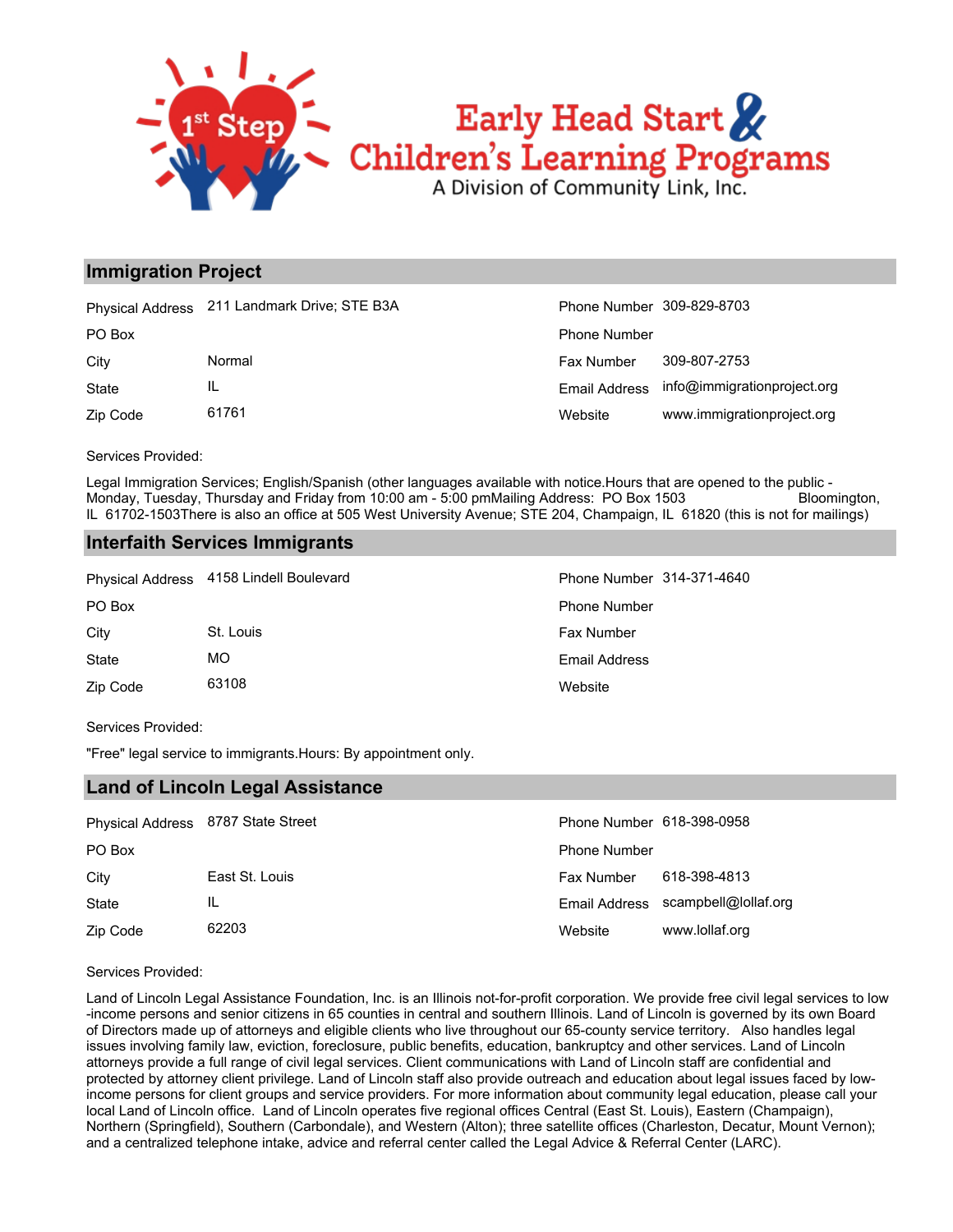Early Head Start & Children's Learning Programs

A Division of Community Link, Inc.

## Immigration Project

| | | | |
|---|---|---|---|
| Physical Address | 211 Landmark Drive; STE B3A | Phone Number | 309-829-8703 |
| PO Box | | Phone Number | |
| City | Normal | Fax Number | 309-807-2753 |
| State | IL | Email Address | info@immigrationproject.org |
| Zip Code | 61761 | Website | www.immigrationproject.org |

Services Provided:

Legal Immigration Services; English/Spanish (other languages available with notice.Hours that are opened to the public - Monday, Tuesday, Thursday and Friday from 10:00 am - 5:00 pmMailing Address: PO Box 1503 Bloomington, IL 61702-1503There is also an office at 505 West University Avenue; STE 204, Champaign, IL 61820 (this is not for mailings)

## Interfaith Services Immigrants

| | | | |
|---|---|---|---|
| Physical Address | 4158 Lindell Boulevard | Phone Number | 314-371-4640 |
| PO Box | | Phone Number | |
| City | St. Louis | Fax Number | |
| State | MO | Email Address | |
| Zip Code | 63108 | Website | |

Services Provided:

"Free" legal service to immigrants.Hours: By appointment only.

## Land of Lincoln Legal Assistance

| | | | |
|---|---|---|---|
| Physical Address | 8787 State Street | Phone Number | 618-398-0958 |
| PO Box | | Phone Number | |
| City | East St. Louis | Fax Number | 618-398-4813 |
| State | IL | Email Address | scampbell@lollaf.org |
| Zip Code | 62203 | Website | www.lollaf.org |

Services Provided:

Land of Lincoln Legal Assistance Foundation, Inc. is an Illinois not-for-profit corporation. We provide free civil legal services to low-income persons and senior citizens in 65 counties in central and southern Illinois. Land of Lincoln is governed by its own Board of Directors made up of attorneys and eligible clients who live throughout our 65-county service territory. Also handles legal issues involving family law, eviction, foreclosure, public benefits, education, bankruptcy and other services. Land of Lincoln attorneys provide a full range of civil legal services. Client communications with Land of Lincoln staff are confidential and protected by attorney client privilege. Land of Lincoln staff also provide outreach and education about legal issues faced by low-income persons for client groups and service providers. For more information about community legal education, please call your local Land of Lincoln office. Land of Lincoln operates five regional offices Central (East St. Louis), Eastern (Champaign), Northern (Springfield), Southern (Carbondale), and Western (Alton); three satellite offices (Charleston, Decatur, Mount Vernon); and a centralized telephone intake, advice and referral center called the Legal Advice & Referral Center (LARC).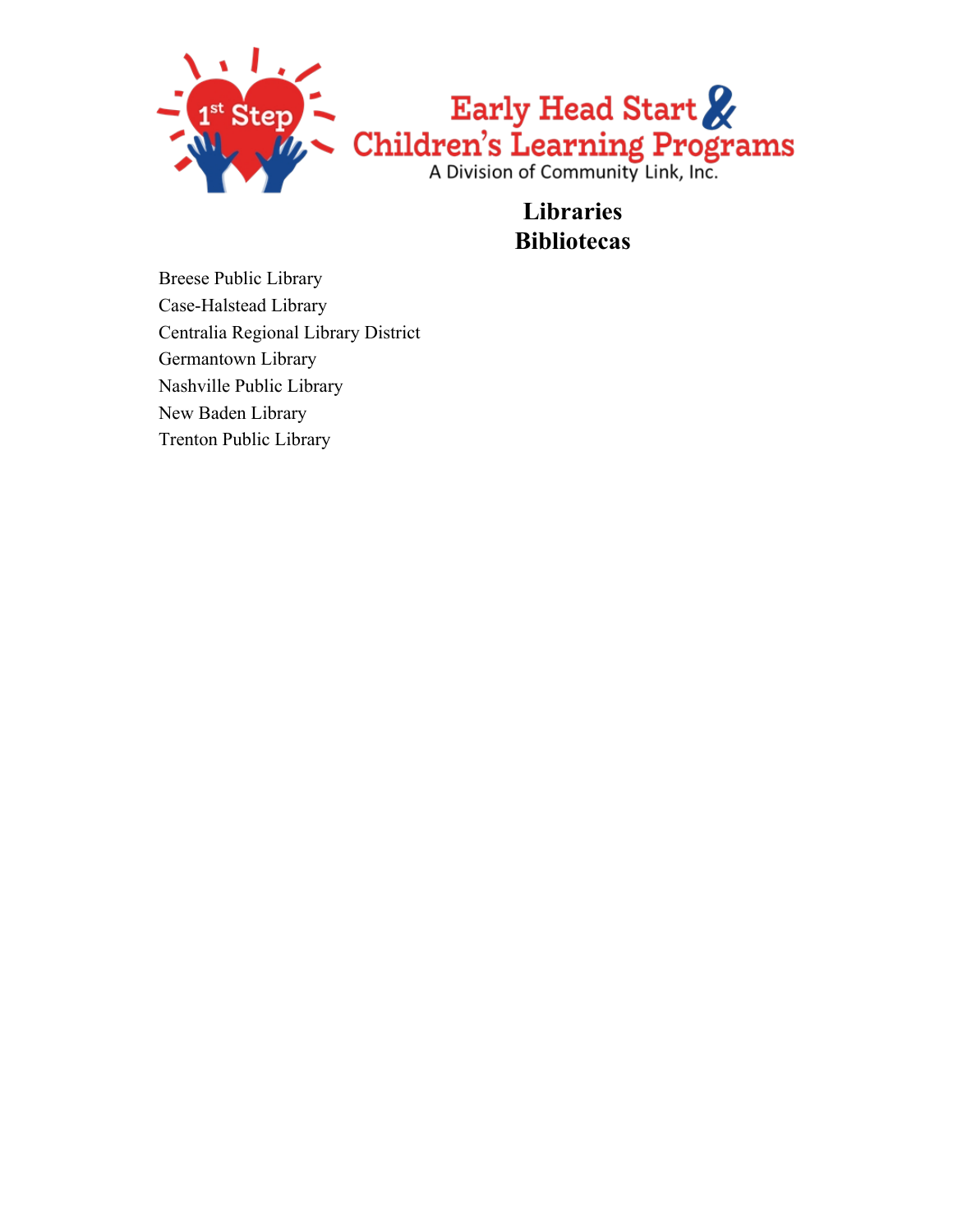Early Head Start & Children's Learning Programs
A Division of Community Link, Inc.

# Libraries
# Bibliotecas

Breese Public Library
Case-Halstead Library
Centralia Regional Library District
Germantown Library
Nashville Public Library
New Baden Library
Trenton Public Library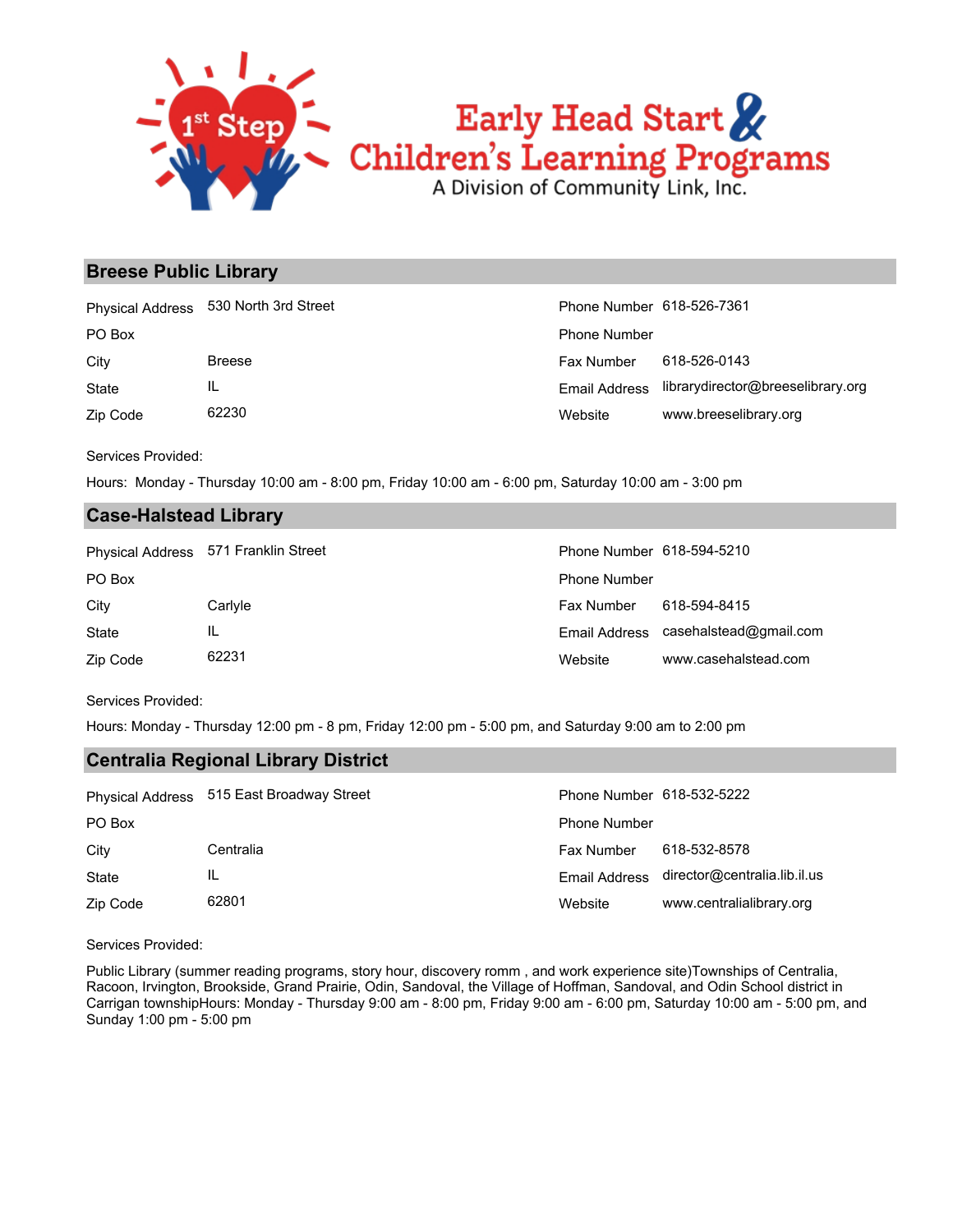## Breese Public Library

| | | | |
|---|---|---|---|
| Physical Address | 530 North 3rd Street | Phone Number | 618-526-7361 |
| PO Box | | Phone Number | |
| City | Breese | Fax Number | 618-526-0143 |
| State | IL | Email Address | librarydirector@breeselibrary.org |
| Zip Code | 62230 | Website | www.breeselibrary.org |

Services Provided:

Hours: Monday - Thursday 10:00 am - 8:00 pm, Friday 10:00 am - 6:00 pm, Saturday 10:00 am - 3:00 pm

## Case-Halstead Library

| | | | |
|---|---|---|---|
| Physical Address | 571 Franklin Street | Phone Number | 618-594-5210 |
| PO Box | | Phone Number | |
| City | Carlyle | Fax Number | 618-594-8415 |
| State | IL | Email Address | casehalstead@gmail.com |
| Zip Code | 62231 | Website | www.casehalstead.com |

Services Provided:

Hours: Monday - Thursday 12:00 pm - 8 pm, Friday 12:00 pm - 5:00 pm, and Saturday 9:00 am to 2:00 pm

## Centralia Regional Library District

| | | | |
|---|---|---|---|
| Physical Address | 515 East Broadway Street | Phone Number | 618-532-5222 |
| PO Box | | Phone Number | |
| City | Centralia | Fax Number | 618-532-8578 |
| State | IL | Email Address | director@centralia.lib.il.us |
| Zip Code | 62801 | Website | www.centralialibrary.org |

Services Provided:

Public Library (summer reading programs, story hour, discovery romm , and work experience site)Townships of Centralia, Racoon, Irvington, Brookside, Grand Prairie, Odin, Sandoval, the Village of Hoffman, Sandoval, and Odin School district in Carrigan townshipHours: Monday - Thursday 9:00 am - 8:00 pm, Friday 9:00 am - 6:00 pm, Saturday 10:00 am - 5:00 pm, and Sunday 1:00 pm - 5:00 pm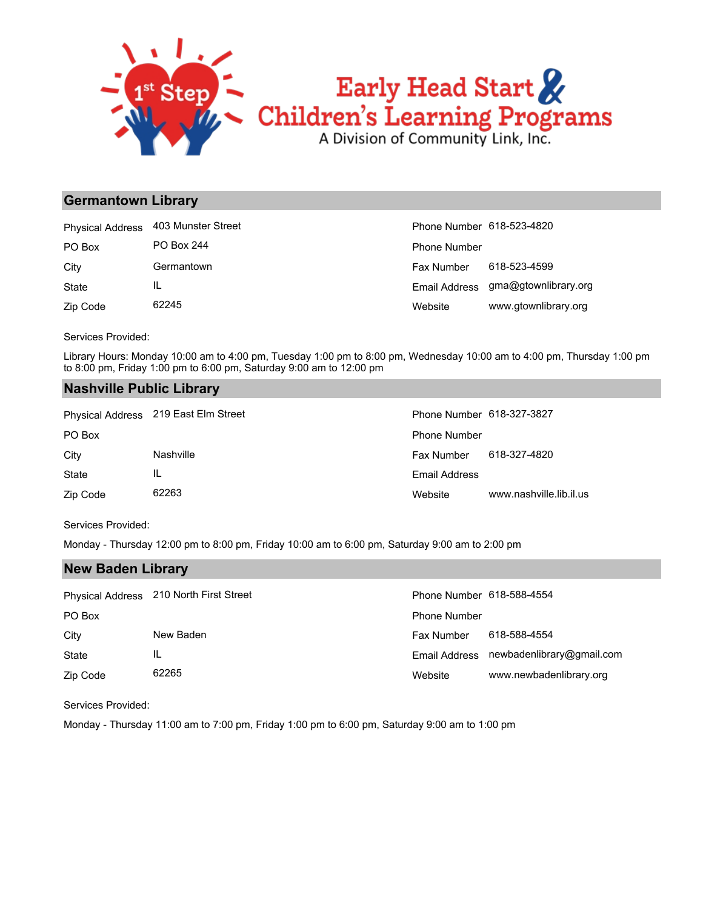# Early Head Start & Children's Learning Programs

A Division of Community Link, Inc.

## Germantown Library

| | | | |
|---|---|---|---|
| Physical Address | 403 Munster Street | Phone Number | 618-523-4820 |
| PO Box | PO Box 244 | Phone Number | |
| City | Germantown | Fax Number | 618-523-4599 |
| State | IL | Email Address | gma@gtownlibrary.org |
| Zip Code | 62245 | Website | www.gtownlibrary.org |

Services Provided:

Library Hours: Monday 10:00 am to 4:00 pm, Tuesday 1:00 pm to 8:00 pm, Wednesday 10:00 am to 4:00 pm, Thursday 1:00 pm to 8:00 pm, Friday 1:00 pm to 6:00 pm, Saturday 9:00 am to 12:00 pm

## Nashville Public Library

| | | | |
|---|---|---|---|
| Physical Address | 219 East Elm Street | Phone Number | 618-327-3827 |
| PO Box | | Phone Number | |
| City | Nashville | Fax Number | 618-327-4820 |
| State | IL | Email Address | |
| Zip Code | 62263 | Website | www.nashville.lib.il.us |

Services Provided:

Monday - Thursday 12:00 pm to 8:00 pm, Friday 10:00 am to 6:00 pm, Saturday 9:00 am to 2:00 pm

## New Baden Library

| | | | |
|---|---|---|---|
| Physical Address | 210 North First Street | Phone Number | 618-588-4554 |
| PO Box | | Phone Number | |
| City | New Baden | Fax Number | 618-588-4554 |
| State | IL | Email Address | newbadenlibrary@gmail.com |
| Zip Code | 62265 | Website | www.newbadenlibrary.org |

Services Provided:

Monday - Thursday 11:00 am to 7:00 pm, Friday 1:00 pm to 6:00 pm, Saturday 9:00 am to 1:00 pm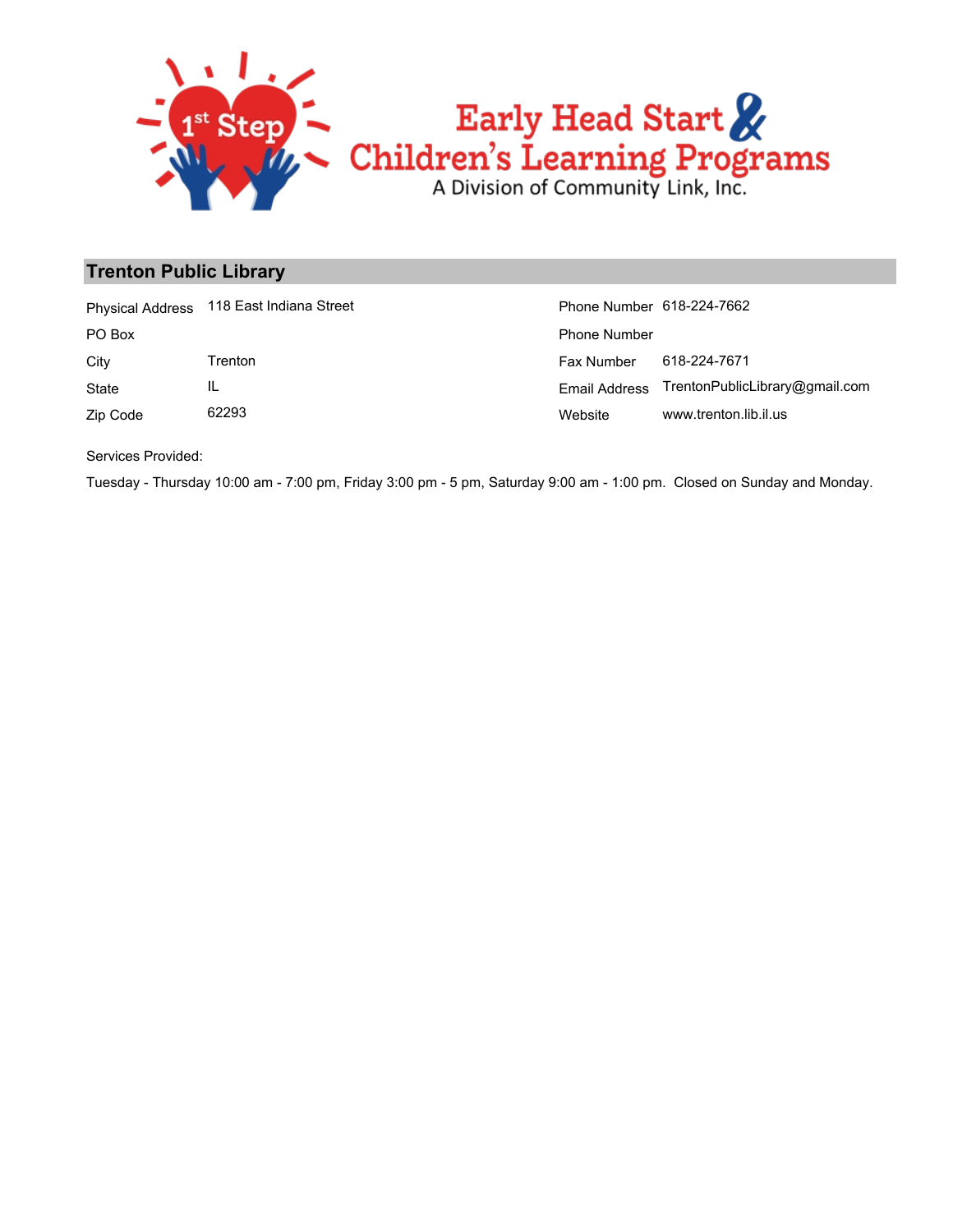# Trenton Public Library

| Physical Address | 118 East Indiana Street | Phone Number | 618-224-7662 |
| --- | --- | --- | --- |
| PO Box | | Phone Number | |
| City | Trenton | Fax Number | 618-224-7671 |
| State | IL | Email Address | TrentonPublicLibrary@gmail.com |
| Zip Code | 62293 | Website | www.trenton.lib.il.us |

Services Provided:

Tuesday - Thursday 10:00 am - 7:00 pm, Friday 3:00 pm - 5 pm, Saturday 9:00 am - 1:00 pm. Closed on Sunday and Monday.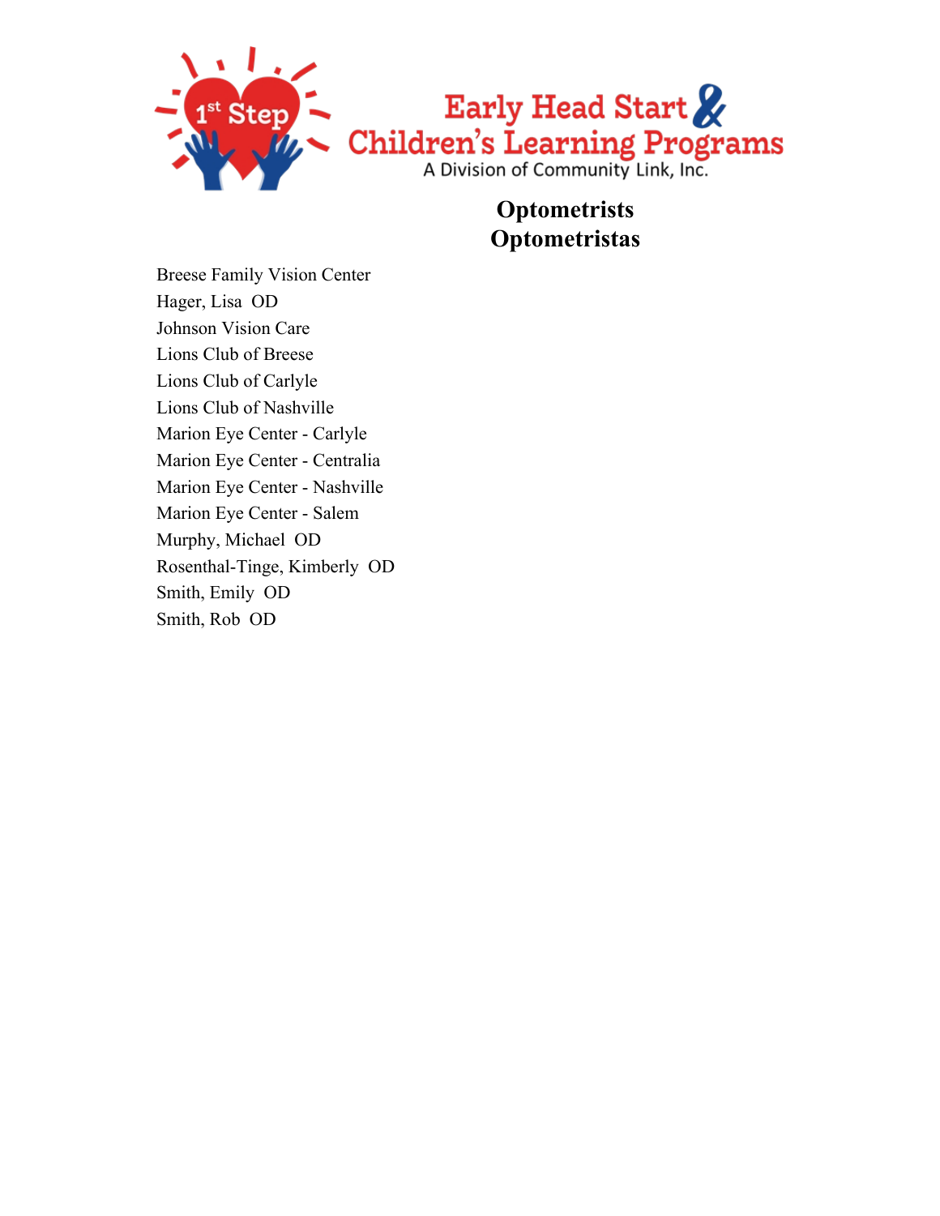# Optometrists
# Optometristas

Breese Family Vision Center
Hager, Lisa OD
Johnson Vision Care
Lions Club of Breese
Lions Club of Carlyle
Lions Club of Nashville
Marion Eye Center - Carlyle
Marion Eye Center - Centralia
Marion Eye Center - Nashville
Marion Eye Center - Salem
Murphy, Michael OD
Rosenthal-Tinge, Kimberly OD
Smith, Emily OD
Smith, Rob OD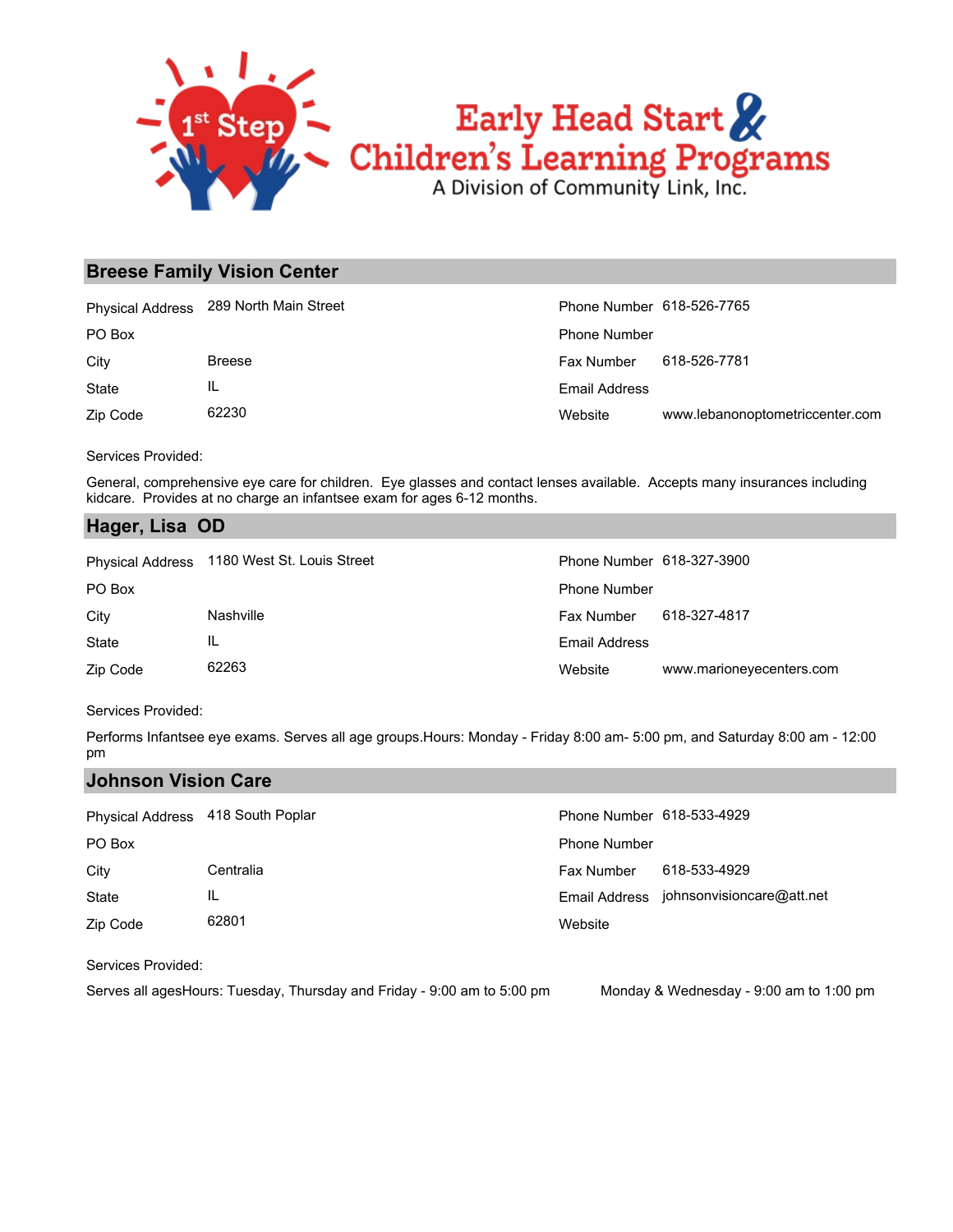# Early Head Start & Children's Learning Programs

A Division of Community Link, Inc.

## Breese Family Vision Center

| | | | |
|---|---|---|---|
| Physical Address | 289 North Main Street | Phone Number | 618-526-7765 |
| PO Box | | Phone Number | |
| City | Breese | Fax Number | 618-526-7781 |
| State | IL | Email Address | |
| Zip Code | 62230 | Website | www.lebanonoptometriccenter.com |

Services Provided:

General, comprehensive eye care for children. Eye glasses and contact lenses available. Accepts many insurances including kidcare. Provides at no charge an infantsee exam for ages 6-12 months.

## Hager, Lisa OD

| | | | |
|---|---|---|---|
| Physical Address | 1180 West St. Louis Street | Phone Number | 618-327-3900 |
| PO Box | | Phone Number | |
| City | Nashville | Fax Number | 618-327-4817 |
| State | IL | Email Address | |
| Zip Code | 62263 | Website | www.marioneyecenters.com |

Services Provided:

Performs Infantsee eye exams. Serves all age groups.Hours: Monday - Friday 8:00 am- 5:00 pm, and Saturday 8:00 am - 12:00 pm

## Johnson Vision Care

| | | | |
|---|---|---|---|
| Physical Address | 418 South Poplar | Phone Number | 618-533-4929 |
| PO Box | | Phone Number | |
| City | Centralia | Fax Number | 618-533-4929 |
| State | IL | Email Address | johnsonvisioncare@att.net |
| Zip Code | 62801 | Website | |

Services Provided:

Serves all agesHours: Tuesday, Thursday and Friday - 9:00 am to 5:00 pm Monday & Wednesday - 9:00 am to 1:00 pm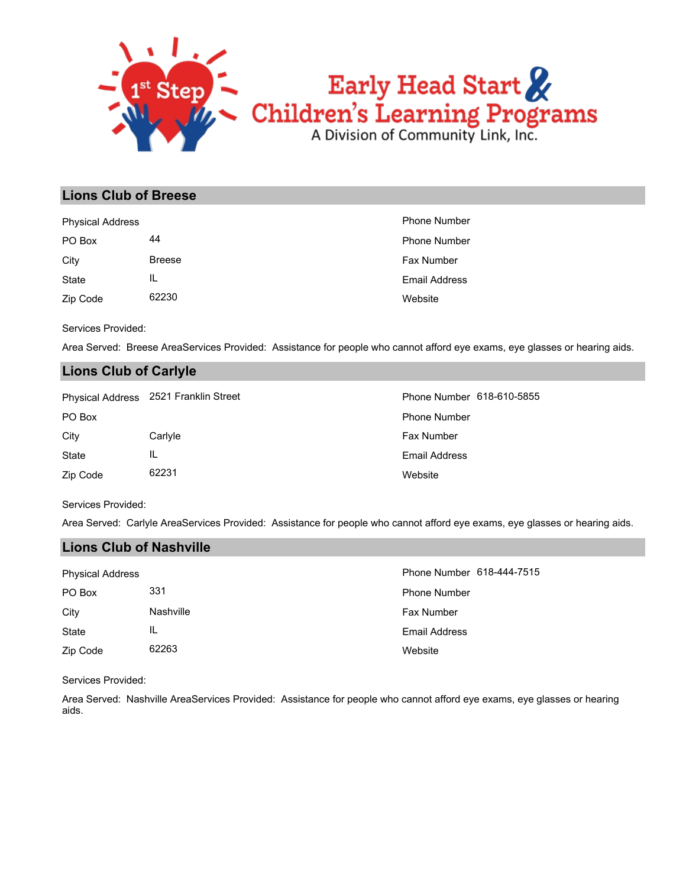# Early Head Start & Children's Learning Programs

A Division of Community Link, Inc.

## Lions Club of Breese

| | | | |
|---|---|---|---|
| Physical Address | | Phone Number | |
| PO Box | 44 | Phone Number | |
| City | Breese | Fax Number | |
| State | IL | Email Address | |
| Zip Code | 62230 | Website | |

Services Provided:

Area Served: Breese AreaServices Provided: Assistance for people who cannot afford eye exams, eye glasses or hearing aids.

## Lions Club of Carlyle

| | | | |
|---|---|---|---|
| Physical Address | 2521 Franklin Street | Phone Number | 618-610-5855 |
| PO Box | | Phone Number | |
| City | Carlyle | Fax Number | |
| State | IL | Email Address | |
| Zip Code | 62231 | Website | |

Services Provided:

Area Served: Carlyle AreaServices Provided: Assistance for people who cannot afford eye exams, eye glasses or hearing aids.

## Lions Club of Nashville

| | | | |
|---|---|---|---|
| Physical Address | | Phone Number | 618-444-7515 |
| PO Box | 331 | Phone Number | |
| City | Nashville | Fax Number | |
| State | IL | Email Address | |
| Zip Code | 62263 | Website | |

Services Provided:

Area Served: Nashville AreaServices Provided: Assistance for people who cannot afford eye exams, eye glasses or hearing aids.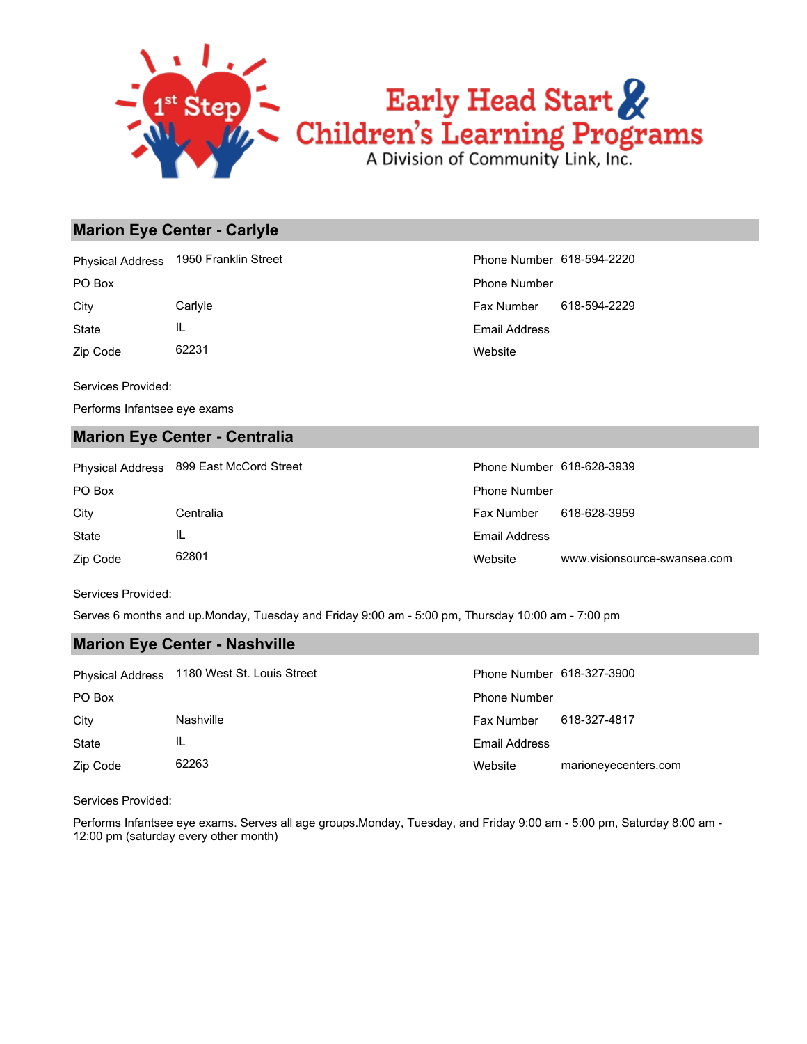# Early Head Start & Children's Learning Programs

A Division of Community Link, Inc.

## Marion Eye Center - Carlyle

| | | | |
|---|---|---|---|
| Physical Address | 1950 Franklin Street | Phone Number | 618-594-2220 |
| PO Box | | Phone Number | |
| City | Carlyle | Fax Number | 618-594-2229 |
| State | IL | Email Address | |
| Zip Code | 62231 | Website | |

Services Provided:

Performs Infantsee eye exams

## Marion Eye Center - Centralia

| | | | |
|---|---|---|---|
| Physical Address | 899 East McCord Street | Phone Number | 618-628-3939 |
| PO Box | | Phone Number | |
| City | Centralia | Fax Number | 618-628-3959 |
| State | IL | Email Address | |
| Zip Code | 62801 | Website | www.visionsource-swansea.com |

Services Provided:

Serves 6 months and up.Monday, Tuesday and Friday 9:00 am - 5:00 pm, Thursday 10:00 am - 7:00 pm

## Marion Eye Center - Nashville

| | | | |
|---|---|---|---|
| Physical Address | 1180 West St. Louis Street | Phone Number | 618-327-3900 |
| PO Box | | Phone Number | |
| City | Nashville | Fax Number | 618-327-4817 |
| State | IL | Email Address | |
| Zip Code | 62263 | Website | marioneyecenters.com |

Services Provided:

Performs Infantsee eye exams. Serves all age groups.Monday, Tuesday, and Friday 9:00 am - 5:00 pm, Saturday 8:00 am - 12:00 pm (saturday every other month)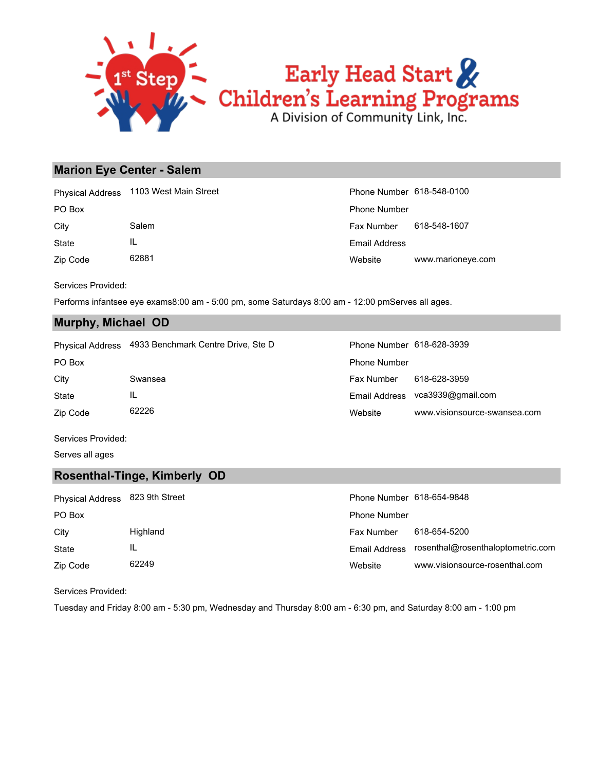Early Head Start & Children's Learning Programs
A Division of Community Link, Inc.

## Marion Eye Center - Salem

| | | | |
|---|---|---|---|
| Physical Address | 1103 West Main Street | Phone Number | 618-548-0100 |
| PO Box | | Phone Number | |
| City | Salem | Fax Number | 618-548-1607 |
| State | IL | Email Address | |
| Zip Code | 62881 | Website | www.marioneye.com |

Services Provided:

Performs infantsee eye exams8:00 am - 5:00 pm, some Saturdays 8:00 am - 12:00 pmServes all ages.

## Murphy, Michael OD

| | | | |
|---|---|---|---|
| Physical Address | 4933 Benchmark Centre Drive, Ste D | Phone Number | 618-628-3939 |
| PO Box | | Phone Number | |
| City | Swansea | Fax Number | 618-628-3959 |
| State | IL | Email Address | vca3939@gmail.com |
| Zip Code | 62226 | Website | www.visionsource-swansea.com |

Services Provided:

Serves all ages

## Rosenthal-Tinge, Kimberly OD

| | | | |
|---|---|---|---|
| Physical Address | 823 9th Street | Phone Number | 618-654-9848 |
| PO Box | | Phone Number | |
| City | Highland | Fax Number | 618-654-5200 |
| State | IL | Email Address | rosenthal@rosenthaloptometric.com |
| Zip Code | 62249 | Website | www.visionsource-rosenthal.com |

Services Provided:

Tuesday and Friday 8:00 am - 5:30 pm, Wednesday and Thursday 8:00 am - 6:30 pm, and Saturday 8:00 am - 1:00 pm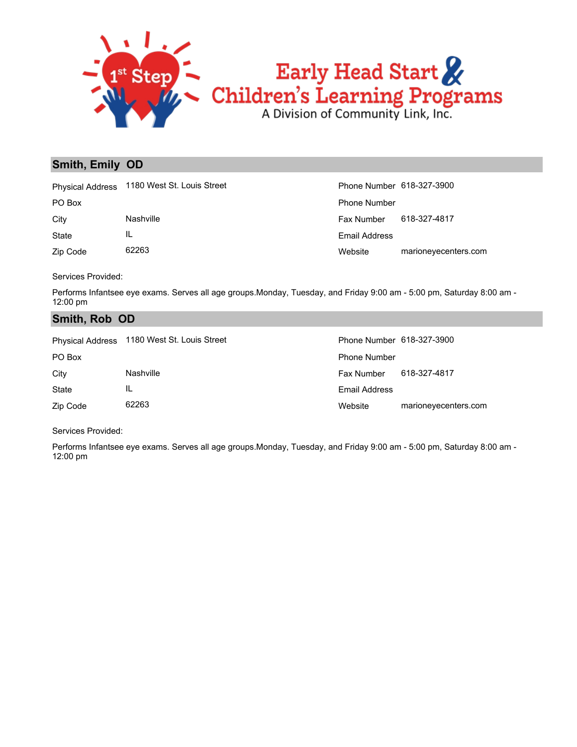# Early Head Start & Children's Learning Programs

A Division of Community Link, Inc.

## Smith, Emily OD

| | | | |
|---|---|---|---|
| Physical Address | 1180 West St. Louis Street | Phone Number | 618-327-3900 |
| PO Box | | Phone Number | |
| City | Nashville | Fax Number | 618-327-4817 |
| State | IL | Email Address | |
| Zip Code | 62263 | Website | marioneyecenters.com |

Services Provided:

Performs Infantsee eye exams. Serves all age groups.Monday, Tuesday, and Friday 9:00 am - 5:00 pm, Saturday 8:00 am - 12:00 pm

## Smith, Rob OD

| | | | |
|---|---|---|---|
| Physical Address | 1180 West St. Louis Street | Phone Number | 618-327-3900 |
| PO Box | | Phone Number | |
| City | Nashville | Fax Number | 618-327-4817 |
| State | IL | Email Address | |
| Zip Code | 62263 | Website | marioneyecenters.com |

Services Provided:

Performs Infantsee eye exams. Serves all age groups.Monday, Tuesday, and Friday 9:00 am - 5:00 pm, Saturday 8:00 am - 12:00 pm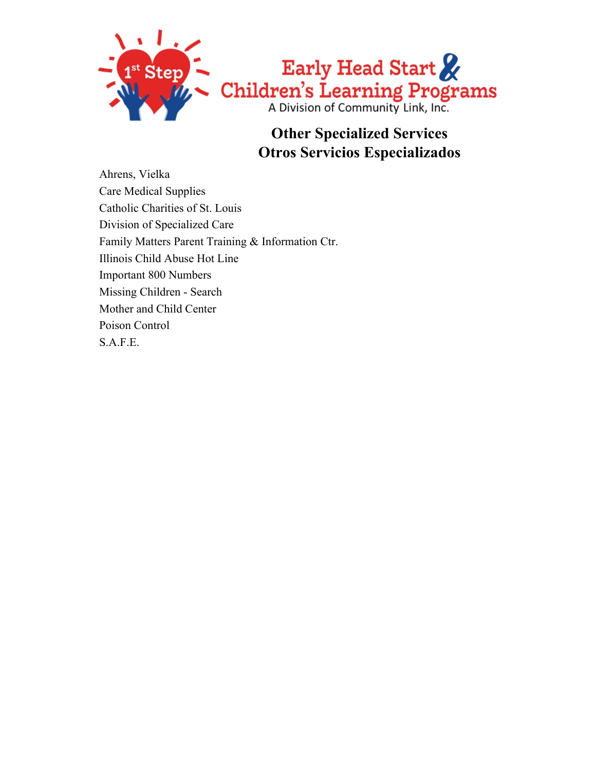Early Head Start & Children's Learning Programs
A Division of Community Link, Inc.

## Other Specialized Services
## Otros Servicios Especializados

Ahrens, Vielka
Care Medical Supplies
Catholic Charities of St. Louis
Division of Specialized Care
Family Matters Parent Training & Information Ctr.
Illinois Child Abuse Hot Line
Important 800 Numbers
Missing Children - Search
Mother and Child Center
Poison Control
S.A.F.E.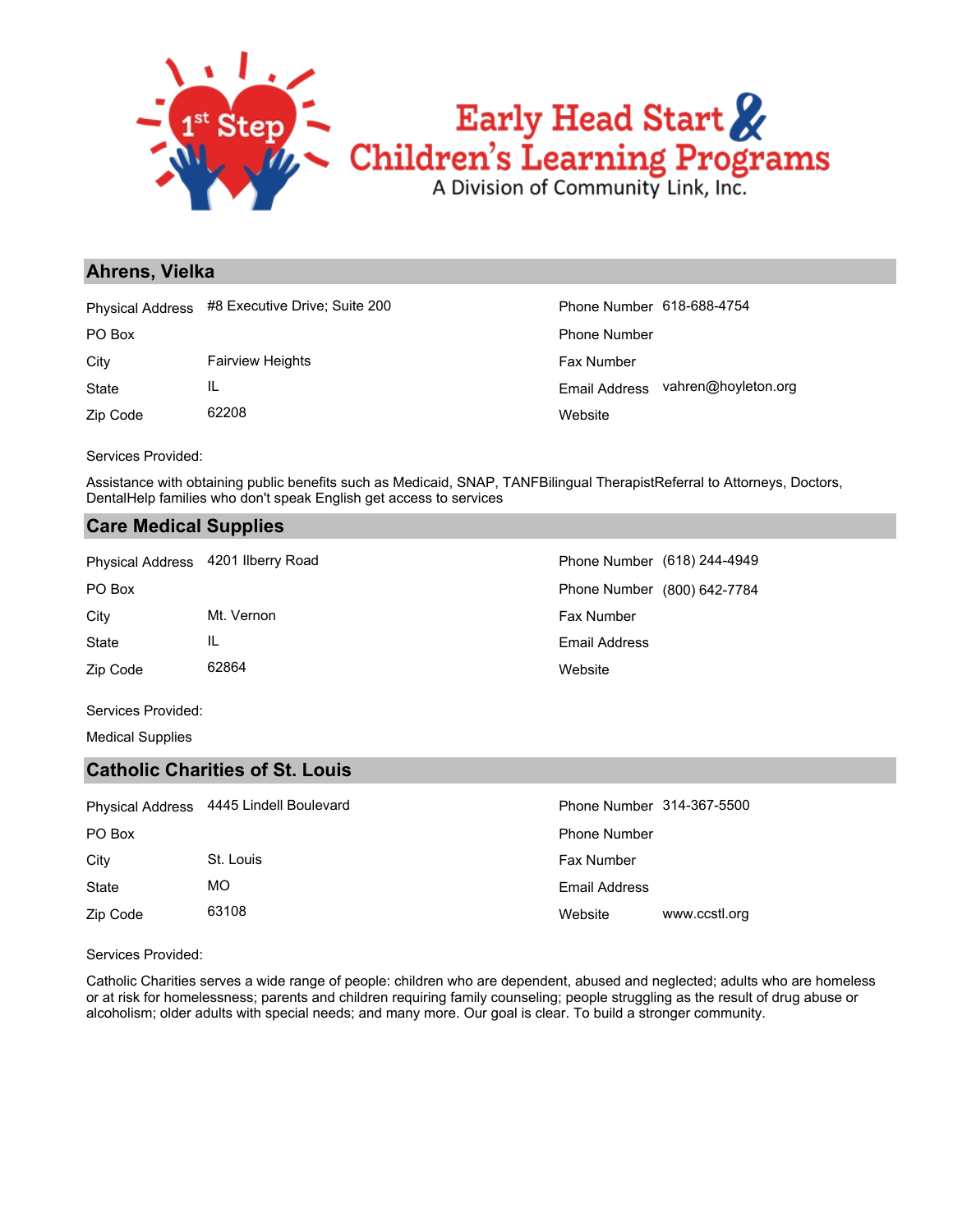# Early Head Start & Children's Learning Programs

A Division of Community Link, Inc.

## Ahrens, Vielka

| | | | |
|---|---|---|---|
| Physical Address | #8 Executive Drive; Suite 200 | Phone Number | 618-688-4754 |
| PO Box | | Phone Number | |
| City | Fairview Heights | Fax Number | |
| State | IL | Email Address | vahren@hoyleton.org |
| Zip Code | 62208 | Website | |

Services Provided:

Assistance with obtaining public benefits such as Medicaid, SNAP, TANFBilingual TherapistReferral to Attorneys, Doctors, DentalHelp families who don't speak English get access to services

## Care Medical Supplies

| | | | |
|---|---|---|---|
| Physical Address | 4201 Ilberry Road | Phone Number | (618) 244-4949 |
| PO Box | | Phone Number | (800) 642-7784 |
| City | Mt. Vernon | Fax Number | |
| State | IL | Email Address | |
| Zip Code | 62864 | Website | |

Services Provided:

Medical Supplies

## Catholic Charities of St. Louis

| | | | |
|---|---|---|---|
| Physical Address | 4445 Lindell Boulevard | Phone Number | 314-367-5500 |
| PO Box | | Phone Number | |
| City | St. Louis | Fax Number | |
| State | MO | Email Address | |
| Zip Code | 63108 | Website | www.ccstl.org |

Services Provided:

Catholic Charities serves a wide range of people: children who are dependent, abused and neglected; adults who are homeless or at risk for homelessness; parents and children requiring family counseling; people struggling as the result of drug abuse or alcoholism; older adults with special needs; and many more. Our goal is clear. To build a stronger community.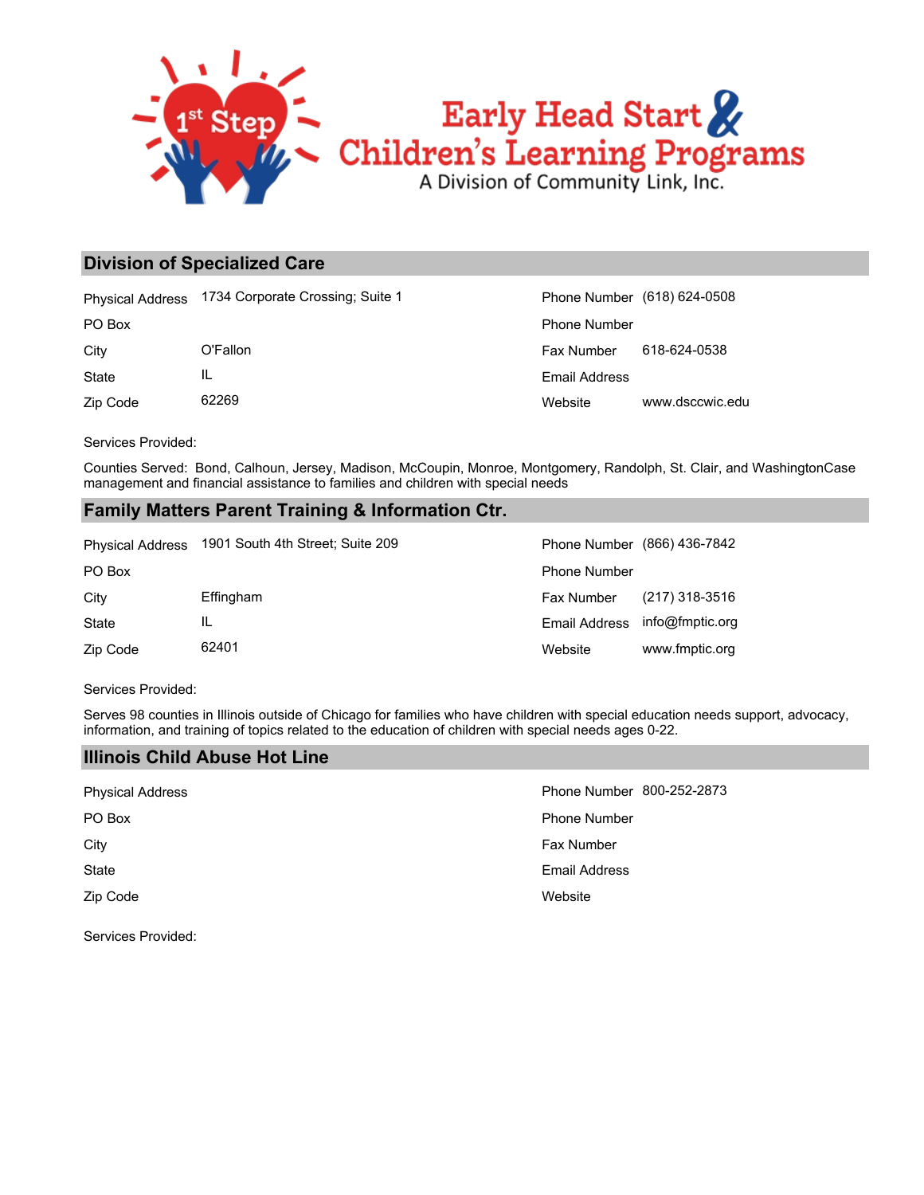**Early Head Start & Children's Learning Programs**

A Division of Community Link, Inc.

## Division of Specialized Care

| | | | |
|---|---|---|---|
| Physical Address | 1734 Corporate Crossing; Suite 1 | Phone Number | (618) 624-0508 |
| PO Box | | Phone Number | |
| City | O'Fallon | Fax Number | 618-624-0538 |
| State | IL | Email Address | |
| Zip Code | 62269 | Website | www.dsccwic.edu |

Services Provided:

Counties Served: Bond, Calhoun, Jersey, Madison, McCoupin, Monroe, Montgomery, Randolph, St. Clair, and WashingtonCase management and financial assistance to families and children with special needs

## Family Matters Parent Training & Information Ctr.

| | | | |
|---|---|---|---|
| Physical Address | 1901 South 4th Street; Suite 209 | Phone Number | (866) 436-7842 |
| PO Box | | Phone Number | |
| City | Effingham | Fax Number | (217) 318-3516 |
| State | IL | Email Address | info@fmptic.org |
| Zip Code | 62401 | Website | www.fmptic.org |

Services Provided:

Serves 98 counties in Illinois outside of Chicago for families who have children with special education needs support, advocacy, information, and training of topics related to the education of children with special needs ages 0-22.

## Illinois Child Abuse Hot Line

| | | | |
|---|---|---|---|
| Physical Address | | Phone Number | 800-252-2873 |
| PO Box | | Phone Number | |
| City | | Fax Number | |
| State | | Email Address | |
| Zip Code | | Website | |

Services Provided: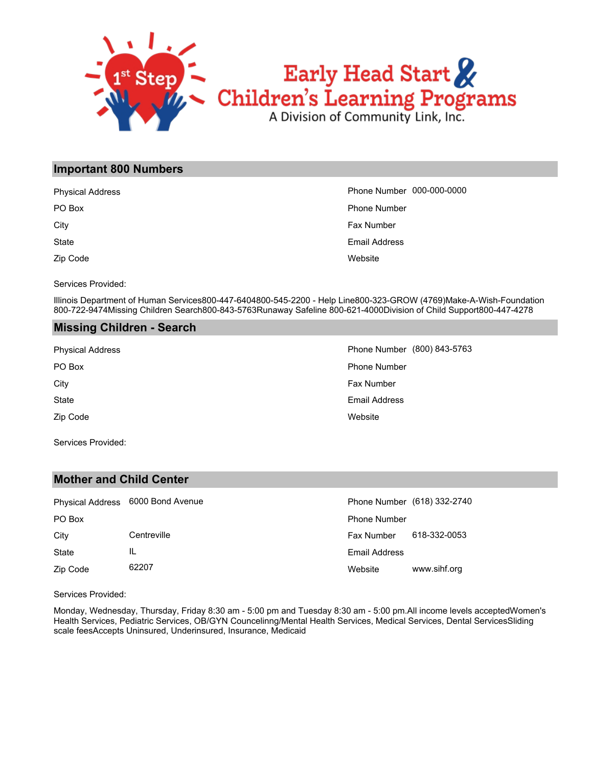1st Step

Early Head Start & Children's Learning Programs

A Division of Community Link, Inc.

## Important 800 Numbers

| | | | |
|---|---|---|---|
| Physical Address | | Phone Number | 000-000-0000 |
| PO Box | | Phone Number | |
| City | | Fax Number | |
| State | | Email Address | |
| Zip Code | | Website | |

Services Provided:

Illinois Department of Human Services800-447-6404800-545-2200 - Help Line800-323-GROW (4769)Make-A-Wish-Foundation 800-722-9474Missing Children Search800-843-5763Runaway Safeline 800-621-4000Division of Child Support800-447-4278

## Missing Children - Search

| | | | |
|---|---|---|---|
| Physical Address | | Phone Number | (800) 843-5763 |
| PO Box | | Phone Number | |
| City | | Fax Number | |
| State | | Email Address | |
| Zip Code | | Website | |

Services Provided:

## Mother and Child Center

| | | | |
|---|---|---|---|
| Physical Address | 6000 Bond Avenue | Phone Number | (618) 332-2740 |
| PO Box | | Phone Number | |
| City | Centreville | Fax Number | 618-332-0053 |
| State | IL | Email Address | |
| Zip Code | 62207 | Website | www.sihf.org |

Services Provided:

Monday, Wednesday, Thursday, Friday 8:30 am - 5:00 pm and Tuesday 8:30 am - 5:00 pm.All income levels acceptedWomen's Health Services, Pediatric Services, OB/GYN Councelinng/Mental Health Services, Medical Services, Dental ServicesSliding scale feesAccepts Uninsured, Underinsured, Insurance, Medicaid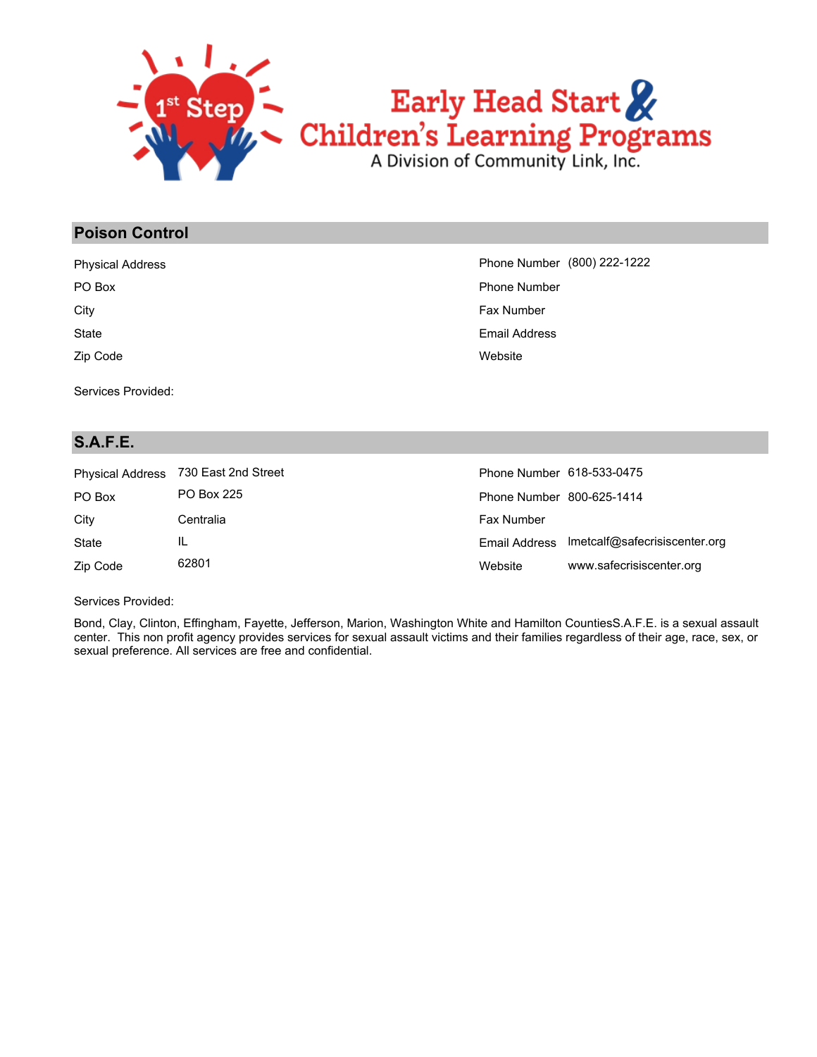Early Head Start & Children's Learning Programs
A Division of Community Link, Inc.

## Poison Control

| | | | |
|---|---|---|---|
| Physical Address | | Phone Number | (800) 222-1222 |
| PO Box | | Phone Number | |
| City | | Fax Number | |
| State | | Email Address | |
| Zip Code | | Website | |

Services Provided:

## S.A.F.E.

| | | | |
|---|---|---|---|
| Physical Address | 730 East 2nd Street | Phone Number | 618-533-0475 |
| PO Box | PO Box 225 | Phone Number | 800-625-1414 |
| City | Centralia | Fax Number | |
| State | IL | Email Address | lmetcalf@safecrisiscenter.org |
| Zip Code | 62801 | Website | www.safecrisiscenter.org |

Services Provided:

Bond, Clay, Clinton, Effingham, Fayette, Jefferson, Marion, Washington White and Hamilton CountiesS.A.F.E. is a sexual assault center. This non profit agency provides services for sexual assault victims and their families regardless of their age, race, sex, or sexual preference. All services are free and confidential.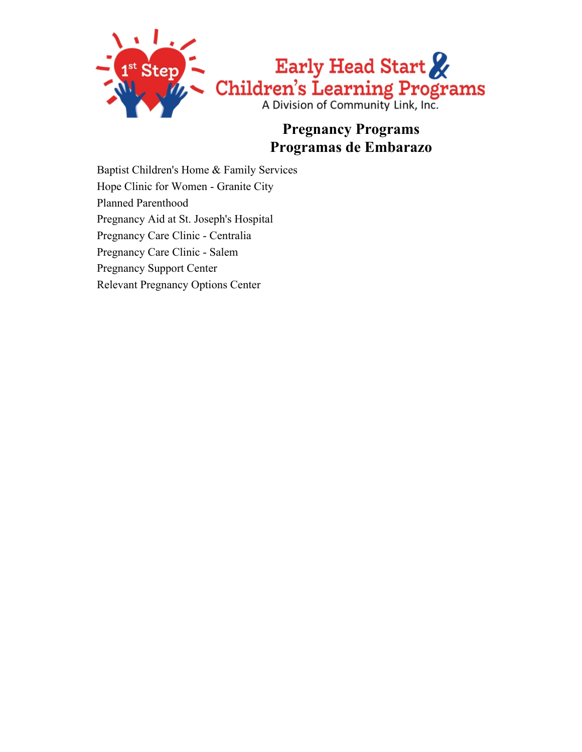1st Step

Early Head Start & Children's Learning Programs

A Division of Community Link, Inc.

# Pregnancy Programs
# Programas de Embarazo

Baptist Children's Home & Family Services
Hope Clinic for Women - Granite City
Planned Parenthood
Pregnancy Aid at St. Joseph's Hospital
Pregnancy Care Clinic - Centralia
Pregnancy Care Clinic - Salem
Pregnancy Support Center
Relevant Pregnancy Options Center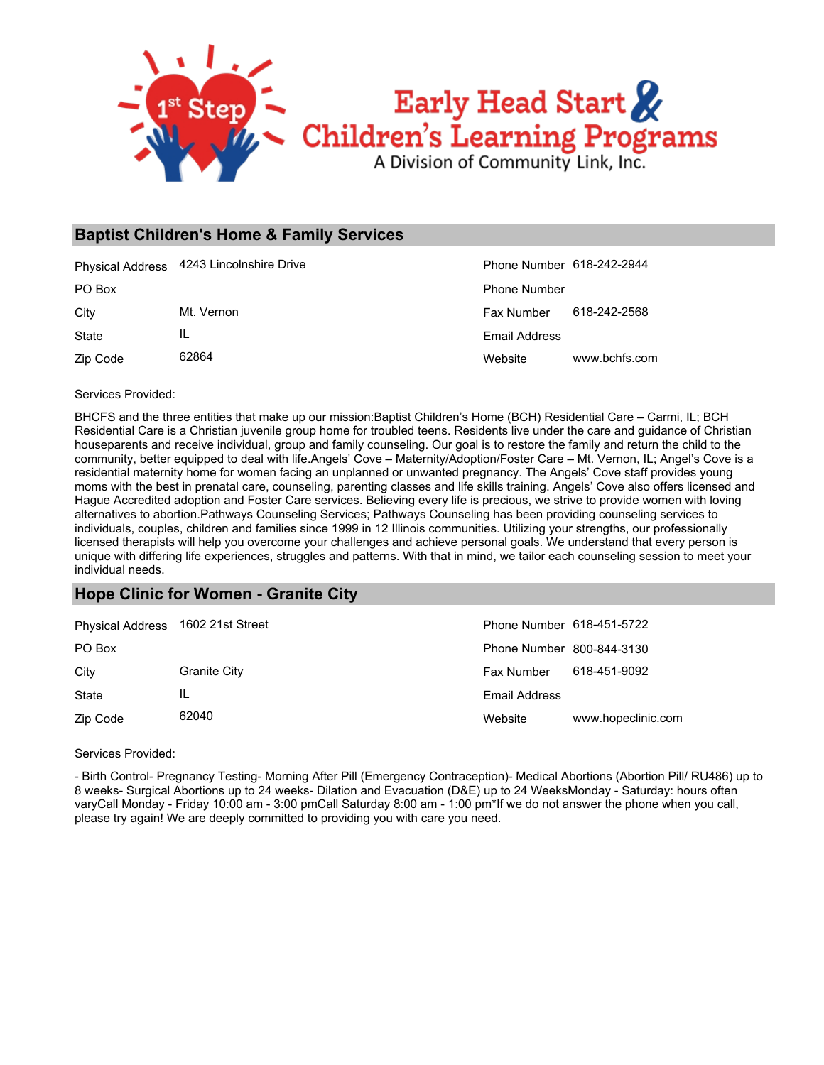# Early Head Start & Children's Learning Programs

A Division of Community Link, Inc.

## Baptist Children's Home & Family Services

| | | | |
|---|---|---|---|
| Physical Address | 4243 Lincolnshire Drive | Phone Number | 618-242-2944 |
| PO Box | | Phone Number | |
| City | Mt. Vernon | Fax Number | 618-242-2568 |
| State | IL | Email Address | |
| Zip Code | 62864 | Website | www.bchfs.com |

Services Provided:

BHCFS and the three entities that make up our mission:Baptist Children's Home (BCH) Residential Care – Carmi, IL; BCH Residential Care is a Christian juvenile group home for troubled teens. Residents live under the care and guidance of Christian houseparents and receive individual, group and family counseling. Our goal is to restore the family and return the child to the community, better equipped to deal with life.Angels' Cove – Maternity/Adoption/Foster Care – Mt. Vernon, IL; Angel's Cove is a residential maternity home for women facing an unplanned or unwanted pregnancy. The Angels' Cove staff provides young moms with the best in prenatal care, counseling, parenting classes and life skills training. Angels' Cove also offers licensed and Hague Accredited adoption and Foster Care services. Believing every life is precious, we strive to provide women with loving alternatives to abortion.Pathways Counseling Services; Pathways Counseling has been providing counseling services to individuals, couples, children and families since 1999 in 12 Illinois communities. Utilizing your strengths, our professionally licensed therapists will help you overcome your challenges and achieve personal goals. We understand that every person is unique with differing life experiences, struggles and patterns. With that in mind, we tailor each counseling session to meet your individual needs.

## Hope Clinic for Women - Granite City

| | | | |
|---|---|---|---|
| Physical Address | 1602 21st Street | Phone Number | 618-451-5722 |
| PO Box | | Phone Number | 800-844-3130 |
| City | Granite City | Fax Number | 618-451-9092 |
| State | IL | Email Address | |
| Zip Code | 62040 | Website | www.hopeclinic.com |

Services Provided:

- Birth Control- Pregnancy Testing- Morning After Pill (Emergency Contraception)- Medical Abortions (Abortion Pill/ RU486) up to 8 weeks- Surgical Abortions up to 24 weeks- Dilation and Evacuation (D&E) up to 24 WeeksMonday - Saturday: hours often varyCall Monday - Friday 10:00 am - 3:00 pmCall Saturday 8:00 am - 1:00 pm*If we do not answer the phone when you call, please try again! We are deeply committed to providing you with care you need.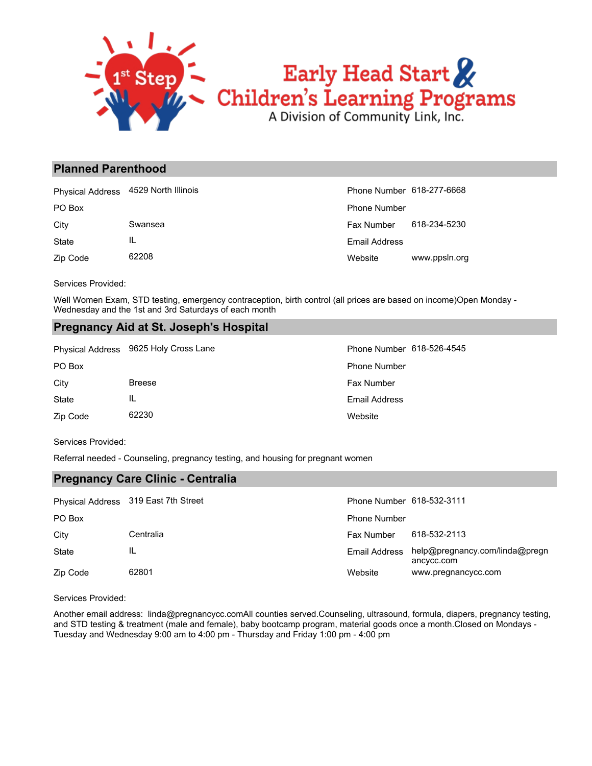1[st] Step

Early Head Start & Children's Learning Programs

A Division of Community Link, Inc.

## Planned Parenthood

| | | | |
|---|---|---|---|
| Physical Address | 4529 North Illinois | Phone Number | 618-277-6668 |
| PO Box | | Phone Number | |
| City | Swansea | Fax Number | 618-234-5230 |
| State | IL | Email Address | |
| Zip Code | 62208 | Website | www.ppsln.org |

Services Provided:

Well Women Exam, STD testing, emergency contraception, birth control (all prices are based on income)Open Monday - Wednesday and the 1st and 3rd Saturdays of each month

## Pregnancy Aid at St. Joseph's Hospital

| | | | |
|---|---|---|---|
| Physical Address | 9625 Holy Cross Lane | Phone Number | 618-526-4545 |
| PO Box | | Phone Number | |
| City | Breese | Fax Number | |
| State | IL | Email Address | |
| Zip Code | 62230 | Website | |

Services Provided:

Referral needed - Counseling, pregnancy testing, and housing for pregnant women

## Pregnancy Care Clinic - Centralia

| | | | |
|---|---|---|---|
| Physical Address | 319 East 7th Street | Phone Number | 618-532-3111 |
| PO Box | | Phone Number | |
| City | Centralia | Fax Number | 618-532-2113 |
| State | IL | Email Address | help@pregnancy.com/linda@pregnancycc.com |
| Zip Code | 62801 | Website | www.pregnancycc.com |

Services Provided:

Another email address: linda@pregnancycc.comAll counties served.Counseling, ultrasound, formula, diapers, pregnancy testing, and STD testing & treatment (male and female), baby bootcamp program, material goods once a month.Closed on Mondays - Tuesday and Wednesday 9:00 am to 4:00 pm - Thursday and Friday 1:00 pm - 4:00 pm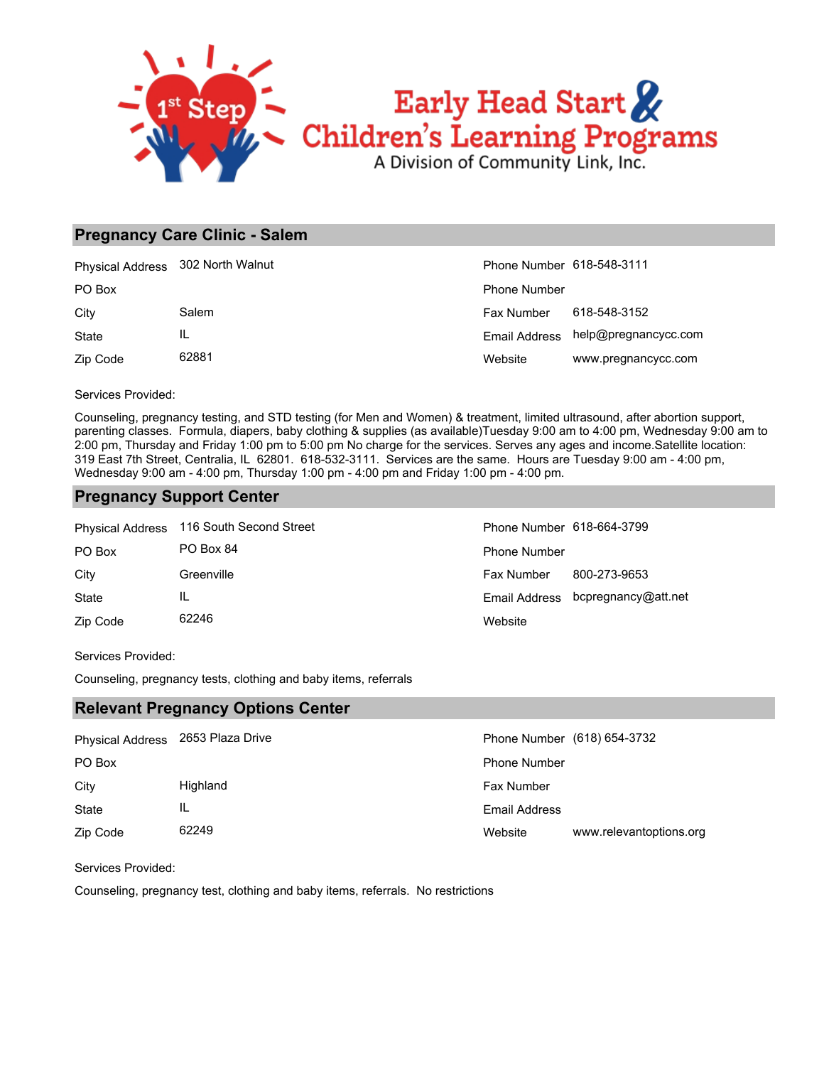## Pregnancy Care Clinic - Salem

| | | | |
|---|---|---|---|
| Physical Address | 302 North Walnut | Phone Number | 618-548-3111 |
| PO Box | | Phone Number | |
| City | Salem | Fax Number | 618-548-3152 |
| State | IL | Email Address | help@pregnancycc.com |
| Zip Code | 62881 | Website | www.pregnancycc.com |

Services Provided:

Counseling, pregnancy testing, and STD testing (for Men and Women) & treatment, limited ultrasound, after abortion support, parenting classes. Formula, diapers, baby clothing & supplies (as available)Tuesday 9:00 am to 4:00 pm, Wednesday 9:00 am to 2:00 pm, Thursday and Friday 1:00 pm to 5:00 pm No charge for the services. Serves any ages and income.Satellite location: 319 East 7th Street, Centralia, IL 62801. 618-532-3111. Services are the same. Hours are Tuesday 9:00 am - 4:00 pm, Wednesday 9:00 am - 4:00 pm, Thursday 1:00 pm - 4:00 pm and Friday 1:00 pm - 4:00 pm.

## Pregnancy Support Center

| | | | |
|---|---|---|---|
| Physical Address | 116 South Second Street | Phone Number | 618-664-3799 |
| PO Box | PO Box 84 | Phone Number | |
| City | Greenville | Fax Number | 800-273-9653 |
| State | IL | Email Address | bcpregnancy@att.net |
| Zip Code | 62246 | Website | |

Services Provided:

Counseling, pregnancy tests, clothing and baby items, referrals

## Relevant Pregnancy Options Center

| | | | |
|---|---|---|---|
| Physical Address | 2653 Plaza Drive | Phone Number | (618) 654-3732 |
| PO Box | | Phone Number | |
| City | Highland | Fax Number | |
| State | IL | Email Address | |
| Zip Code | 62249 | Website | www.relevantoptions.org |

Services Provided:

Counseling, pregnancy test, clothing and baby items, referrals. No restrictions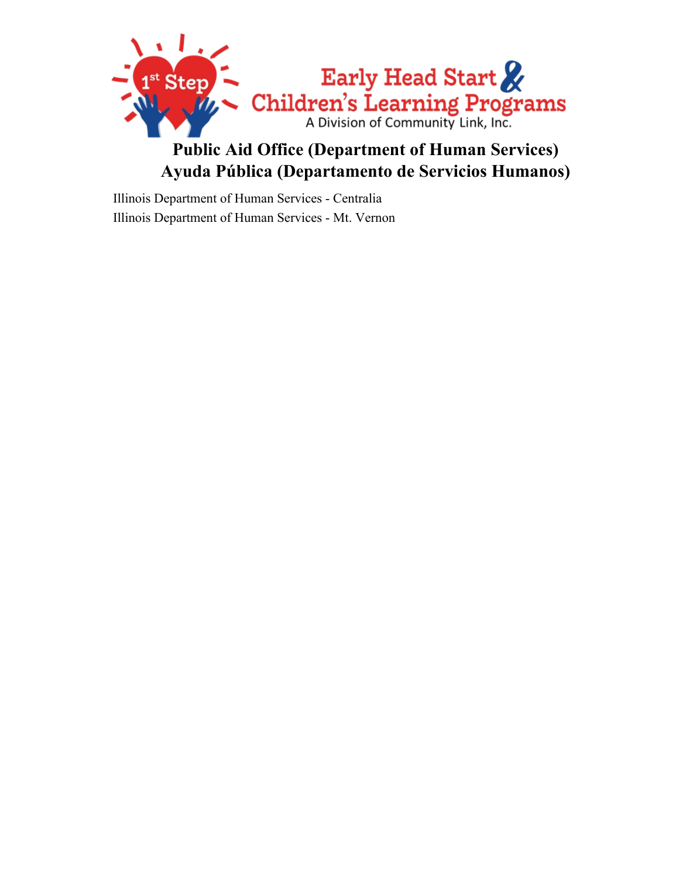1st Step Early Head Start & Children's Learning Programs

A Division of Community Link, Inc.

# Public Aid Office (Department of Human Services)
# Ayuda Pública (Departamento de Servicios Humanos)

Illinois Department of Human Services - Centralia

Illinois Department of Human Services - Mt. Vernon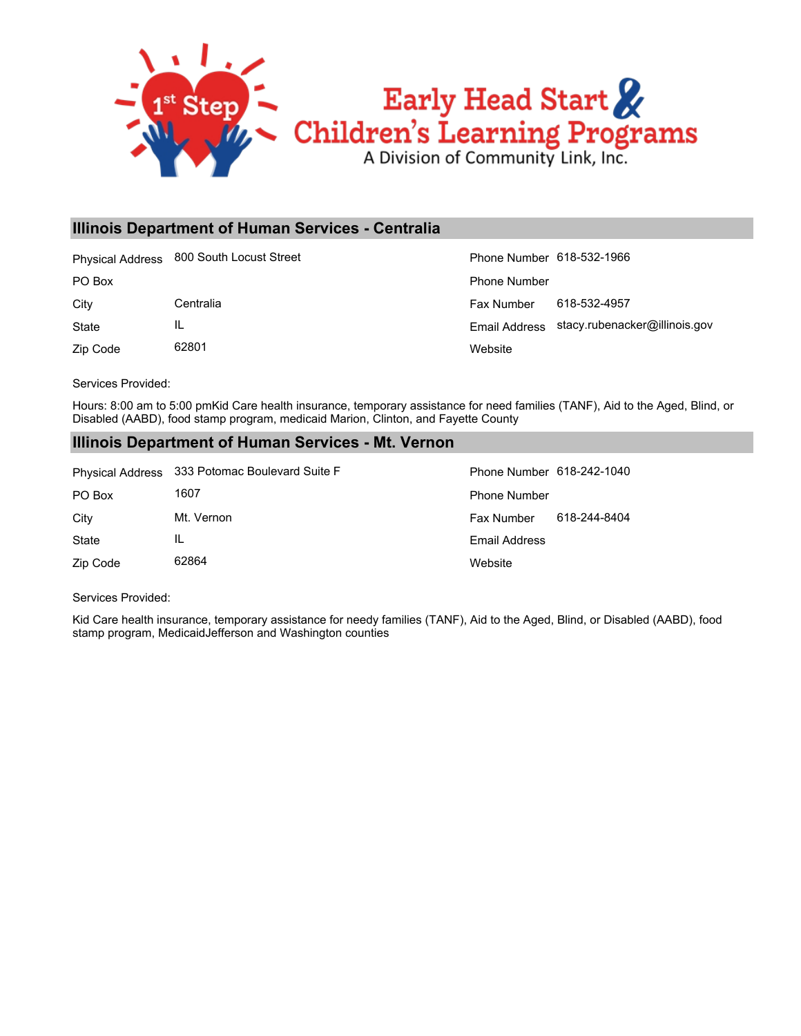## Illinois Department of Human Services - Centralia

| | | | |
|---|---|---|---|
| Physical Address | 800 South Locust Street | Phone Number | 618-532-1966 |
| PO Box | | Phone Number | |
| City | Centralia | Fax Number | 618-532-4957 |
| State | IL | Email Address | stacy.rubenacker@illinois.gov |
| Zip Code | 62801 | Website | |

Services Provided:

Hours: 8:00 am to 5:00 pmKid Care health insurance, temporary assistance for need families (TANF), Aid to the Aged, Blind, or Disabled (AABD), food stamp program, medicaid Marion, Clinton, and Fayette County

## Illinois Department of Human Services - Mt. Vernon

| | | | |
|---|---|---|---|
| Physical Address | 333 Potomac Boulevard Suite F | Phone Number | 618-242-1040 |
| PO Box | 1607 | Phone Number | |
| City | Mt. Vernon | Fax Number | 618-244-8404 |
| State | IL | Email Address | |
| Zip Code | 62864 | Website | |

Services Provided:

Kid Care health insurance, temporary assistance for needy families (TANF), Aid to the Aged, Blind, or Disabled (AABD), food stamp program, MedicaidJefferson and Washington counties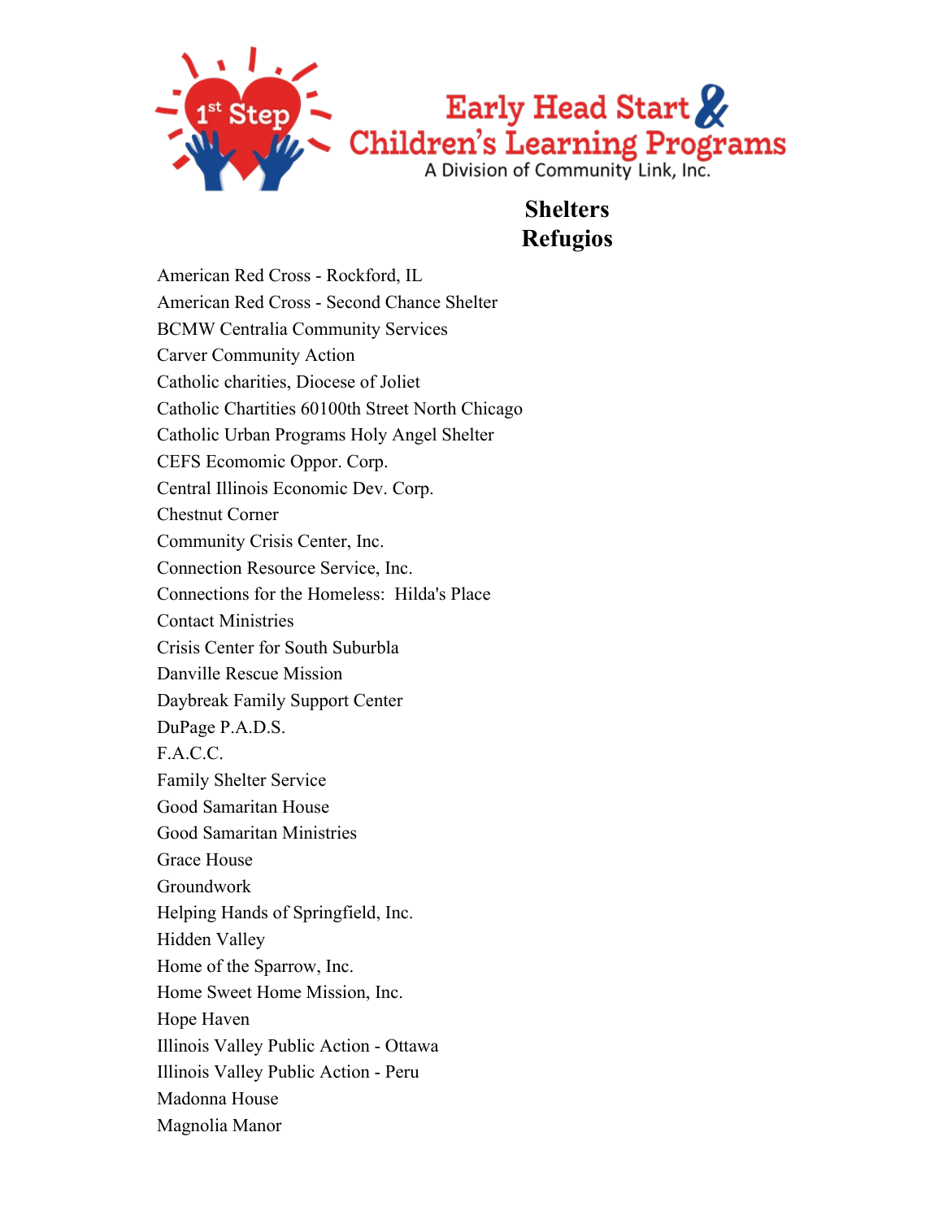Early Head Start & Children's Learning Programs
A Division of Community Link, Inc.

## Shelters
## Refugios

American Red Cross - Rockford, IL
American Red Cross - Second Chance Shelter
BCMW Centralia Community Services
Carver Community Action
Catholic charities, Diocese of Joliet
Catholic Chartities 60100th Street North Chicago
Catholic Urban Programs Holy Angel Shelter
CEFS Ecomomic Oppor. Corp.
Central Illinois Economic Dev. Corp.
Chestnut Corner
Community Crisis Center, Inc.
Connection Resource Service, Inc.
Connections for the Homeless:  Hilda's Place
Contact Ministries
Crisis Center for South Suburbla
Danville Rescue Mission
Daybreak Family Support Center
DuPage P.A.D.S.
F.A.C.C.
Family Shelter Service
Good Samaritan House
Good Samaritan Ministries
Grace House
Groundwork
Helping Hands of Springfield, Inc.
Hidden Valley
Home of the Sparrow, Inc.
Home Sweet Home Mission, Inc.
Hope Haven
Illinois Valley Public Action - Ottawa
Illinois Valley Public Action - Peru
Madonna House
Magnolia Manor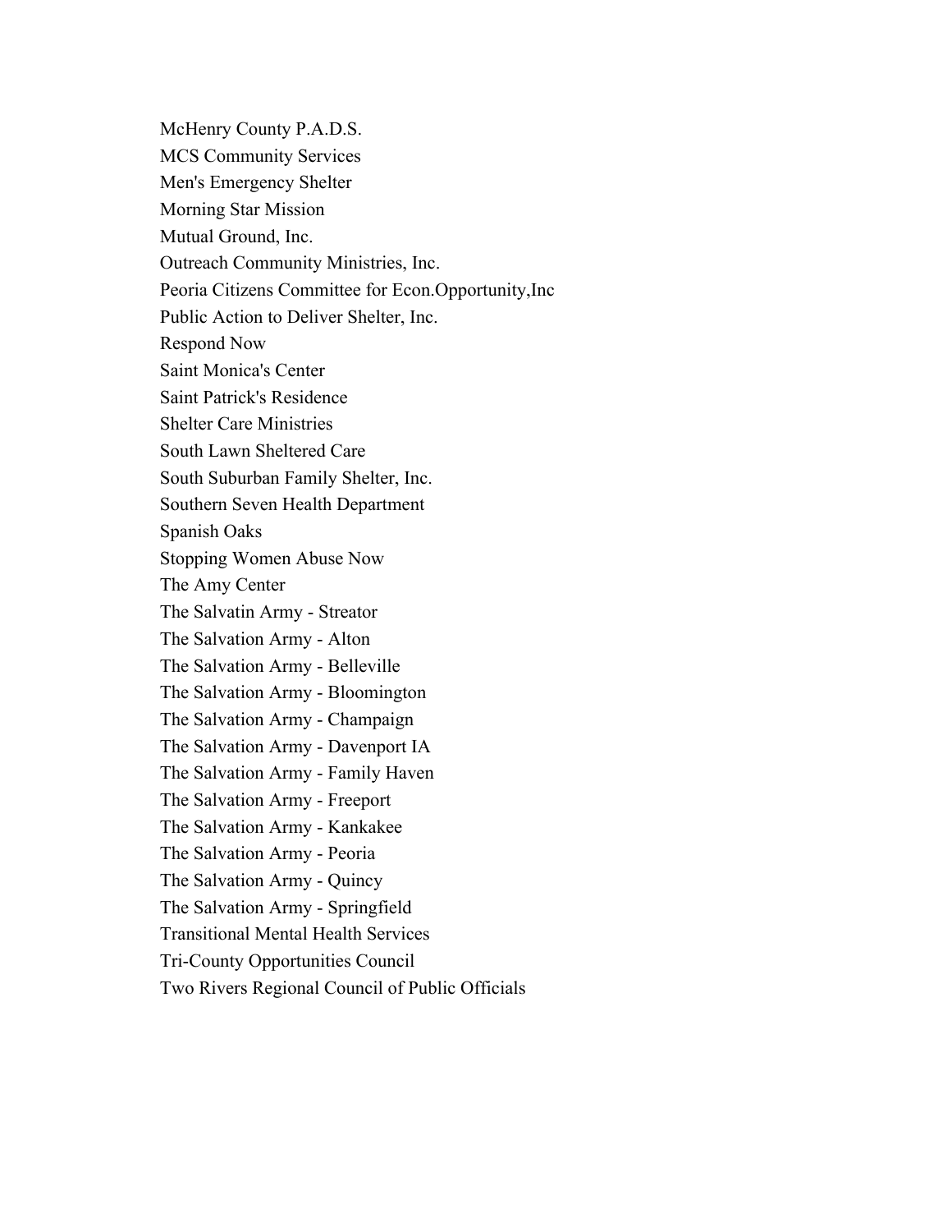McHenry County P.A.D.S.
MCS Community Services
Men's Emergency Shelter
Morning Star Mission
Mutual Ground, Inc.
Outreach Community Ministries, Inc.
Peoria Citizens Committee for Econ.Opportunity,Inc
Public Action to Deliver Shelter, Inc.
Respond Now
Saint Monica's Center
Saint Patrick's Residence
Shelter Care Ministries
South Lawn Sheltered Care
South Suburban Family Shelter, Inc.
Southern Seven Health Department
Spanish Oaks
Stopping Women Abuse Now
The Amy Center
The Salvatin Army - Streator
The Salvation Army - Alton
The Salvation Army - Belleville
The Salvation Army - Bloomington
The Salvation Army - Champaign
The Salvation Army - Davenport IA
The Salvation Army - Family Haven
The Salvation Army - Freeport
The Salvation Army - Kankakee
The Salvation Army - Peoria
The Salvation Army - Quincy
The Salvation Army - Springfield
Transitional Mental Health Services
Tri-County Opportunities Council
Two Rivers Regional Council of Public Officials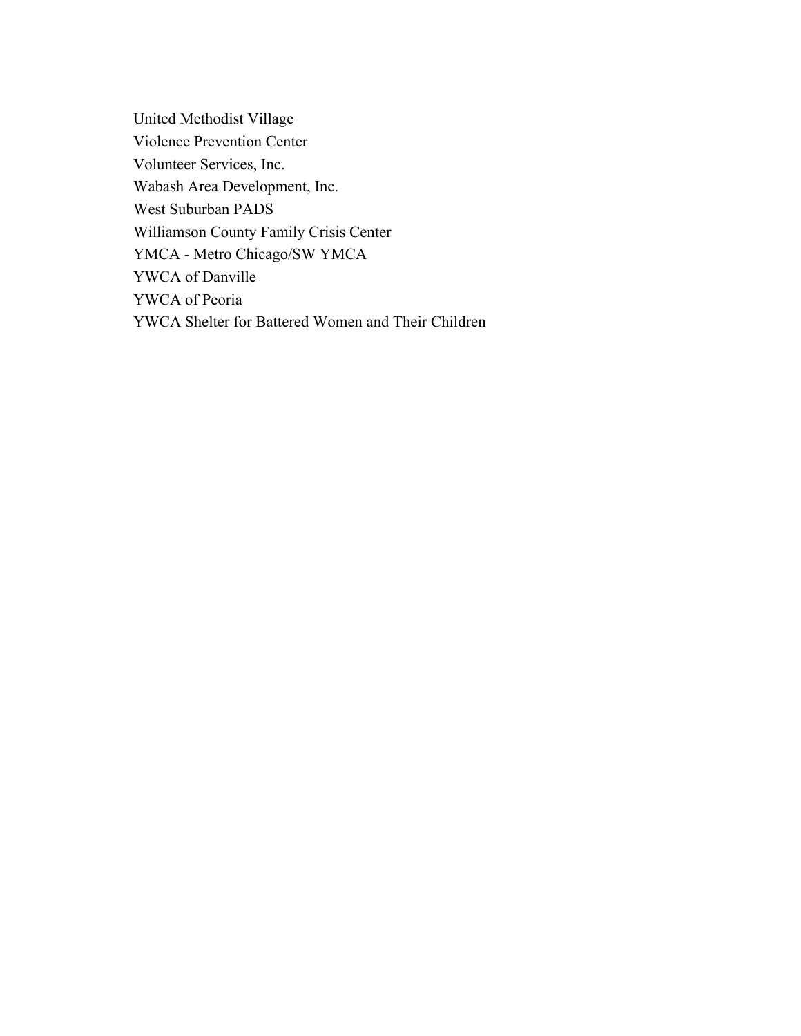United Methodist Village
Violence Prevention Center
Volunteer Services, Inc.
Wabash Area Development, Inc.
West Suburban PADS
Williamson County Family Crisis Center
YMCA - Metro Chicago/SW YMCA
YWCA of Danville
YWCA of Peoria
YWCA Shelter for Battered Women and Their Children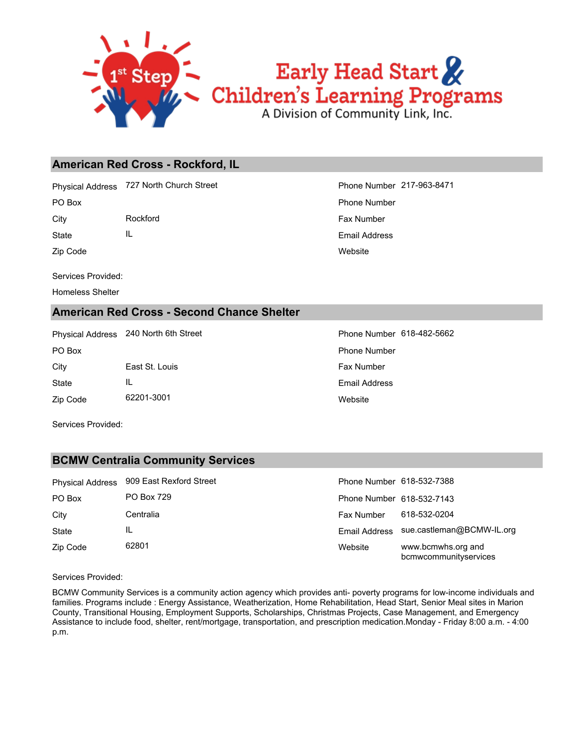## American Red Cross - Rockford, IL

| | | | |
|---|---|---|---|
| Physical Address | 727 North Church Street | Phone Number | 217-963-8471 |
| PO Box | | Phone Number | |
| City | Rockford | Fax Number | |
| State | IL | Email Address | |
| Zip Code | | Website | |

Services Provided:

Homeless Shelter

## American Red Cross - Second Chance Shelter

| | | | |
|---|---|---|---|
| Physical Address | 240 North 6th Street | Phone Number | 618-482-5662 |
| PO Box | | Phone Number | |
| City | East St. Louis | Fax Number | |
| State | IL | Email Address | |
| Zip Code | 62201-3001 | Website | |

Services Provided:

## BCMW Centralia Community Services

| | | | |
|---|---|---|---|
| Physical Address | 909 East Rexford Street | Phone Number | 618-532-7388 |
| PO Box | PO Box 729 | Phone Number | 618-532-7143 |
| City | Centralia | Fax Number | 618-532-0204 |
| State | IL | Email Address | sue.castleman@BCMW-IL.org |
| Zip Code | 62801 | Website | www.bcmwhs.org and bcmwcommunityservices |

Services Provided:

BCMW Community Services is a community action agency which provides anti- poverty programs for low-income individuals and families. Programs include : Energy Assistance, Weatherization, Home Rehabilitation, Head Start, Senior Meal sites in Marion County, Transitional Housing, Employment Supports, Scholarships, Christmas Projects, Case Management, and Emergency Assistance to include food, shelter, rent/mortgage, transportation, and prescription medication.Monday - Friday 8:00 a.m. - 4:00 p.m.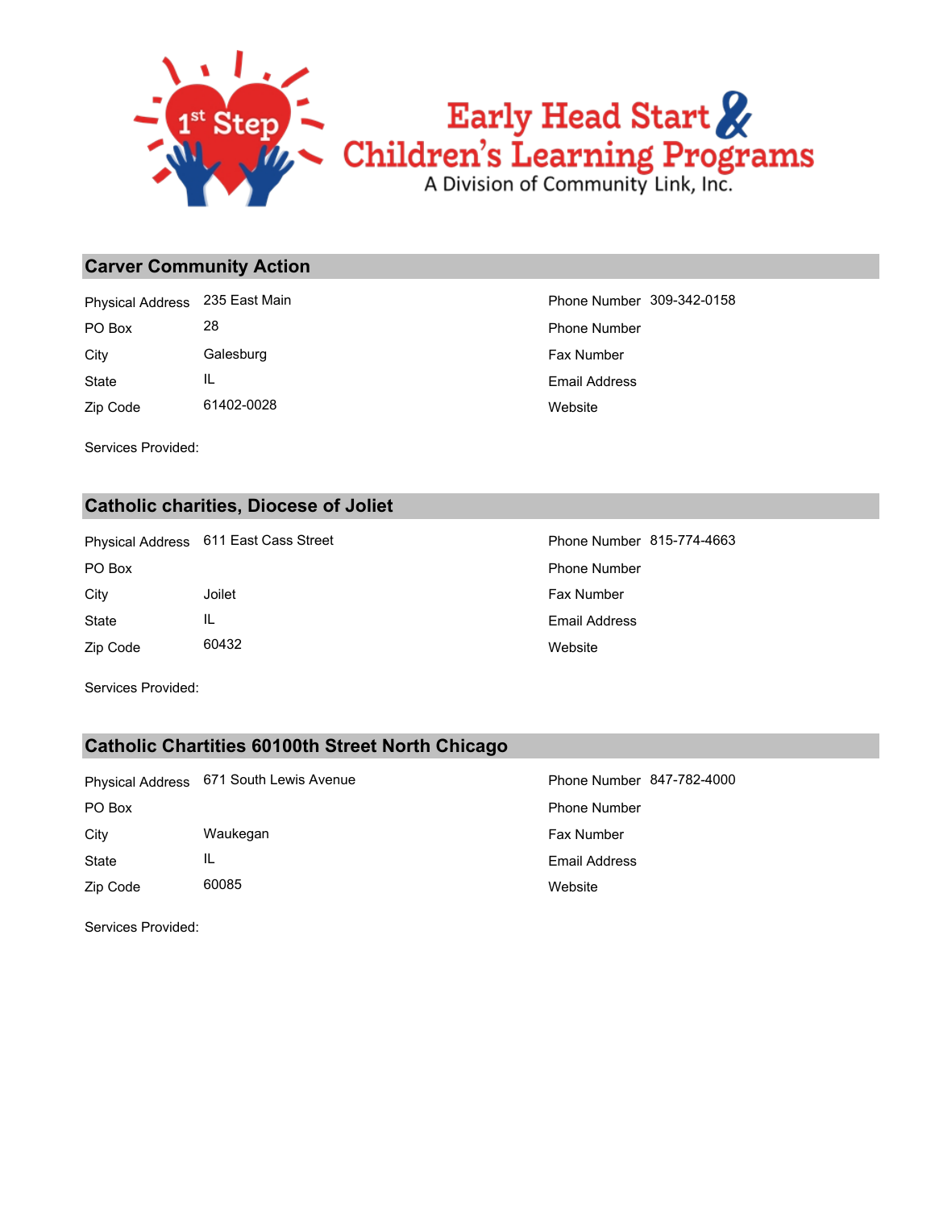# Early Head Start & Children's Learning Programs

A Division of Community Link, Inc.

## Carver Community Action

| | | | |
|---|---|---|---|
| Physical Address | 235 East Main | Phone Number | 309-342-0158 |
| PO Box | 28 | Phone Number | |
| City | Galesburg | Fax Number | |
| State | IL | Email Address | |
| Zip Code | 61402-0028 | Website | |

Services Provided:

## Catholic charities, Diocese of Joliet

| | | | |
|---|---|---|---|
| Physical Address | 611 East Cass Street | Phone Number | 815-774-4663 |
| PO Box | | Phone Number | |
| City | Joilet | Fax Number | |
| State | IL | Email Address | |
| Zip Code | 60432 | Website | |

Services Provided:

## Catholic Chartities 60100th Street North Chicago

| | | | |
|---|---|---|---|
| Physical Address | 671 South Lewis Avenue | Phone Number | 847-782-4000 |
| PO Box | | Phone Number | |
| City | Waukegan | Fax Number | |
| State | IL | Email Address | |
| Zip Code | 60085 | Website | |

Services Provided: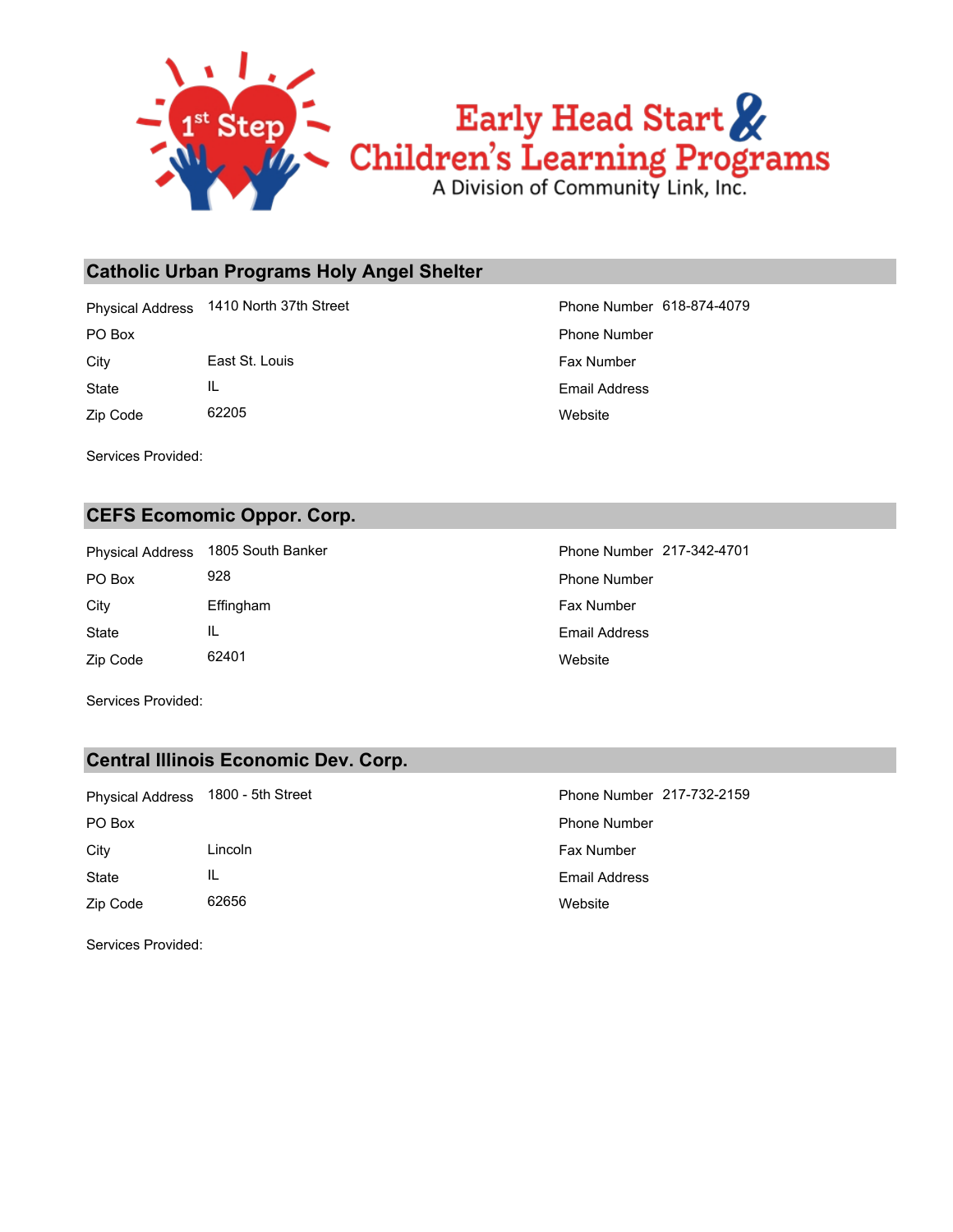Early Head Start & Children's Learning Programs

A Division of Community Link, Inc.

## Catholic Urban Programs Holy Angel Shelter

| | | | |
|---|---|---|---|
| Physical Address | 1410 North 37th Street | Phone Number | 618-874-4079 |
| PO Box | | Phone Number | |
| City | East St. Louis | Fax Number | |
| State | IL | Email Address | |
| Zip Code | 62205 | Website | |

Services Provided:

## CEFS Ecomomic Oppor. Corp.

| | | | |
|---|---|---|---|
| Physical Address | 1805 South Banker | Phone Number | 217-342-4701 |
| PO Box | 928 | Phone Number | |
| City | Effingham | Fax Number | |
| State | IL | Email Address | |
| Zip Code | 62401 | Website | |

Services Provided:

## Central Illinois Economic Dev. Corp.

| | | | |
|---|---|---|---|
| Physical Address | 1800 - 5th Street | Phone Number | 217-732-2159 |
| PO Box | | Phone Number | |
| City | Lincoln | Fax Number | |
| State | IL | Email Address | |
| Zip Code | 62656 | Website | |

Services Provided: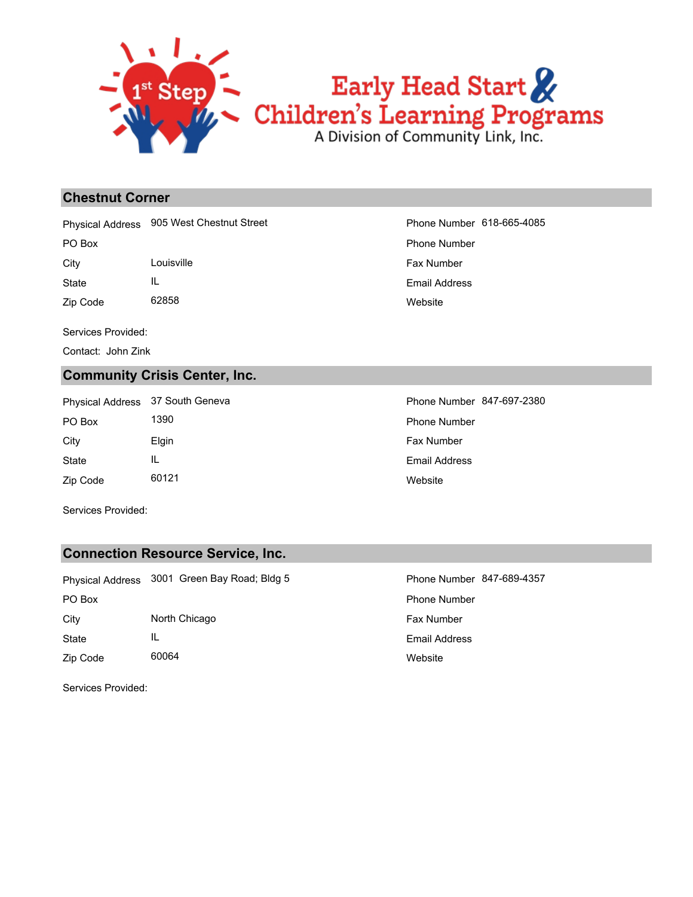## Chestnut Corner

| | | | |
|---|---|---|---|
| Physical Address | 905 West Chestnut Street | Phone Number | 618-665-4085 |
| PO Box | | Phone Number | |
| City | Louisville | Fax Number | |
| State | IL | Email Address | |
| Zip Code | 62858 | Website | |

Services Provided:

Contact: John Zink

## Community Crisis Center, Inc.

| | | | |
|---|---|---|---|
| Physical Address | 37 South Geneva | Phone Number | 847-697-2380 |
| PO Box | 1390 | Phone Number | |
| City | Elgin | Fax Number | |
| State | IL | Email Address | |
| Zip Code | 60121 | Website | |

Services Provided:

## Connection Resource Service, Inc.

| | | | |
|---|---|---|---|
| Physical Address | 3001 Green Bay Road; Bldg 5 | Phone Number | 847-689-4357 |
| PO Box | | Phone Number | |
| City | North Chicago | Fax Number | |
| State | IL | Email Address | |
| Zip Code | 60064 | Website | |

Services Provided: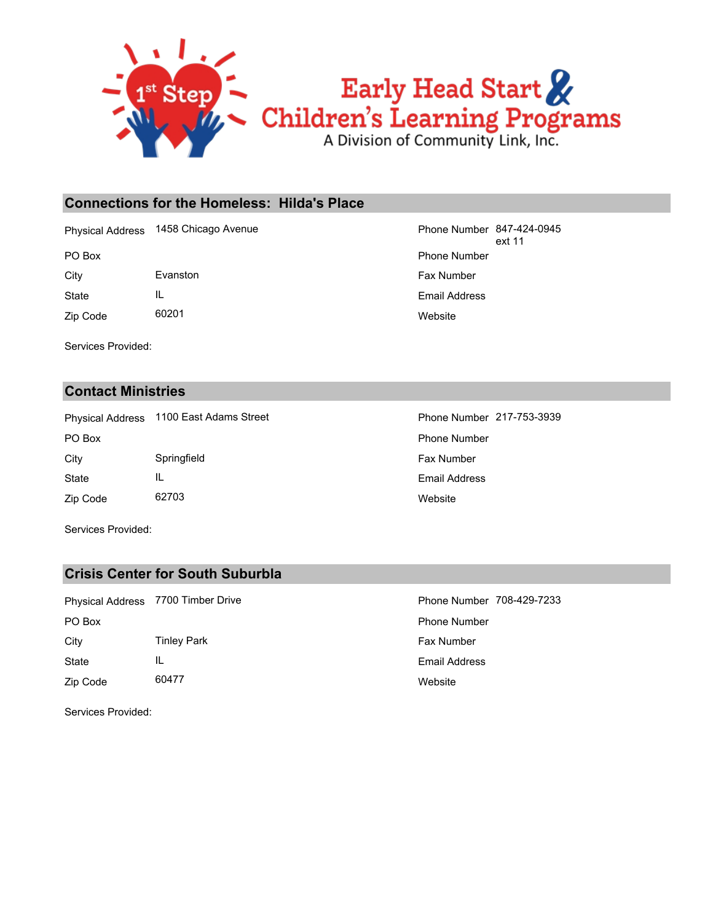# Early Head Start & Children's Learning Programs

A Division of Community Link, Inc.

## Connections for the Homeless: Hilda's Place

| | | | |
|---|---|---|---|
| Physical Address | 1458 Chicago Avenue | Phone Number | 847-424-0945 ext 11 |
| PO Box | | Phone Number | |
| City | Evanston | Fax Number | |
| State | IL | Email Address | |
| Zip Code | 60201 | Website | |

Services Provided:

## Contact Ministries

| | | | |
|---|---|---|---|
| Physical Address | 1100 East Adams Street | Phone Number | 217-753-3939 |
| PO Box | | Phone Number | |
| City | Springfield | Fax Number | |
| State | IL | Email Address | |
| Zip Code | 62703 | Website | |

Services Provided:

## Crisis Center for South Suburbla

| | | | |
|---|---|---|---|
| Physical Address | 7700 Timber Drive | Phone Number | 708-429-7233 |
| PO Box | | Phone Number | |
| City | Tinley Park | Fax Number | |
| State | IL | Email Address | |
| Zip Code | 60477 | Website | |

Services Provided: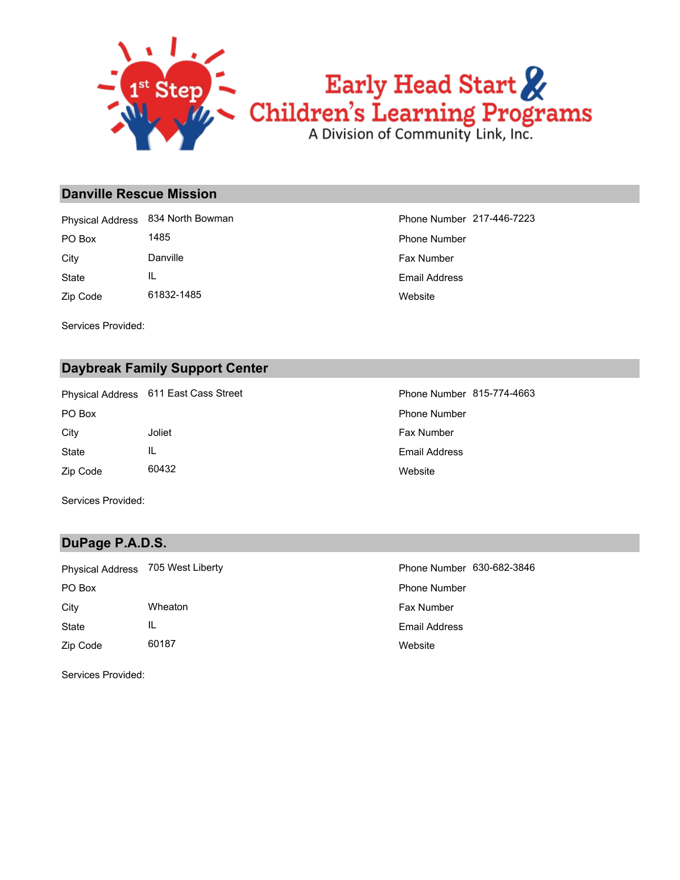Early Head Start & Children's Learning Programs

A Division of Community Link, Inc.

## Danville Rescue Mission

| | | | |
|---|---|---|---|
| Physical Address | 834 North Bowman | Phone Number | 217-446-7223 |
| PO Box | 1485 | Phone Number | |
| City | Danville | Fax Number | |
| State | IL | Email Address | |
| Zip Code | 61832-1485 | Website | |

Services Provided:

## Daybreak Family Support Center

| | | | |
|---|---|---|---|
| Physical Address | 611 East Cass Street | Phone Number | 815-774-4663 |
| PO Box | | Phone Number | |
| City | Joliet | Fax Number | |
| State | IL | Email Address | |
| Zip Code | 60432 | Website | |

Services Provided:

## DuPage P.A.D.S.

| | | | |
|---|---|---|---|
| Physical Address | 705 West Liberty | Phone Number | 630-682-3846 |
| PO Box | | Phone Number | |
| City | Wheaton | Fax Number | |
| State | IL | Email Address | |
| Zip Code | 60187 | Website | |

Services Provided: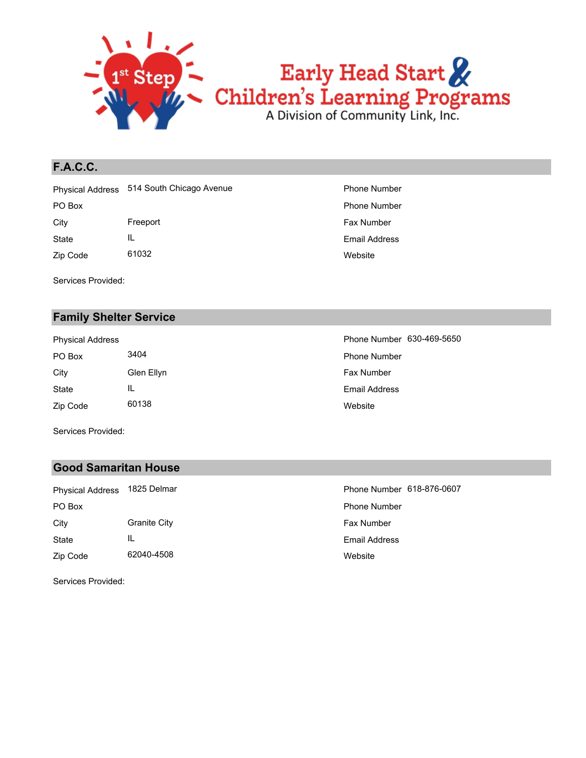Early Head Start & Children's Learning Programs

A Division of Community Link, Inc.

## F.A.C.C.

| | | | |
|---|---|---|---|
| Physical Address | 514 South Chicago Avenue | Phone Number | |
| PO Box | | Phone Number | |
| City | Freeport | Fax Number | |
| State | IL | Email Address | |
| Zip Code | 61032 | Website | |

Services Provided:

## Family Shelter Service

| | | | |
|---|---|---|---|
| Physical Address | | Phone Number | 630-469-5650 |
| PO Box | 3404 | Phone Number | |
| City | Glen Ellyn | Fax Number | |
| State | IL | Email Address | |
| Zip Code | 60138 | Website | |

Services Provided:

## Good Samaritan House

| | | | |
|---|---|---|---|
| Physical Address | 1825 Delmar | Phone Number | 618-876-0607 |
| PO Box | | Phone Number | |
| City | Granite City | Fax Number | |
| State | IL | Email Address | |
| Zip Code | 62040-4508 | Website | |

Services Provided: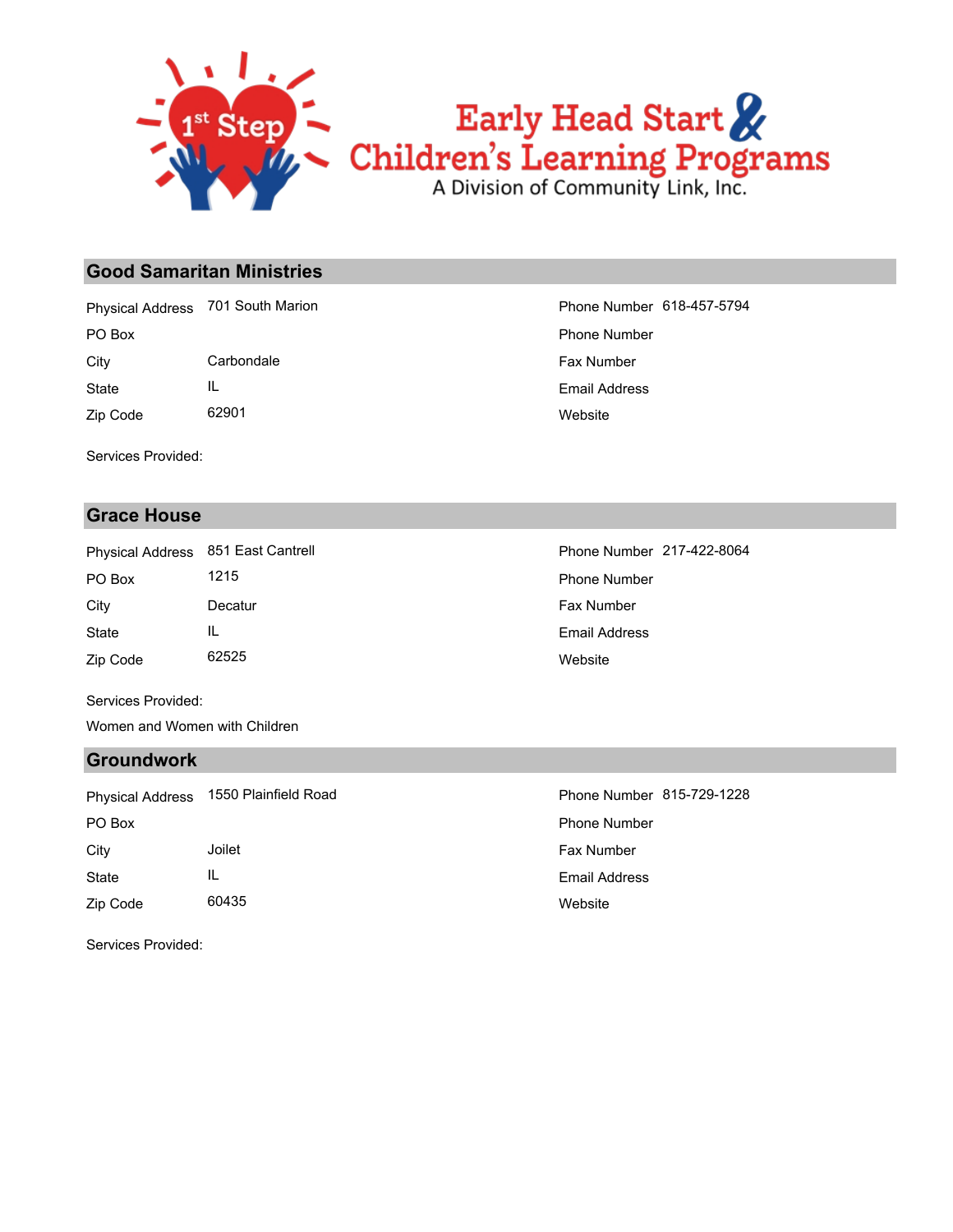## Good Samaritan Ministries

| | | | |
|---|---|---|---|
| Physical Address | 701 South Marion | Phone Number | 618-457-5794 |
| PO Box | | Phone Number | |
| City | Carbondale | Fax Number | |
| State | IL | Email Address | |
| Zip Code | 62901 | Website | |

Services Provided:

## Grace House

| | | | |
|---|---|---|---|
| Physical Address | 851 East Cantrell | Phone Number | 217-422-8064 |
| PO Box | 1215 | Phone Number | |
| City | Decatur | Fax Number | |
| State | IL | Email Address | |
| Zip Code | 62525 | Website | |

Services Provided:

Women and Women with Children

## Groundwork

| | | | |
|---|---|---|---|
| Physical Address | 1550 Plainfield Road | Phone Number | 815-729-1228 |
| PO Box | | Phone Number | |
| City | Joilet | Fax Number | |
| State | IL | Email Address | |
| Zip Code | 60435 | Website | |

Services Provided: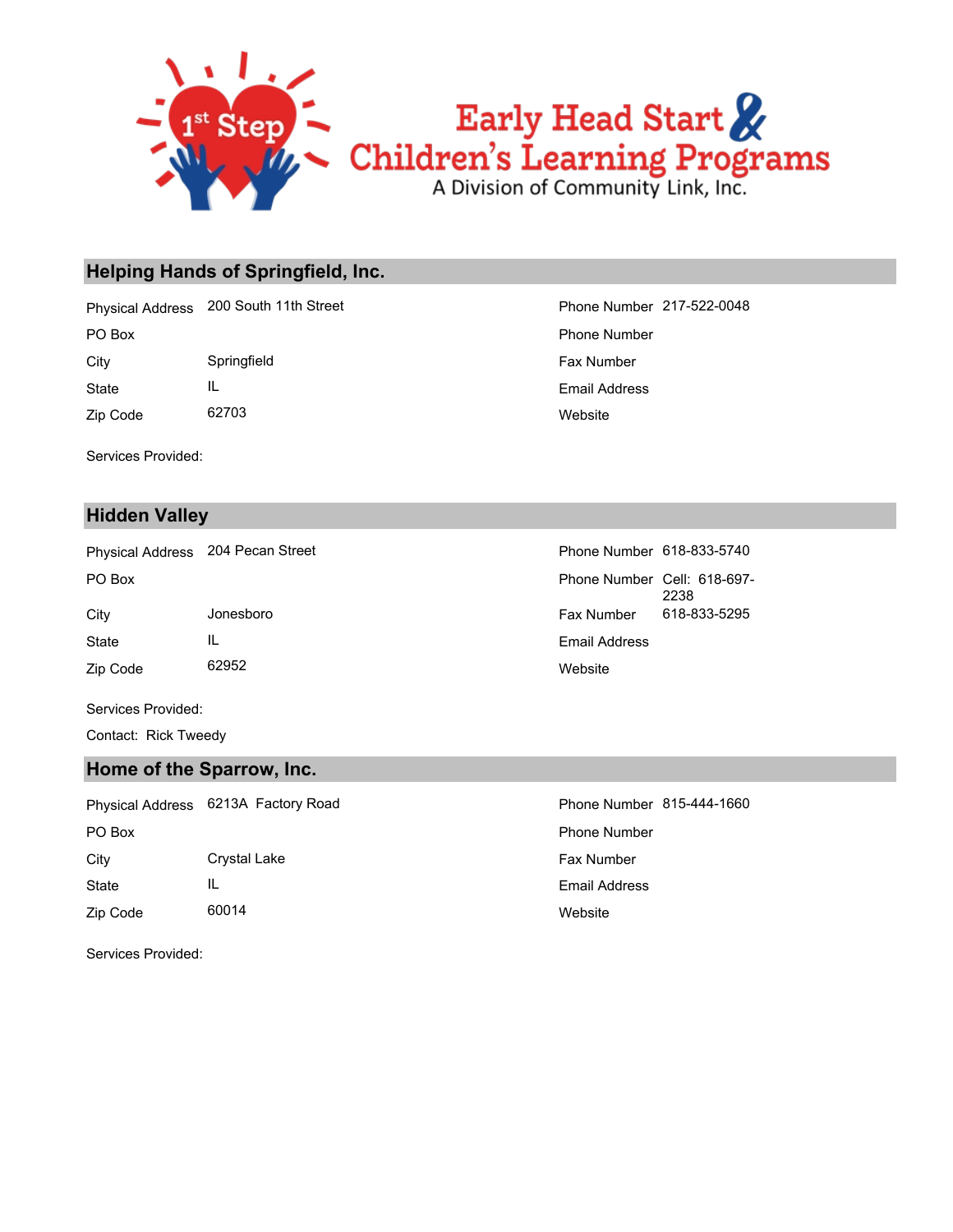## Helping Hands of Springfield, Inc.

| | | | |
|---|---|---|---|
| Physical Address | 200 South 11th Street | Phone Number | 217-522-0048 |
| PO Box | | Phone Number | |
| City | Springfield | Fax Number | |
| State | IL | Email Address | |
| Zip Code | 62703 | Website | |

Services Provided:

## Hidden Valley

| | | | |
|---|---|---|---|
| Physical Address | 204 Pecan Street | Phone Number | 618-833-5740 |
| PO Box | | Phone Number | Cell: 618-697-2238 |
| City | Jonesboro | Fax Number | 618-833-5295 |
| State | IL | Email Address | |
| Zip Code | 62952 | Website | |

Services Provided:

Contact: Rick Tweedy

## Home of the Sparrow, Inc.

| | | | |
|---|---|---|---|
| Physical Address | 6213A Factory Road | Phone Number | 815-444-1660 |
| PO Box | | Phone Number | |
| City | Crystal Lake | Fax Number | |
| State | IL | Email Address | |
| Zip Code | 60014 | Website | |

Services Provided: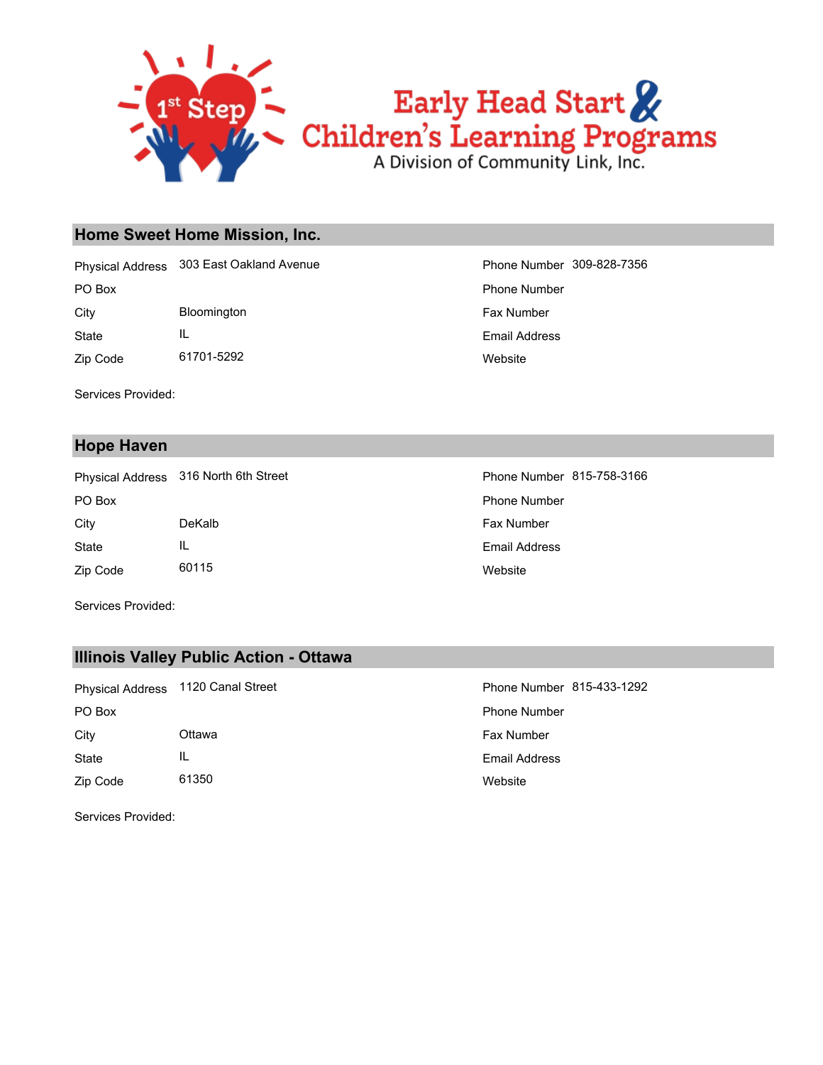## Home Sweet Home Mission, Inc.

| | | | |
|---|---|---|---|
| Physical Address | 303 East Oakland Avenue | Phone Number | 309-828-7356 |
| PO Box | | Phone Number | |
| City | Bloomington | Fax Number | |
| State | IL | Email Address | |
| Zip Code | 61701-5292 | Website | |

Services Provided:

## Hope Haven

| | | | |
|---|---|---|---|
| Physical Address | 316 North 6th Street | Phone Number | 815-758-3166 |
| PO Box | | Phone Number | |
| City | DeKalb | Fax Number | |
| State | IL | Email Address | |
| Zip Code | 60115 | Website | |

Services Provided:

## Illinois Valley Public Action - Ottawa

| | | | |
|---|---|---|---|
| Physical Address | 1120 Canal Street | Phone Number | 815-433-1292 |
| PO Box | | Phone Number | |
| City | Ottawa | Fax Number | |
| State | IL | Email Address | |
| Zip Code | 61350 | Website | |

Services Provided: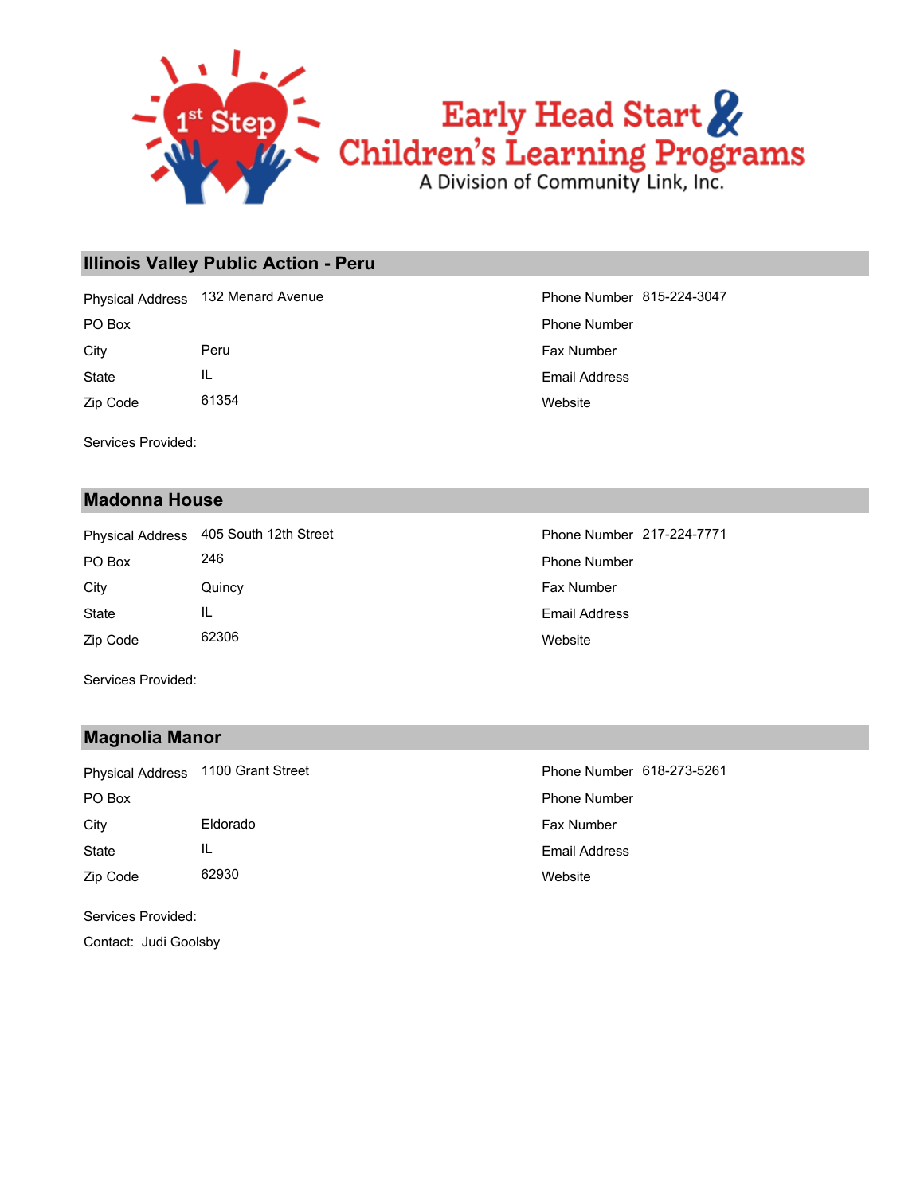Early Head Start & Children's Learning Programs
A Division of Community Link, Inc.

## Illinois Valley Public Action - Peru

| | | | |
|---|---|---|---|
| Physical Address | 132 Menard Avenue | Phone Number | 815-224-3047 |
| PO Box | | Phone Number | |
| City | Peru | Fax Number | |
| State | IL | Email Address | |
| Zip Code | 61354 | Website | |

Services Provided:

## Madonna House

| | | | |
|---|---|---|---|
| Physical Address | 405 South 12th Street | Phone Number | 217-224-7771 |
| PO Box | 246 | Phone Number | |
| City | Quincy | Fax Number | |
| State | IL | Email Address | |
| Zip Code | 62306 | Website | |

Services Provided:

## Magnolia Manor

| | | | |
|---|---|---|---|
| Physical Address | 1100 Grant Street | Phone Number | 618-273-5261 |
| PO Box | | Phone Number | |
| City | Eldorado | Fax Number | |
| State | IL | Email Address | |
| Zip Code | 62930 | Website | |

Services Provided:

Contact: Judi Goolsby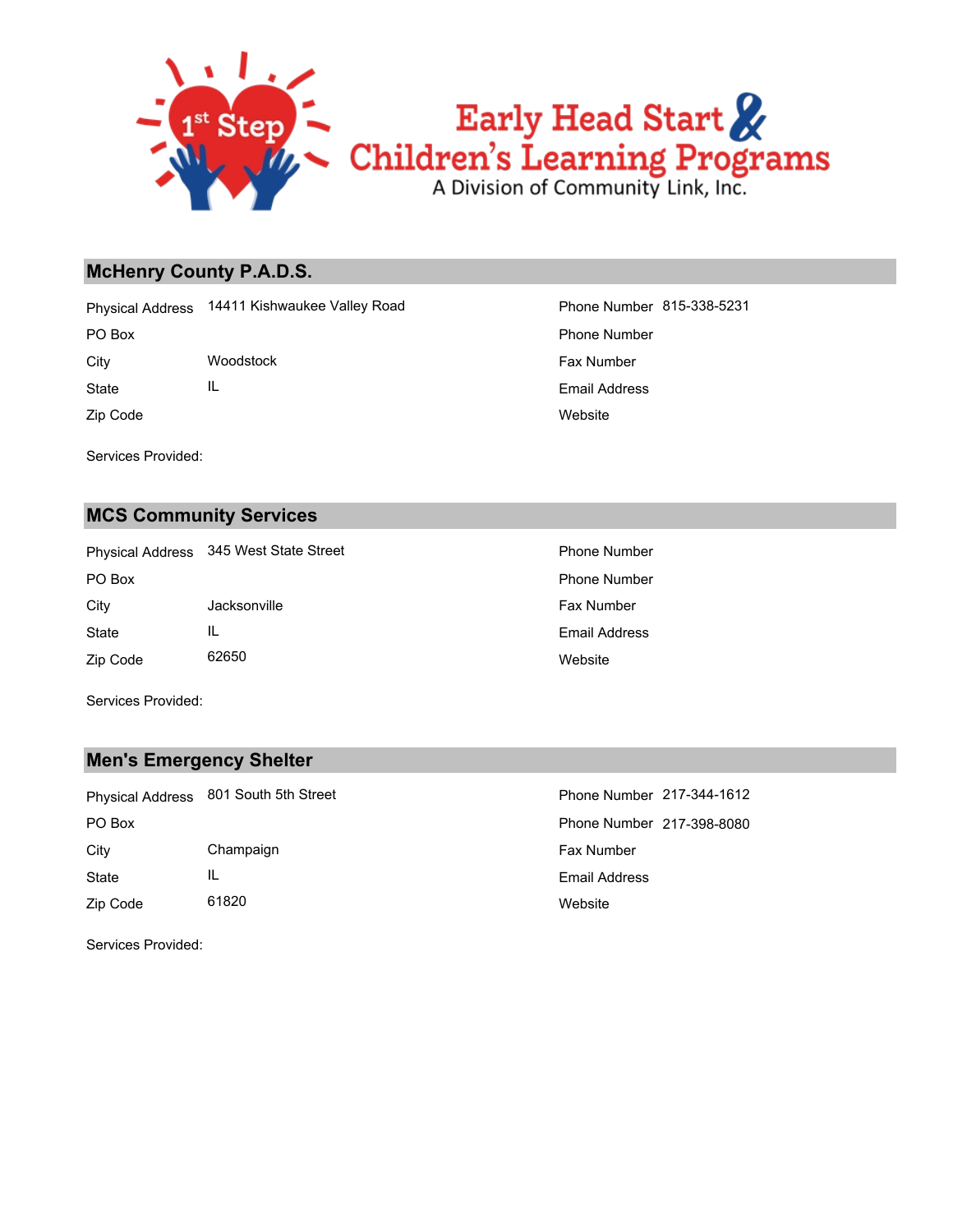## McHenry County P.A.D.S.

| | | | |
|---|---|---|---|
| Physical Address | 14411 Kishwaukee Valley Road | Phone Number | 815-338-5231 |
| PO Box | | Phone Number | |
| City | Woodstock | Fax Number | |
| State | IL | Email Address | |
| Zip Code | | Website | |

Services Provided:

## MCS Community Services

| | | | |
|---|---|---|---|
| Physical Address | 345 West State Street | Phone Number | |
| PO Box | | Phone Number | |
| City | Jacksonville | Fax Number | |
| State | IL | Email Address | |
| Zip Code | 62650 | Website | |

Services Provided:

## Men's Emergency Shelter

| | | | |
|---|---|---|---|
| Physical Address | 801 South 5th Street | Phone Number | 217-344-1612 |
| PO Box | | Phone Number | 217-398-8080 |
| City | Champaign | Fax Number | |
| State | IL | Email Address | |
| Zip Code | 61820 | Website | |

Services Provided: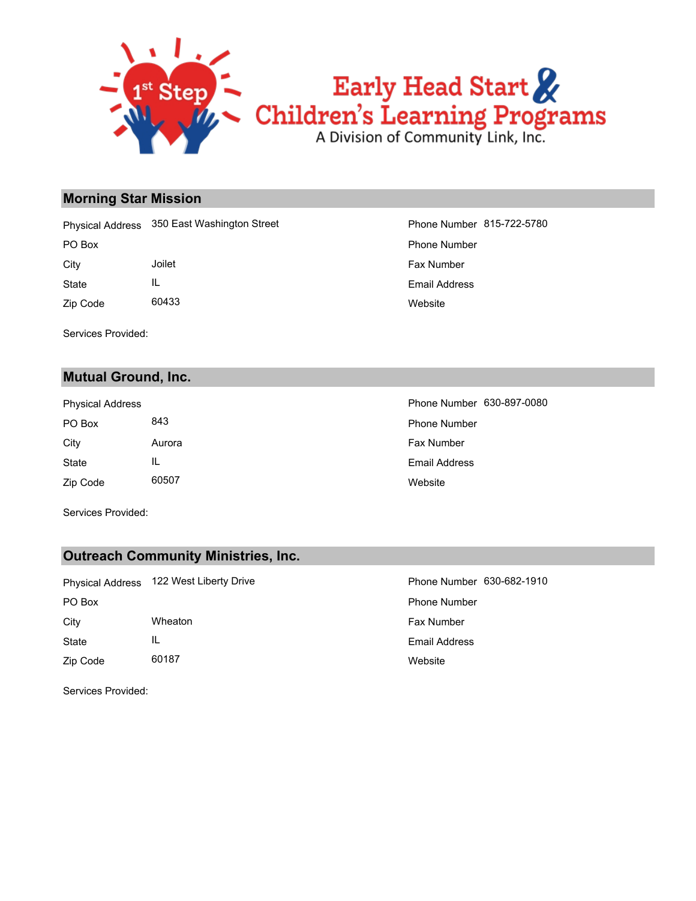Early Head Start & Children's Learning Programs

A Division of Community Link, Inc.

## Morning Star Mission

| | | | |
|---|---|---|---|
| Physical Address | 350 East Washington Street | Phone Number | 815-722-5780 |
| PO Box | | Phone Number | |
| City | Joilet | Fax Number | |
| State | IL | Email Address | |
| Zip Code | 60433 | Website | |

Services Provided:

## Mutual Ground, Inc.

| | | | |
|---|---|---|---|
| Physical Address | | Phone Number | 630-897-0080 |
| PO Box | 843 | Phone Number | |
| City | Aurora | Fax Number | |
| State | IL | Email Address | |
| Zip Code | 60507 | Website | |

Services Provided:

## Outreach Community Ministries, Inc.

| | | | |
|---|---|---|---|
| Physical Address | 122 West Liberty Drive | Phone Number | 630-682-1910 |
| PO Box | | Phone Number | |
| City | Wheaton | Fax Number | |
| State | IL | Email Address | |
| Zip Code | 60187 | Website | |

Services Provided: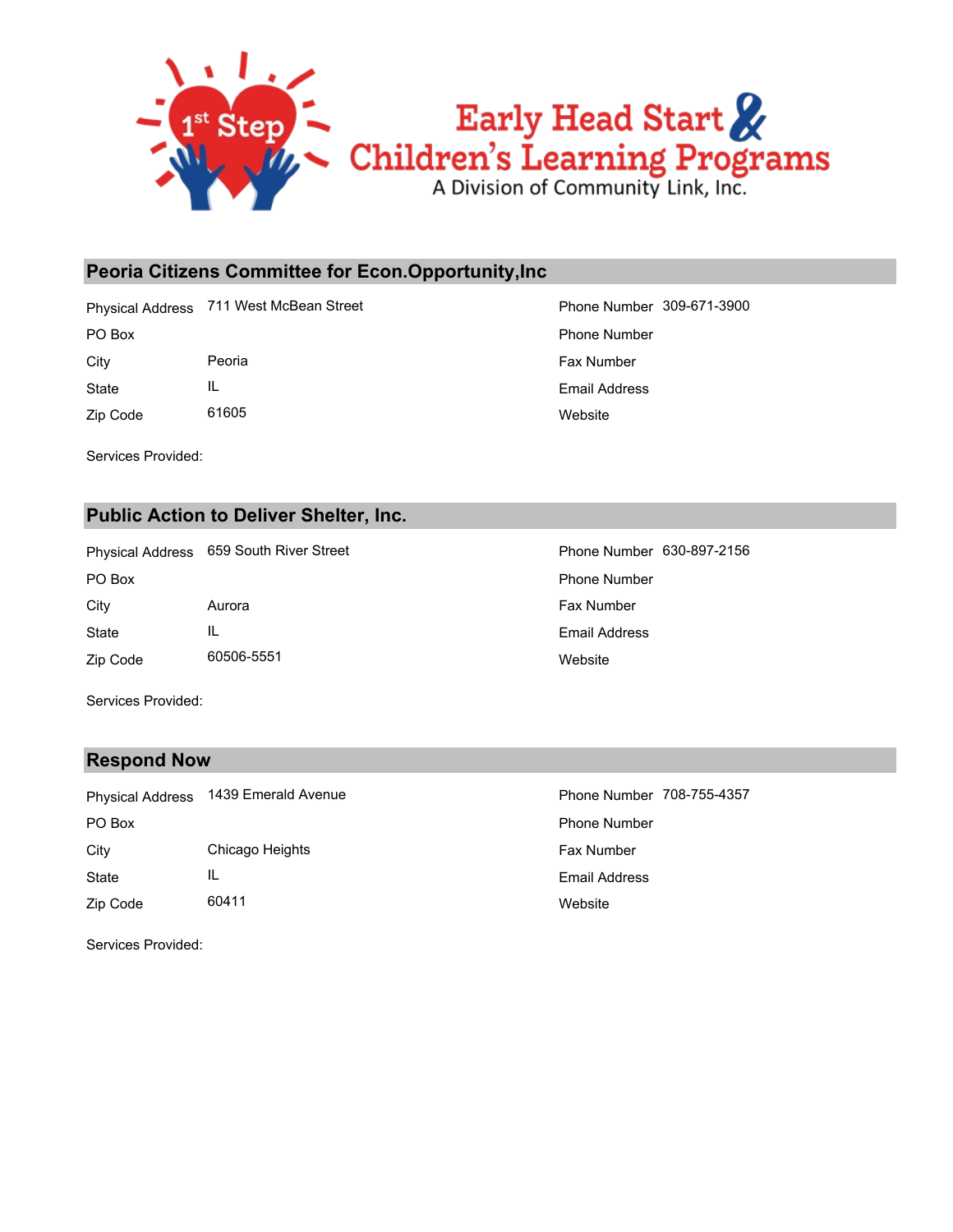## Peoria Citizens Committee for Econ.Opportunity,Inc

| | | | |
|---|---|---|---|
| Physical Address | 711 West McBean Street | Phone Number | 309-671-3900 |
| PO Box | | Phone Number | |
| City | Peoria | Fax Number | |
| State | IL | Email Address | |
| Zip Code | 61605 | Website | |

Services Provided:

## Public Action to Deliver Shelter, Inc.

| | | | |
|---|---|---|---|
| Physical Address | 659 South River Street | Phone Number | 630-897-2156 |
| PO Box | | Phone Number | |
| City | Aurora | Fax Number | |
| State | IL | Email Address | |
| Zip Code | 60506-5551 | Website | |

Services Provided:

## Respond Now

| | | | |
|---|---|---|---|
| Physical Address | 1439 Emerald Avenue | Phone Number | 708-755-4357 |
| PO Box | | Phone Number | |
| City | Chicago Heights | Fax Number | |
| State | IL | Email Address | |
| Zip Code | 60411 | Website | |

Services Provided: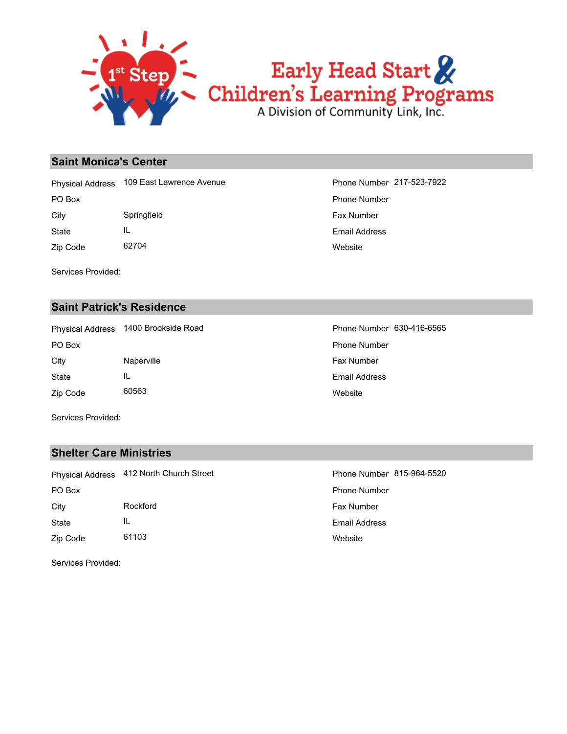## Saint Monica's Center

| | | | |
|---|---|---|---|
| Physical Address | 109 East Lawrence Avenue | Phone Number | 217-523-7922 |
| PO Box | | Phone Number | |
| City | Springfield | Fax Number | |
| State | IL | Email Address | |
| Zip Code | 62704 | Website | |

Services Provided:

## Saint Patrick's Residence

| | | | |
|---|---|---|---|
| Physical Address | 1400 Brookside Road | Phone Number | 630-416-6565 |
| PO Box | | Phone Number | |
| City | Naperville | Fax Number | |
| State | IL | Email Address | |
| Zip Code | 60563 | Website | |

Services Provided:

## Shelter Care Ministries

| | | | |
|---|---|---|---|
| Physical Address | 412 North Church Street | Phone Number | 815-964-5520 |
| PO Box | | Phone Number | |
| City | Rockford | Fax Number | |
| State | IL | Email Address | |
| Zip Code | 61103 | Website | |

Services Provided: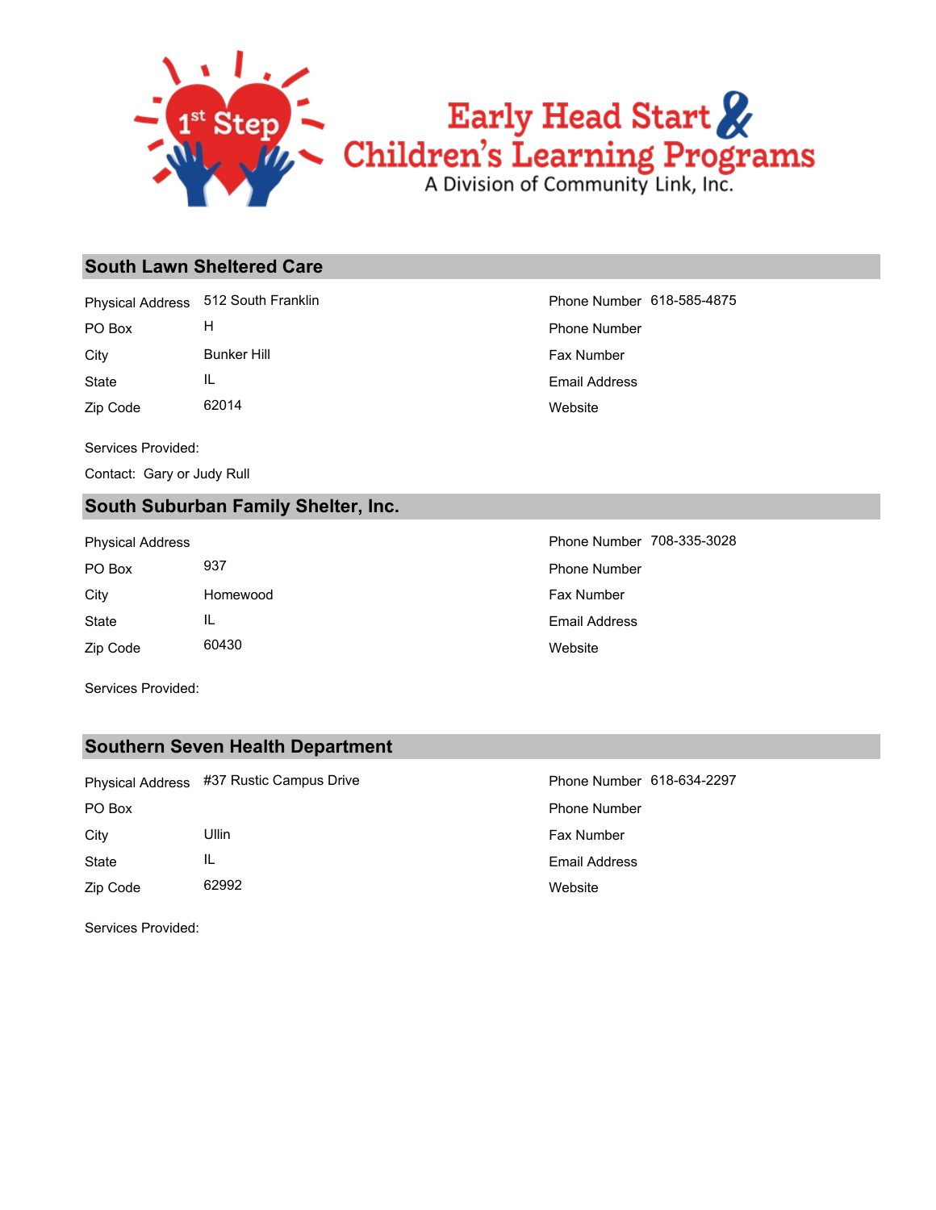## South Lawn Sheltered Care

| | | | |
|---|---|---|---|
| Physical Address | 512 South Franklin | Phone Number | 618-585-4875 |
| PO Box | H | Phone Number | |
| City | Bunker Hill | Fax Number | |
| State | IL | Email Address | |
| Zip Code | 62014 | Website | |

Services Provided:

Contact: Gary or Judy Rull

## South Suburban Family Shelter, Inc.

| | | | |
|---|---|---|---|
| Physical Address | | Phone Number | 708-335-3028 |
| PO Box | 937 | Phone Number | |
| City | Homewood | Fax Number | |
| State | IL | Email Address | |
| Zip Code | 60430 | Website | |

Services Provided:

## Southern Seven Health Department

| | | | |
|---|---|---|---|
| Physical Address | #37 Rustic Campus Drive | Phone Number | 618-634-2297 |
| PO Box | | Phone Number | |
| City | Ullin | Fax Number | |
| State | IL | Email Address | |
| Zip Code | 62992 | Website | |

Services Provided: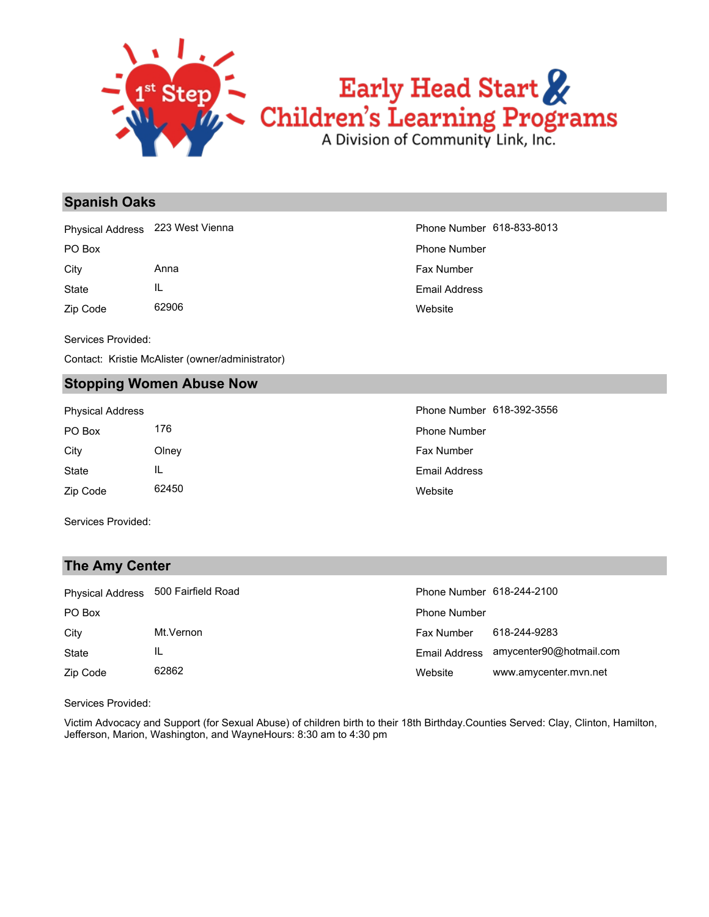## Spanish Oaks

| | | | |
|---|---|---|---|
| Physical Address | 223 West Vienna | Phone Number | 618-833-8013 |
| PO Box | | Phone Number | |
| City | Anna | Fax Number | |
| State | IL | Email Address | |
| Zip Code | 62906 | Website | |

Services Provided:

Contact: Kristie McAlister (owner/administrator)

## Stopping Women Abuse Now

| | | | |
|---|---|---|---|
| Physical Address | | Phone Number | 618-392-3556 |
| PO Box | 176 | Phone Number | |
| City | Olney | Fax Number | |
| State | IL | Email Address | |
| Zip Code | 62450 | Website | |

Services Provided:

## The Amy Center

| | | | |
|---|---|---|---|
| Physical Address | 500 Fairfield Road | Phone Number | 618-244-2100 |
| PO Box | | Phone Number | |
| City | Mt.Vernon | Fax Number | 618-244-9283 |
| State | IL | Email Address | amycenter90@hotmail.com |
| Zip Code | 62862 | Website | www.amycenter.mvn.net |

Services Provided:

Victim Advocacy and Support (for Sexual Abuse) of children birth to their 18th Birthday.Counties Served: Clay, Clinton, Hamilton, Jefferson, Marion, Washington, and WayneHours: 8:30 am to 4:30 pm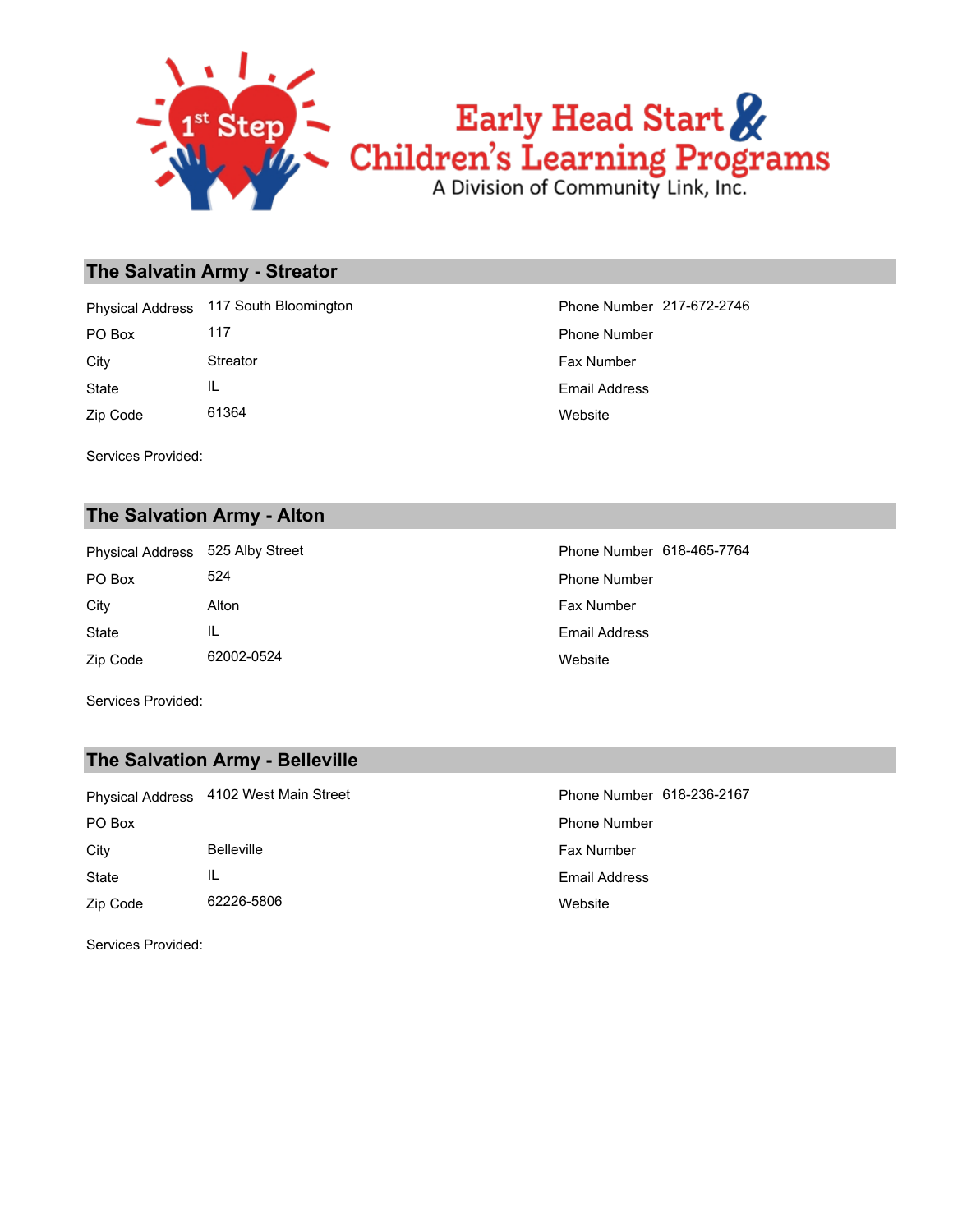## The Salvatin Army - Streator

| | | | |
|---|---|---|---|
| Physical Address | 117 South Bloomington | Phone Number | 217-672-2746 |
| PO Box | 117 | Phone Number | |
| City | Streator | Fax Number | |
| State | IL | Email Address | |
| Zip Code | 61364 | Website | |

Services Provided:

## The Salvation Army - Alton

| | | | |
|---|---|---|---|
| Physical Address | 525 Alby Street | Phone Number | 618-465-7764 |
| PO Box | 524 | Phone Number | |
| City | Alton | Fax Number | |
| State | IL | Email Address | |
| Zip Code | 62002-0524 | Website | |

Services Provided:

## The Salvation Army - Belleville

| | | | |
|---|---|---|---|
| Physical Address | 4102 West Main Street | Phone Number | 618-236-2167 |
| PO Box | | Phone Number | |
| City | Belleville | Fax Number | |
| State | IL | Email Address | |
| Zip Code | 62226-5806 | Website | |

Services Provided: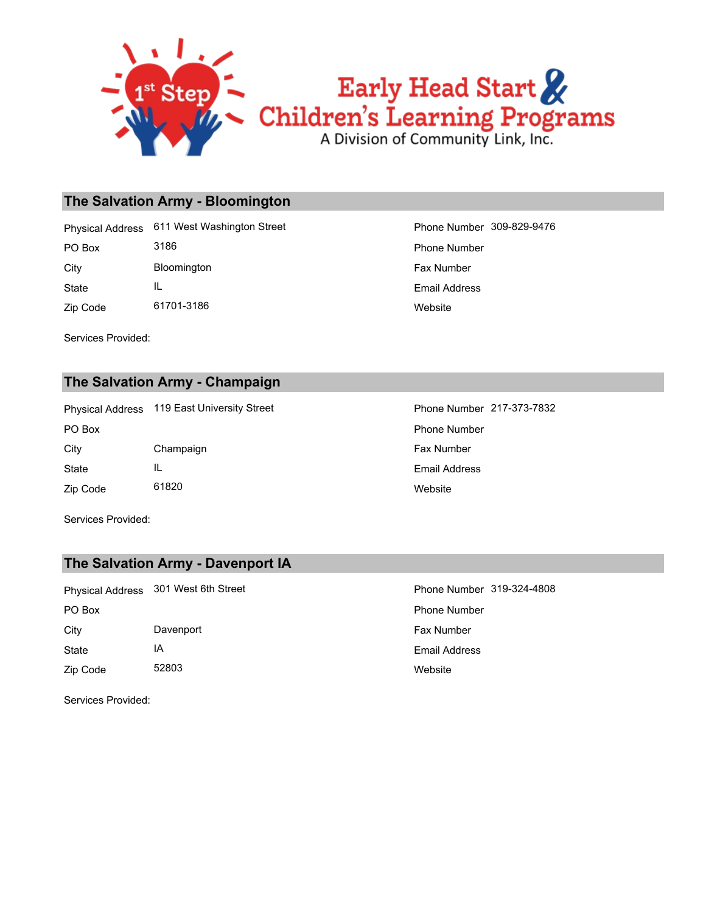# Early Head Start & Children's Learning Programs

A Division of Community Link, Inc.

## The Salvation Army - Bloomington

| | | | |
|---|---|---|---|
| Physical Address | 611 West Washington Street | Phone Number | 309-829-9476 |
| PO Box | 3186 | Phone Number | |
| City | Bloomington | Fax Number | |
| State | IL | Email Address | |
| Zip Code | 61701-3186 | Website | |

Services Provided:

## The Salvation Army - Champaign

| | | | |
|---|---|---|---|
| Physical Address | 119 East University Street | Phone Number | 217-373-7832 |
| PO Box | | Phone Number | |
| City | Champaign | Fax Number | |
| State | IL | Email Address | |
| Zip Code | 61820 | Website | |

Services Provided:

## The Salvation Army - Davenport IA

| | | | |
|---|---|---|---|
| Physical Address | 301 West 6th Street | Phone Number | 319-324-4808 |
| PO Box | | Phone Number | |
| City | Davenport | Fax Number | |
| State | IA | Email Address | |
| Zip Code | 52803 | Website | |

Services Provided: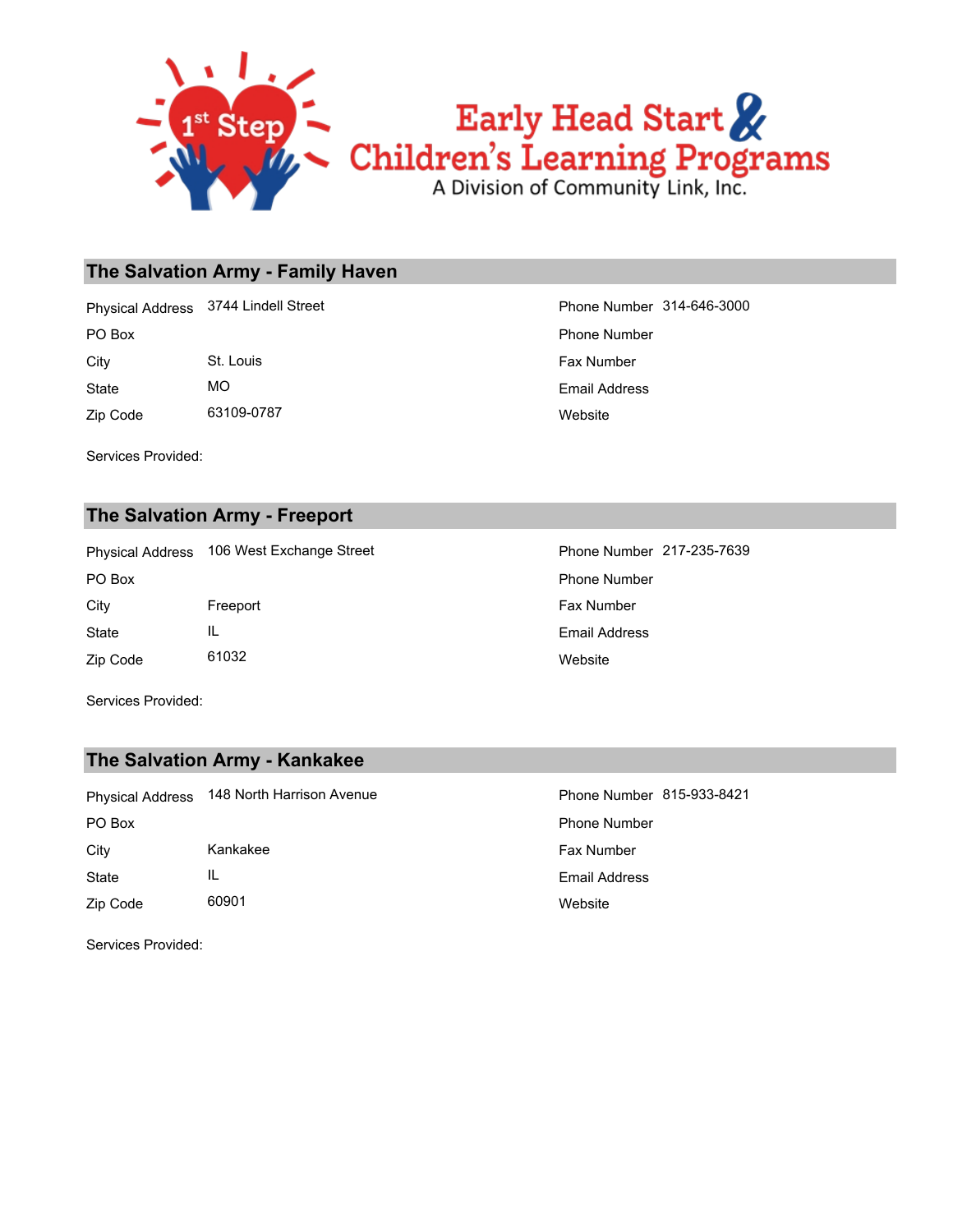## The Salvation Army - Family Haven

| | | | |
|---|---|---|---|
| Physical Address | 3744 Lindell Street | Phone Number | 314-646-3000 |
| PO Box | | Phone Number | |
| City | St. Louis | Fax Number | |
| State | MO | Email Address | |
| Zip Code | 63109-0787 | Website | |

Services Provided:

## The Salvation Army - Freeport

| | | | |
|---|---|---|---|
| Physical Address | 106 West Exchange Street | Phone Number | 217-235-7639 |
| PO Box | | Phone Number | |
| City | Freeport | Fax Number | |
| State | IL | Email Address | |
| Zip Code | 61032 | Website | |

Services Provided:

## The Salvation Army - Kankakee

| | | | |
|---|---|---|---|
| Physical Address | 148 North Harrison Avenue | Phone Number | 815-933-8421 |
| PO Box | | Phone Number | |
| City | Kankakee | Fax Number | |
| State | IL | Email Address | |
| Zip Code | 60901 | Website | |

Services Provided: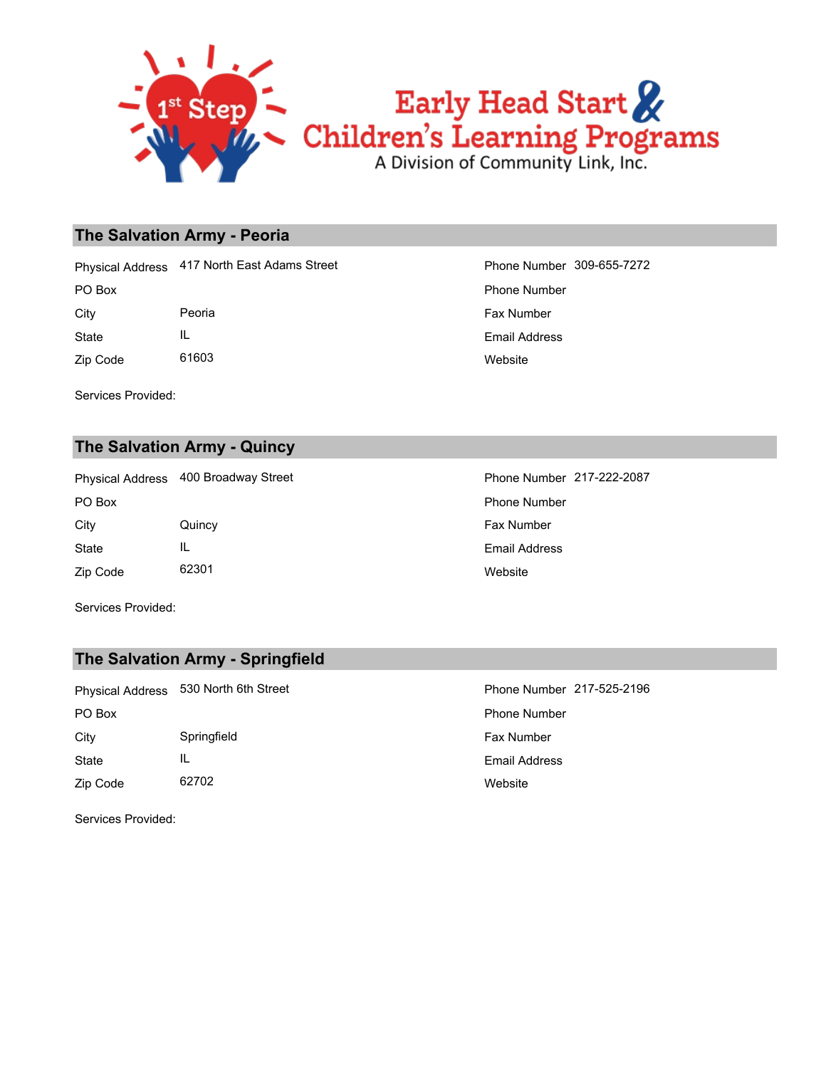## The Salvation Army - Peoria

| | | | |
|---|---|---|---|
| Physical Address | 417 North East Adams Street | Phone Number | 309-655-7272 |
| PO Box | | Phone Number | |
| City | Peoria | Fax Number | |
| State | IL | Email Address | |
| Zip Code | 61603 | Website | |

Services Provided:

## The Salvation Army - Quincy

| | | | |
|---|---|---|---|
| Physical Address | 400 Broadway Street | Phone Number | 217-222-2087 |
| PO Box | | Phone Number | |
| City | Quincy | Fax Number | |
| State | IL | Email Address | |
| Zip Code | 62301 | Website | |

Services Provided:

## The Salvation Army - Springfield

| | | | |
|---|---|---|---|
| Physical Address | 530 North 6th Street | Phone Number | 217-525-2196 |
| PO Box | | Phone Number | |
| City | Springfield | Fax Number | |
| State | IL | Email Address | |
| Zip Code | 62702 | Website | |

Services Provided: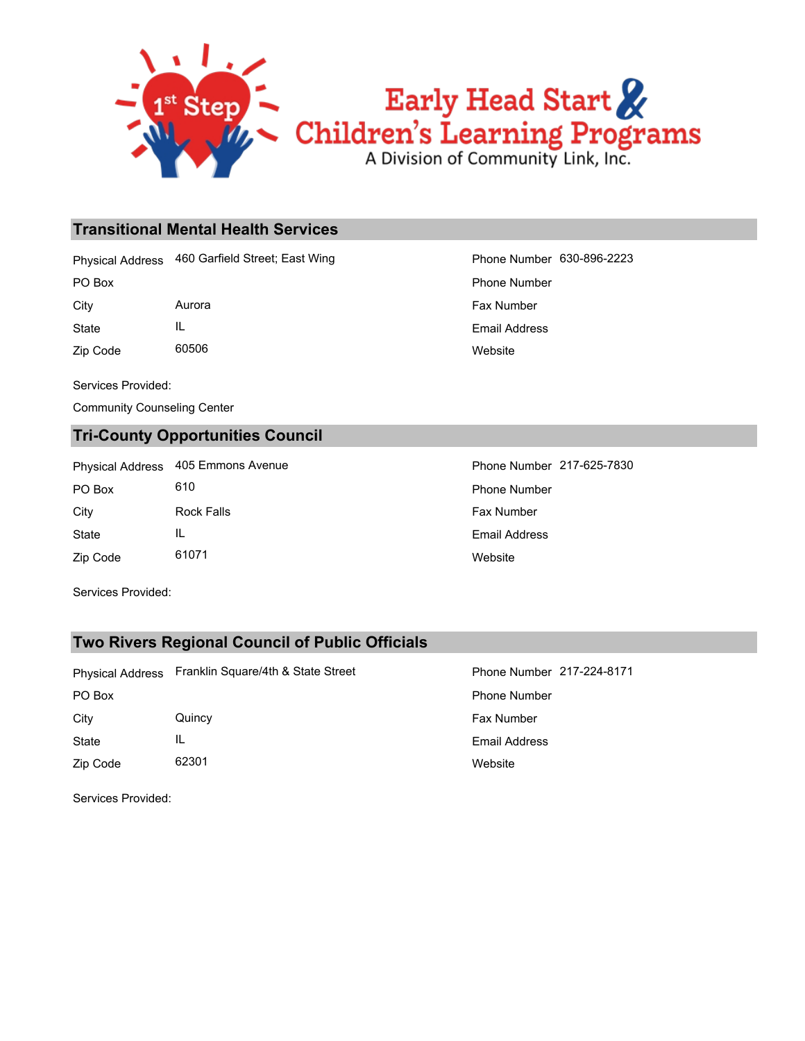## Transitional Mental Health Services

| | | | |
|---|---|---|---|
| Physical Address | 460 Garfield Street; East Wing | Phone Number | 630-896-2223 |
| PO Box | | Phone Number | |
| City | Aurora | Fax Number | |
| State | IL | Email Address | |
| Zip Code | 60506 | Website | |

Services Provided:

Community Counseling Center

## Tri-County Opportunities Council

| | | | |
|---|---|---|---|
| Physical Address | 405 Emmons Avenue | Phone Number | 217-625-7830 |
| PO Box | 610 | Phone Number | |
| City | Rock Falls | Fax Number | |
| State | IL | Email Address | |
| Zip Code | 61071 | Website | |

Services Provided:

## Two Rivers Regional Council of Public Officials

| | | | |
|---|---|---|---|
| Physical Address | Franklin Square/4th & State Street | Phone Number | 217-224-8171 |
| PO Box | | Phone Number | |
| City | Quincy | Fax Number | |
| State | IL | Email Address | |
| Zip Code | 62301 | Website | |

Services Provided: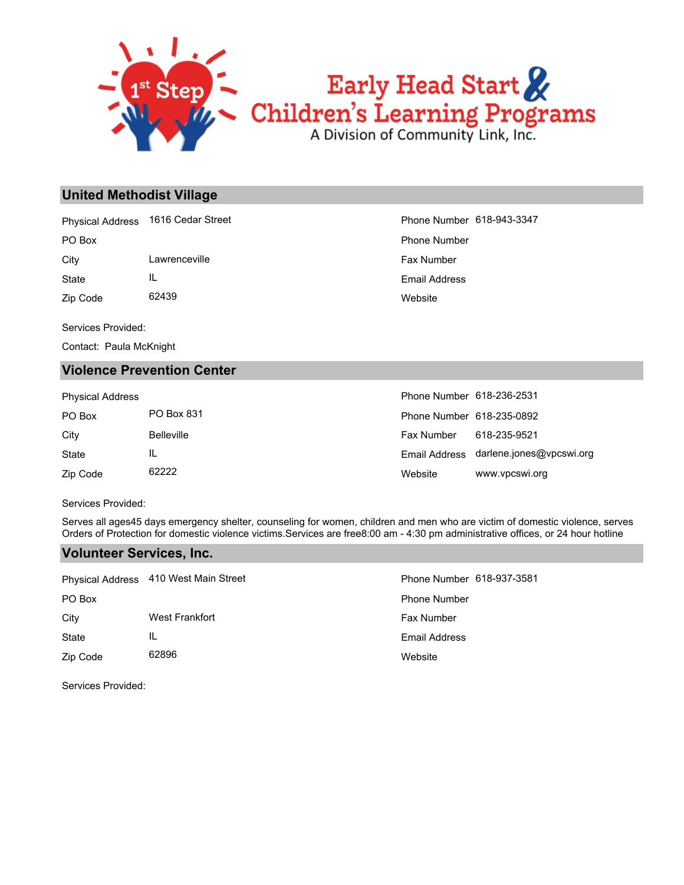## United Methodist Village

| | | | |
|---|---|---|---|
| Physical Address | 1616 Cedar Street | Phone Number | 618-943-3347 |
| PO Box | | Phone Number | |
| City | Lawrenceville | Fax Number | |
| State | IL | Email Address | |
| Zip Code | 62439 | Website | |

Services Provided:

Contact: Paula McKnight

## Violence Prevention Center

| | | | |
|---|---|---|---|
| Physical Address | | Phone Number | 618-236-2531 |
| PO Box | PO Box 831 | Phone Number | 618-235-0892 |
| City | Belleville | Fax Number | 618-235-9521 |
| State | IL | Email Address | darlene.jones@vpcswi.org |
| Zip Code | 62222 | Website | www.vpcswi.org |

Services Provided:

Serves all ages45 days emergency shelter, counseling for women, children and men who are victim of domestic violence, serves Orders of Protection for domestic violence victims.Services are free8:00 am - 4:30 pm administrative offices, or 24 hour hotline

## Volunteer Services, Inc.

| | | | |
|---|---|---|---|
| Physical Address | 410 West Main Street | Phone Number | 618-937-3581 |
| PO Box | | Phone Number | |
| City | West Frankfort | Fax Number | |
| State | IL | Email Address | |
| Zip Code | 62896 | Website | |

Services Provided: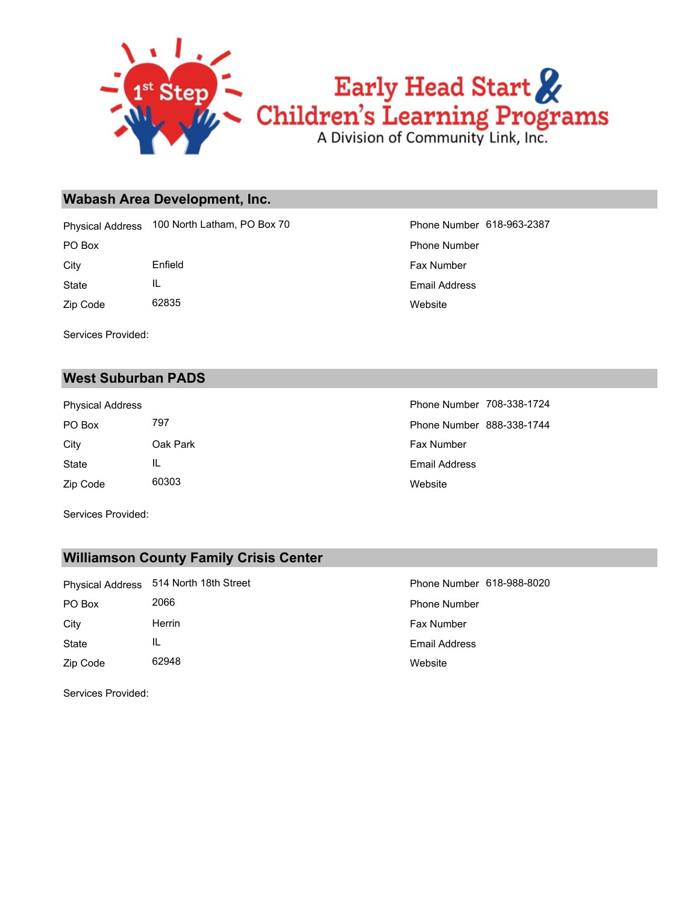## Wabash Area Development, Inc.

| | | | |
|---|---|---|---|
| Physical Address | 100 North Latham, PO Box 70 | Phone Number | 618-963-2387 |
| PO Box | | Phone Number | |
| City | Enfield | Fax Number | |
| State | IL | Email Address | |
| Zip Code | 62835 | Website | |

Services Provided:

## West Suburban PADS

| | | | |
|---|---|---|---|
| Physical Address | | Phone Number | 708-338-1724 |
| PO Box | 797 | Phone Number | 888-338-1744 |
| City | Oak Park | Fax Number | |
| State | IL | Email Address | |
| Zip Code | 60303 | Website | |

Services Provided:

## Williamson County Family Crisis Center

| | | | |
|---|---|---|---|
| Physical Address | 514 North 18th Street | Phone Number | 618-988-8020 |
| PO Box | 2066 | Phone Number | |
| City | Herrin | Fax Number | |
| State | IL | Email Address | |
| Zip Code | 62948 | Website | |

Services Provided: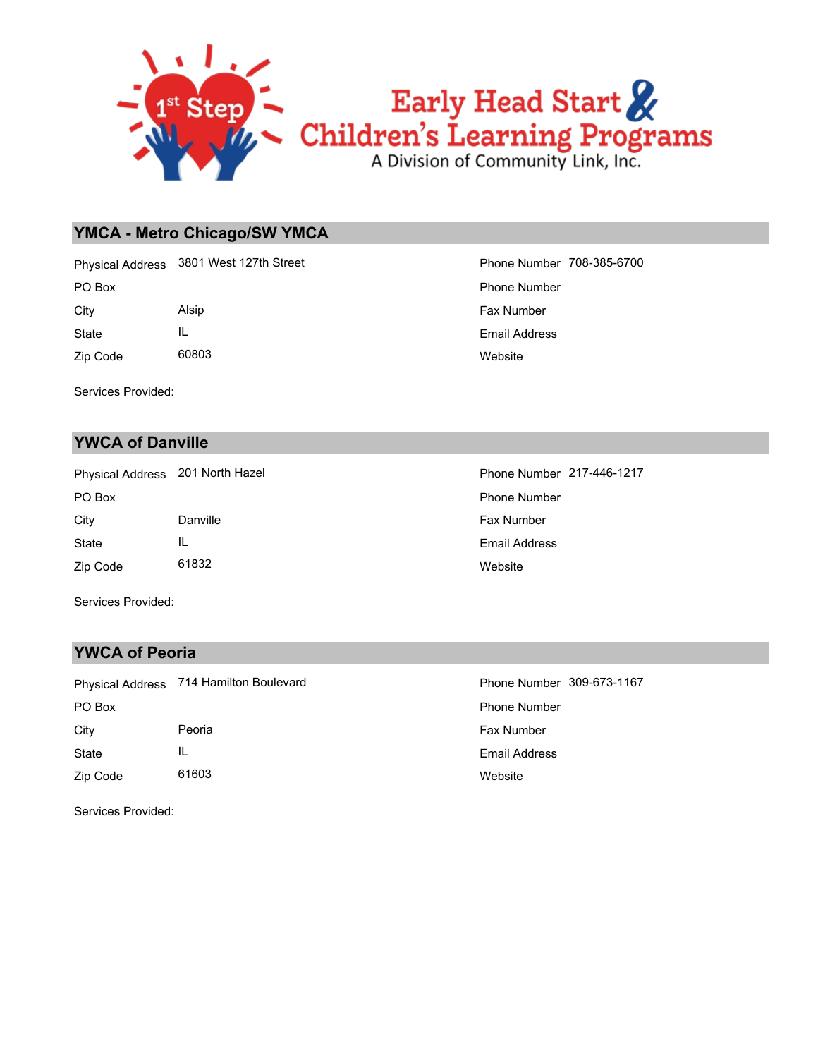## YMCA - Metro Chicago/SW YMCA

| | | | |
|---|---|---|---|
| Physical Address | 3801 West 127th Street | Phone Number | 708-385-6700 |
| PO Box | | Phone Number | |
| City | Alsip | Fax Number | |
| State | IL | Email Address | |
| Zip Code | 60803 | Website | |

Services Provided:

## YWCA of Danville

| | | | |
|---|---|---|---|
| Physical Address | 201 North Hazel | Phone Number | 217-446-1217 |
| PO Box | | Phone Number | |
| City | Danville | Fax Number | |
| State | IL | Email Address | |
| Zip Code | 61832 | Website | |

Services Provided:

## YWCA of Peoria

| | | | |
|---|---|---|---|
| Physical Address | 714 Hamilton Boulevard | Phone Number | 309-673-1167 |
| PO Box | | Phone Number | |
| City | Peoria | Fax Number | |
| State | IL | Email Address | |
| Zip Code | 61603 | Website | |

Services Provided: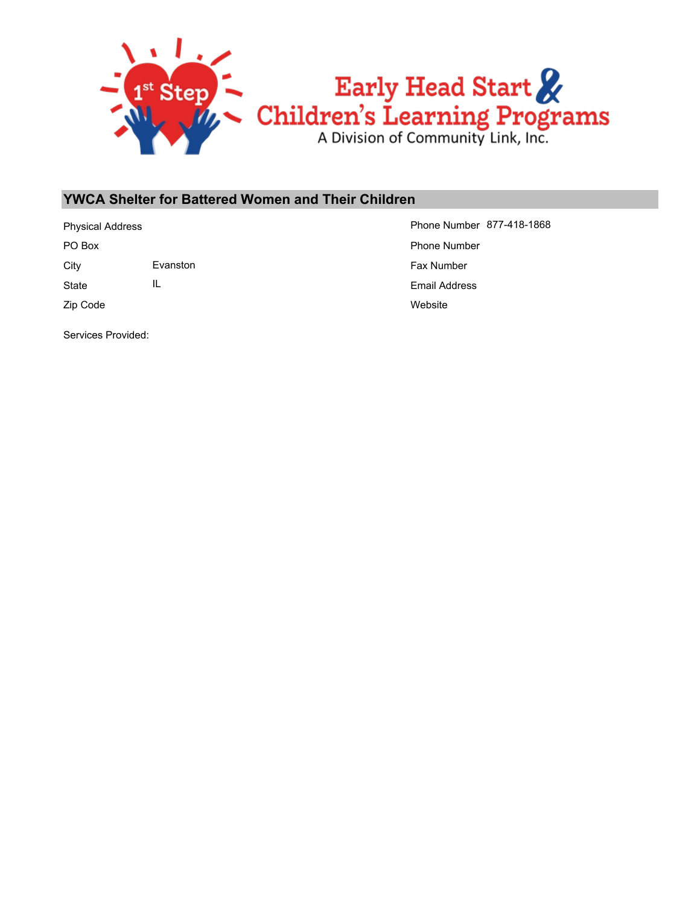Early Head Start & Children's Learning Programs
A Division of Community Link, Inc.

## YWCA Shelter for Battered Women and Their Children

| | | | |
|---|---|---|---|
| Physical Address | | Phone Number | 877-418-1868 |
| PO Box | | Phone Number | |
| City | Evanston | Fax Number | |
| State | IL | Email Address | |
| Zip Code | | Website | |

Services Provided: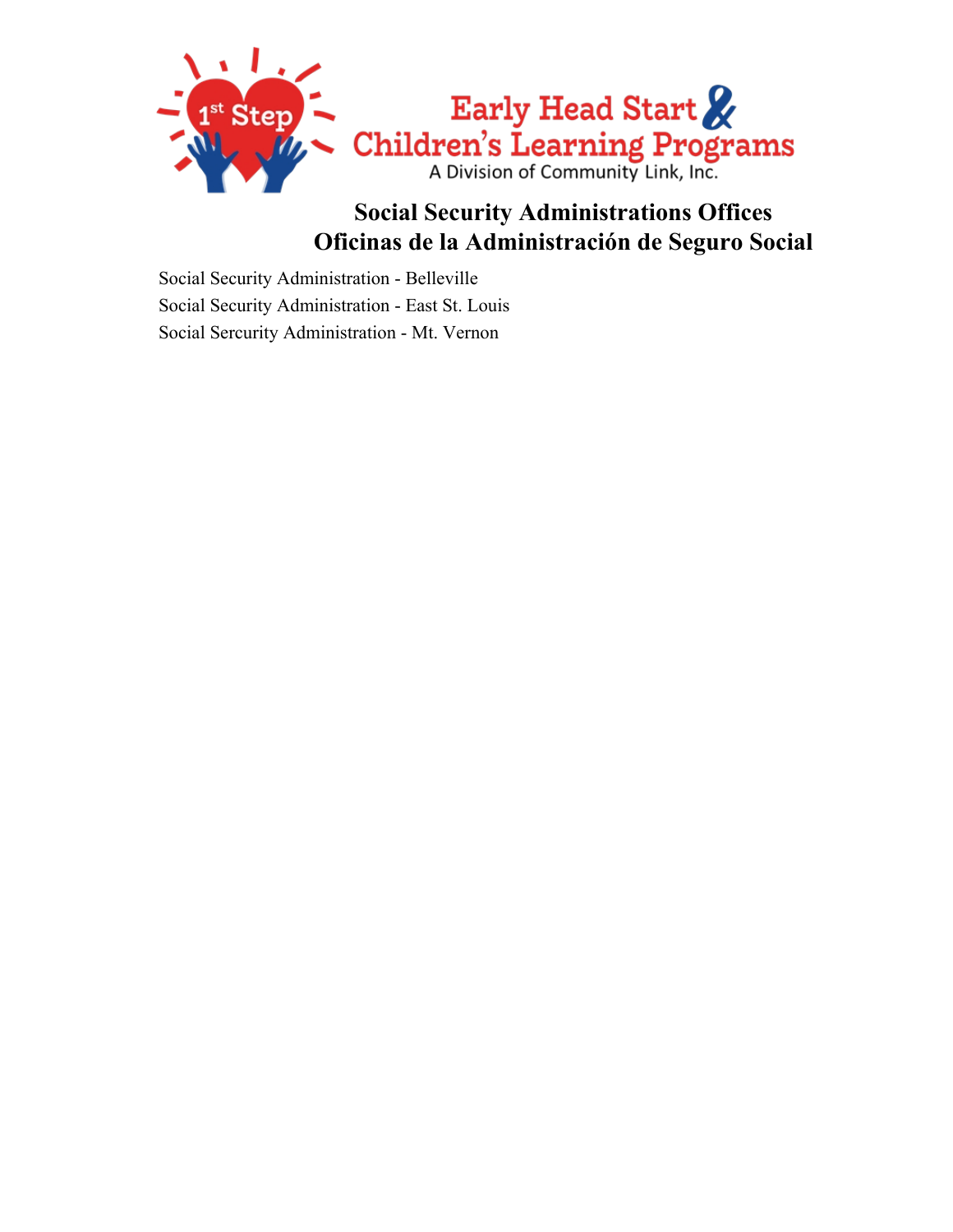Early Head Start & Children's Learning Programs
A Division of Community Link, Inc.

# Social Security Administrations Offices
# Oficinas de la Administración de Seguro Social

Social Security Administration - Belleville
Social Security Administration - East St. Louis
Social Sercurity Administration - Mt. Vernon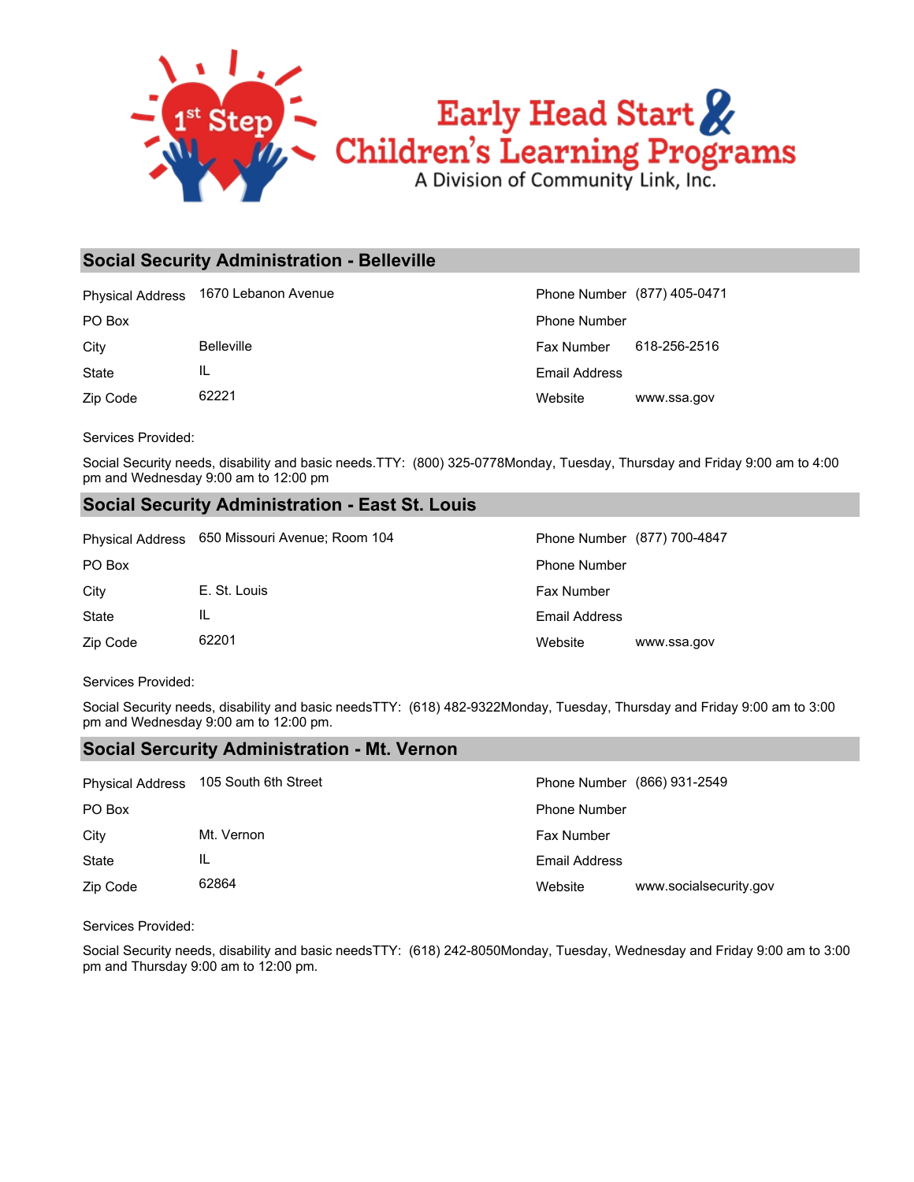## Social Security Administration - Belleville

| | | | |
|---|---|---|---|
| Physical Address | 1670 Lebanon Avenue | Phone Number | (877) 405-0471 |
| PO Box | | Phone Number | |
| City | Belleville | Fax Number | 618-256-2516 |
| State | IL | Email Address | |
| Zip Code | 62221 | Website | www.ssa.gov |

Services Provided:

Social Security needs, disability and basic needs.TTY:  (800) 325-0778Monday, Tuesday, Thursday and Friday 9:00 am to 4:00 pm and Wednesday 9:00 am to 12:00 pm

## Social Security Administration - East St. Louis

| | | | |
|---|---|---|---|
| Physical Address | 650 Missouri Avenue; Room 104 | Phone Number | (877) 700-4847 |
| PO Box | | Phone Number | |
| City | E. St. Louis | Fax Number | |
| State | IL | Email Address | |
| Zip Code | 62201 | Website | www.ssa.gov |

Services Provided:

Social Security needs, disability and basic needsTTY:  (618) 482-9322Monday, Tuesday, Thursday and Friday 9:00 am to 3:00 pm and Wednesday 9:00 am to 12:00 pm.

## Social Sercurity Administration - Mt. Vernon

| | | | |
|---|---|---|---|
| Physical Address | 105 South 6th Street | Phone Number | (866) 931-2549 |
| PO Box | | Phone Number | |
| City | Mt. Vernon | Fax Number | |
| State | IL | Email Address | |
| Zip Code | 62864 | Website | www.socialsecurity.gov |

Services Provided:

Social Security needs, disability and basic needsTTY:  (618) 242-8050Monday, Tuesday, Wednesday and Friday 9:00 am to 3:00 pm and Thursday 9:00 am to 12:00 pm.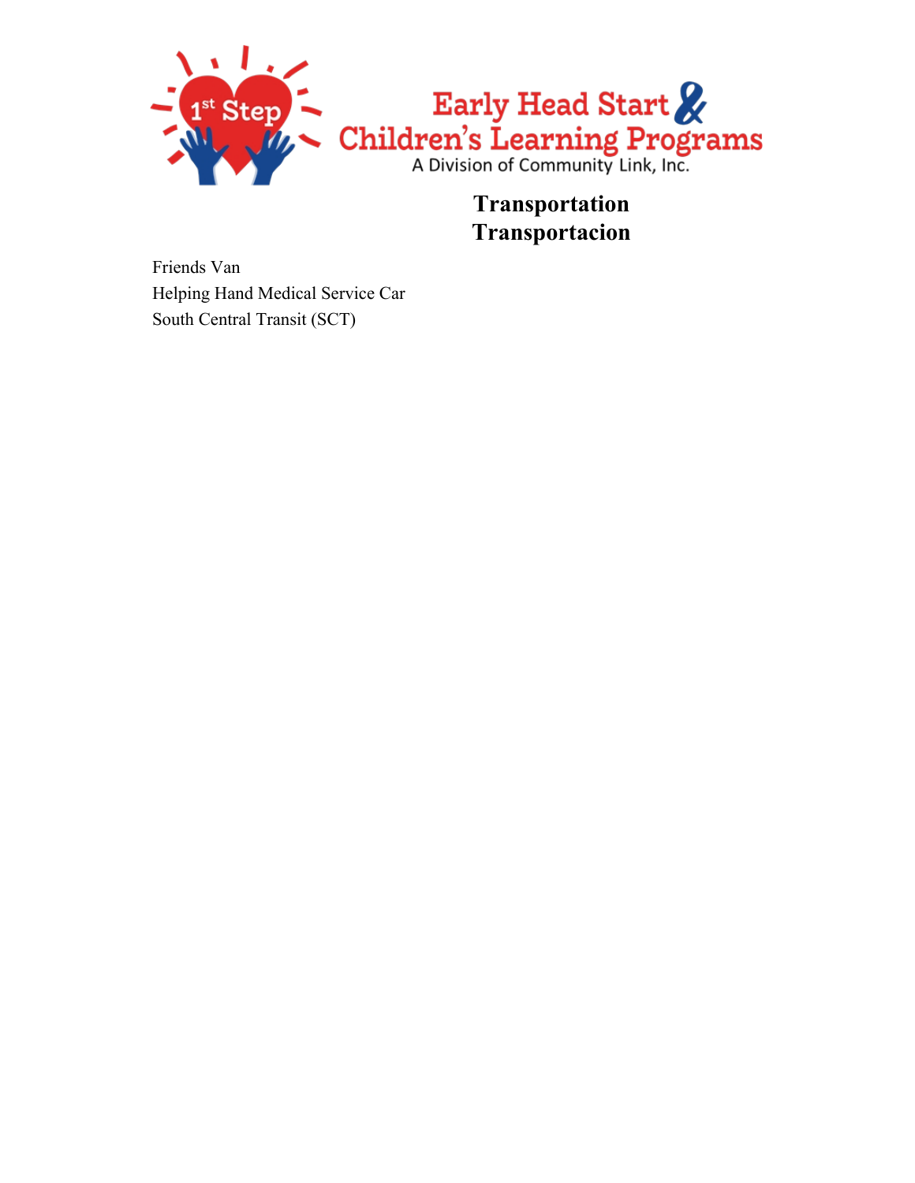# Transportation
# Transportacion

Friends Van
Helping Hand Medical Service Car
South Central Transit (SCT)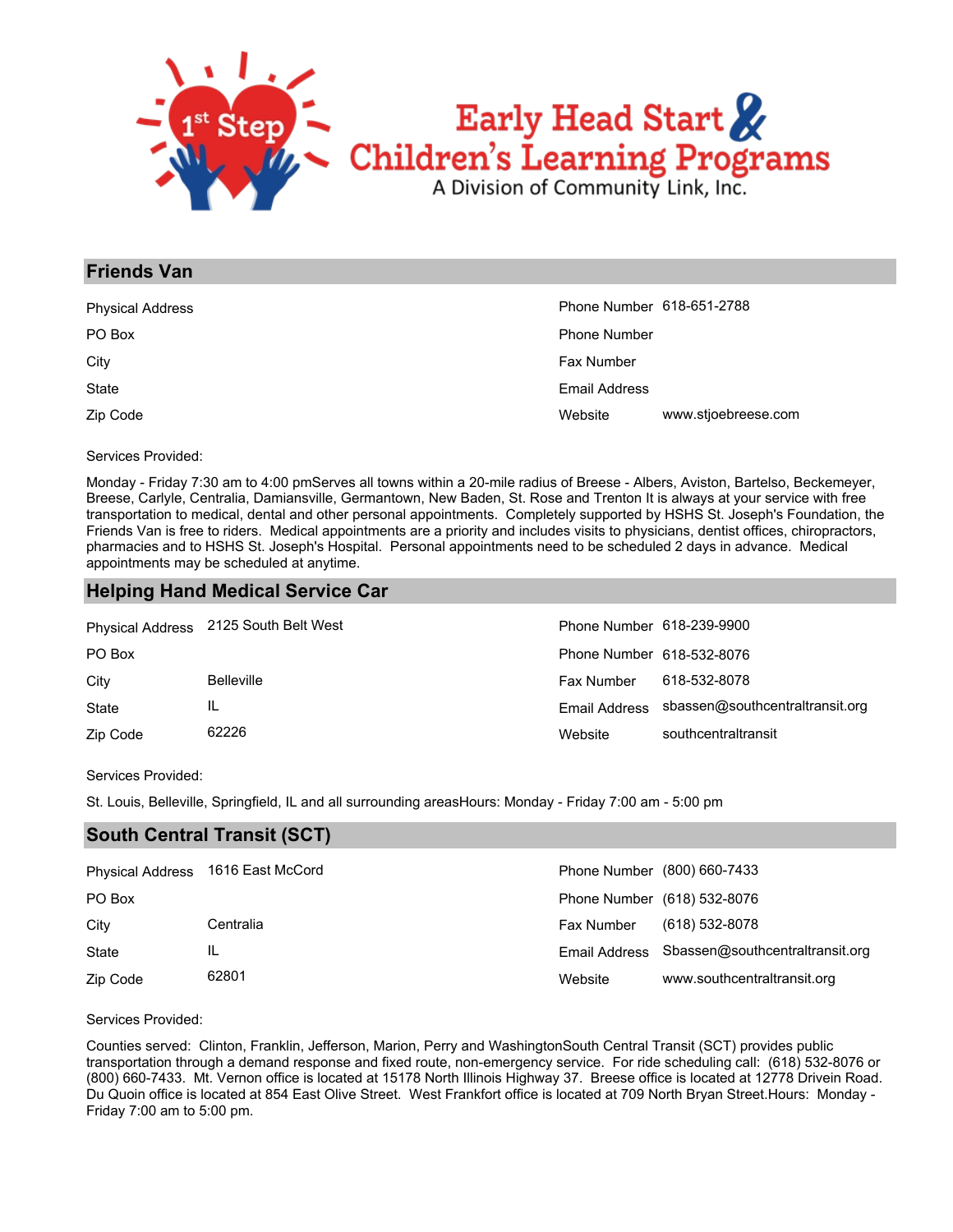## Friends Van

| | | | |
|---|---|---|---|
| Physical Address | | Phone Number | 618-651-2788 |
| PO Box | | Phone Number | |
| City | | Fax Number | |
| State | | Email Address | |
| Zip Code | | Website | www.stjoebreese.com |

Services Provided:

Monday - Friday 7:30 am to 4:00 pmServes all towns within a 20-mile radius of Breese - Albers, Aviston, Bartelso, Beckemeyer, Breese, Carlyle, Centralia, Damiansville, Germantown, New Baden, St. Rose and Trenton It is always at your service with free transportation to medical, dental and other personal appointments. Completely supported by HSHS St. Joseph's Foundation, the Friends Van is free to riders. Medical appointments are a priority and includes visits to physicians, dentist offices, chiropractors, pharmacies and to HSHS St. Joseph's Hospital. Personal appointments need to be scheduled 2 days in advance. Medical appointments may be scheduled at anytime.

## Helping Hand Medical Service Car

| | | | |
|---|---|---|---|
| Physical Address | 2125 South Belt West | Phone Number | 618-239-9900 |
| PO Box | | Phone Number | 618-532-8076 |
| City | Belleville | Fax Number | 618-532-8078 |
| State | IL | Email Address | sbassen@southcentraltransit.org |
| Zip Code | 62226 | Website | southcentraltransit |

Services Provided:

St. Louis, Belleville, Springfield, IL and all surrounding areasHours: Monday - Friday 7:00 am - 5:00 pm

## South Central Transit (SCT)

| | | | |
|---|---|---|---|
| Physical Address | 1616 East McCord | Phone Number | (800) 660-7433 |
| PO Box | | Phone Number | (618) 532-8076 |
| City | Centralia | Fax Number | (618) 532-8078 |
| State | IL | Email Address | Sbassen@southcentraltransit.org |
| Zip Code | 62801 | Website | www.southcentraltransit.org |

Services Provided:

Counties served: Clinton, Franklin, Jefferson, Marion, Perry and WashingtonSouth Central Transit (SCT) provides public transportation through a demand response and fixed route, non-emergency service. For ride scheduling call: (618) 532-8076 or (800) 660-7433. Mt. Vernon office is located at 15178 North Illinois Highway 37. Breese office is located at 12778 Drivein Road. Du Quoin office is located at 854 East Olive Street. West Frankfort office is located at 709 North Bryan Street.Hours: Monday - Friday 7:00 am to 5:00 pm.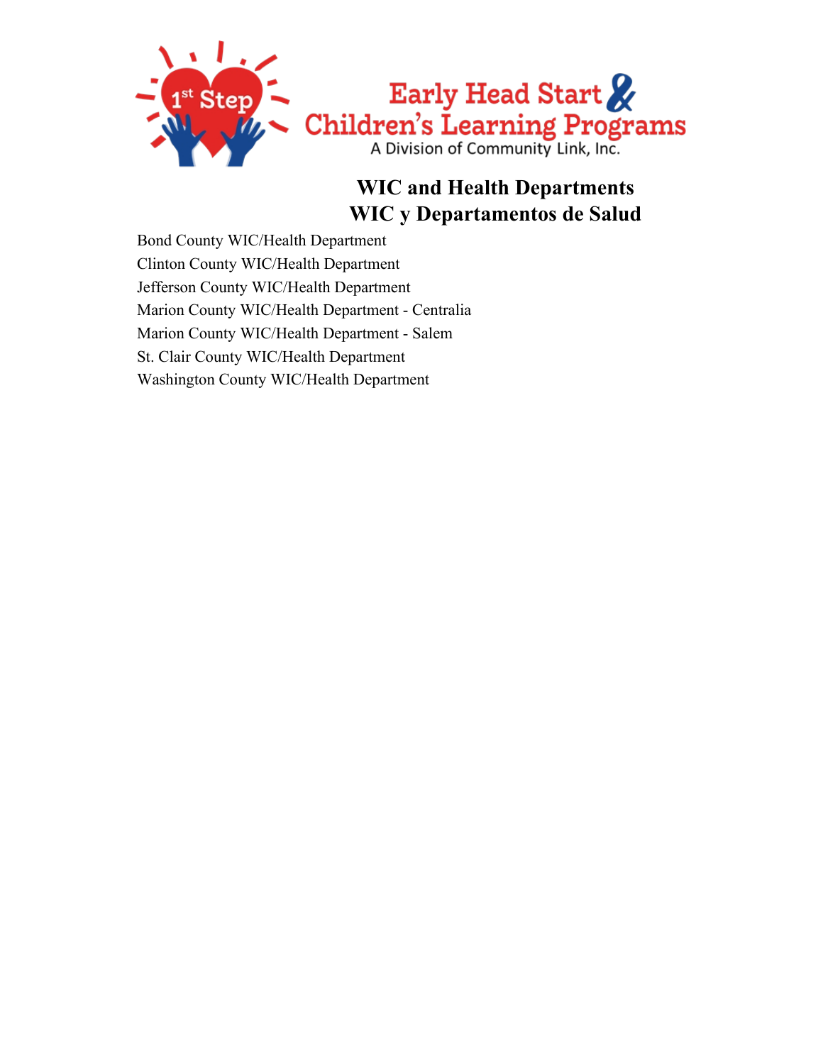Early Head Start & Children's Learning Programs
A Division of Community Link, Inc.

# WIC and Health Departments
# WIC y Departamentos de Salud

Bond County WIC/Health Department
Clinton County WIC/Health Department
Jefferson County WIC/Health Department
Marion County WIC/Health Department - Centralia
Marion County WIC/Health Department - Salem
St. Clair County WIC/Health Department
Washington County WIC/Health Department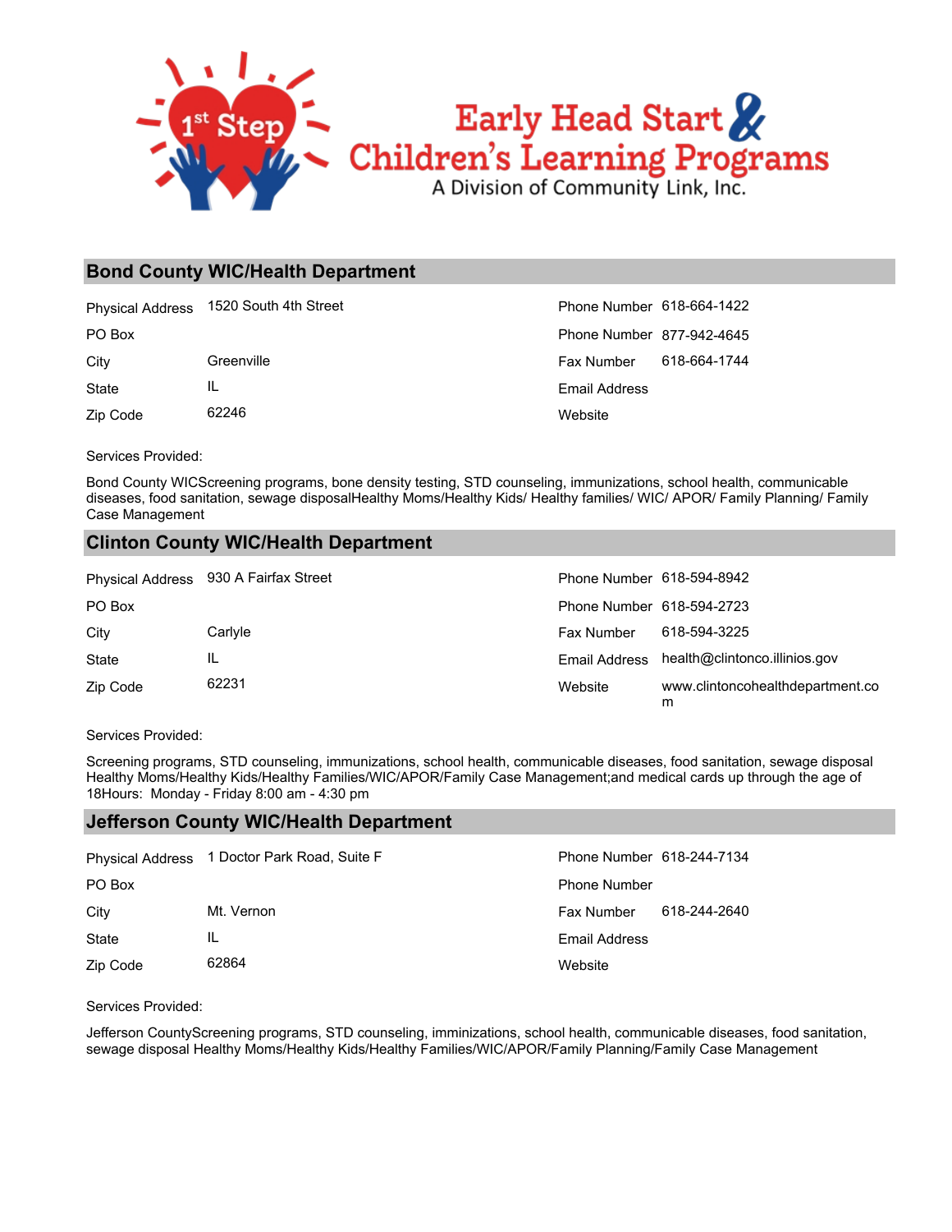Early Head Start & Children's Learning Programs

A Division of Community Link, Inc.

## Bond County WIC/Health Department

| | | | |
|---|---|---|---|
| Physical Address | 1520 South 4th Street | Phone Number | 618-664-1422 |
| PO Box | | Phone Number | 877-942-4645 |
| City | Greenville | Fax Number | 618-664-1744 |
| State | IL | Email Address | |
| Zip Code | 62246 | Website | |

Services Provided:

Bond County WICScreening programs, bone density testing, STD counseling, immunizations, school health, communicable diseases, food sanitation, sewage disposalHealthy Moms/Healthy Kids/ Healthy families/ WIC/ APOR/ Family Planning/ Family Case Management

## Clinton County WIC/Health Department

| | | | |
|---|---|---|---|
| Physical Address | 930 A Fairfax Street | Phone Number | 618-594-8942 |
| PO Box | | Phone Number | 618-594-2723 |
| City | Carlyle | Fax Number | 618-594-3225 |
| State | IL | Email Address | health@clintonco.illinios.gov |
| Zip Code | 62231 | Website | www.clintoncohealthdepartment.com |

Services Provided:

Screening programs, STD counseling, immunizations, school health, communicable diseases, food sanitation, sewage disposal Healthy Moms/Healthy Kids/Healthy Families/WIC/APOR/Family Case Management;and medical cards up through the age of 18Hours: Monday - Friday 8:00 am - 4:30 pm

## Jefferson County WIC/Health Department

| | | | |
|---|---|---|---|
| Physical Address | 1 Doctor Park Road, Suite F | Phone Number | 618-244-7134 |
| PO Box | | Phone Number | |
| City | Mt. Vernon | Fax Number | 618-244-2640 |
| State | IL | Email Address | |
| Zip Code | 62864 | Website | |

Services Provided:

Jefferson CountyScreening programs, STD counseling, imminizations, school health, communicable diseases, food sanitation, sewage disposal Healthy Moms/Healthy Kids/Healthy Families/WIC/APOR/Family Planning/Family Case Management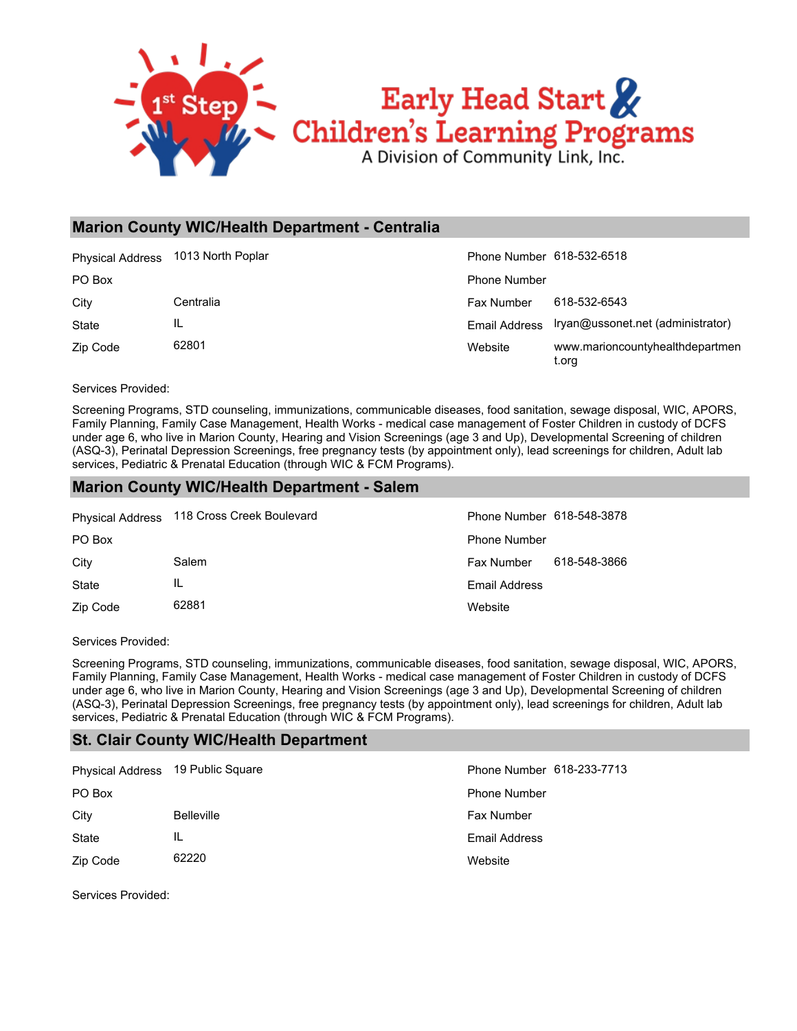## Marion County WIC/Health Department - Centralia

| | | | |
|---|---|---|---|
| Physical Address | 1013 North Poplar | Phone Number | 618-532-6518 |
| PO Box | | Phone Number | |
| City | Centralia | Fax Number | 618-532-6543 |
| State | IL | Email Address | lryan@ussonet.net (administrator) |
| Zip Code | 62801 | Website | www.marioncountyhealthdepartment.org |

Services Provided:

Screening Programs, STD counseling, immunizations, communicable diseases, food sanitation, sewage disposal, WIC, APORS, Family Planning, Family Case Management, Health Works - medical case management of Foster Children in custody of DCFS under age 6, who live in Marion County, Hearing and Vision Screenings (age 3 and Up), Developmental Screening of children (ASQ-3), Perinatal Depression Screenings, free pregnancy tests (by appointment only), lead screenings for children, Adult lab services, Pediatric & Prenatal Education (through WIC & FCM Programs).

## Marion County WIC/Health Department - Salem

| | | | |
|---|---|---|---|
| Physical Address | 118 Cross Creek Boulevard | Phone Number | 618-548-3878 |
| PO Box | | Phone Number | |
| City | Salem | Fax Number | 618-548-3866 |
| State | IL | Email Address | |
| Zip Code | 62881 | Website | |

Services Provided:

Screening Programs, STD counseling, immunizations, communicable diseases, food sanitation, sewage disposal, WIC, APORS, Family Planning, Family Case Management, Health Works - medical case management of Foster Children in custody of DCFS under age 6, who live in Marion County, Hearing and Vision Screenings (age 3 and Up), Developmental Screening of children (ASQ-3), Perinatal Depression Screenings, free pregnancy tests (by appointment only), lead screenings for children, Adult lab services, Pediatric & Prenatal Education (through WIC & FCM Programs).

## St. Clair County WIC/Health Department

| | | | |
|---|---|---|---|
| Physical Address | 19 Public Square | Phone Number | 618-233-7713 |
| PO Box | | Phone Number | |
| City | Belleville | Fax Number | |
| State | IL | Email Address | |
| Zip Code | 62220 | Website | |

Services Provided: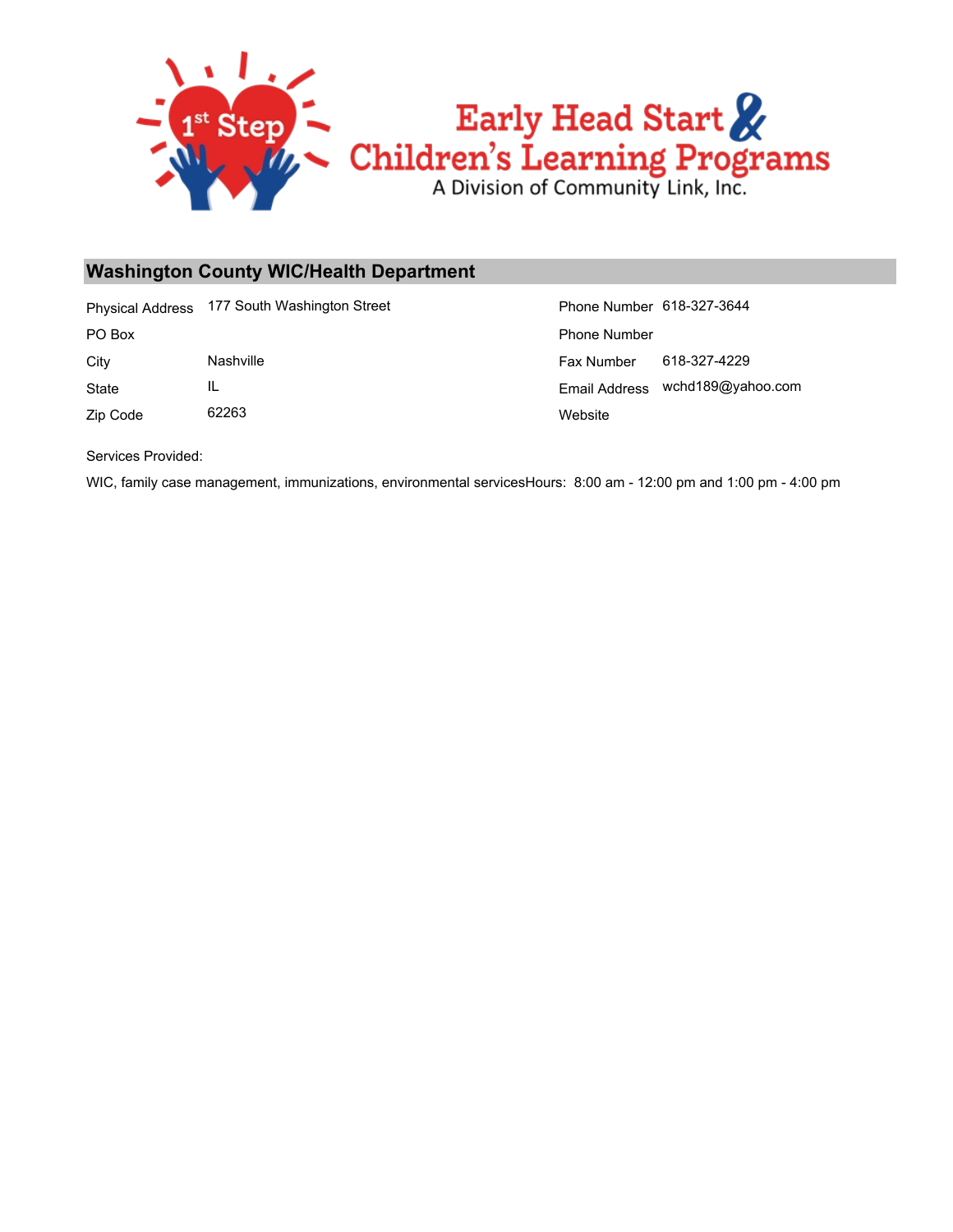1st Step

Early Head Start & Children's Learning Programs

A Division of Community Link, Inc.

## Washington County WIC/Health Department

| | | | |
|---|---|---|---|
| Physical Address | 177 South Washington Street | Phone Number | 618-327-3644 |
| PO Box | | Phone Number | |
| City | Nashville | Fax Number | 618-327-4229 |
| State | IL | Email Address | wchd189@yahoo.com |
| Zip Code | 62263 | Website | |

Services Provided:

WIC, family case management, immunizations, environmental servicesHours: 8:00 am - 12:00 pm and 1:00 pm - 4:00 pm